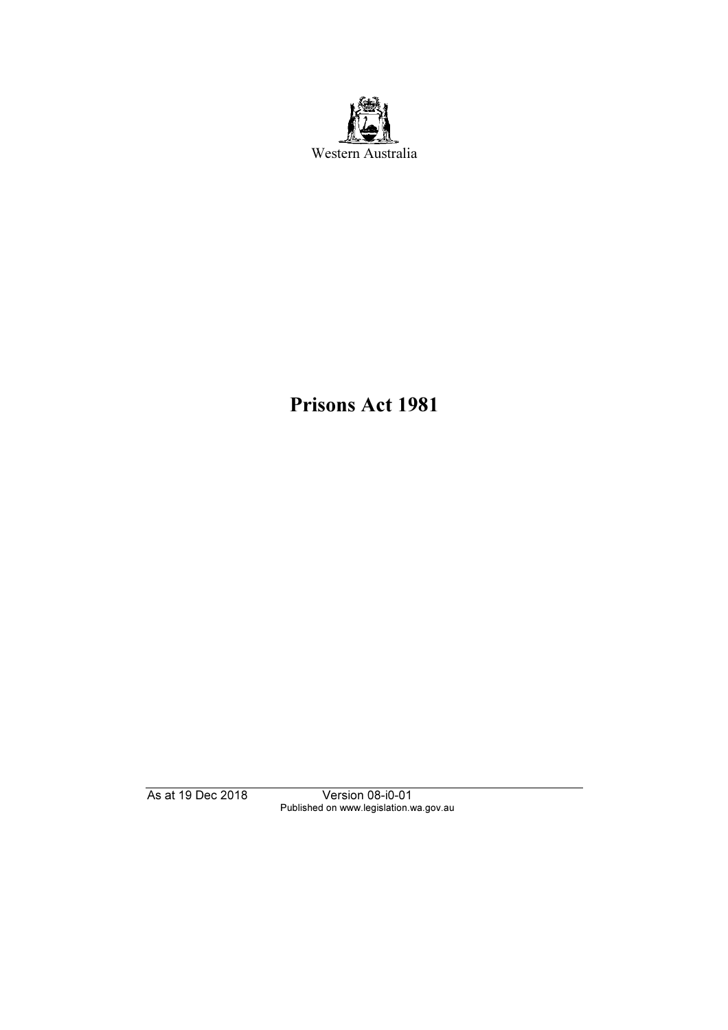Western Australia

# Prisons Act 1981

As at 19 Dec 2018 Version 08-i0-01
Published on www.legislation.wa.gov.au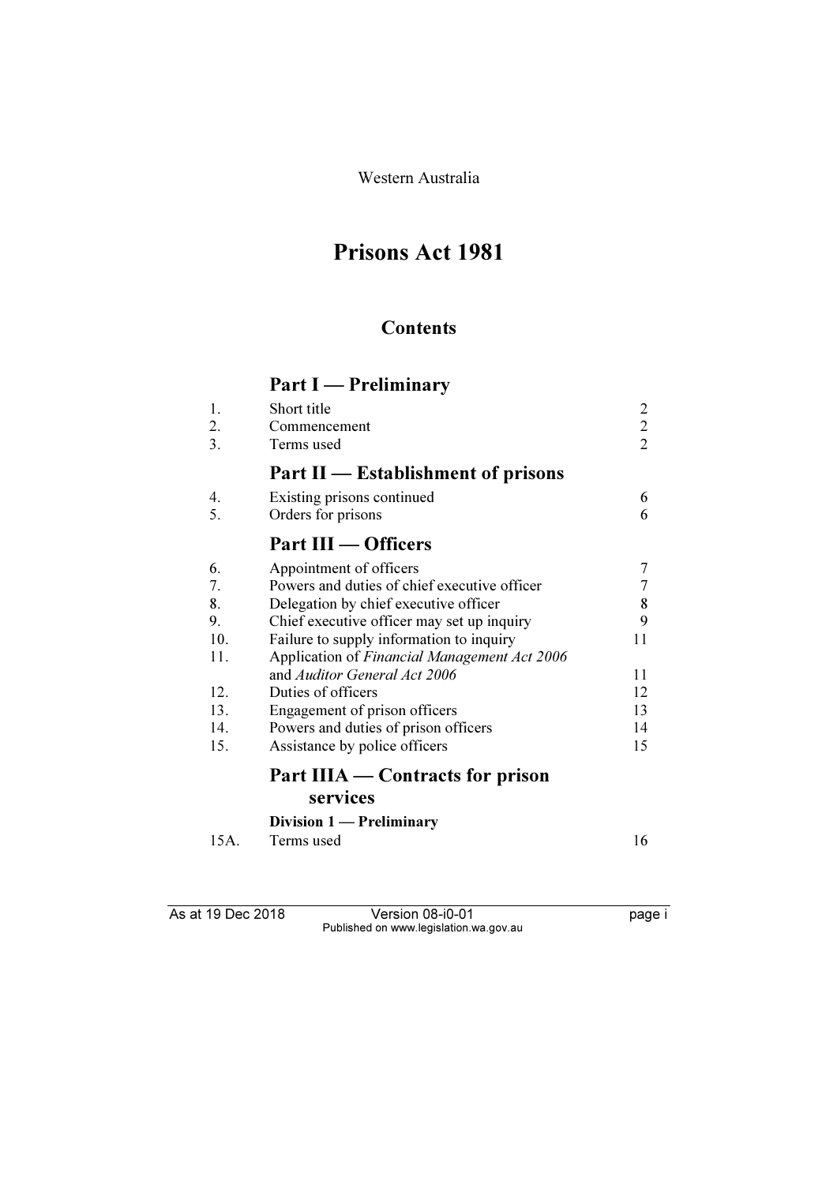Western Australia

# Prisons Act 1981

## Contents

### Part I — Preliminary

| | | |
|---|---|---|
| 1. | Short title | 2 |
| 2. | Commencement | 2 |
| 3. | Terms used | 2 |

### Part II — Establishment of prisons

| | | |
|---|---|---|
| 4. | Existing prisons continued | 6 |
| 5. | Orders for prisons | 6 |

### Part III — Officers

| | | |
|---|---|---|
| 6. | Appointment of officers | 7 |
| 7. | Powers and duties of chief executive officer | 7 |
| 8. | Delegation by chief executive officer | 8 |
| 9. | Chief executive officer may set up inquiry | 9 |
| 10. | Failure to supply information to inquiry | 11 |
| 11. | Application of *Financial Management Act 2006* and *Auditor General Act 2006* | 11 |
| 12. | Duties of officers | 12 |
| 13. | Engagement of prison officers | 13 |
| 14. | Powers and duties of prison officers | 14 |
| 15. | Assistance by police officers | 15 |

### Part IIIA — Contracts for prison services

#### Division 1 — Preliminary

| | | |
|---|---|---|
| 15A. | Terms used | 16 |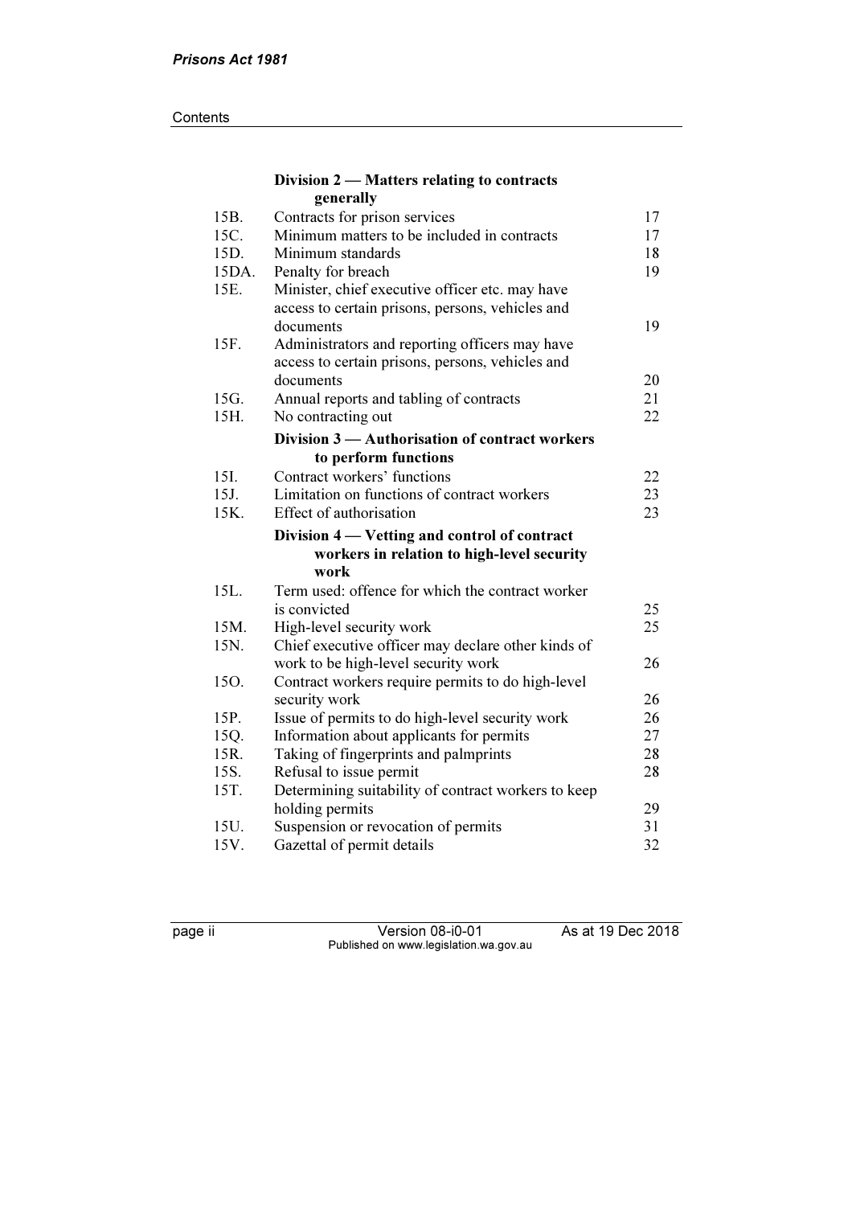**Division 2 — Matters relating to contracts generally**

| | | |
|---|---|---|
| 15B. | Contracts for prison services | 17 |
| 15C. | Minimum matters to be included in contracts | 17 |
| 15D. | Minimum standards | 18 |
| 15DA. | Penalty for breach | 19 |
| 15E. | Minister, chief executive officer etc. may have access to certain prisons, persons, vehicles and documents | 19 |
| 15F. | Administrators and reporting officers may have access to certain prisons, persons, vehicles and documents | 20 |
| 15G. | Annual reports and tabling of contracts | 21 |
| 15H. | No contracting out | 22 |

**Division 3 — Authorisation of contract workers to perform functions**

| | | |
|---|---|---|
| 15I. | Contract workers' functions | 22 |
| 15J. | Limitation on functions of contract workers | 23 |
| 15K. | Effect of authorisation | 23 |

**Division 4 — Vetting and control of contract workers in relation to high-level security work**

| | | |
|---|---|---|
| 15L. | Term used: offence for which the contract worker is convicted | 25 |
| 15M. | High-level security work | 25 |
| 15N. | Chief executive officer may declare other kinds of work to be high-level security work | 26 |
| 15O. | Contract workers require permits to do high-level security work | 26 |
| 15P. | Issue of permits to do high-level security work | 26 |
| 15Q. | Information about applicants for permits | 27 |
| 15R. | Taking of fingerprints and palmprints | 28 |
| 15S. | Refusal to issue permit | 28 |
| 15T. | Determining suitability of contract workers to keep holding permits | 29 |
| 15U. | Suspension or revocation of permits | 31 |
| 15V. | Gazettal of permit details | 32 |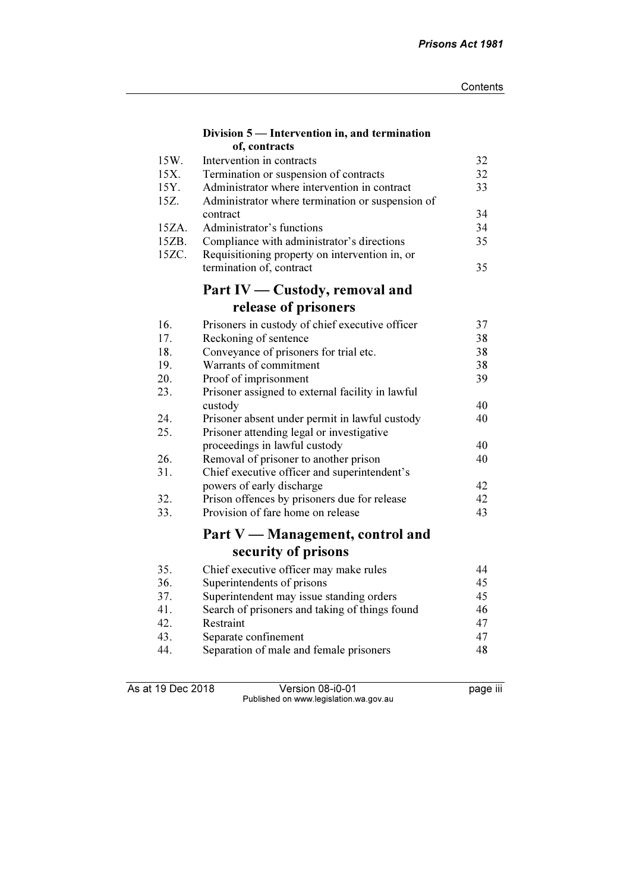### Division 5 — Intervention in, and termination of, contracts

| | | |
|---|---|---|
| 15W. | Intervention in contracts | 32 |
| 15X. | Termination or suspension of contracts | 32 |
| 15Y. | Administrator where intervention in contract | 33 |
| 15Z. | Administrator where termination or suspension of contract | 34 |
| 15ZA. | Administrator's functions | 34 |
| 15ZB. | Compliance with administrator's directions | 35 |
| 15ZC. | Requisitioning property on intervention in, or termination of, contract | 35 |

## Part IV — Custody, removal and release of prisoners

| | | |
|---|---|---|
| 16. | Prisoners in custody of chief executive officer | 37 |
| 17. | Reckoning of sentence | 38 |
| 18. | Conveyance of prisoners for trial etc. | 38 |
| 19. | Warrants of commitment | 38 |
| 20. | Proof of imprisonment | 39 |
| 23. | Prisoner assigned to external facility in lawful custody | 40 |
| 24. | Prisoner absent under permit in lawful custody | 40 |
| 25. | Prisoner attending legal or investigative proceedings in lawful custody | 40 |
| 26. | Removal of prisoner to another prison | 40 |
| 31. | Chief executive officer and superintendent's powers of early discharge | 42 |
| 32. | Prison offences by prisoners due for release | 42 |
| 33. | Provision of fare home on release | 43 |

## Part V — Management, control and security of prisons

| | | |
|---|---|---|
| 35. | Chief executive officer may make rules | 44 |
| 36. | Superintendents of prisons | 45 |
| 37. | Superintendent may issue standing orders | 45 |
| 41. | Search of prisoners and taking of things found | 46 |
| 42. | Restraint | 47 |
| 43. | Separate confinement | 47 |
| 44. | Separation of male and female prisoners | 48 |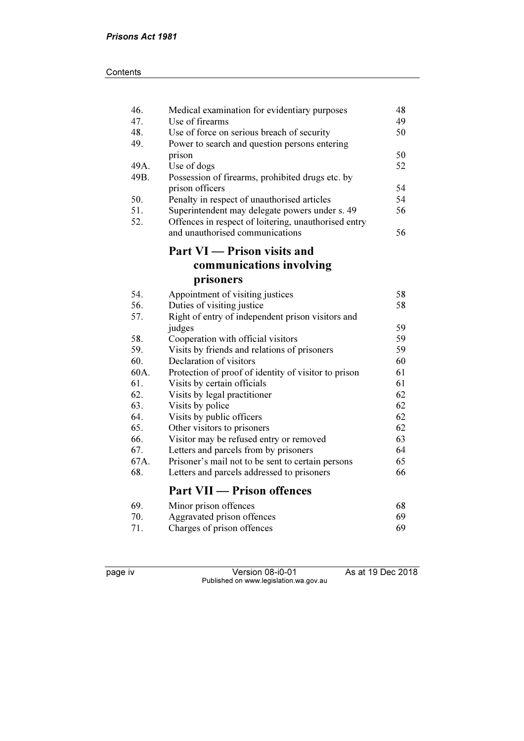| | | |
|---|---|---|
| 46. | Medical examination for evidentiary purposes | 48 |
| 47. | Use of firearms | 49 |
| 48. | Use of force on serious breach of security | 50 |
| 49. | Power to search and question persons entering prison | 50 |
| 49A. | Use of dogs | 52 |
| 49B. | Possession of firearms, prohibited drugs etc. by prison officers | 54 |
| 50. | Penalty in respect of unauthorised articles | 54 |
| 51. | Superintendent may delegate powers under s. 49 | 56 |
| 52. | Offences in respect of loitering, unauthorised entry and unauthorised communications | 56 |

## Part VI — Prison visits and communications involving prisoners

| | | |
|---|---|---|
| 54. | Appointment of visiting justices | 58 |
| 56. | Duties of visiting justice | 58 |
| 57. | Right of entry of independent prison visitors and judges | 59 |
| 58. | Cooperation with official visitors | 59 |
| 59. | Visits by friends and relations of prisoners | 59 |
| 60. | Declaration of visitors | 60 |
| 60A. | Protection of proof of identity of visitor to prison | 61 |
| 61. | Visits by certain officials | 61 |
| 62. | Visits by legal practitioner | 62 |
| 63. | Visits by police | 62 |
| 64. | Visits by public officers | 62 |
| 65. | Other visitors to prisoners | 62 |
| 66. | Visitor may be refused entry or removed | 63 |
| 67. | Letters and parcels from by prisoners | 64 |
| 67A. | Prisoner's mail not to be sent to certain persons | 65 |
| 68. | Letters and parcels addressed to prisoners | 66 |

## Part VII — Prison offences

| | | |
|---|---|---|
| 69. | Minor prison offences | 68 |
| 70. | Aggravated prison offences | 69 |
| 71. | Charges of prison offences | 69 |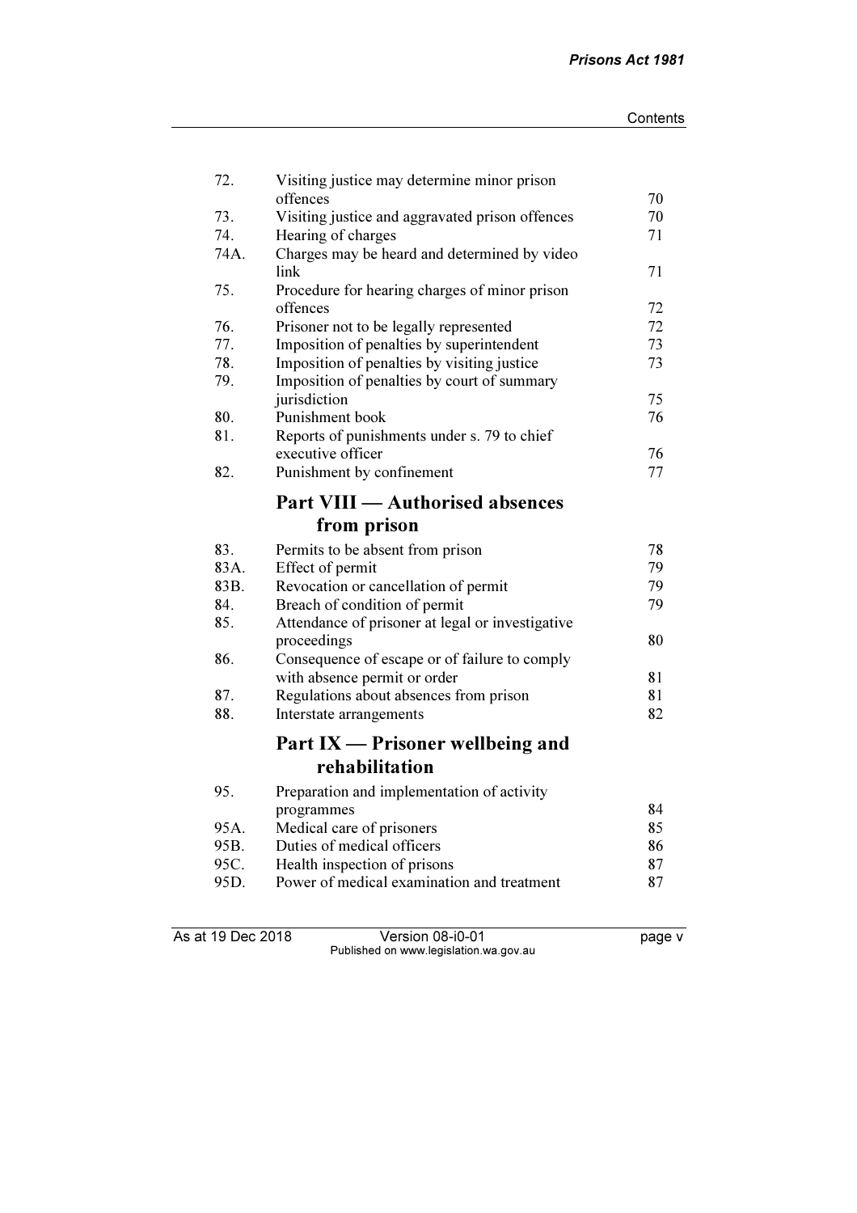| | | |
|---|---|---|
| 72. | Visiting justice may determine minor prison offences | 70 |
| 73. | Visiting justice and aggravated prison offences | 70 |
| 74. | Hearing of charges | 71 |
| 74A. | Charges may be heard and determined by video link | 71 |
| 75. | Procedure for hearing charges of minor prison offences | 72 |
| 76. | Prisoner not to be legally represented | 72 |
| 77. | Imposition of penalties by superintendent | 73 |
| 78. | Imposition of penalties by visiting justice | 73 |
| 79. | Imposition of penalties by court of summary jurisdiction | 75 |
| 80. | Punishment book | 76 |
| 81. | Reports of punishments under s. 79 to chief executive officer | 76 |
| 82. | Punishment by confinement | 77 |

## Part VIII — Authorised absences from prison

| | | |
|---|---|---|
| 83. | Permits to be absent from prison | 78 |
| 83A. | Effect of permit | 79 |
| 83B. | Revocation or cancellation of permit | 79 |
| 84. | Breach of condition of permit | 79 |
| 85. | Attendance of prisoner at legal or investigative proceedings | 80 |
| 86. | Consequence of escape or of failure to comply with absence permit or order | 81 |
| 87. | Regulations about absences from prison | 81 |
| 88. | Interstate arrangements | 82 |

## Part IX — Prisoner wellbeing and rehabilitation

| | | |
|---|---|---|
| 95. | Preparation and implementation of activity programmes | 84 |
| 95A. | Medical care of prisoners | 85 |
| 95B. | Duties of medical officers | 86 |
| 95C. | Health inspection of prisons | 87 |
| 95D. | Power of medical examination and treatment | 87 |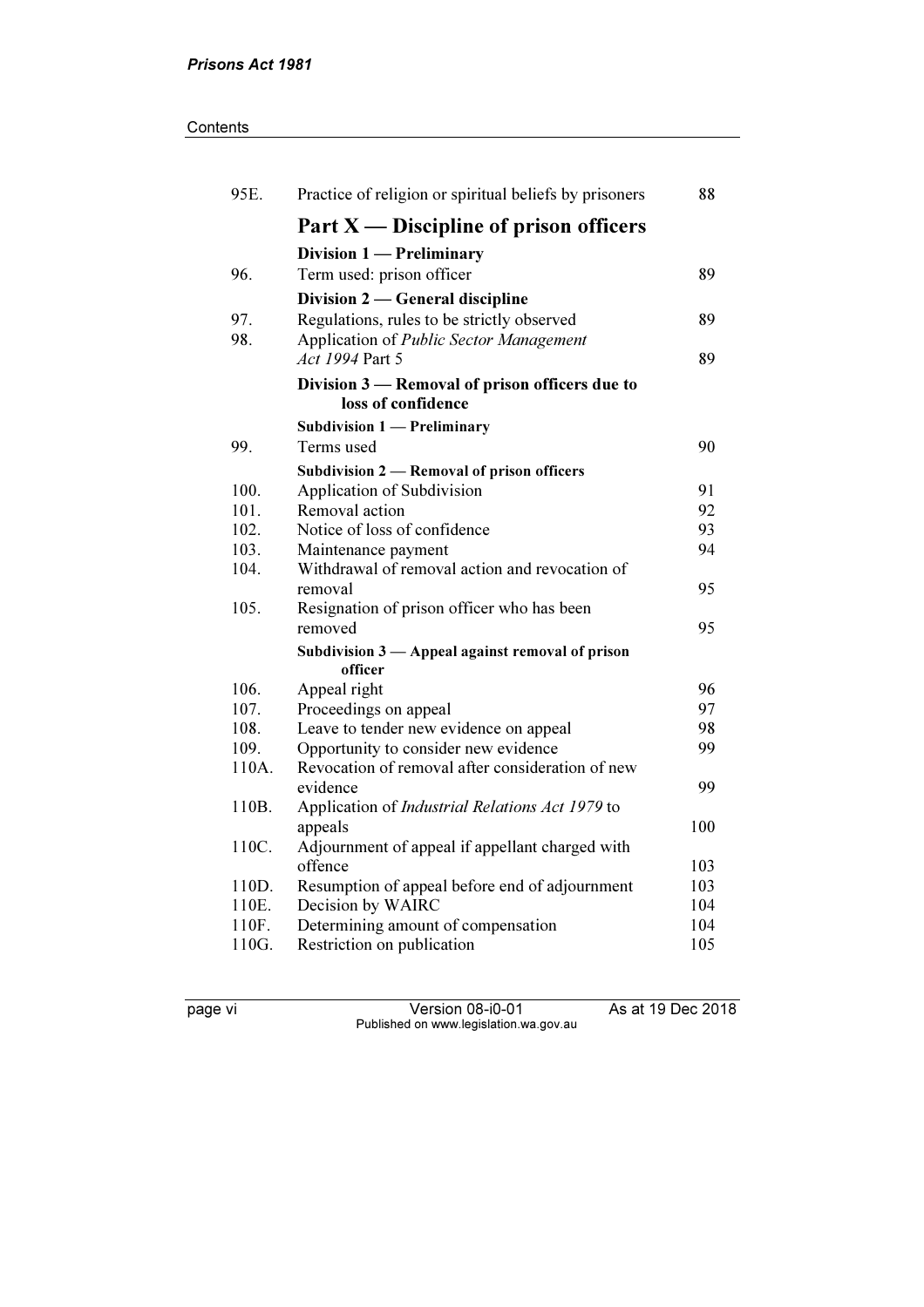| | | |
|---|---|---|
| 95E. | Practice of religion or spiritual beliefs by prisoners | 88 |
| | **Part X — Discipline of prison officers** | |
| | **Division 1 — Preliminary** | |
| 96. | Term used: prison officer | 89 |
| | **Division 2 — General discipline** | |
| 97. | Regulations, rules to be strictly observed | 89 |
| 98. | Application of *Public Sector Management Act 1994* Part 5 | 89 |
| | **Division 3 — Removal of prison officers due to loss of confidence** | |
| | **Subdivision 1 — Preliminary** | |
| 99. | Terms used | 90 |
| | **Subdivision 2 — Removal of prison officers** | |
| 100. | Application of Subdivision | 91 |
| 101. | Removal action | 92 |
| 102. | Notice of loss of confidence | 93 |
| 103. | Maintenance payment | 94 |
| 104. | Withdrawal of removal action and revocation of removal | 95 |
| 105. | Resignation of prison officer who has been removed | 95 |
| | **Subdivision 3 — Appeal against removal of prison officer** | |
| 106. | Appeal right | 96 |
| 107. | Proceedings on appeal | 97 |
| 108. | Leave to tender new evidence on appeal | 98 |
| 109. | Opportunity to consider new evidence | 99 |
| 110A. | Revocation of removal after consideration of new evidence | 99 |
| 110B. | Application of *Industrial Relations Act 1979* to appeals | 100 |
| 110C. | Adjournment of appeal if appellant charged with offence | 103 |
| 110D. | Resumption of appeal before end of adjournment | 103 |
| 110E. | Decision by WAIRC | 104 |
| 110F. | Determining amount of compensation | 104 |
| 110G. | Restriction on publication | 105 |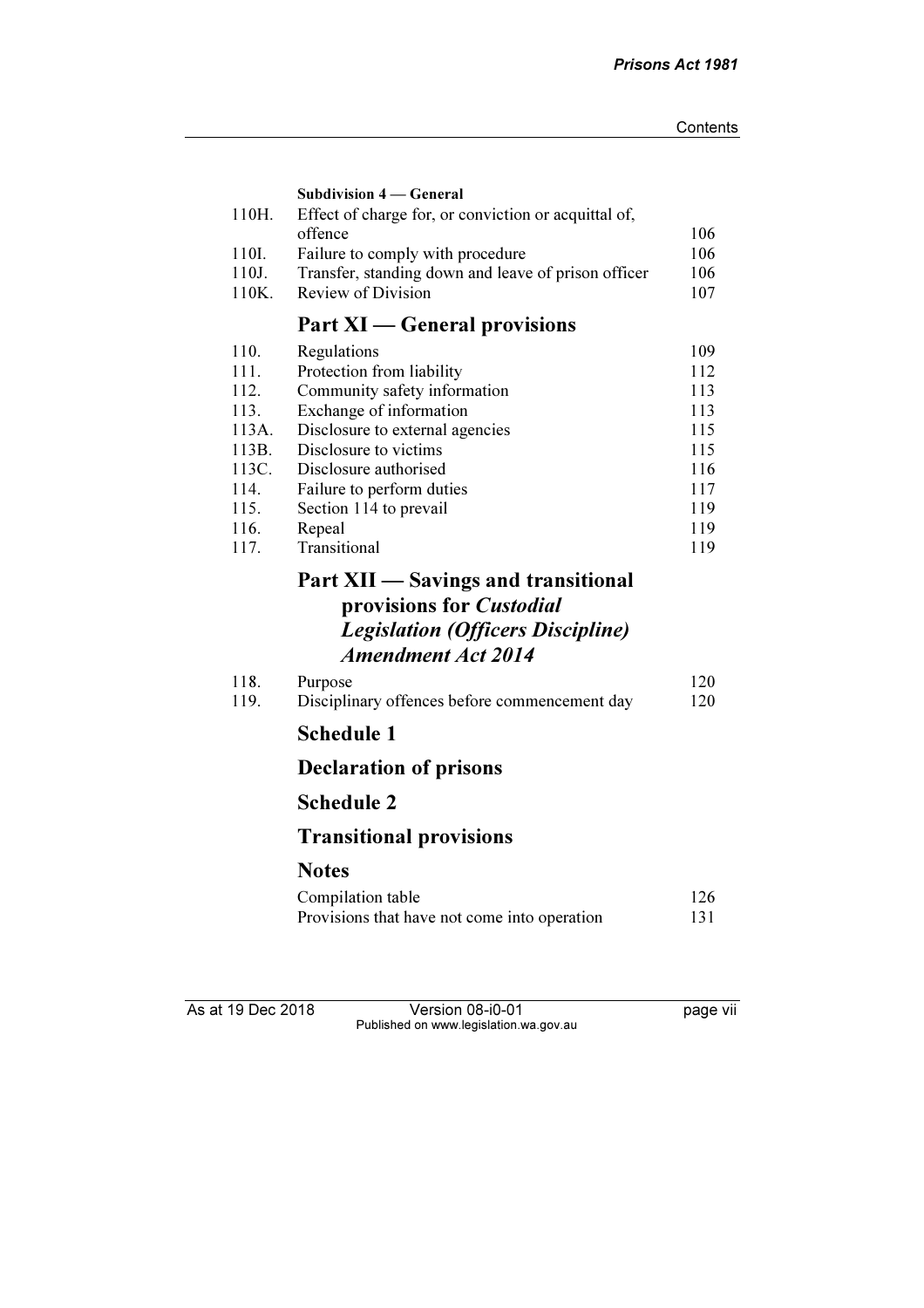**Subdivision 4 — General**

| | | |
|---|---|---|
| 110H. | Effect of charge for, or conviction or acquittal of, offence | 106 |
| 110I. | Failure to comply with procedure | 106 |
| 110J. | Transfer, standing down and leave of prison officer | 106 |
| 110K. | Review of Division | 107 |

## Part XI — General provisions

| | | |
|---|---|---|
| 110. | Regulations | 109 |
| 111. | Protection from liability | 112 |
| 112. | Community safety information | 113 |
| 113. | Exchange of information | 113 |
| 113A. | Disclosure to external agencies | 115 |
| 113B. | Disclosure to victims | 115 |
| 113C. | Disclosure authorised | 116 |
| 114. | Failure to perform duties | 117 |
| 115. | Section 114 to prevail | 119 |
| 116. | Repeal | 119 |
| 117. | Transitional | 119 |

## Part XII — Savings and transitional provisions for *Custodial Legislation (Officers Discipline) Amendment Act 2014*

| | | |
|---|---|---|
| 118. | Purpose | 120 |
| 119. | Disciplinary offences before commencement day | 120 |

## Schedule 1

## Declaration of prisons

## Schedule 2

## Transitional provisions

## Notes

| | |
|---|---|
| Compilation table | 126 |
| Provisions that have not come into operation | 131 |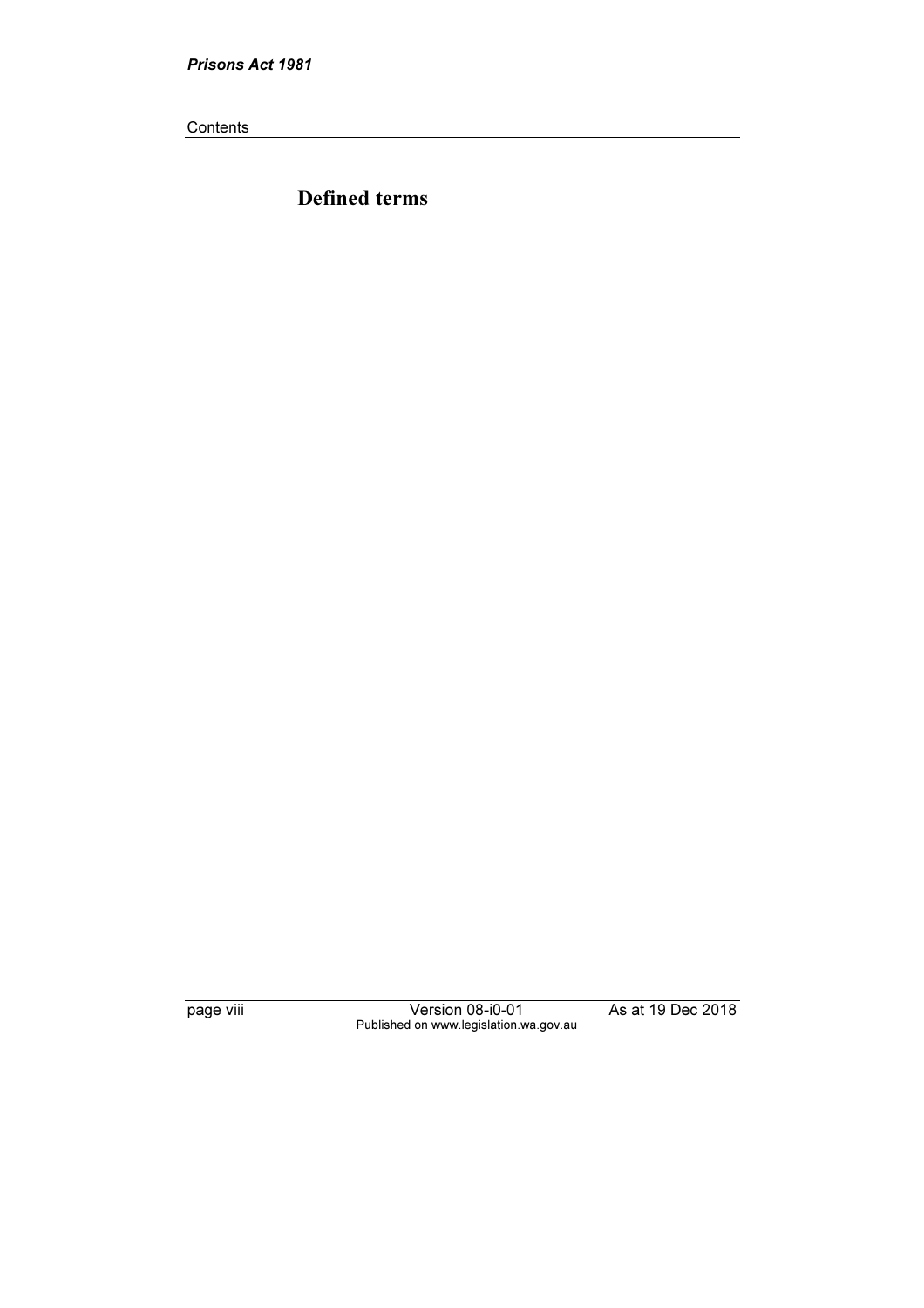# Defined terms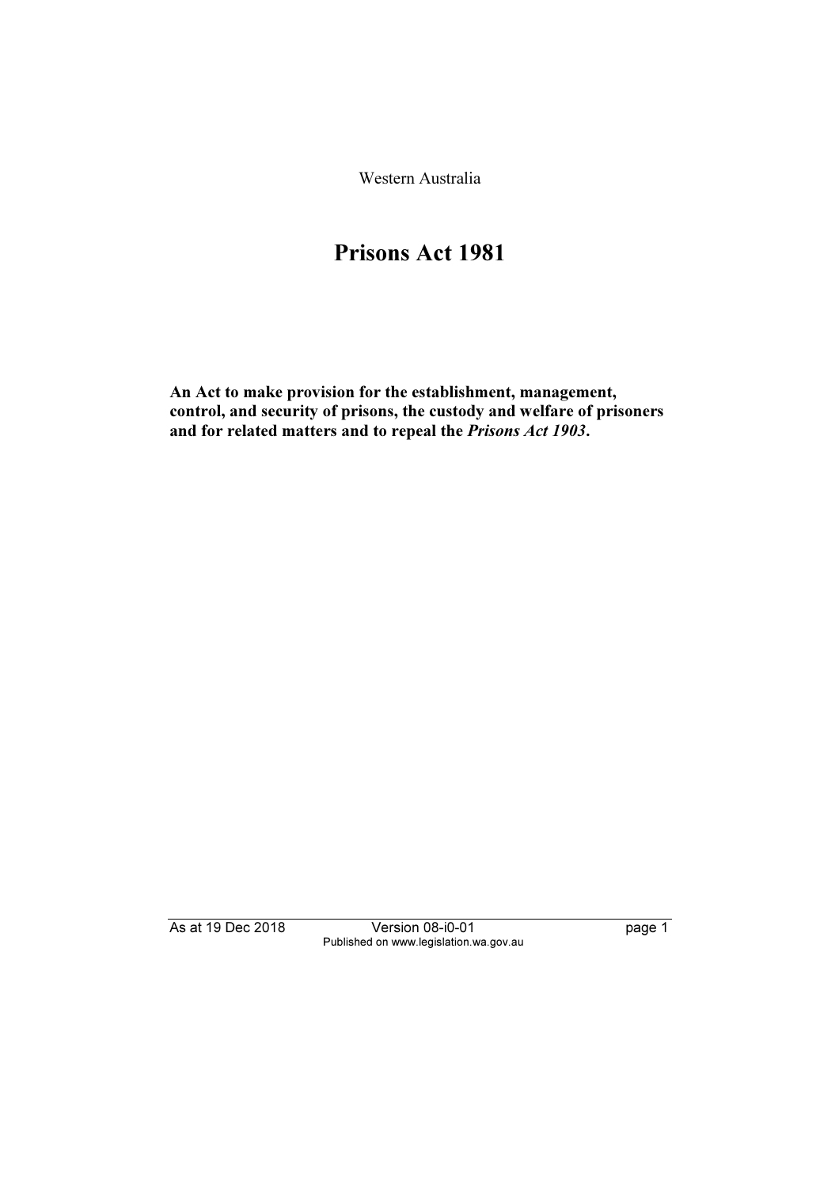Western Australia

# Prisons Act 1981

**An Act to make provision for the establishment, management, control, and security of prisons, the custody and welfare of prisoners and for related matters and to repeal the *Prisons Act 1903*.**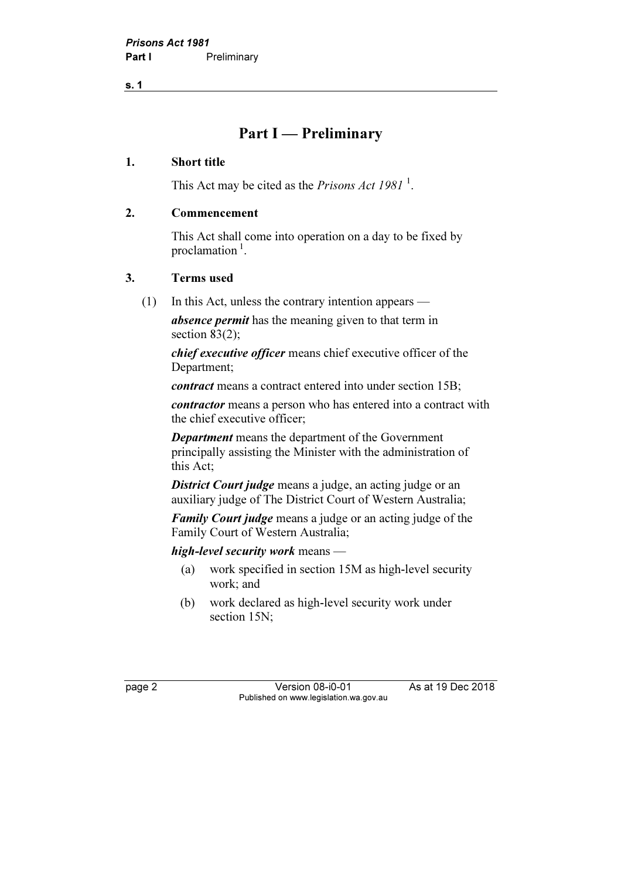# Part I — Preliminary

## 1. Short title

This Act may be cited as the *Prisons Act 1981* [1].

## 2. Commencement

This Act shall come into operation on a day to be fixed by proclamation [1].

## 3. Terms used

(1) In this Act, unless the contrary intention appears —

***absence permit*** has the meaning given to that term in section 83(2);

***chief executive officer*** means chief executive officer of the Department;

***contract*** means a contract entered into under section 15B;

***contractor*** means a person who has entered into a contract with the chief executive officer;

***Department*** means the department of the Government principally assisting the Minister with the administration of this Act;

***District Court judge*** means a judge, an acting judge or an auxiliary judge of The District Court of Western Australia;

***Family Court judge*** means a judge or an acting judge of the Family Court of Western Australia;

***high-level security work*** means —

(a) work specified in section 15M as high-level security work; and

(b) work declared as high-level security work under section 15N;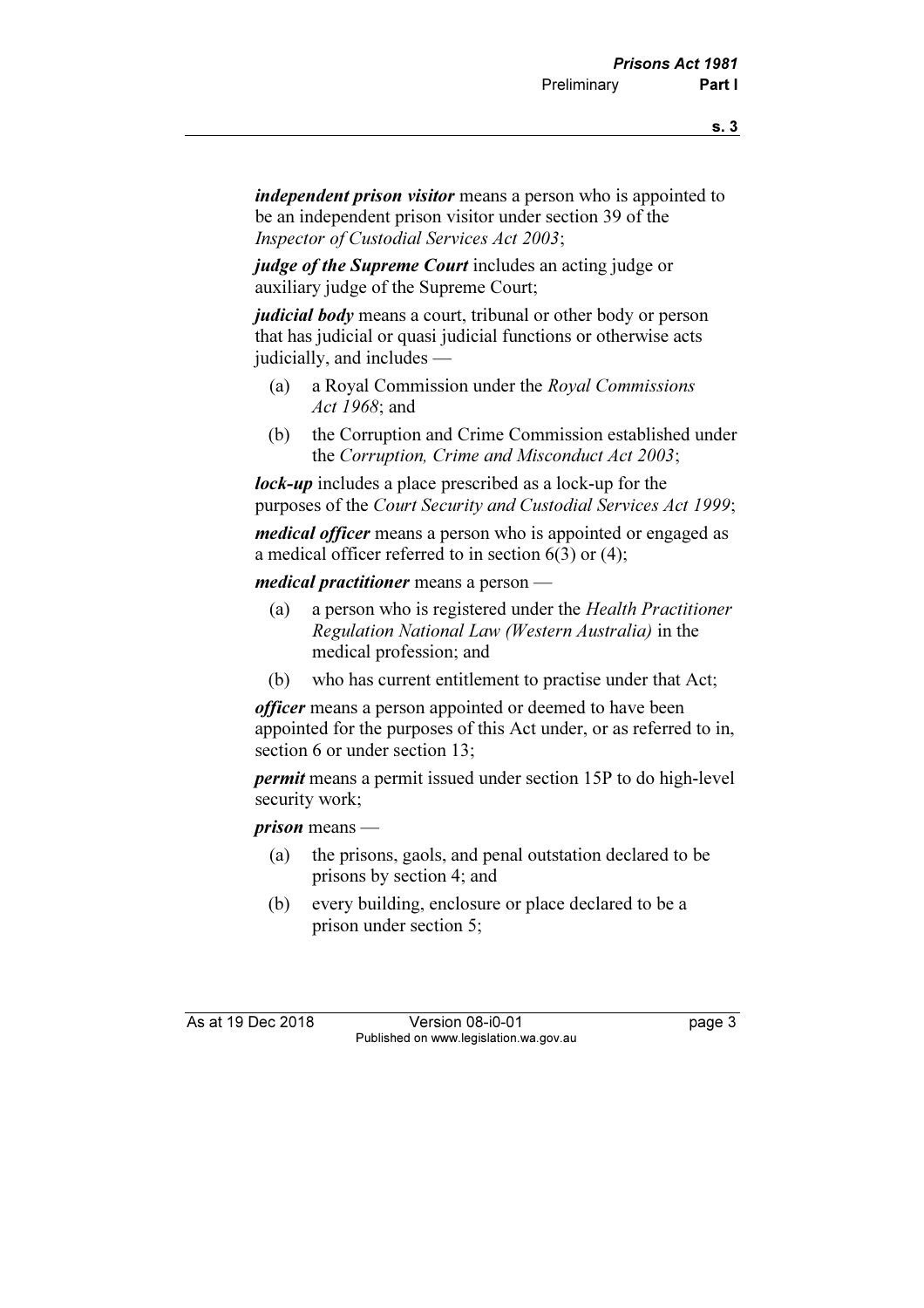***independent prison visitor*** means a person who is appointed to be an independent prison visitor under section 39 of the *Inspector of Custodial Services Act 2003*;

***judge of the Supreme Court*** includes an acting judge or auxiliary judge of the Supreme Court;

***judicial body*** means a court, tribunal or other body or person that has judicial or quasi judicial functions or otherwise acts judicially, and includes —

(a) a Royal Commission under the *Royal Commissions Act 1968*; and

(b) the Corruption and Crime Commission established under the *Corruption, Crime and Misconduct Act 2003*;

***lock-up*** includes a place prescribed as a lock-up for the purposes of the *Court Security and Custodial Services Act 1999*;

***medical officer*** means a person who is appointed or engaged as a medical officer referred to in section 6(3) or (4);

***medical practitioner*** means a person —

(a) a person who is registered under the *Health Practitioner Regulation National Law (Western Australia)* in the medical profession; and

(b) who has current entitlement to practise under that Act;

***officer*** means a person appointed or deemed to have been appointed for the purposes of this Act under, or as referred to in, section 6 or under section 13;

***permit*** means a permit issued under section 15P to do high-level security work;

***prison*** means —

(a) the prisons, gaols, and penal outstation declared to be prisons by section 4; and

(b) every building, enclosure or place declared to be a prison under section 5;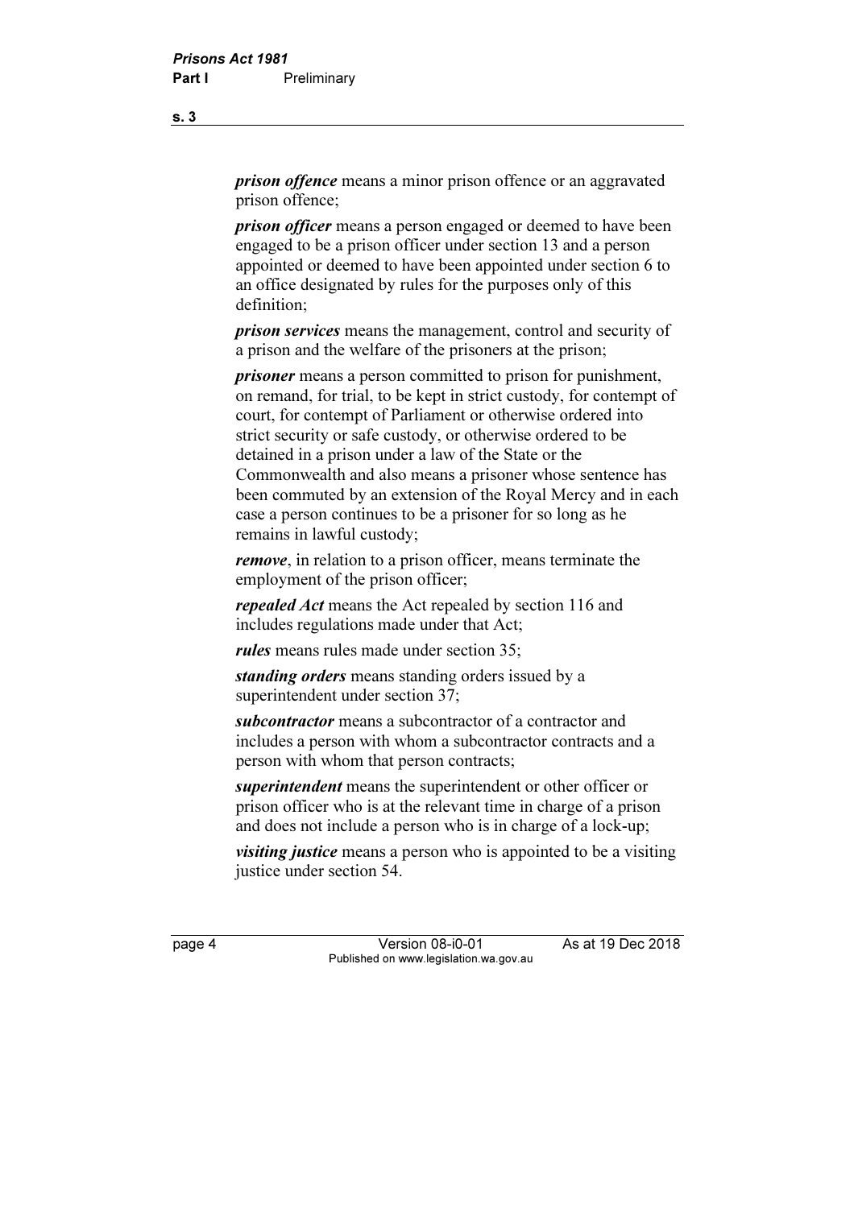***prison offence*** means a minor prison offence or an aggravated prison offence;

***prison officer*** means a person engaged or deemed to have been engaged to be a prison officer under section 13 and a person appointed or deemed to have been appointed under section 6 to an office designated by rules for the purposes only of this definition;

***prison services*** means the management, control and security of a prison and the welfare of the prisoners at the prison;

***prisoner*** means a person committed to prison for punishment, on remand, for trial, to be kept in strict custody, for contempt of court, for contempt of Parliament or otherwise ordered into strict security or safe custody, or otherwise ordered to be detained in a prison under a law of the State or the Commonwealth and also means a prisoner whose sentence has been commuted by an extension of the Royal Mercy and in each case a person continues to be a prisoner for so long as he remains in lawful custody;

***remove***, in relation to a prison officer, means terminate the employment of the prison officer;

***repealed Act*** means the Act repealed by section 116 and includes regulations made under that Act;

***rules*** means rules made under section 35;

***standing orders*** means standing orders issued by a superintendent under section 37;

***subcontractor*** means a subcontractor of a contractor and includes a person with whom a subcontractor contracts and a person with whom that person contracts;

***superintendent*** means the superintendent or other officer or prison officer who is at the relevant time in charge of a prison and does not include a person who is in charge of a lock-up;

***visiting justice*** means a person who is appointed to be a visiting justice under section 54.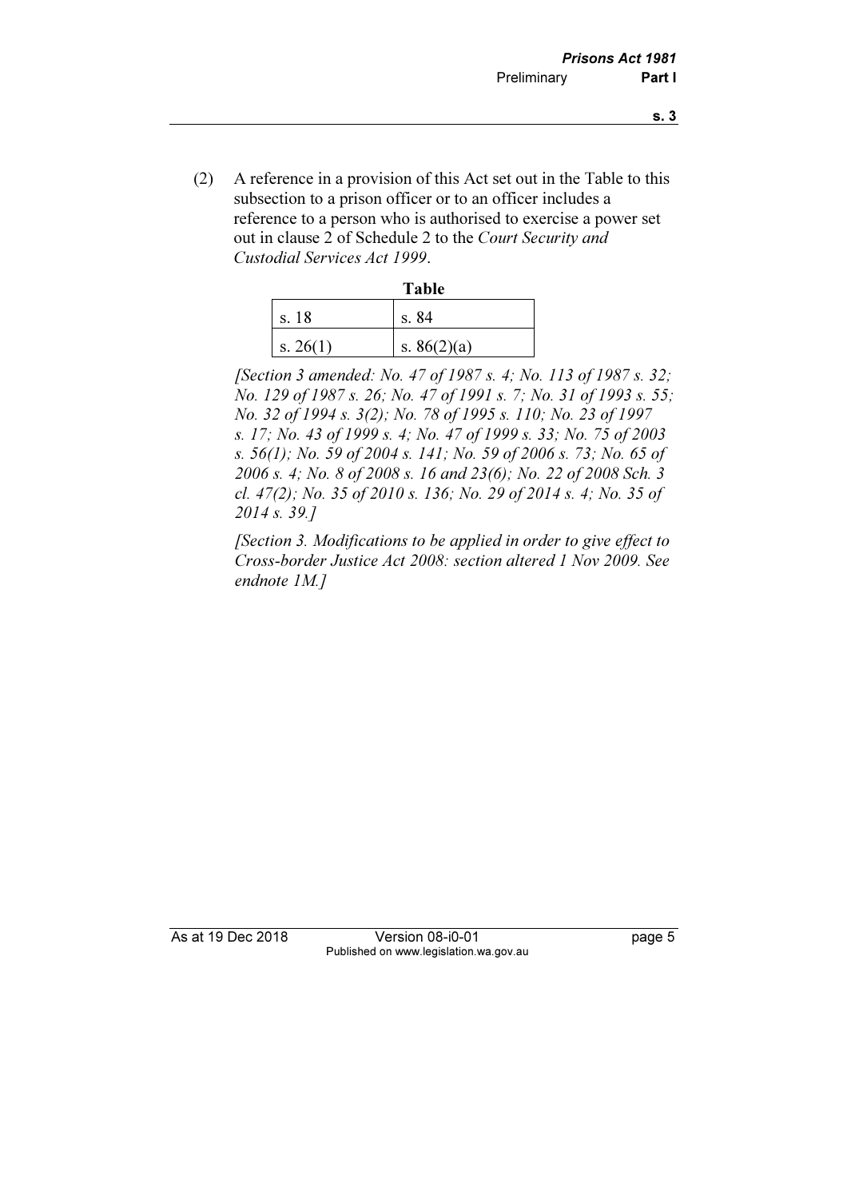(2) A reference in a provision of this Act set out in the Table to this subsection to a prison officer or to an officer includes a reference to a person who is authorised to exercise a power set out in clause 2 of Schedule 2 to the *Court Security and Custodial Services Act 1999*.

**Table**

| | |
|---|---|
| s. 18 | s. 84 |
| s. 26(1) | s. 86(2)(a) |

*[Section 3 amended: No. 47 of 1987 s. 4; No. 113 of 1987 s. 32; No. 129 of 1987 s. 26; No. 47 of 1991 s. 7; No. 31 of 1993 s. 55; No. 32 of 1994 s. 3(2); No. 78 of 1995 s. 110; No. 23 of 1997 s. 17; No. 43 of 1999 s. 4; No. 47 of 1999 s. 33; No. 75 of 2003 s. 56(1); No. 59 of 2004 s. 141; No. 59 of 2006 s. 73; No. 65 of 2006 s. 4; No. 8 of 2008 s. 16 and 23(6); No. 22 of 2008 Sch. 3 cl. 47(2); No. 35 of 2010 s. 136; No. 29 of 2014 s. 4; No. 35 of 2014 s. 39.]*

*[Section 3. Modifications to be applied in order to give effect to Cross-border Justice Act 2008: section altered 1 Nov 2009. See endnote 1M.]*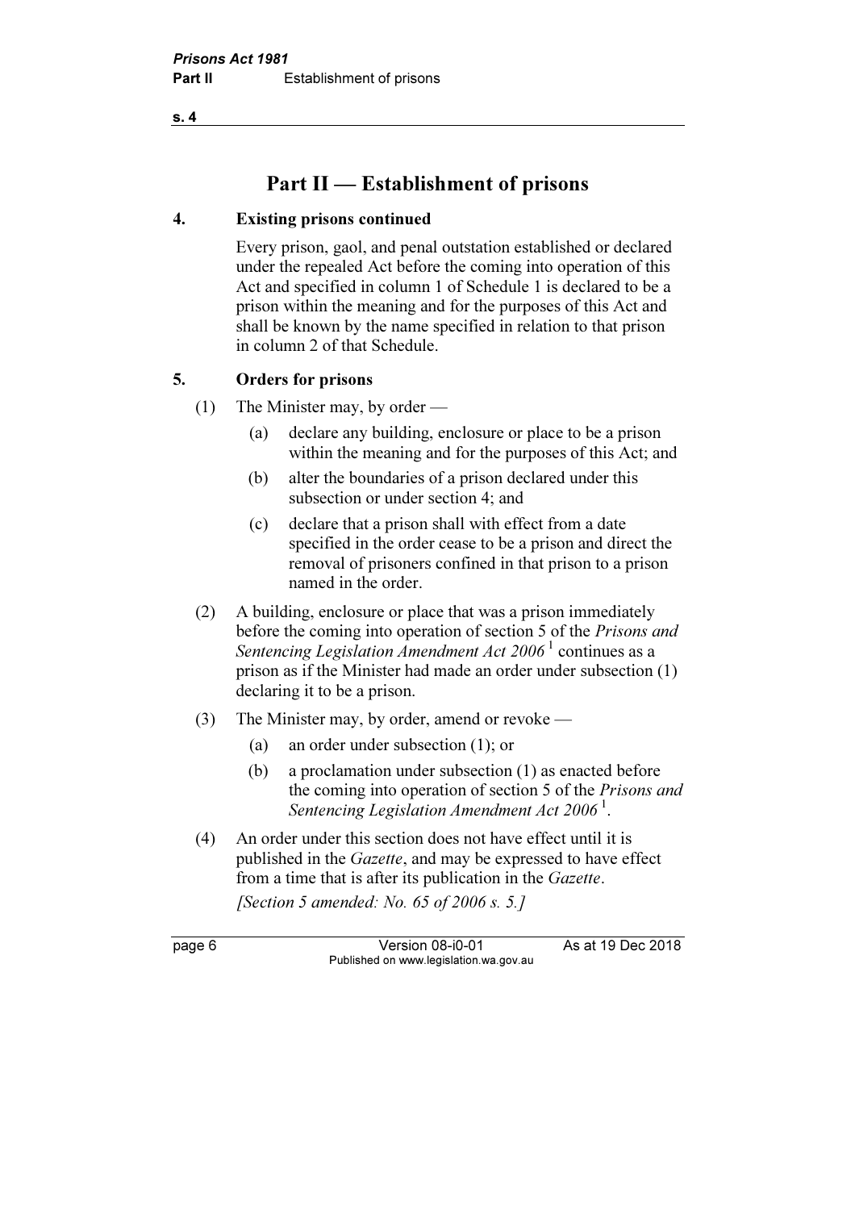# Part II — Establishment of prisons

## 4. Existing prisons continued

Every prison, gaol, and penal outstation established or declared under the repealed Act before the coming into operation of this Act and specified in column 1 of Schedule 1 is declared to be a prison within the meaning and for the purposes of this Act and shall be known by the name specified in relation to that prison in column 2 of that Schedule.

## 5. Orders for prisons

(1) The Minister may, by order —

- (a) declare any building, enclosure or place to be a prison within the meaning and for the purposes of this Act; and
- (b) alter the boundaries of a prison declared under this subsection or under section 4; and
- (c) declare that a prison shall with effect from a date specified in the order cease to be a prison and direct the removal of prisoners confined in that prison to a prison named in the order.

(2) A building, enclosure or place that was a prison immediately before the coming into operation of section 5 of the *Prisons and Sentencing Legislation Amendment Act 2006* [1] continues as a prison as if the Minister had made an order under subsection (1) declaring it to be a prison.

(3) The Minister may, by order, amend or revoke —

- (a) an order under subsection (1); or
- (b) a proclamation under subsection (1) as enacted before the coming into operation of section 5 of the *Prisons and Sentencing Legislation Amendment Act 2006* [1].

(4) An order under this section does not have effect until it is published in the *Gazette*, and may be expressed to have effect from a time that is after its publication in the *Gazette*.

*[Section 5 amended: No. 65 of 2006 s. 5.]*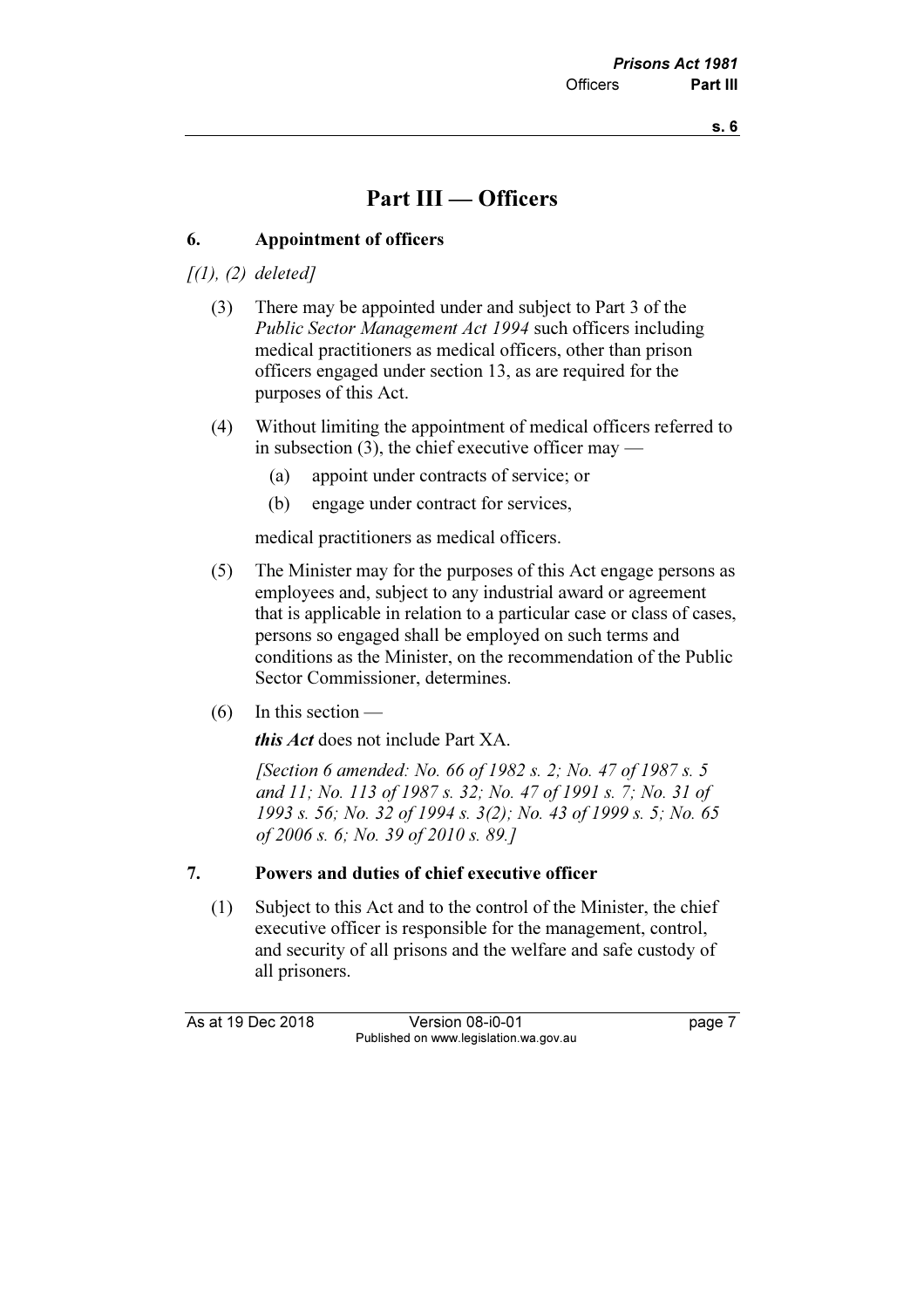# Part III — Officers

## 6. Appointment of officers

*[(1), (2) deleted]*

(3) There may be appointed under and subject to Part 3 of the *Public Sector Management Act 1994* such officers including medical practitioners as medical officers, other than prison officers engaged under section 13, as are required for the purposes of this Act.

(4) Without limiting the appointment of medical officers referred to in subsection (3), the chief executive officer may —

(a) appoint under contracts of service; or

(b) engage under contract for services,

medical practitioners as medical officers.

(5) The Minister may for the purposes of this Act engage persons as employees and, subject to any industrial award or agreement that is applicable in relation to a particular case or class of cases, persons so engaged shall be employed on such terms and conditions as the Minister, on the recommendation of the Public Sector Commissioner, determines.

(6) In this section —

***this Act*** does not include Part XA.

*[Section 6 amended: No. 66 of 1982 s. 2; No. 47 of 1987 s. 5 and 11; No. 113 of 1987 s. 32; No. 47 of 1991 s. 7; No. 31 of 1993 s. 56; No. 32 of 1994 s. 3(2); No. 43 of 1999 s. 5; No. 65 of 2006 s. 6; No. 39 of 2010 s. 89.]*

## 7. Powers and duties of chief executive officer

(1) Subject to this Act and to the control of the Minister, the chief executive officer is responsible for the management, control, and security of all prisons and the welfare and safe custody of all prisoners.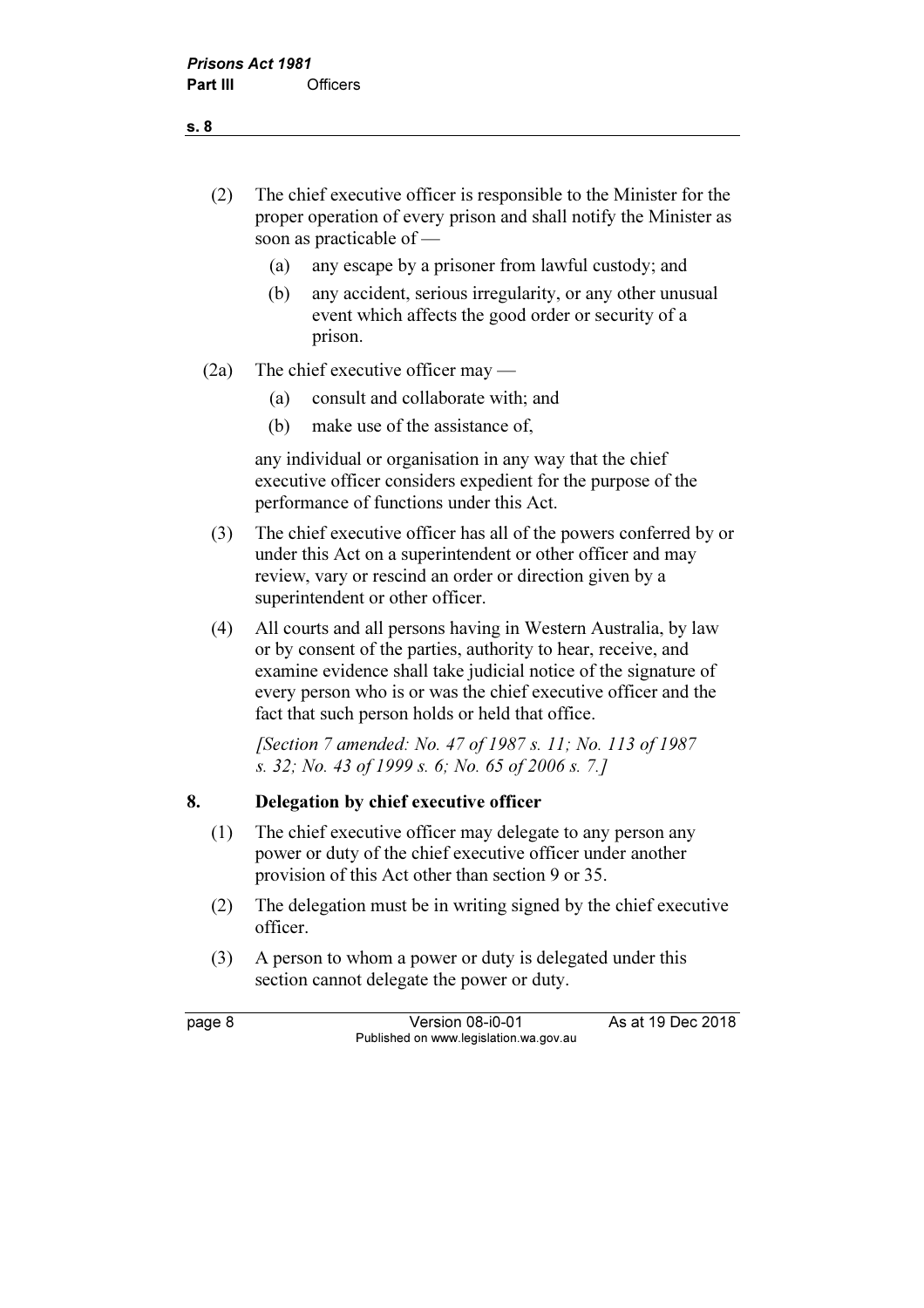(2) The chief executive officer is responsible to the Minister for the proper operation of every prison and shall notify the Minister as soon as practicable of —

(a) any escape by a prisoner from lawful custody; and

(b) any accident, serious irregularity, or any other unusual event which affects the good order or security of a prison.

(2a) The chief executive officer may —

(a) consult and collaborate with; and

(b) make use of the assistance of,

any individual or organisation in any way that the chief executive officer considers expedient for the purpose of the performance of functions under this Act.

(3) The chief executive officer has all of the powers conferred by or under this Act on a superintendent or other officer and may review, vary or rescind an order or direction given by a superintendent or other officer.

(4) All courts and all persons having in Western Australia, by law or by consent of the parties, authority to hear, receive, and examine evidence shall take judicial notice of the signature of every person who is or was the chief executive officer and the fact that such person holds or held that office.

*[Section 7 amended: No. 47 of 1987 s. 11; No. 113 of 1987 s. 32; No. 43 of 1999 s. 6; No. 65 of 2006 s. 7.]*

### 8. Delegation by chief executive officer

(1) The chief executive officer may delegate to any person any power or duty of the chief executive officer under another provision of this Act other than section 9 or 35.

(2) The delegation must be in writing signed by the chief executive officer.

(3) A person to whom a power or duty is delegated under this section cannot delegate the power or duty.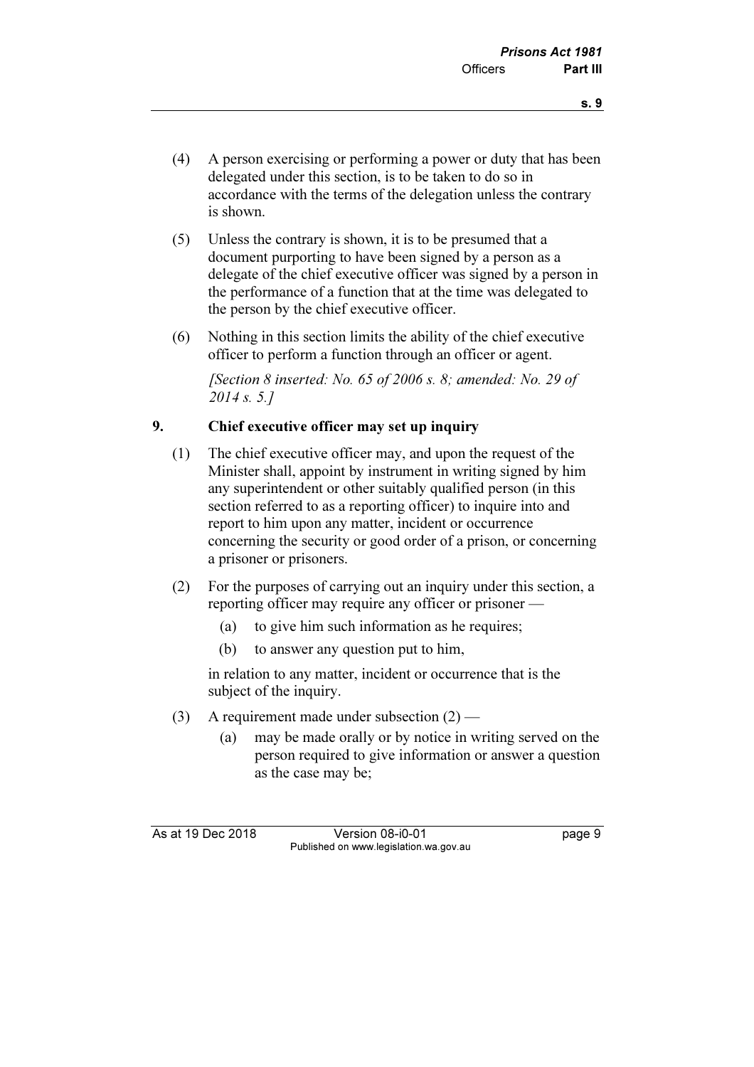(4) A person exercising or performing a power or duty that has been delegated under this section, is to be taken to do so in accordance with the terms of the delegation unless the contrary is shown.

(5) Unless the contrary is shown, it is to be presumed that a document purporting to have been signed by a person as a delegate of the chief executive officer was signed by a person in the performance of a function that at the time was delegated to the person by the chief executive officer.

(6) Nothing in this section limits the ability of the chief executive officer to perform a function through an officer or agent.

*[Section 8 inserted: No. 65 of 2006 s. 8; amended: No. 29 of 2014 s. 5.]*

## 9. Chief executive officer may set up inquiry

(1) The chief executive officer may, and upon the request of the Minister shall, appoint by instrument in writing signed by him any superintendent or other suitably qualified person (in this section referred to as a reporting officer) to inquire into and report to him upon any matter, incident or occurrence concerning the security or good order of a prison, or concerning a prisoner or prisoners.

(2) For the purposes of carrying out an inquiry under this section, a reporting officer may require any officer or prisoner —

- (a) to give him such information as he requires;
- (b) to answer any question put to him,

in relation to any matter, incident or occurrence that is the subject of the inquiry.

(3) A requirement made under subsection (2) —

- (a) may be made orally or by notice in writing served on the person required to give information or answer a question as the case may be;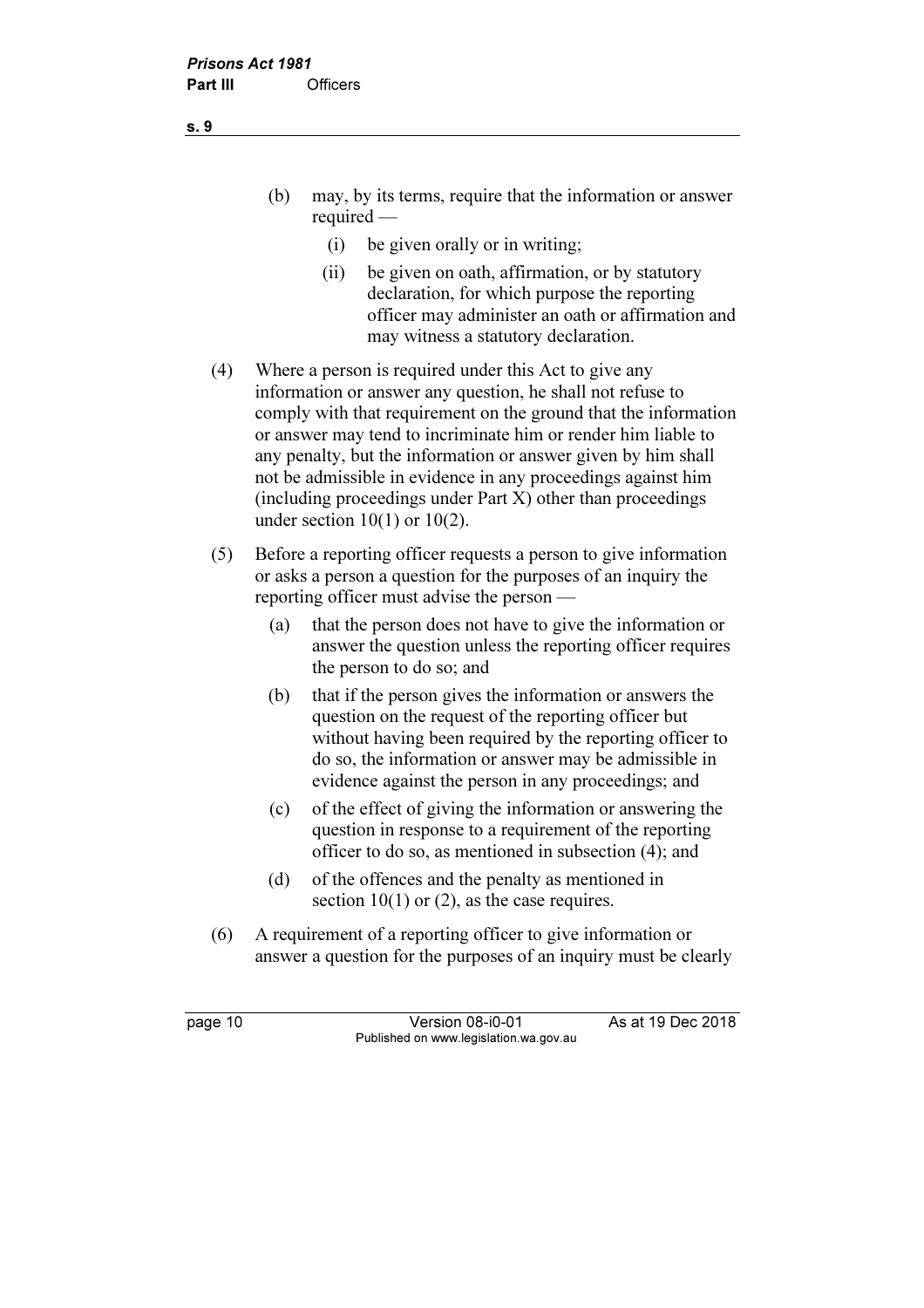(b) may, by its terms, require that the information or answer required —

  (i) be given orally or in writing;

  (ii) be given on oath, affirmation, or by statutory declaration, for which purpose the reporting officer may administer an oath or affirmation and may witness a statutory declaration.

(4) Where a person is required under this Act to give any information or answer any question, he shall not refuse to comply with that requirement on the ground that the information or answer may tend to incriminate him or render him liable to any penalty, but the information or answer given by him shall not be admissible in evidence in any proceedings against him (including proceedings under Part X) other than proceedings under section 10(1) or 10(2).

(5) Before a reporting officer requests a person to give information or asks a person a question for the purposes of an inquiry the reporting officer must advise the person —

  (a) that the person does not have to give the information or answer the question unless the reporting officer requires the person to do so; and

  (b) that if the person gives the information or answers the question on the request of the reporting officer but without having been required by the reporting officer to do so, the information or answer may be admissible in evidence against the person in any proceedings; and

  (c) of the effect of giving the information or answering the question in response to a requirement of the reporting officer to do so, as mentioned in subsection (4); and

  (d) of the offences and the penalty as mentioned in section 10(1) or (2), as the case requires.

(6) A requirement of a reporting officer to give information or answer a question for the purposes of an inquiry must be clearly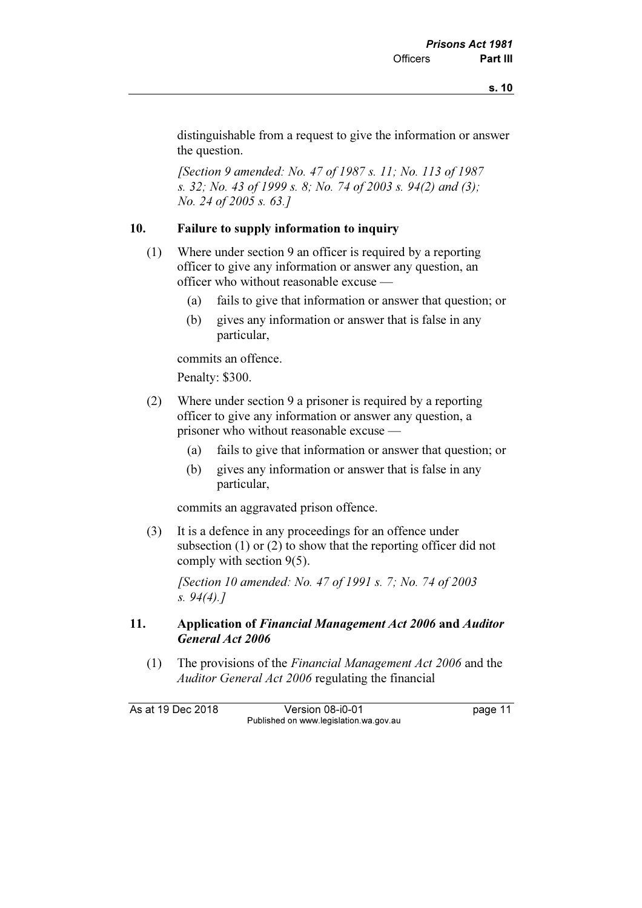distinguishable from a request to give the information or answer the question.

*[Section 9 amended: No. 47 of 1987 s. 11; No. 113 of 1987 s. 32; No. 43 of 1999 s. 8; No. 74 of 2003 s. 94(2) and (3); No. 24 of 2005 s. 63.]*

## 10. Failure to supply information to inquiry

(1) Where under section 9 an officer is required by a reporting officer to give any information or answer any question, an officer who without reasonable excuse —

- (a) fails to give that information or answer that question; or
- (b) gives any information or answer that is false in any particular,

commits an offence.

Penalty: $300.

(2) Where under section 9 a prisoner is required by a reporting officer to give any information or answer any question, a prisoner who without reasonable excuse —

- (a) fails to give that information or answer that question; or
- (b) gives any information or answer that is false in any particular,

commits an aggravated prison offence.

(3) It is a defence in any proceedings for an offence under subsection (1) or (2) to show that the reporting officer did not comply with section 9(5).

*[Section 10 amended: No. 47 of 1991 s. 7; No. 74 of 2003 s. 94(4).]*

## 11. Application of *Financial Management Act 2006* and *Auditor General Act 2006*

(1) The provisions of the *Financial Management Act 2006* and the *Auditor General Act 2006* regulating the financial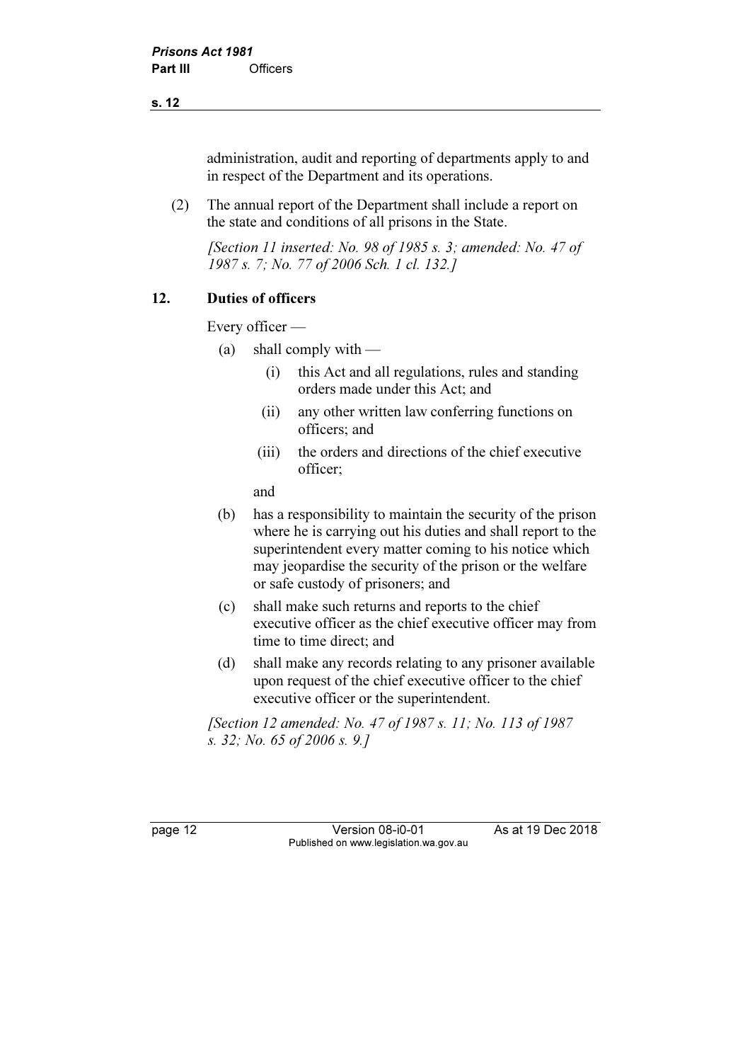administration, audit and reporting of departments apply to and in respect of the Department and its operations.

(2) The annual report of the Department shall include a report on the state and conditions of all prisons in the State.

*[Section 11 inserted: No. 98 of 1985 s. 3; amended: No. 47 of 1987 s. 7; No. 77 of 2006 Sch. 1 cl. 132.]*

## 12. Duties of officers

Every officer —

(a) shall comply with —

(i) this Act and all regulations, rules and standing orders made under this Act; and

(ii) any other written law conferring functions on officers; and

(iii) the orders and directions of the chief executive officer;

and

(b) has a responsibility to maintain the security of the prison where he is carrying out his duties and shall report to the superintendent every matter coming to his notice which may jeopardise the security of the prison or the welfare or safe custody of prisoners; and

(c) shall make such returns and reports to the chief executive officer as the chief executive officer may from time to time direct; and

(d) shall make any records relating to any prisoner available upon request of the chief executive officer to the chief executive officer or the superintendent.

*[Section 12 amended: No. 47 of 1987 s. 11; No. 113 of 1987 s. 32; No. 65 of 2006 s. 9.]*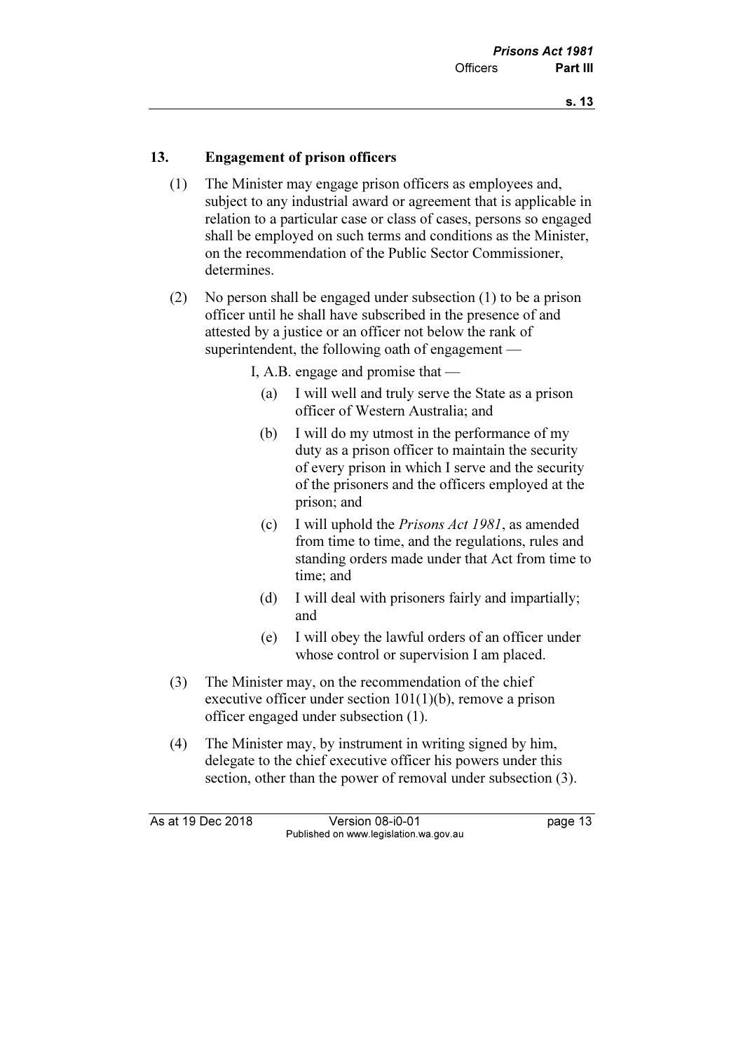## 13. Engagement of prison officers

(1) The Minister may engage prison officers as employees and, subject to any industrial award or agreement that is applicable in relation to a particular case or class of cases, persons so engaged shall be employed on such terms and conditions as the Minister, on the recommendation of the Public Sector Commissioner, determines.

(2) No person shall be engaged under subsection (1) to be a prison officer until he shall have subscribed in the presence of and attested by a justice or an officer not below the rank of superintendent, the following oath of engagement —

I, A.B. engage and promise that —

(a) I will well and truly serve the State as a prison officer of Western Australia; and

(b) I will do my utmost in the performance of my duty as a prison officer to maintain the security of every prison in which I serve and the security of the prisoners and the officers employed at the prison; and

(c) I will uphold the *Prisons Act 1981*, as amended from time to time, and the regulations, rules and standing orders made under that Act from time to time; and

(d) I will deal with prisoners fairly and impartially; and

(e) I will obey the lawful orders of an officer under whose control or supervision I am placed.

(3) The Minister may, on the recommendation of the chief executive officer under section 101(1)(b), remove a prison officer engaged under subsection (1).

(4) The Minister may, by instrument in writing signed by him, delegate to the chief executive officer his powers under this section, other than the power of removal under subsection (3).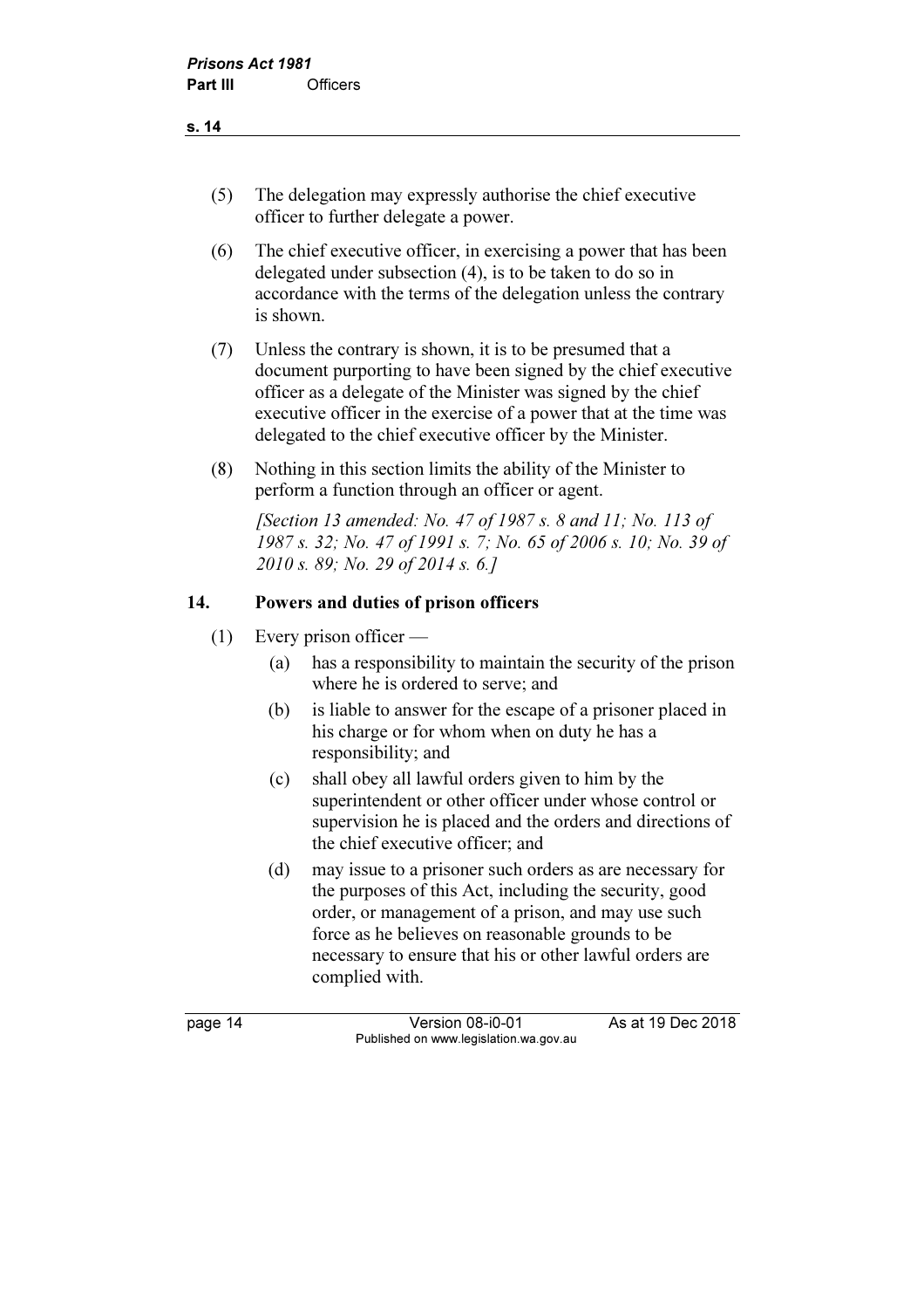(5) The delegation may expressly authorise the chief executive officer to further delegate a power.

(6) The chief executive officer, in exercising a power that has been delegated under subsection (4), is to be taken to do so in accordance with the terms of the delegation unless the contrary is shown.

(7) Unless the contrary is shown, it is to be presumed that a document purporting to have been signed by the chief executive officer as a delegate of the Minister was signed by the chief executive officer in the exercise of a power that at the time was delegated to the chief executive officer by the Minister.

(8) Nothing in this section limits the ability of the Minister to perform a function through an officer or agent.

*[Section 13 amended: No. 47 of 1987 s. 8 and 11; No. 113 of 1987 s. 32; No. 47 of 1991 s. 7; No. 65 of 2006 s. 10; No. 39 of 2010 s. 89; No. 29 of 2014 s. 6.]*

### 14. Powers and duties of prison officers

(1) Every prison officer —

(a) has a responsibility to maintain the security of the prison where he is ordered to serve; and

(b) is liable to answer for the escape of a prisoner placed in his charge or for whom when on duty he has a responsibility; and

(c) shall obey all lawful orders given to him by the superintendent or other officer under whose control or supervision he is placed and the orders and directions of the chief executive officer; and

(d) may issue to a prisoner such orders as are necessary for the purposes of this Act, including the security, good order, or management of a prison, and may use such force as he believes on reasonable grounds to be necessary to ensure that his or other lawful orders are complied with.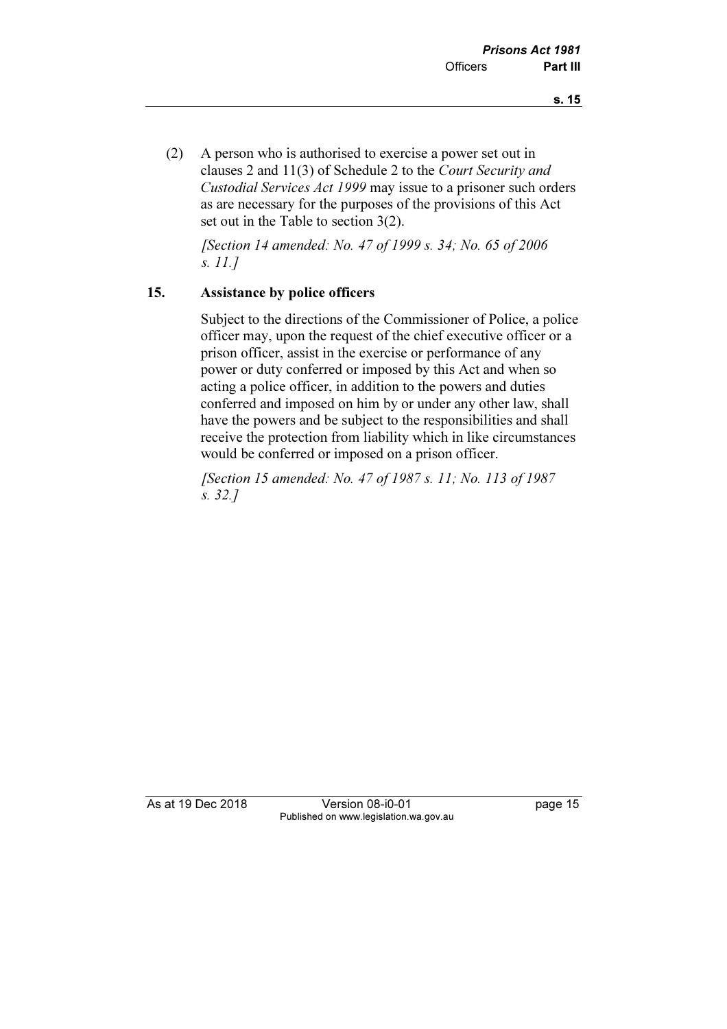(2) A person who is authorised to exercise a power set out in clauses 2 and 11(3) of Schedule 2 to the *Court Security and Custodial Services Act 1999* may issue to a prisoner such orders as are necessary for the purposes of the provisions of this Act set out in the Table to section 3(2).

*[Section 14 amended: No. 47 of 1999 s. 34; No. 65 of 2006 s. 11.]*

## 15. Assistance by police officers

Subject to the directions of the Commissioner of Police, a police officer may, upon the request of the chief executive officer or a prison officer, assist in the exercise or performance of any power or duty conferred or imposed by this Act and when so acting a police officer, in addition to the powers and duties conferred and imposed on him by or under any other law, shall have the powers and be subject to the responsibilities and shall receive the protection from liability which in like circumstances would be conferred or imposed on a prison officer.

*[Section 15 amended: No. 47 of 1987 s. 11; No. 113 of 1987 s. 32.]*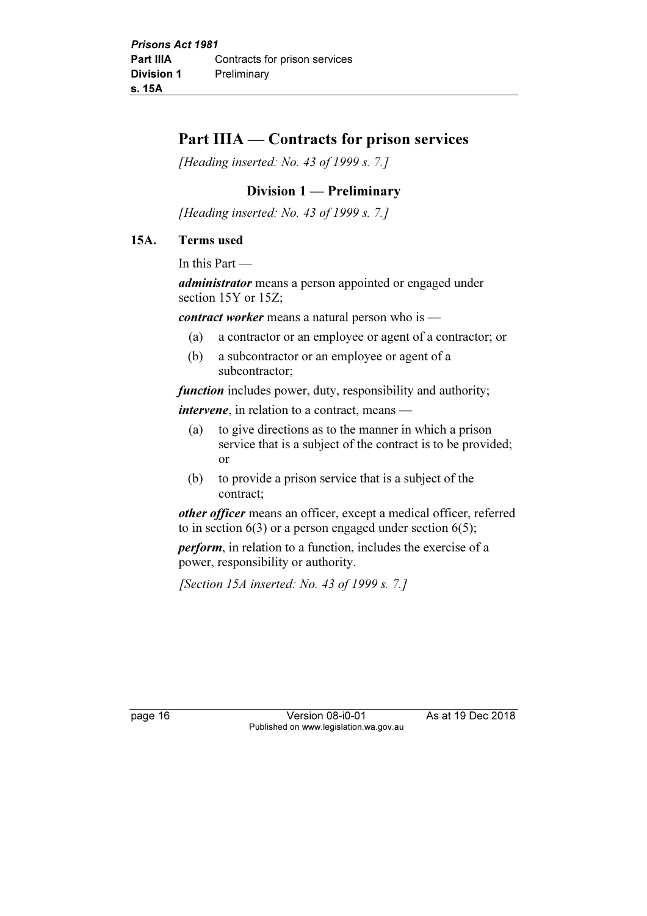# Part IIIA — Contracts for prison services

*[Heading inserted: No. 43 of 1999 s. 7.]*

## Division 1 — Preliminary

*[Heading inserted: No. 43 of 1999 s. 7.]*

### 15A. Terms used

In this Part —

***administrator*** means a person appointed or engaged under section 15Y or 15Z;

***contract worker*** means a natural person who is —

- (a) a contractor or an employee or agent of a contractor; or
- (b) a subcontractor or an employee or agent of a subcontractor;

***function*** includes power, duty, responsibility and authority;

***intervene***, in relation to a contract, means —

- (a) to give directions as to the manner in which a prison service that is a subject of the contract is to be provided; or
- (b) to provide a prison service that is a subject of the contract;

***other officer*** means an officer, except a medical officer, referred to in section 6(3) or a person engaged under section 6(5);

***perform***, in relation to a function, includes the exercise of a power, responsibility or authority.

*[Section 15A inserted: No. 43 of 1999 s. 7.]*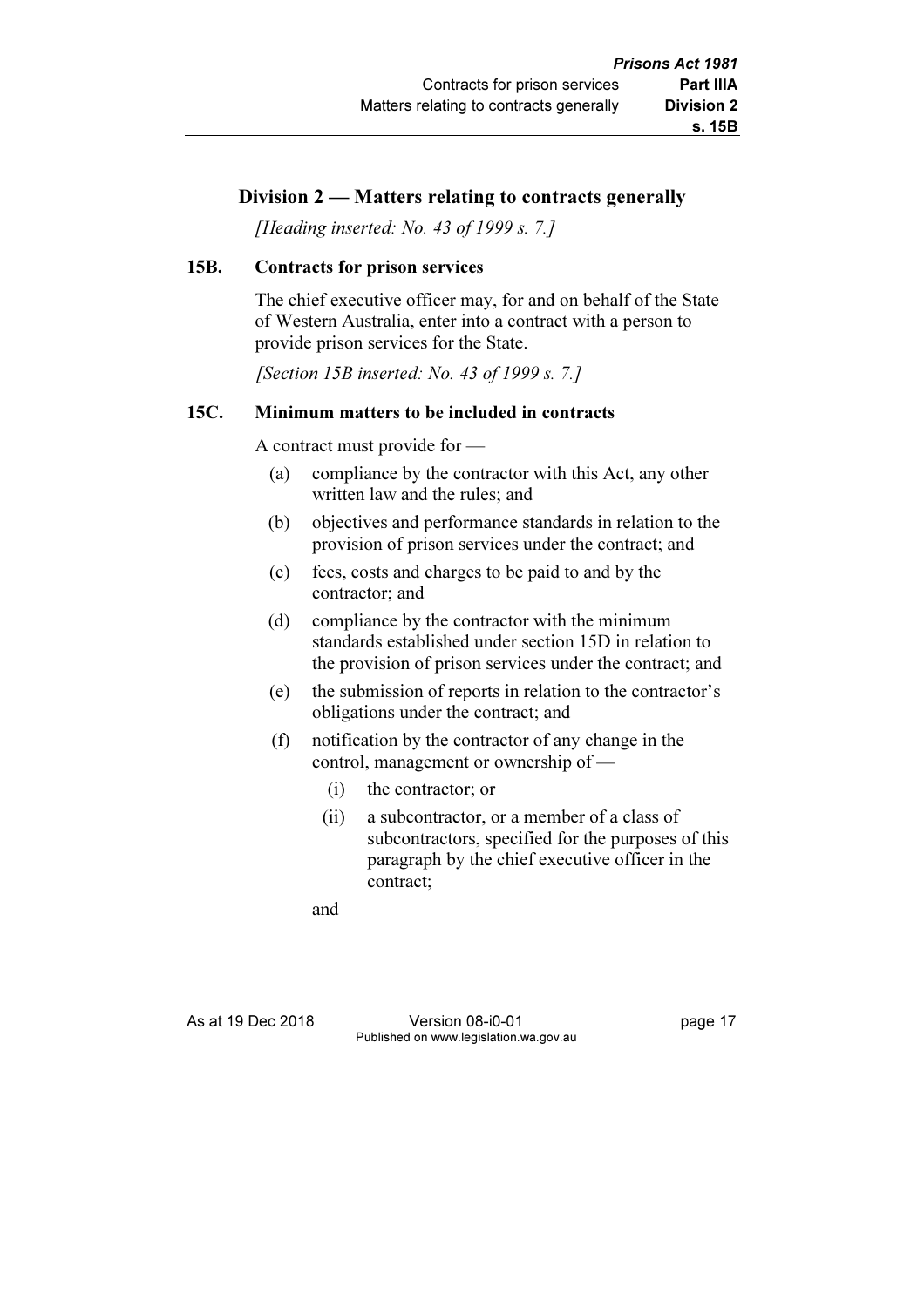## Division 2 — Matters relating to contracts generally

*[Heading inserted: No. 43 of 1999 s. 7.]*

### 15B. Contracts for prison services

The chief executive officer may, for and on behalf of the State of Western Australia, enter into a contract with a person to provide prison services for the State.

*[Section 15B inserted: No. 43 of 1999 s. 7.]*

### 15C. Minimum matters to be included in contracts

A contract must provide for —

(a) compliance by the contractor with this Act, any other written law and the rules; and

(b) objectives and performance standards in relation to the provision of prison services under the contract; and

(c) fees, costs and charges to be paid to and by the contractor; and

(d) compliance by the contractor with the minimum standards established under section 15D in relation to the provision of prison services under the contract; and

(e) the submission of reports in relation to the contractor's obligations under the contract; and

(f) notification by the contractor of any change in the control, management or ownership of —

  (i) the contractor; or

  (ii) a subcontractor, or a member of a class of subcontractors, specified for the purposes of this paragraph by the chief executive officer in the contract;

and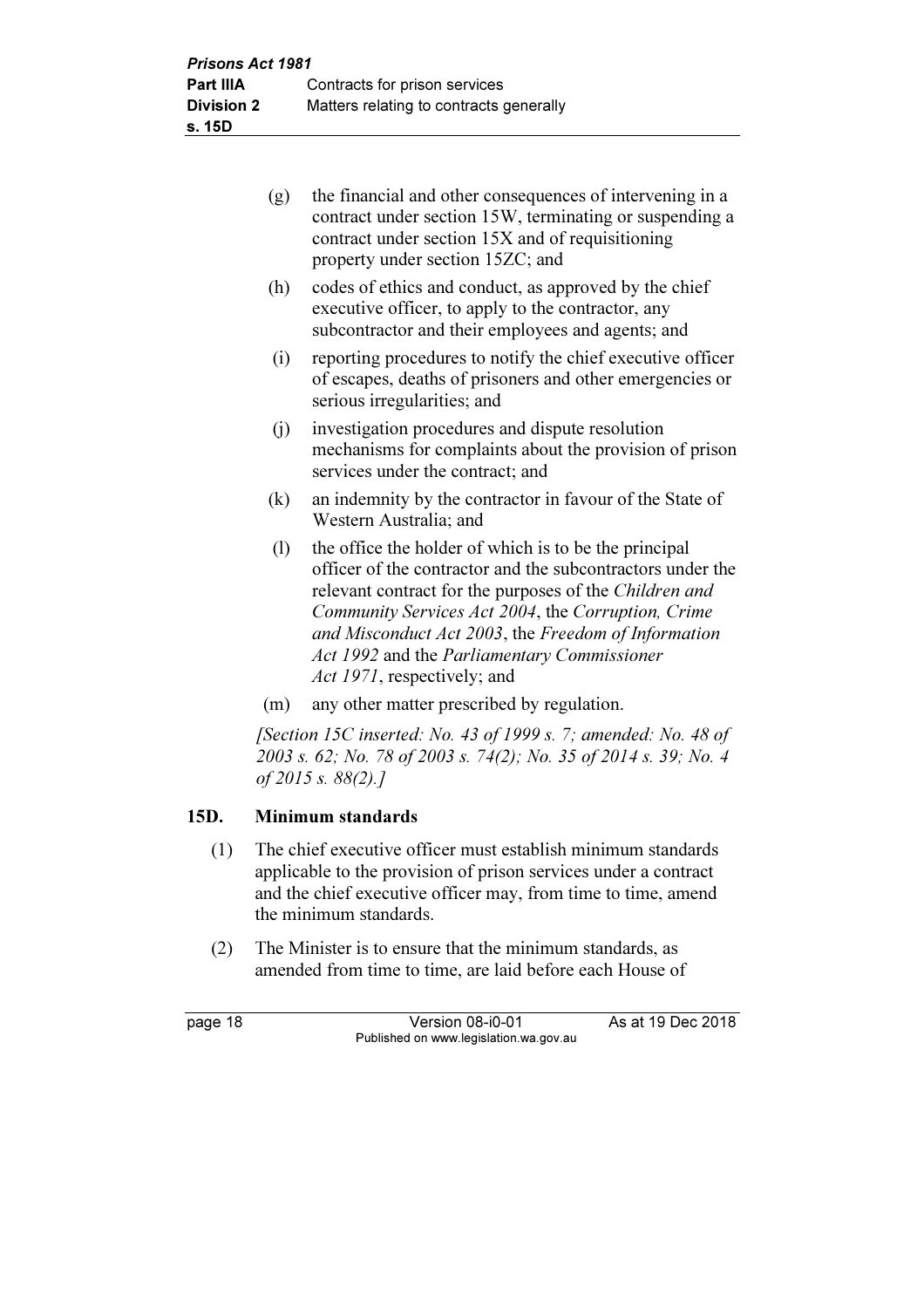(g) the financial and other consequences of intervening in a contract under section 15W, terminating or suspending a contract under section 15X and of requisitioning property under section 15ZC; and

(h) codes of ethics and conduct, as approved by the chief executive officer, to apply to the contractor, any subcontractor and their employees and agents; and

(i) reporting procedures to notify the chief executive officer of escapes, deaths of prisoners and other emergencies or serious irregularities; and

(j) investigation procedures and dispute resolution mechanisms for complaints about the provision of prison services under the contract; and

(k) an indemnity by the contractor in favour of the State of Western Australia; and

(l) the office the holder of which is to be the principal officer of the contractor and the subcontractors under the relevant contract for the purposes of the *Children and Community Services Act 2004*, the *Corruption, Crime and Misconduct Act 2003*, the *Freedom of Information Act 1992* and the *Parliamentary Commissioner Act 1971*, respectively; and

(m) any other matter prescribed by regulation.

*[Section 15C inserted: No. 43 of 1999 s. 7; amended: No. 48 of 2003 s. 62; No. 78 of 2003 s. 74(2); No. 35 of 2014 s. 39; No. 4 of 2015 s. 88(2).]*

### 15D. Minimum standards

(1) The chief executive officer must establish minimum standards applicable to the provision of prison services under a contract and the chief executive officer may, from time to time, amend the minimum standards.

(2) The Minister is to ensure that the minimum standards, as amended from time to time, are laid before each House of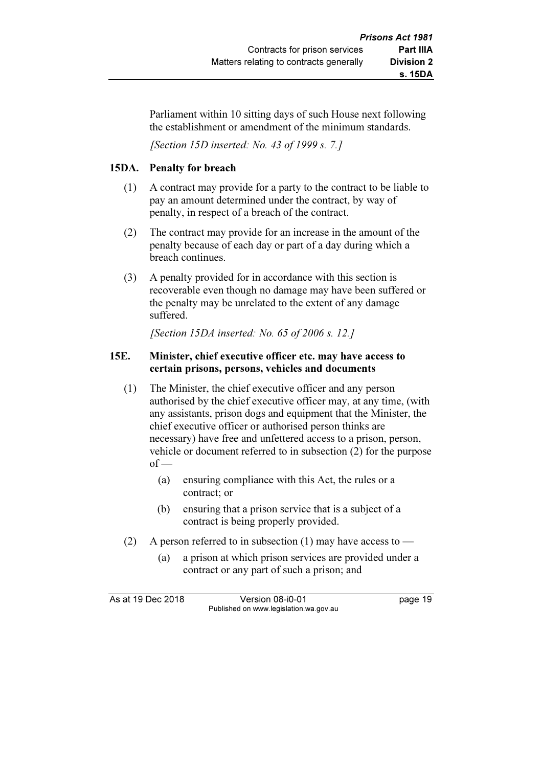Parliament within 10 sitting days of such House next following the establishment or amendment of the minimum standards.

*[Section 15D inserted: No. 43 of 1999 s. 7.]*

### 15DA. Penalty for breach

(1) A contract may provide for a party to the contract to be liable to pay an amount determined under the contract, by way of penalty, in respect of a breach of the contract.

(2) The contract may provide for an increase in the amount of the penalty because of each day or part of a day during which a breach continues.

(3) A penalty provided for in accordance with this section is recoverable even though no damage may have been suffered or the penalty may be unrelated to the extent of any damage suffered.

*[Section 15DA inserted: No. 65 of 2006 s. 12.]*

### 15E. Minister, chief executive officer etc. may have access to certain prisons, persons, vehicles and documents

(1) The Minister, the chief executive officer and any person authorised by the chief executive officer may, at any time, (with any assistants, prison dogs and equipment that the Minister, the chief executive officer or authorised person thinks are necessary) have free and unfettered access to a prison, person, vehicle or document referred to in subsection (2) for the purpose of —

(a) ensuring compliance with this Act, the rules or a contract; or

(b) ensuring that a prison service that is a subject of a contract is being properly provided.

(2) A person referred to in subsection (1) may have access to —

(a) a prison at which prison services are provided under a contract or any part of such a prison; and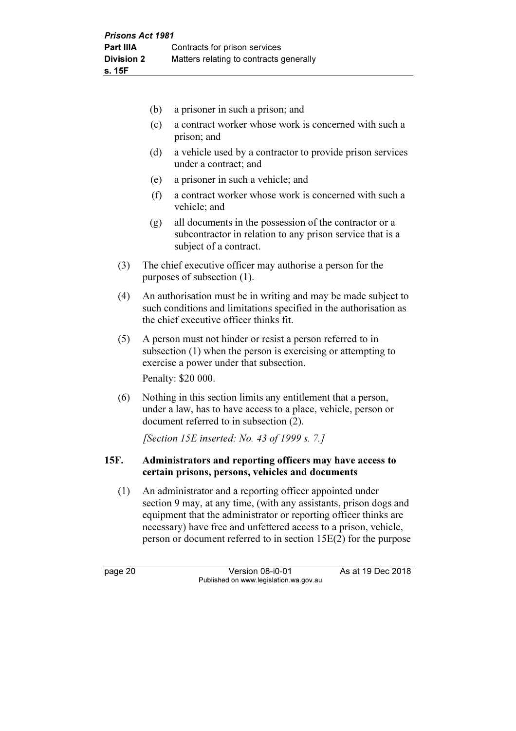(b) a prisoner in such a prison; and

(c) a contract worker whose work is concerned with such a prison; and

(d) a vehicle used by a contractor to provide prison services under a contract; and

(e) a prisoner in such a vehicle; and

(f) a contract worker whose work is concerned with such a vehicle; and

(g) all documents in the possession of the contractor or a subcontractor in relation to any prison service that is a subject of a contract.

(3) The chief executive officer may authorise a person for the purposes of subsection (1).

(4) An authorisation must be in writing and may be made subject to such conditions and limitations specified in the authorisation as the chief executive officer thinks fit.

(5) A person must not hinder or resist a person referred to in subsection (1) when the person is exercising or attempting to exercise a power under that subsection.

Penalty: $20 000.

(6) Nothing in this section limits any entitlement that a person, under a law, has to have access to a place, vehicle, person or document referred to in subsection (2).

*[Section 15E inserted: No. 43 of 1999 s. 7.]*

### 15F. Administrators and reporting officers may have access to certain prisons, persons, vehicles and documents

(1) An administrator and a reporting officer appointed under section 9 may, at any time, (with any assistants, prison dogs and equipment that the administrator or reporting officer thinks are necessary) have free and unfettered access to a prison, vehicle, person or document referred to in section 15E(2) for the purpose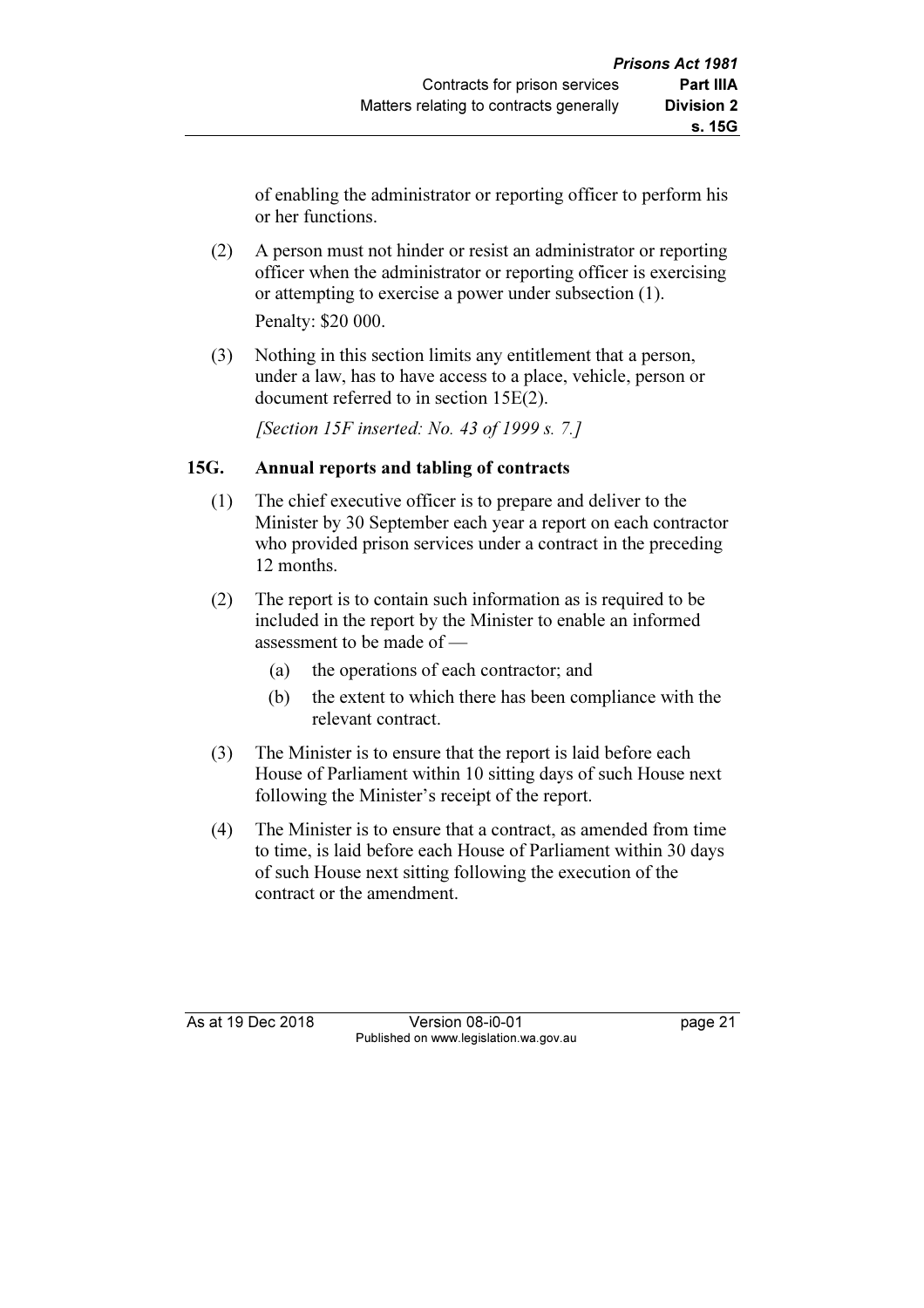of enabling the administrator or reporting officer to perform his or her functions.

(2) A person must not hinder or resist an administrator or reporting officer when the administrator or reporting officer is exercising or attempting to exercise a power under subsection (1).

Penalty: $20 000.

(3) Nothing in this section limits any entitlement that a person, under a law, has to have access to a place, vehicle, person or document referred to in section 15E(2).

*[Section 15F inserted: No. 43 of 1999 s. 7.]*

## 15G. Annual reports and tabling of contracts

(1) The chief executive officer is to prepare and deliver to the Minister by 30 September each year a report on each contractor who provided prison services under a contract in the preceding 12 months.

(2) The report is to contain such information as is required to be included in the report by the Minister to enable an informed assessment to be made of —

(a) the operations of each contractor; and

(b) the extent to which there has been compliance with the relevant contract.

(3) The Minister is to ensure that the report is laid before each House of Parliament within 10 sitting days of such House next following the Minister's receipt of the report.

(4) The Minister is to ensure that a contract, as amended from time to time, is laid before each House of Parliament within 30 days of such House next sitting following the execution of the contract or the amendment.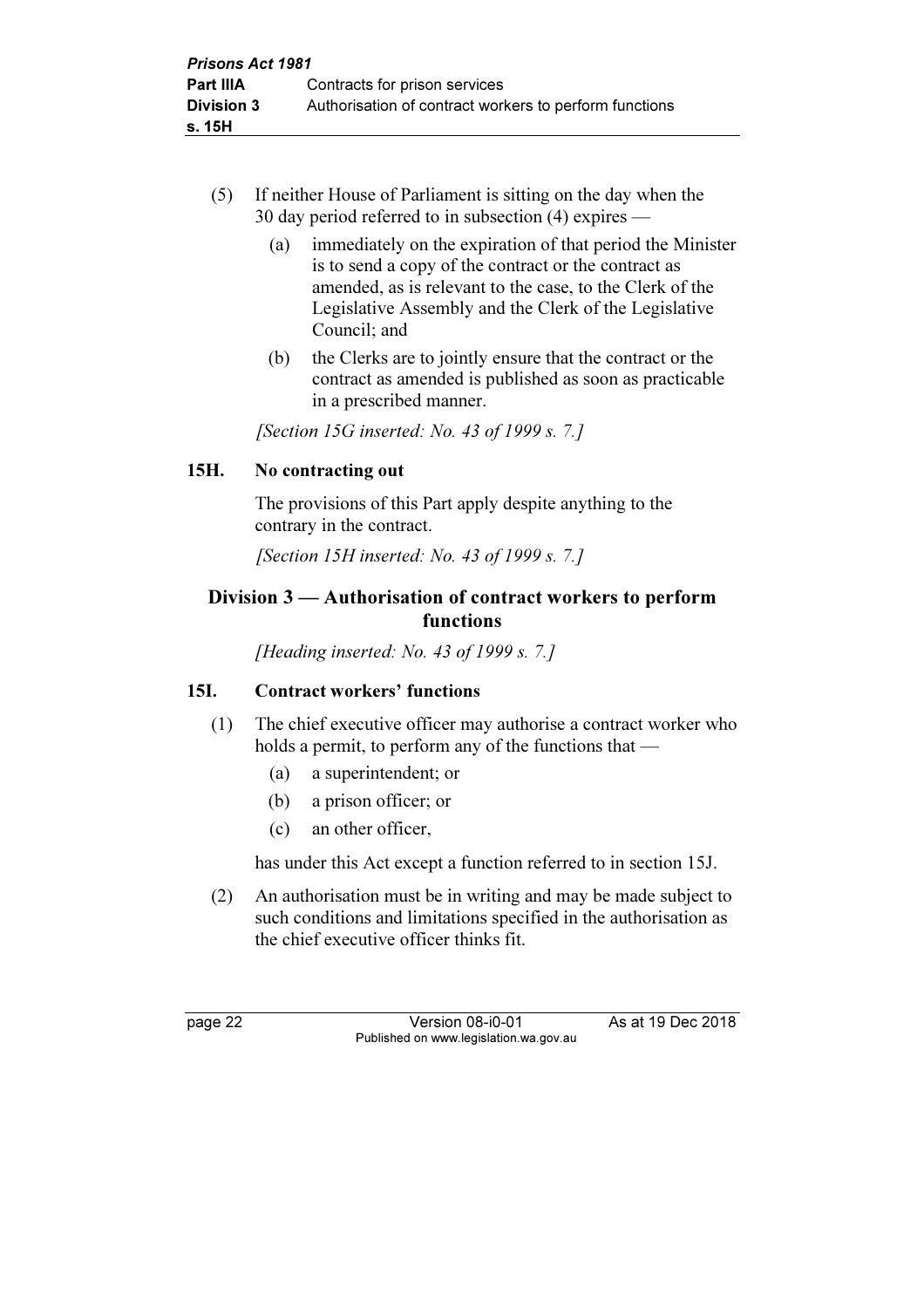(5) If neither House of Parliament is sitting on the day when the 30 day period referred to in subsection (4) expires —

(a) immediately on the expiration of that period the Minister is to send a copy of the contract or the contract as amended, as is relevant to the case, to the Clerk of the Legislative Assembly and the Clerk of the Legislative Council; and

(b) the Clerks are to jointly ensure that the contract or the contract as amended is published as soon as practicable in a prescribed manner.

*[Section 15G inserted: No. 43 of 1999 s. 7.]*

### 15H. No contracting out

The provisions of this Part apply despite anything to the contrary in the contract.

*[Section 15H inserted: No. 43 of 1999 s. 7.]*

## Division 3 — Authorisation of contract workers to perform functions

*[Heading inserted: No. 43 of 1999 s. 7.]*

### 15I. Contract workers' functions

(1) The chief executive officer may authorise a contract worker who holds a permit, to perform any of the functions that —

(a) a superintendent; or

(b) a prison officer; or

(c) an other officer,

has under this Act except a function referred to in section 15J.

(2) An authorisation must be in writing and may be made subject to such conditions and limitations specified in the authorisation as the chief executive officer thinks fit.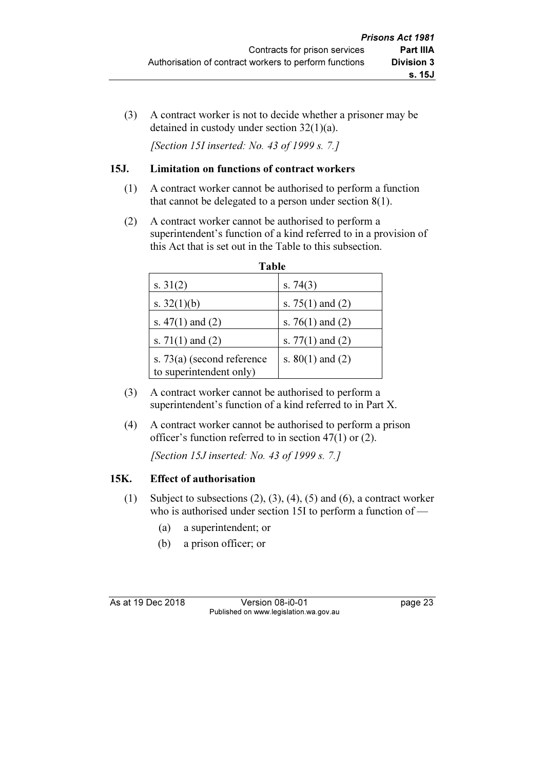(3) A contract worker is not to decide whether a prisoner may be detained in custody under section 32(1)(a).

*[Section 15I inserted: No. 43 of 1999 s. 7.]*

## 15J. Limitation on functions of contract workers

(1) A contract worker cannot be authorised to perform a function that cannot be delegated to a person under section 8(1).

(2) A contract worker cannot be authorised to perform a superintendent's function of a kind referred to in a provision of this Act that is set out in the Table to this subsection.

**Table**

| | |
|---|---|
| s. 31(2) | s. 74(3) |
| s. 32(1)(b) | s. 75(1) and (2) |
| s. 47(1) and (2) | s. 76(1) and (2) |
| s. 71(1) and (2) | s. 77(1) and (2) |
| s. 73(a) (second reference to superintendent only) | s. 80(1) and (2) |

(3) A contract worker cannot be authorised to perform a superintendent's function of a kind referred to in Part X.

(4) A contract worker cannot be authorised to perform a prison officer's function referred to in section 47(1) or (2).

*[Section 15J inserted: No. 43 of 1999 s. 7.]*

## 15K. Effect of authorisation

(1) Subject to subsections (2), (3), (4), (5) and (6), a contract worker who is authorised under section 15I to perform a function of —

(a) a superintendent; or

(b) a prison officer; or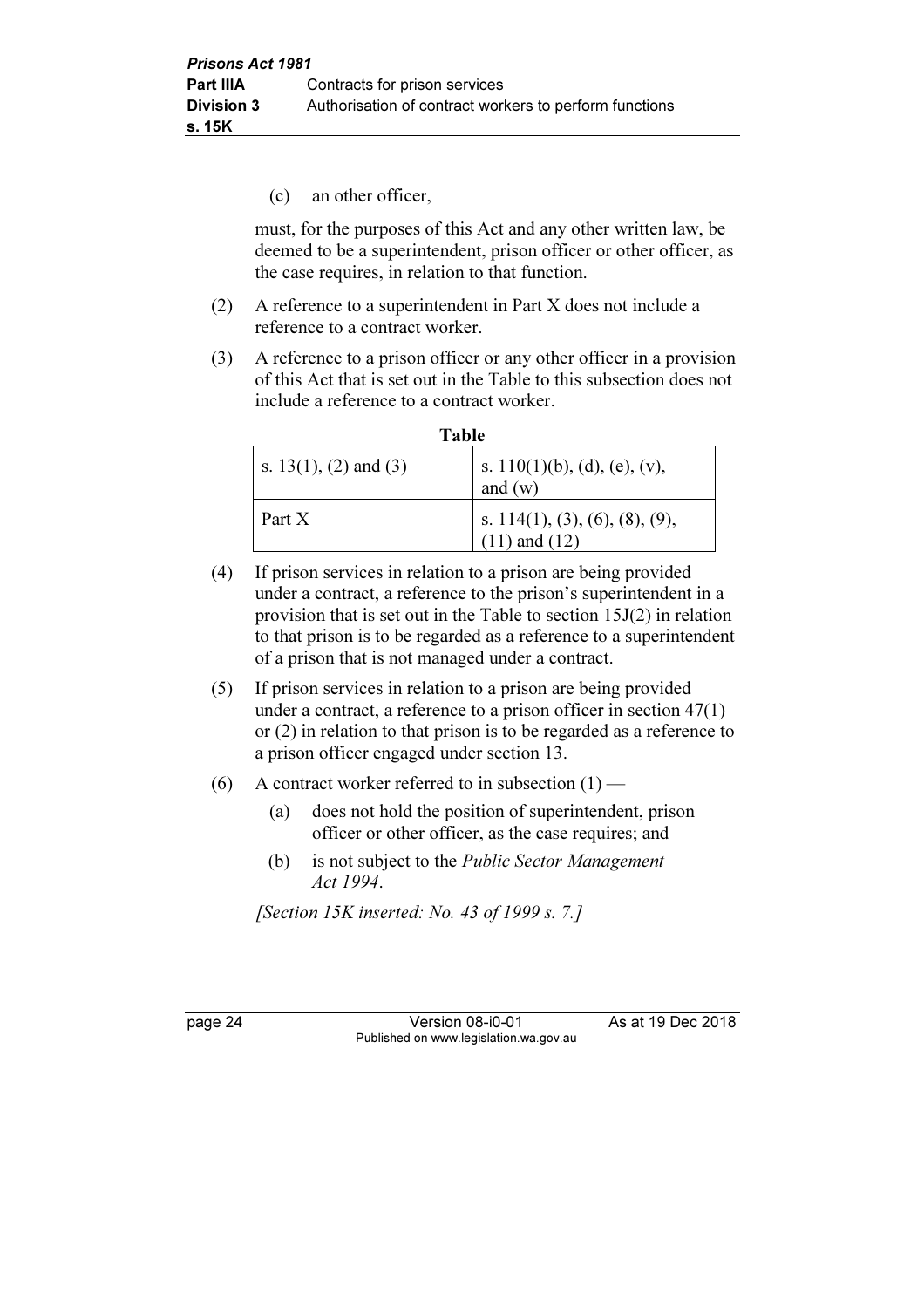(c) an other officer,

must, for the purposes of this Act and any other written law, be deemed to be a superintendent, prison officer or other officer, as the case requires, in relation to that function.

(2) A reference to a superintendent in Part X does not include a reference to a contract worker.

(3) A reference to a prison officer or any other officer in a provision of this Act that is set out in the Table to this subsection does not include a reference to a contract worker.

**Table**

| | |
|---|---|
| s. 13(1), (2) and (3) | s. 110(1)(b), (d), (e), (v), and (w) |
| Part X | s. 114(1), (3), (6), (8), (9), (11) and (12) |

(4) If prison services in relation to a prison are being provided under a contract, a reference to the prison's superintendent in a provision that is set out in the Table to section 15J(2) in relation to that prison is to be regarded as a reference to a superintendent of a prison that is not managed under a contract.

(5) If prison services in relation to a prison are being provided under a contract, a reference to a prison officer in section 47(1) or (2) in relation to that prison is to be regarded as a reference to a prison officer engaged under section 13.

(6) A contract worker referred to in subsection (1) —

(a) does not hold the position of superintendent, prison officer or other officer, as the case requires; and

(b) is not subject to the *Public Sector Management Act 1994*.

*[Section 15K inserted: No. 43 of 1999 s. 7.]*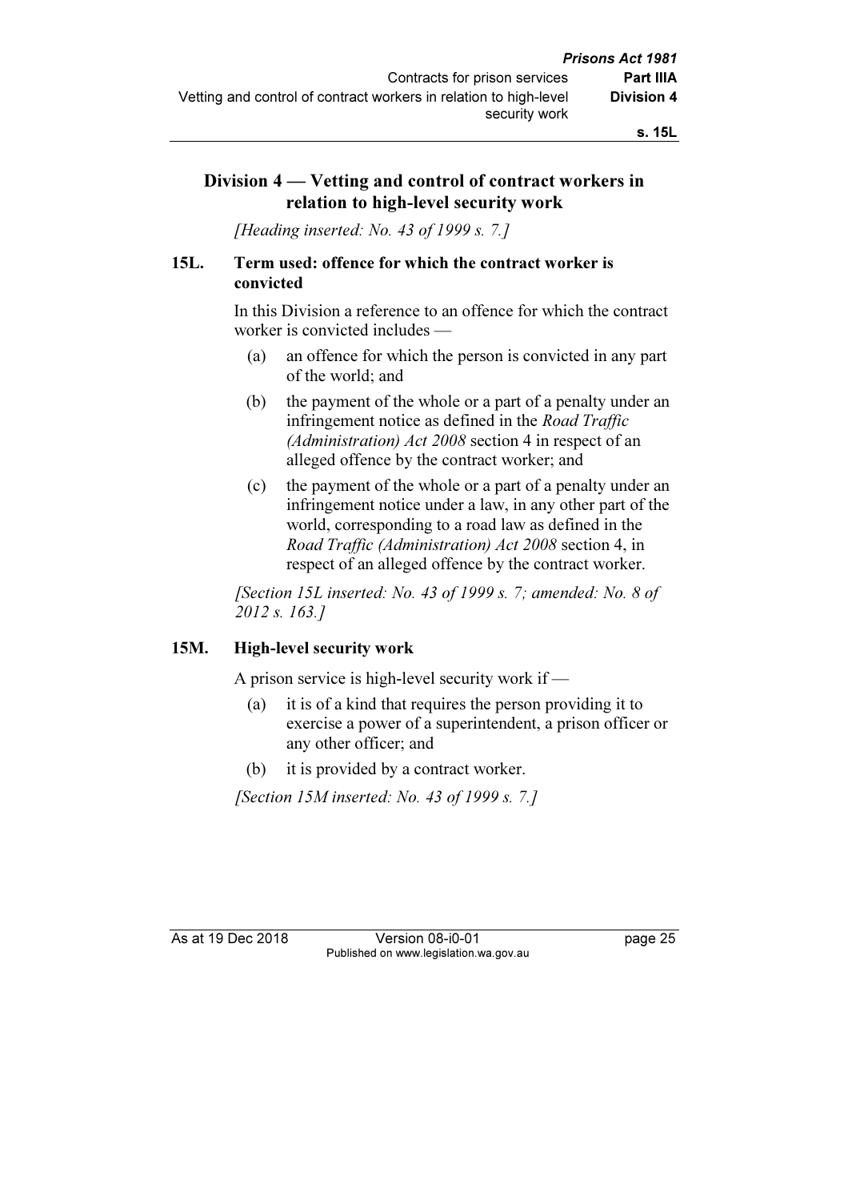## Division 4 — Vetting and control of contract workers in relation to high-level security work

*[Heading inserted: No. 43 of 1999 s. 7.]*

### 15L. Term used: offence for which the contract worker is convicted

In this Division a reference to an offence for which the contract worker is convicted includes —

(a) an offence for which the person is convicted in any part of the world; and

(b) the payment of the whole or a part of a penalty under an infringement notice as defined in the *Road Traffic (Administration) Act 2008* section 4 in respect of an alleged offence by the contract worker; and

(c) the payment of the whole or a part of a penalty under an infringement notice under a law, in any other part of the world, corresponding to a road law as defined in the *Road Traffic (Administration) Act 2008* section 4, in respect of an alleged offence by the contract worker.

*[Section 15L inserted: No. 43 of 1999 s. 7; amended: No. 8 of 2012 s. 163.]*

### 15M. High-level security work

A prison service is high-level security work if —

(a) it is of a kind that requires the person providing it to exercise a power of a superintendent, a prison officer or any other officer; and

(b) it is provided by a contract worker.

*[Section 15M inserted: No. 43 of 1999 s. 7.]*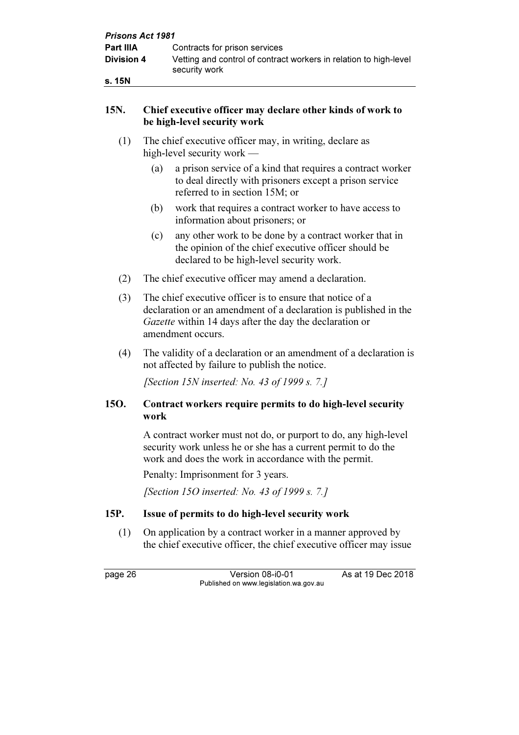## 15N. Chief executive officer may declare other kinds of work to be high-level security work

(1) The chief executive officer may, in writing, declare as high-level security work —

(a) a prison service of a kind that requires a contract worker to deal directly with prisoners except a prison service referred to in section 15M; or

(b) work that requires a contract worker to have access to information about prisoners; or

(c) any other work to be done by a contract worker that in the opinion of the chief executive officer should be declared to be high-level security work.

(2) The chief executive officer may amend a declaration.

(3) The chief executive officer is to ensure that notice of a declaration or an amendment of a declaration is published in the *Gazette* within 14 days after the day the declaration or amendment occurs.

(4) The validity of a declaration or an amendment of a declaration is not affected by failure to publish the notice.

*[Section 15N inserted: No. 43 of 1999 s. 7.]*

## 15O. Contract workers require permits to do high-level security work

A contract worker must not do, or purport to do, any high-level security work unless he or she has a current permit to do the work and does the work in accordance with the permit.

Penalty: Imprisonment for 3 years.

*[Section 15O inserted: No. 43 of 1999 s. 7.]*

## 15P. Issue of permits to do high-level security work

(1) On application by a contract worker in a manner approved by the chief executive officer, the chief executive officer may issue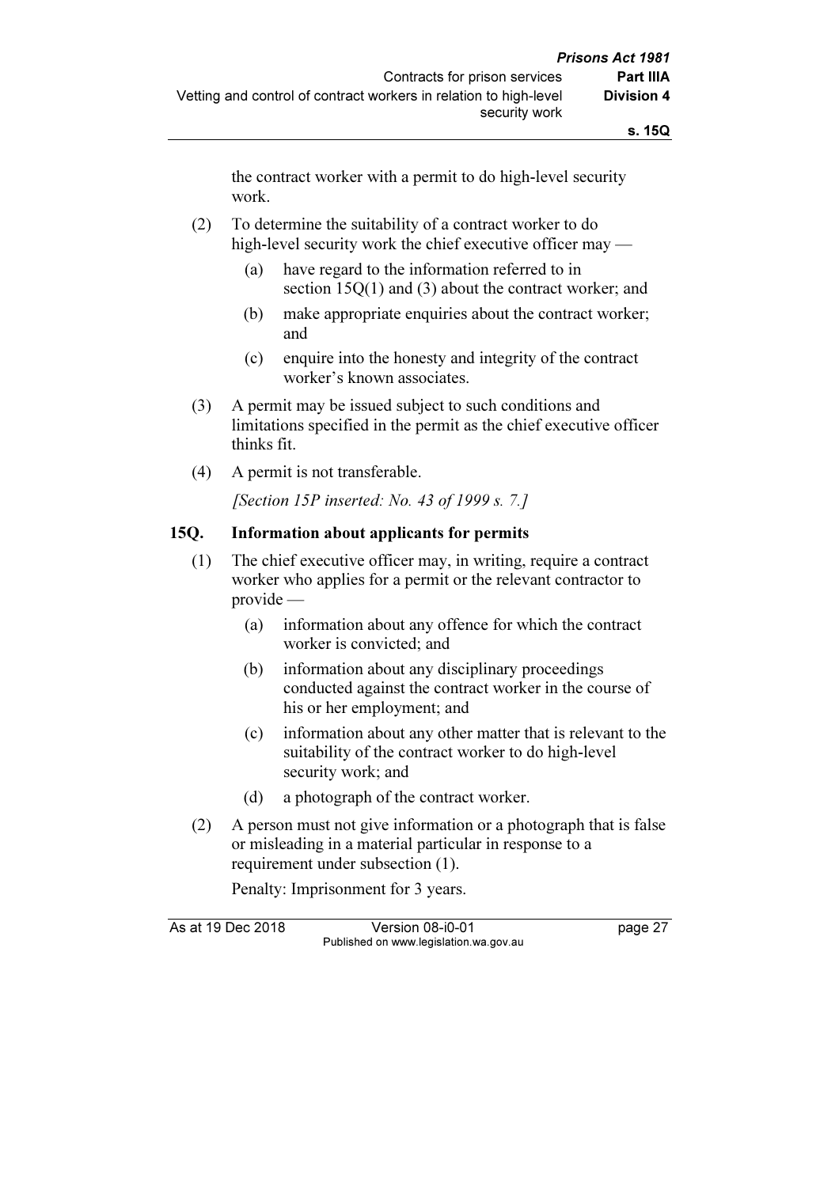the contract worker with a permit to do high-level security work.

(2) To determine the suitability of a contract worker to do high-level security work the chief executive officer may —

(a) have regard to the information referred to in section 15Q(1) and (3) about the contract worker; and

(b) make appropriate enquiries about the contract worker; and

(c) enquire into the honesty and integrity of the contract worker's known associates.

(3) A permit may be issued subject to such conditions and limitations specified in the permit as the chief executive officer thinks fit.

(4) A permit is not transferable.

*[Section 15P inserted: No. 43 of 1999 s. 7.]*

### 15Q. Information about applicants for permits

(1) The chief executive officer may, in writing, require a contract worker who applies for a permit or the relevant contractor to provide —

(a) information about any offence for which the contract worker is convicted; and

(b) information about any disciplinary proceedings conducted against the contract worker in the course of his or her employment; and

(c) information about any other matter that is relevant to the suitability of the contract worker to do high-level security work; and

(d) a photograph of the contract worker.

(2) A person must not give information or a photograph that is false or misleading in a material particular in response to a requirement under subsection (1).

Penalty: Imprisonment for 3 years.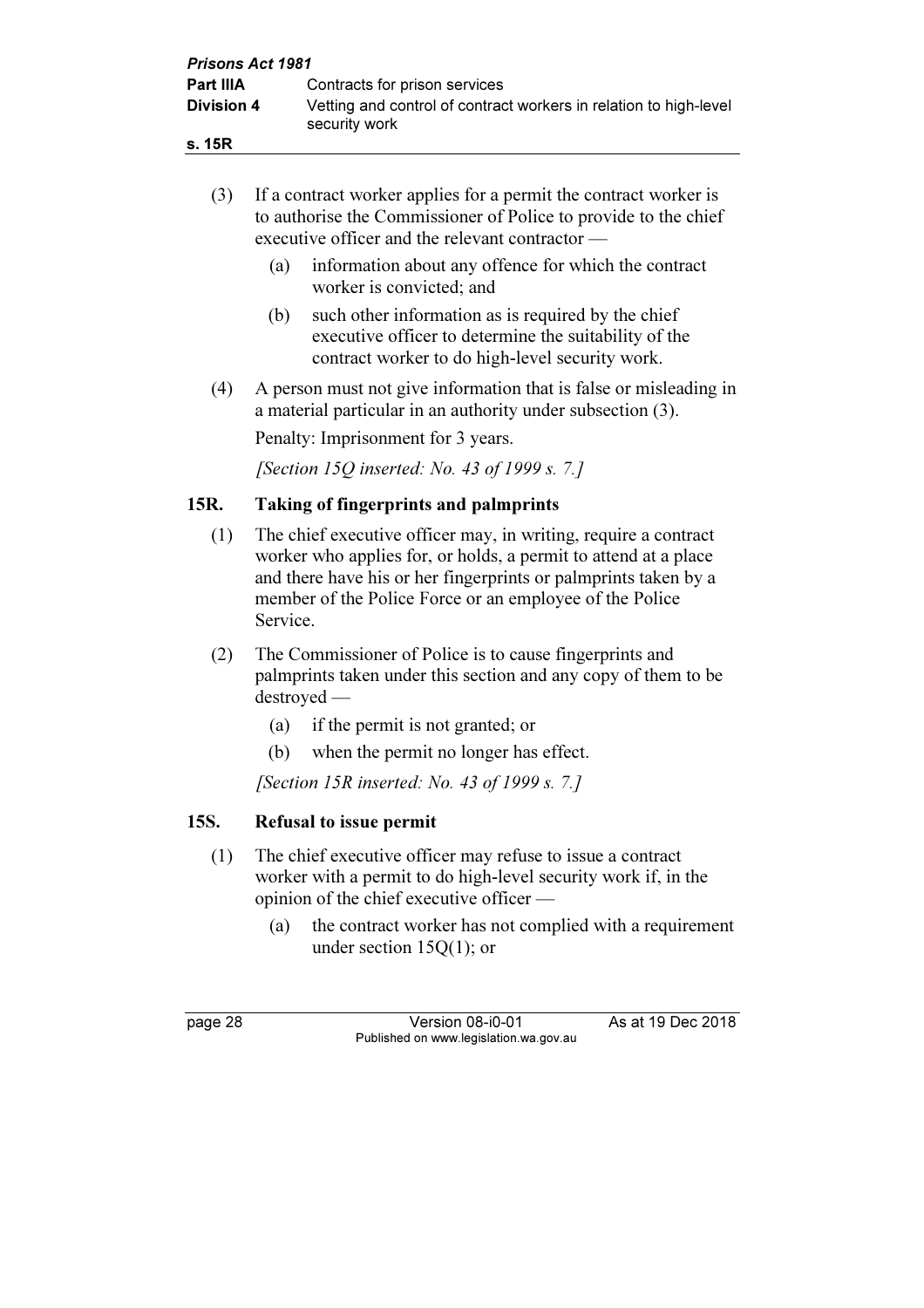(3) If a contract worker applies for a permit the contract worker is to authorise the Commissioner of Police to provide to the chief executive officer and the relevant contractor —

(a) information about any offence for which the contract worker is convicted; and

(b) such other information as is required by the chief executive officer to determine the suitability of the contract worker to do high-level security work.

(4) A person must not give information that is false or misleading in a material particular in an authority under subsection (3).

Penalty: Imprisonment for 3 years.

*[Section 15Q inserted: No. 43 of 1999 s. 7.]*

## 15R. Taking of fingerprints and palmprints

(1) The chief executive officer may, in writing, require a contract worker who applies for, or holds, a permit to attend at a place and there have his or her fingerprints or palmprints taken by a member of the Police Force or an employee of the Police Service.

(2) The Commissioner of Police is to cause fingerprints and palmprints taken under this section and any copy of them to be destroyed —

(a) if the permit is not granted; or

(b) when the permit no longer has effect.

*[Section 15R inserted: No. 43 of 1999 s. 7.]*

## 15S. Refusal to issue permit

(1) The chief executive officer may refuse to issue a contract worker with a permit to do high-level security work if, in the opinion of the chief executive officer —

(a) the contract worker has not complied with a requirement under section 15Q(1); or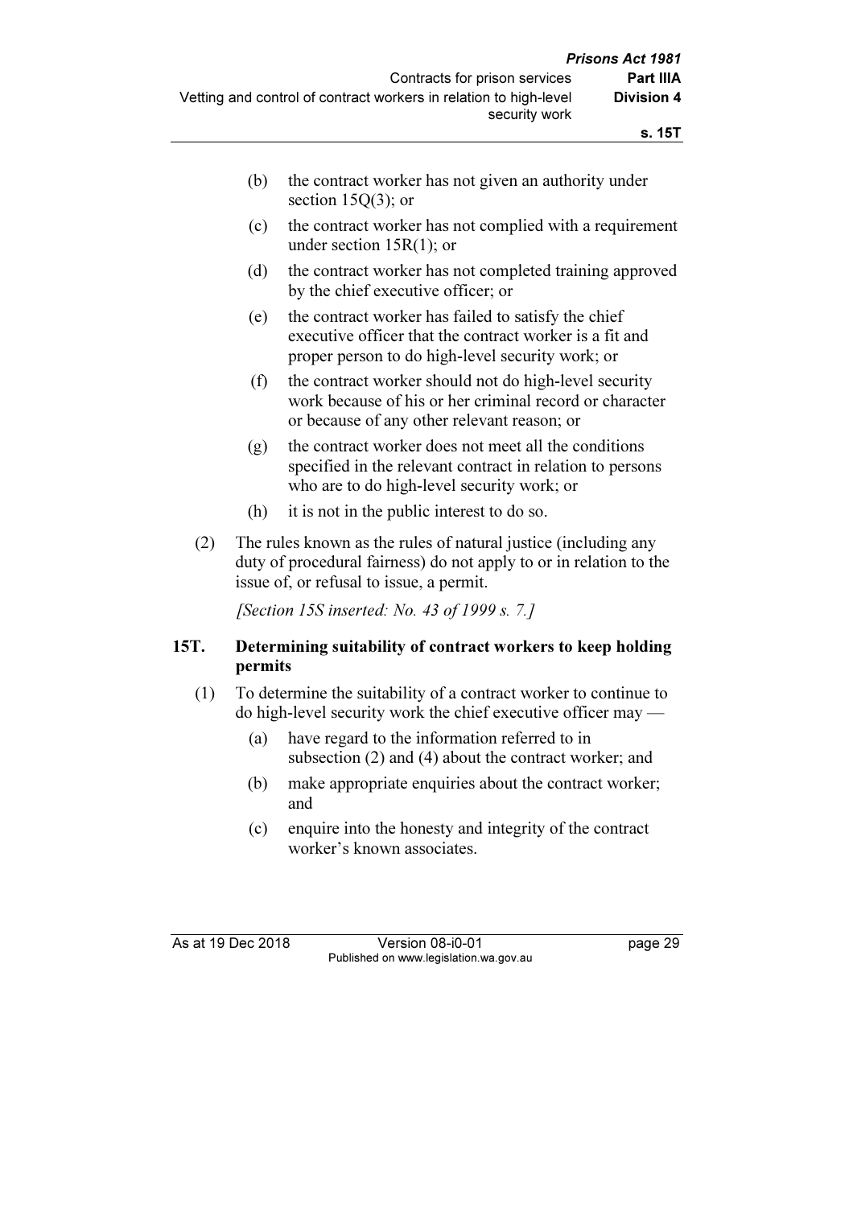(b) the contract worker has not given an authority under section 15Q(3); or

(c) the contract worker has not complied with a requirement under section 15R(1); or

(d) the contract worker has not completed training approved by the chief executive officer; or

(e) the contract worker has failed to satisfy the chief executive officer that the contract worker is a fit and proper person to do high-level security work; or

(f) the contract worker should not do high-level security work because of his or her criminal record or character or because of any other relevant reason; or

(g) the contract worker does not meet all the conditions specified in the relevant contract in relation to persons who are to do high-level security work; or

(h) it is not in the public interest to do so.

(2) The rules known as the rules of natural justice (including any duty of procedural fairness) do not apply to or in relation to the issue of, or refusal to issue, a permit.

*[Section 15S inserted: No. 43 of 1999 s. 7.]*

## 15T. Determining suitability of contract workers to keep holding permits

(1) To determine the suitability of a contract worker to continue to do high-level security work the chief executive officer may —

(a) have regard to the information referred to in subsection (2) and (4) about the contract worker; and

(b) make appropriate enquiries about the contract worker; and

(c) enquire into the honesty and integrity of the contract worker's known associates.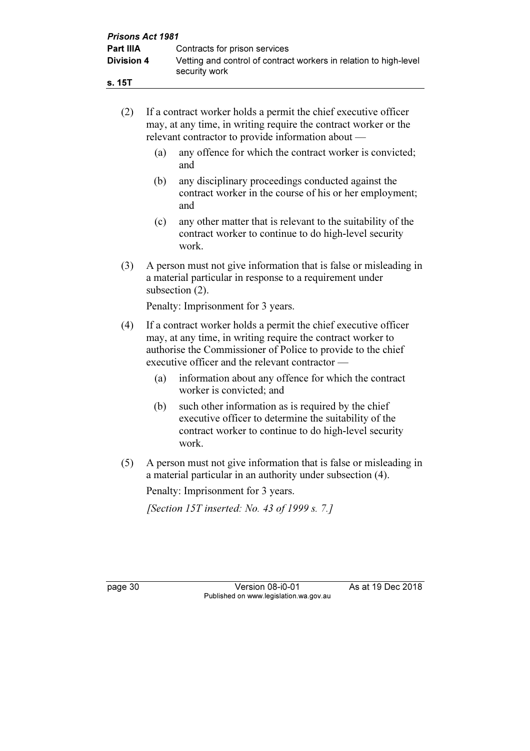(2) If a contract worker holds a permit the chief executive officer may, at any time, in writing require the contract worker or the relevant contractor to provide information about —

   (a) any offence for which the contract worker is convicted; and

   (b) any disciplinary proceedings conducted against the contract worker in the course of his or her employment; and

   (c) any other matter that is relevant to the suitability of the contract worker to continue to do high-level security work.

(3) A person must not give information that is false or misleading in a material particular in response to a requirement under subsection (2).

Penalty: Imprisonment for 3 years.

(4) If a contract worker holds a permit the chief executive officer may, at any time, in writing require the contract worker to authorise the Commissioner of Police to provide to the chief executive officer and the relevant contractor —

   (a) information about any offence for which the contract worker is convicted; and

   (b) such other information as is required by the chief executive officer to determine the suitability of the contract worker to continue to do high-level security work.

(5) A person must not give information that is false or misleading in a material particular in an authority under subsection (4).

Penalty: Imprisonment for 3 years.

*[Section 15T inserted: No. 43 of 1999 s. 7.]*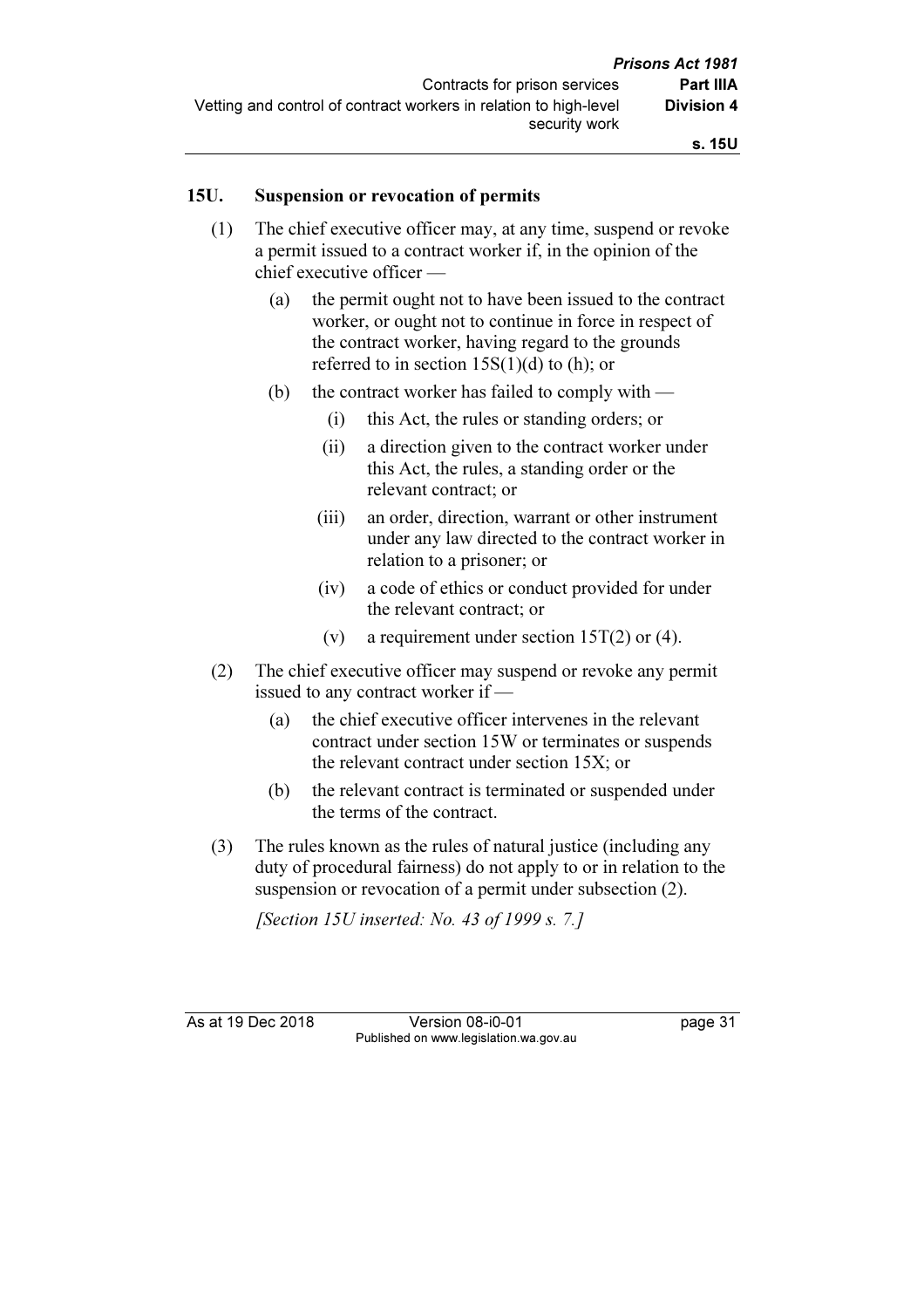## 15U. Suspension or revocation of permits

(1) The chief executive officer may, at any time, suspend or revoke a permit issued to a contract worker if, in the opinion of the chief executive officer —

(a) the permit ought not to have been issued to the contract worker, or ought not to continue in force in respect of the contract worker, having regard to the grounds referred to in section 15S(1)(d) to (h); or

(b) the contract worker has failed to comply with —

(i) this Act, the rules or standing orders; or

(ii) a direction given to the contract worker under this Act, the rules, a standing order or the relevant contract; or

(iii) an order, direction, warrant or other instrument under any law directed to the contract worker in relation to a prisoner; or

(iv) a code of ethics or conduct provided for under the relevant contract; or

(v) a requirement under section 15T(2) or (4).

(2) The chief executive officer may suspend or revoke any permit issued to any contract worker if —

(a) the chief executive officer intervenes in the relevant contract under section 15W or terminates or suspends the relevant contract under section 15X; or

(b) the relevant contract is terminated or suspended under the terms of the contract.

(3) The rules known as the rules of natural justice (including any duty of procedural fairness) do not apply to or in relation to the suspension or revocation of a permit under subsection (2).

*[Section 15U inserted: No. 43 of 1999 s. 7.]*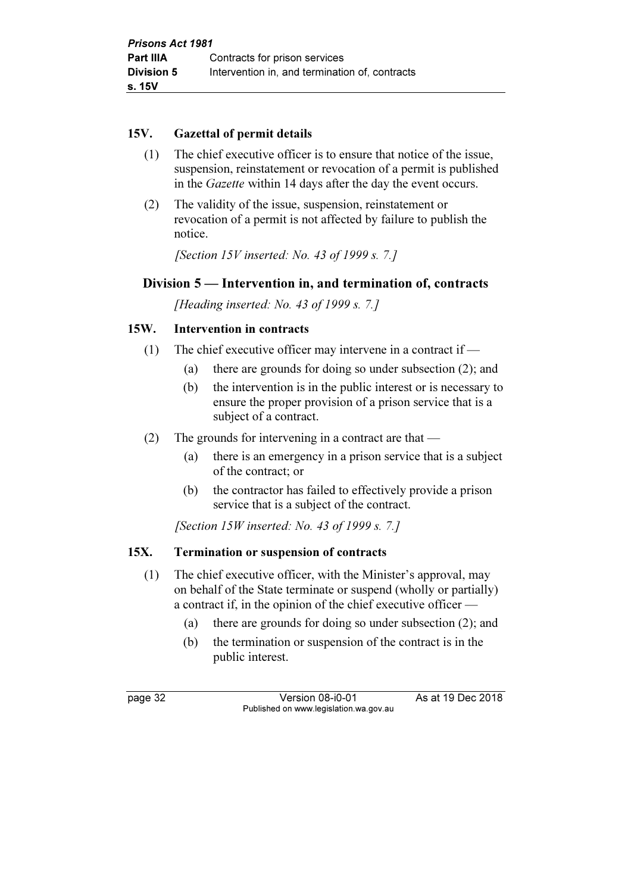## 15V. Gazettal of permit details

(1) The chief executive officer is to ensure that notice of the issue, suspension, reinstatement or revocation of a permit is published in the *Gazette* within 14 days after the day the event occurs.

(2) The validity of the issue, suspension, reinstatement or revocation of a permit is not affected by failure to publish the notice.

*[Section 15V inserted: No. 43 of 1999 s. 7.]*

# Division 5 — Intervention in, and termination of, contracts

*[Heading inserted: No. 43 of 1999 s. 7.]*

## 15W. Intervention in contracts

(1) The chief executive officer may intervene in a contract if —

- (a) there are grounds for doing so under subsection (2); and
- (b) the intervention is in the public interest or is necessary to ensure the proper provision of a prison service that is a subject of a contract.

(2) The grounds for intervening in a contract are that —

- (a) there is an emergency in a prison service that is a subject of the contract; or
- (b) the contractor has failed to effectively provide a prison service that is a subject of the contract.

*[Section 15W inserted: No. 43 of 1999 s. 7.]*

## 15X. Termination or suspension of contracts

(1) The chief executive officer, with the Minister's approval, may on behalf of the State terminate or suspend (wholly or partially) a contract if, in the opinion of the chief executive officer —

- (a) there are grounds for doing so under subsection (2); and
- (b) the termination or suspension of the contract is in the public interest.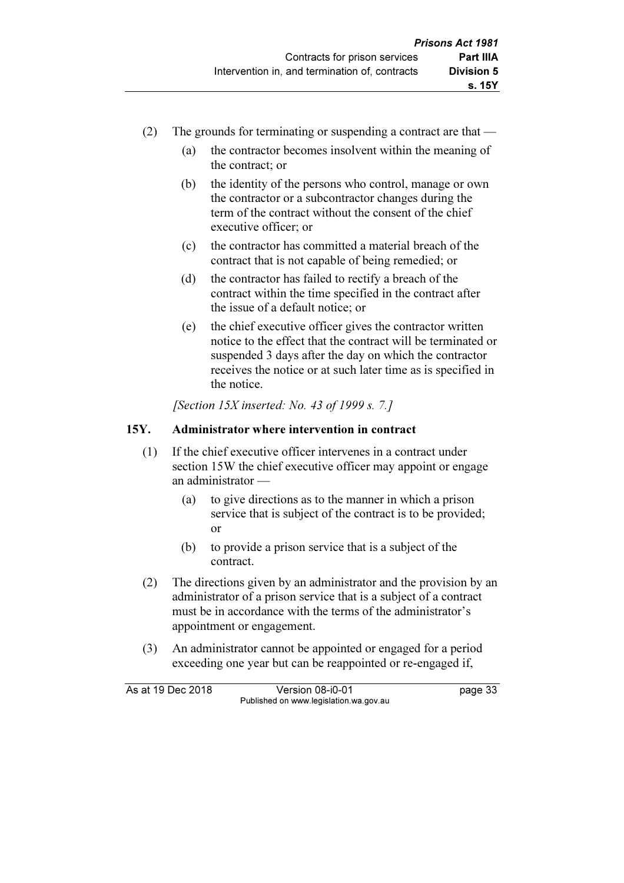(2) The grounds for terminating or suspending a contract are that —

(a) the contractor becomes insolvent within the meaning of the contract; or

(b) the identity of the persons who control, manage or own the contractor or a subcontractor changes during the term of the contract without the consent of the chief executive officer; or

(c) the contractor has committed a material breach of the contract that is not capable of being remedied; or

(d) the contractor has failed to rectify a breach of the contract within the time specified in the contract after the issue of a default notice; or

(e) the chief executive officer gives the contractor written notice to the effect that the contract will be terminated or suspended 3 days after the day on which the contractor receives the notice or at such later time as is specified in the notice.

*[Section 15X inserted: No. 43 of 1999 s. 7.]*

### 15Y. Administrator where intervention in contract

(1) If the chief executive officer intervenes in a contract under section 15W the chief executive officer may appoint or engage an administrator —

(a) to give directions as to the manner in which a prison service that is subject of the contract is to be provided; or

(b) to provide a prison service that is a subject of the contract.

(2) The directions given by an administrator and the provision by an administrator of a prison service that is a subject of a contract must be in accordance with the terms of the administrator's appointment or engagement.

(3) An administrator cannot be appointed or engaged for a period exceeding one year but can be reappointed or re-engaged if,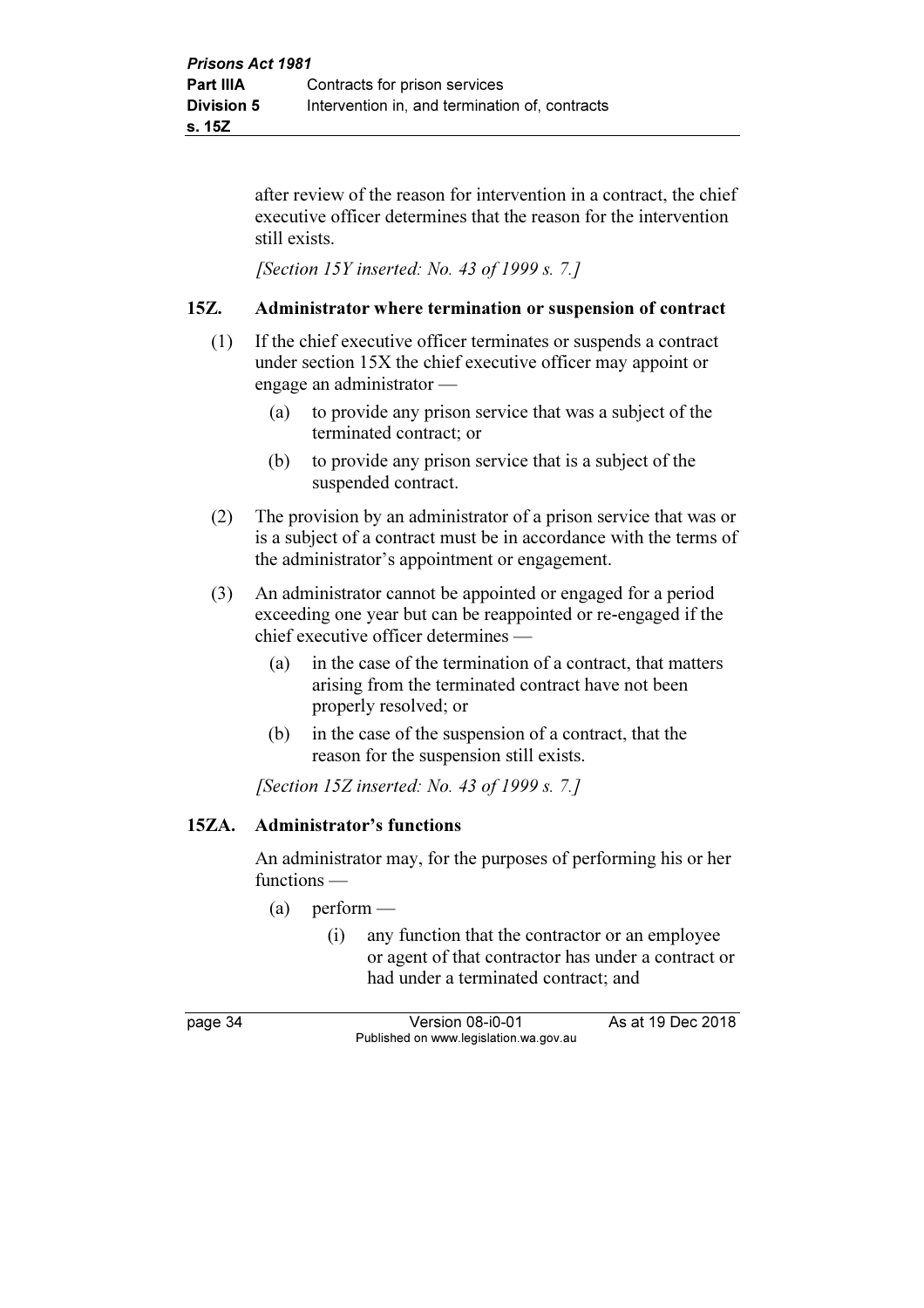after review of the reason for intervention in a contract, the chief executive officer determines that the reason for the intervention still exists.

*[Section 15Y inserted: No. 43 of 1999 s. 7.]*

### 15Z. Administrator where termination or suspension of contract

(1) If the chief executive officer terminates or suspends a contract under section 15X the chief executive officer may appoint or engage an administrator —

(a) to provide any prison service that was a subject of the terminated contract; or

(b) to provide any prison service that is a subject of the suspended contract.

(2) The provision by an administrator of a prison service that was or is a subject of a contract must be in accordance with the terms of the administrator's appointment or engagement.

(3) An administrator cannot be appointed or engaged for a period exceeding one year but can be reappointed or re-engaged if the chief executive officer determines —

(a) in the case of the termination of a contract, that matters arising from the terminated contract have not been properly resolved; or

(b) in the case of the suspension of a contract, that the reason for the suspension still exists.

*[Section 15Z inserted: No. 43 of 1999 s. 7.]*

### 15ZA. Administrator's functions

An administrator may, for the purposes of performing his or her functions —

(a) perform —

(i) any function that the contractor or an employee or agent of that contractor has under a contract or had under a terminated contract; and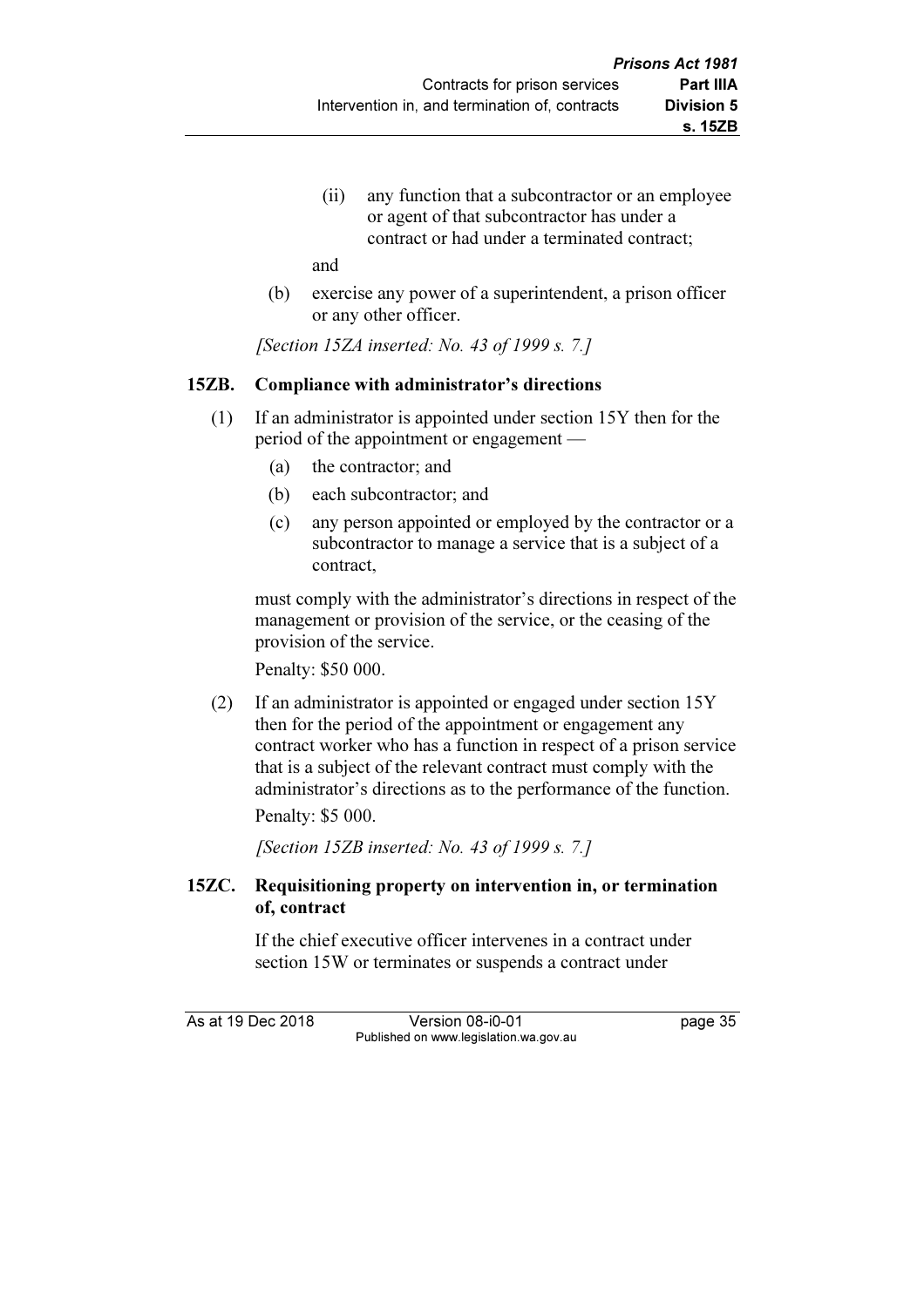(ii) any function that a subcontractor or an employee or agent of that subcontractor has under a contract or had under a terminated contract;

and

(b) exercise any power of a superintendent, a prison officer or any other officer.

*[Section 15ZA inserted: No. 43 of 1999 s. 7.]*

### 15ZB. Compliance with administrator's directions

(1) If an administrator is appointed under section 15Y then for the period of the appointment or engagement —

(a) the contractor; and

(b) each subcontractor; and

(c) any person appointed or employed by the contractor or a subcontractor to manage a service that is a subject of a contract,

must comply with the administrator's directions in respect of the management or provision of the service, or the ceasing of the provision of the service.

Penalty: $50 000.

(2) If an administrator is appointed or engaged under section 15Y then for the period of the appointment or engagement any contract worker who has a function in respect of a prison service that is a subject of the relevant contract must comply with the administrator's directions as to the performance of the function.

Penalty: $5 000.

*[Section 15ZB inserted: No. 43 of 1999 s. 7.]*

### 15ZC. Requisitioning property on intervention in, or termination of, contract

If the chief executive officer intervenes in a contract under section 15W or terminates or suspends a contract under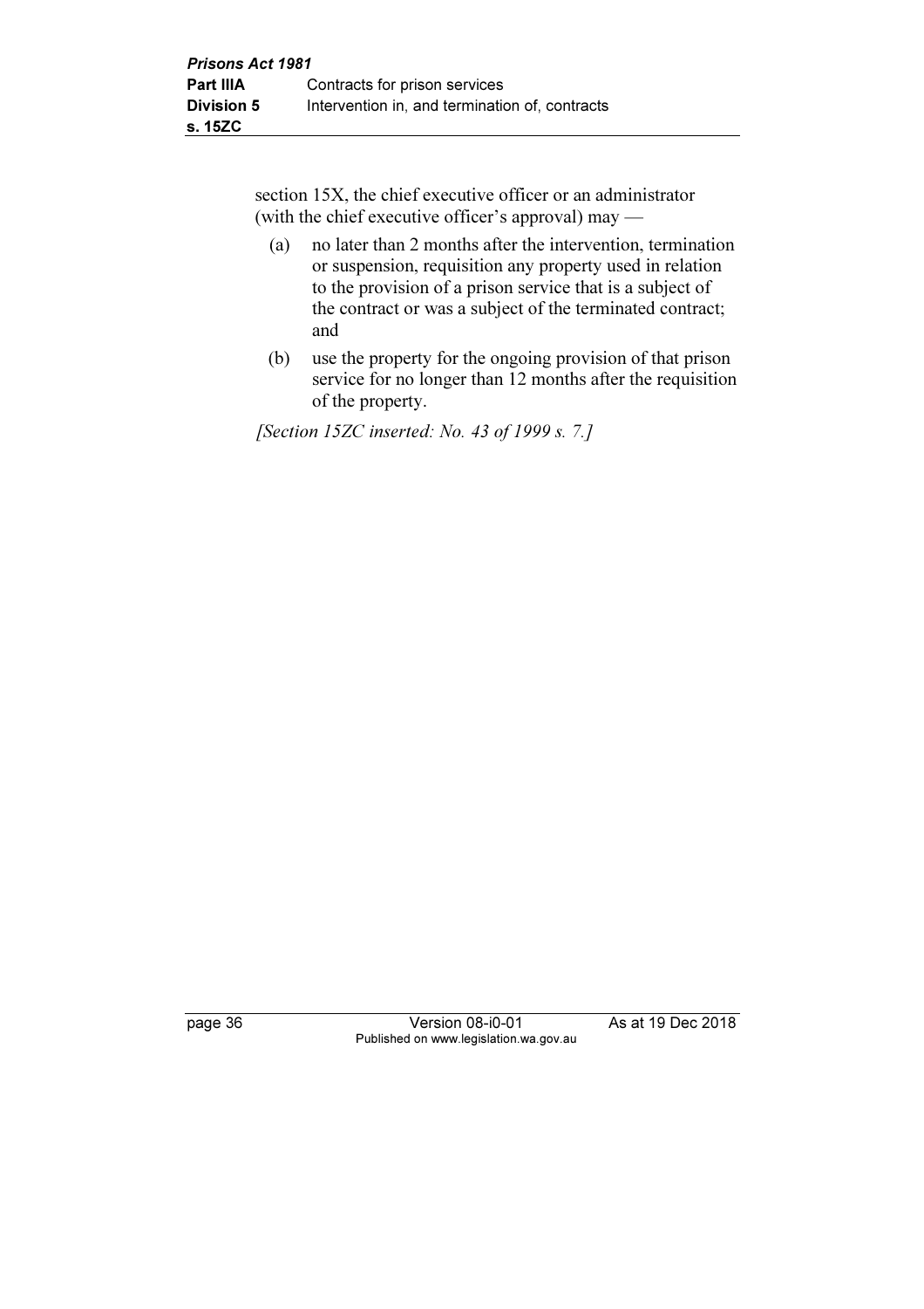section 15X, the chief executive officer or an administrator (with the chief executive officer's approval) may —

(a) no later than 2 months after the intervention, termination or suspension, requisition any property used in relation to the provision of a prison service that is a subject of the contract or was a subject of the terminated contract; and

(b) use the property for the ongoing provision of that prison service for no longer than 12 months after the requisition of the property.

*[Section 15ZC inserted: No. 43 of 1999 s. 7.]*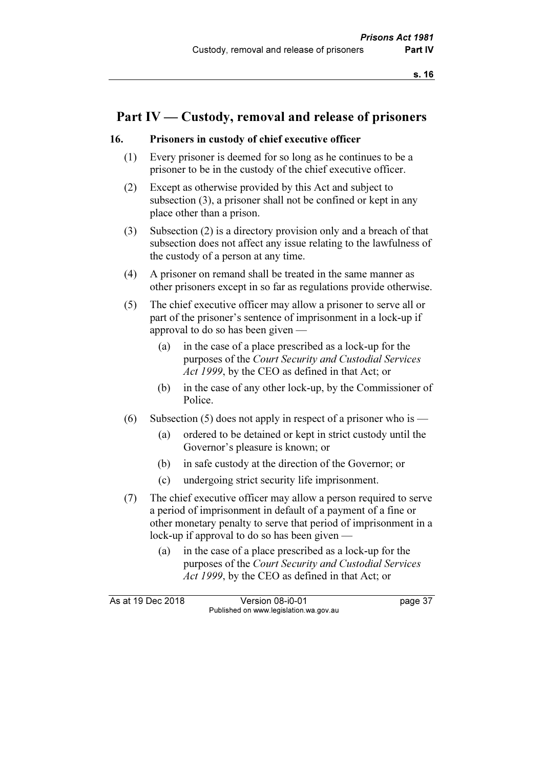## Part IV — Custody, removal and release of prisoners

### 16. Prisoners in custody of chief executive officer

(1) Every prisoner is deemed for so long as he continues to be a prisoner to be in the custody of the chief executive officer.

(2) Except as otherwise provided by this Act and subject to subsection (3), a prisoner shall not be confined or kept in any place other than a prison.

(3) Subsection (2) is a directory provision only and a breach of that subsection does not affect any issue relating to the lawfulness of the custody of a person at any time.

(4) A prisoner on remand shall be treated in the same manner as other prisoners except in so far as regulations provide otherwise.

(5) The chief executive officer may allow a prisoner to serve all or part of the prisoner's sentence of imprisonment in a lock-up if approval to do so has been given —

- (a) in the case of a place prescribed as a lock-up for the purposes of the *Court Security and Custodial Services Act 1999*, by the CEO as defined in that Act; or
- (b) in the case of any other lock-up, by the Commissioner of Police.

(6) Subsection (5) does not apply in respect of a prisoner who is —

- (a) ordered to be detained or kept in strict custody until the Governor's pleasure is known; or
- (b) in safe custody at the direction of the Governor; or
- (c) undergoing strict security life imprisonment.

(7) The chief executive officer may allow a person required to serve a period of imprisonment in default of a payment of a fine or other monetary penalty to serve that period of imprisonment in a lock-up if approval to do so has been given —

- (a) in the case of a place prescribed as a lock-up for the purposes of the *Court Security and Custodial Services Act 1999*, by the CEO as defined in that Act; or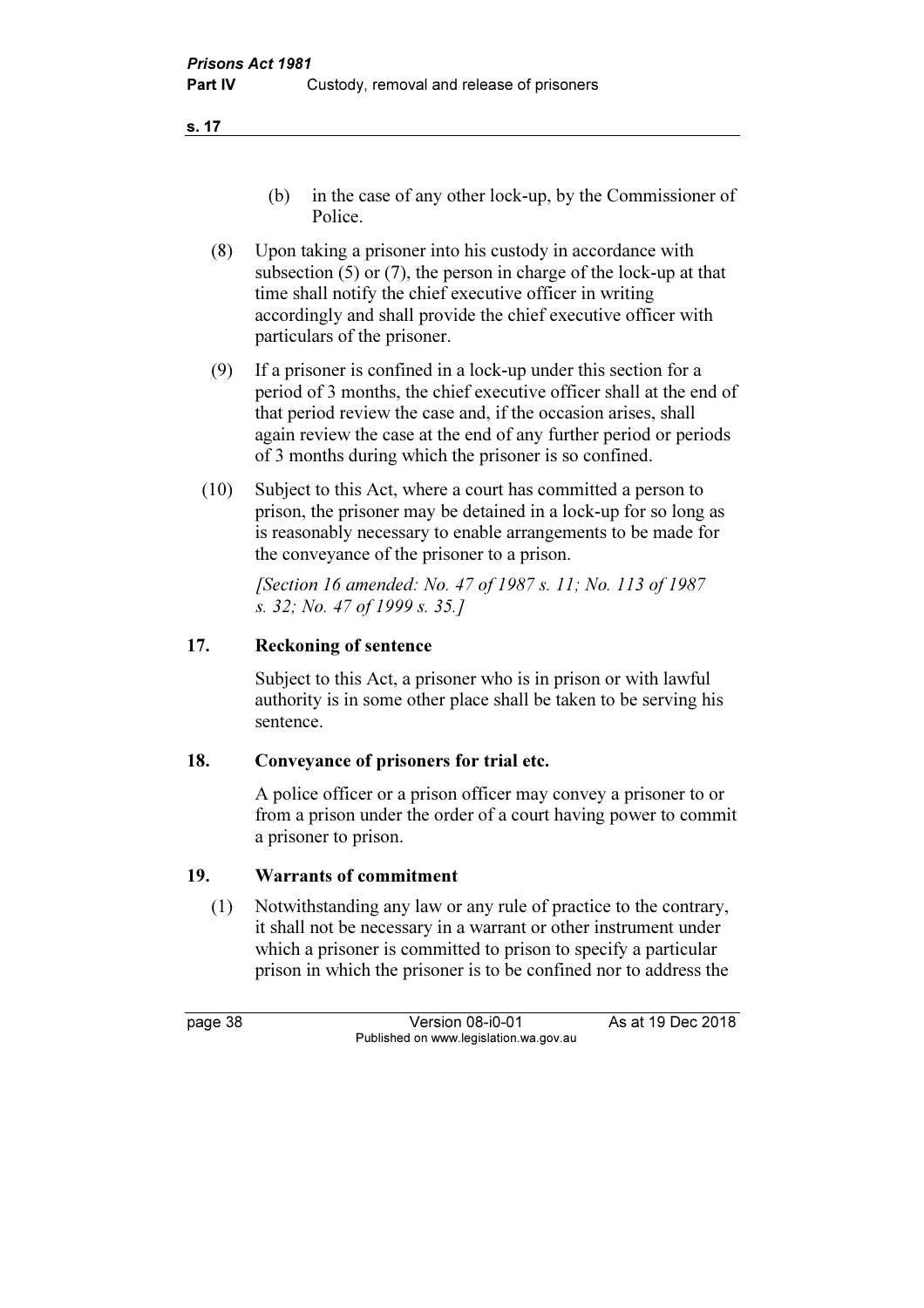(b) in the case of any other lock-up, by the Commissioner of Police.

(8) Upon taking a prisoner into his custody in accordance with subsection (5) or (7), the person in charge of the lock-up at that time shall notify the chief executive officer in writing accordingly and shall provide the chief executive officer with particulars of the prisoner.

(9) If a prisoner is confined in a lock-up under this section for a period of 3 months, the chief executive officer shall at the end of that period review the case and, if the occasion arises, shall again review the case at the end of any further period or periods of 3 months during which the prisoner is so confined.

(10) Subject to this Act, where a court has committed a person to prison, the prisoner may be detained in a lock-up for so long as is reasonably necessary to enable arrangements to be made for the conveyance of the prisoner to a prison.

*[Section 16 amended: No. 47 of 1987 s. 11; No. 113 of 1987 s. 32; No. 47 of 1999 s. 35.]*

## 17. Reckoning of sentence

Subject to this Act, a prisoner who is in prison or with lawful authority is in some other place shall be taken to be serving his sentence.

## 18. Conveyance of prisoners for trial etc.

A police officer or a prison officer may convey a prisoner to or from a prison under the order of a court having power to commit a prisoner to prison.

## 19. Warrants of commitment

(1) Notwithstanding any law or any rule of practice to the contrary, it shall not be necessary in a warrant or other instrument under which a prisoner is committed to prison to specify a particular prison in which the prisoner is to be confined nor to address the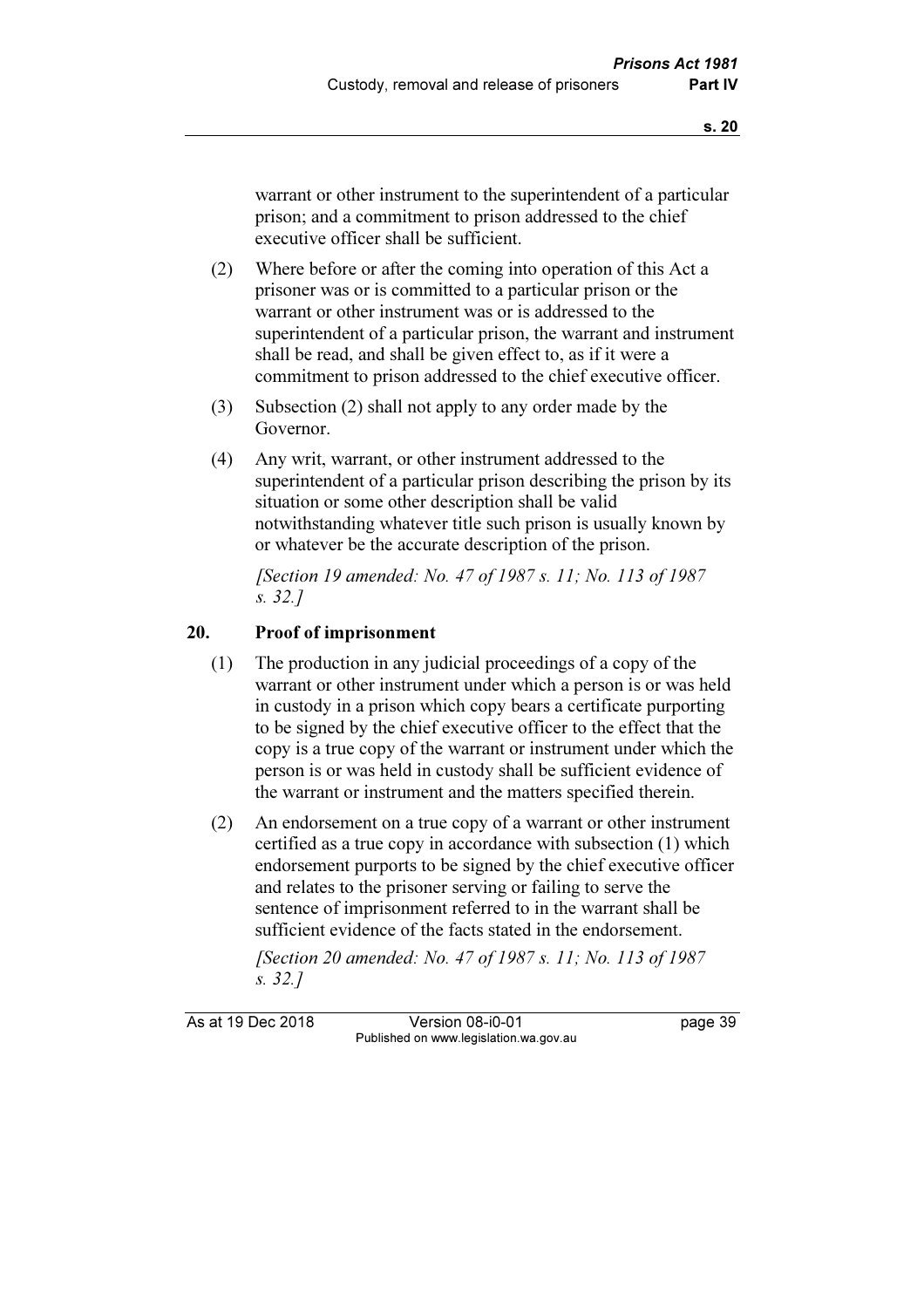warrant or other instrument to the superintendent of a particular prison; and a commitment to prison addressed to the chief executive officer shall be sufficient.

(2) Where before or after the coming into operation of this Act a prisoner was or is committed to a particular prison or the warrant or other instrument was or is addressed to the superintendent of a particular prison, the warrant and instrument shall be read, and shall be given effect to, as if it were a commitment to prison addressed to the chief executive officer.

(3) Subsection (2) shall not apply to any order made by the Governor.

(4) Any writ, warrant, or other instrument addressed to the superintendent of a particular prison describing the prison by its situation or some other description shall be valid notwithstanding whatever title such prison is usually known by or whatever be the accurate description of the prison.

*[Section 19 amended: No. 47 of 1987 s. 11; No. 113 of 1987 s. 32.]*

## 20. Proof of imprisonment

(1) The production in any judicial proceedings of a copy of the warrant or other instrument under which a person is or was held in custody in a prison which copy bears a certificate purporting to be signed by the chief executive officer to the effect that the copy is a true copy of the warrant or instrument under which the person is or was held in custody shall be sufficient evidence of the warrant or instrument and the matters specified therein.

(2) An endorsement on a true copy of a warrant or other instrument certified as a true copy in accordance with subsection (1) which endorsement purports to be signed by the chief executive officer and relates to the prisoner serving or failing to serve the sentence of imprisonment referred to in the warrant shall be sufficient evidence of the facts stated in the endorsement.

*[Section 20 amended: No. 47 of 1987 s. 11; No. 113 of 1987 s. 32.]*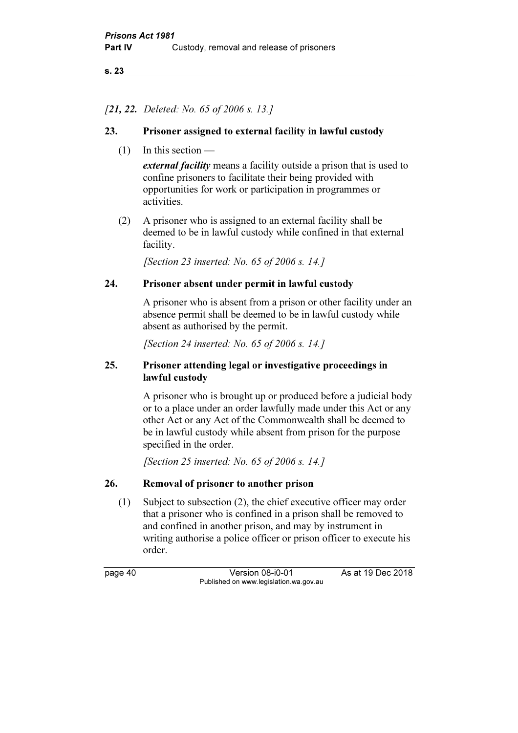*[**21, 22.** Deleted: No. 65 of 2006 s. 13.]*

### 23. Prisoner assigned to external facility in lawful custody

(1) In this section —

***external facility*** means a facility outside a prison that is used to confine prisoners to facilitate their being provided with opportunities for work or participation in programmes or activities.

(2) A prisoner who is assigned to an external facility shall be deemed to be in lawful custody while confined in that external facility.

*[Section 23 inserted: No. 65 of 2006 s. 14.]*

### 24. Prisoner absent under permit in lawful custody

A prisoner who is absent from a prison or other facility under an absence permit shall be deemed to be in lawful custody while absent as authorised by the permit.

*[Section 24 inserted: No. 65 of 2006 s. 14.]*

### 25. Prisoner attending legal or investigative proceedings in lawful custody

A prisoner who is brought up or produced before a judicial body or to a place under an order lawfully made under this Act or any other Act or any Act of the Commonwealth shall be deemed to be in lawful custody while absent from prison for the purpose specified in the order.

*[Section 25 inserted: No. 65 of 2006 s. 14.]*

### 26. Removal of prisoner to another prison

(1) Subject to subsection (2), the chief executive officer may order that a prisoner who is confined in a prison shall be removed to and confined in another prison, and may by instrument in writing authorise a police officer or prison officer to execute his order.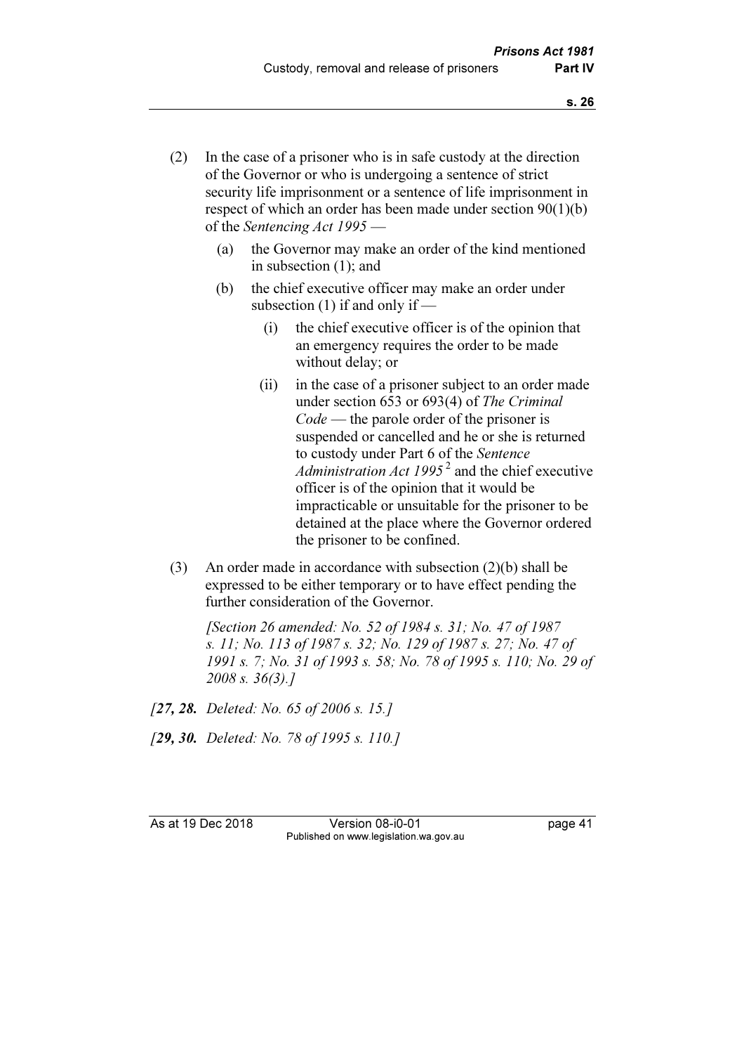(2) In the case of a prisoner who is in safe custody at the direction of the Governor or who is undergoing a sentence of strict security life imprisonment or a sentence of life imprisonment in respect of which an order has been made under section 90(1)(b) of the *Sentencing Act 1995* —

  (a) the Governor may make an order of the kind mentioned in subsection (1); and

  (b) the chief executive officer may make an order under subsection (1) if and only if —

    (i) the chief executive officer is of the opinion that an emergency requires the order to be made without delay; or

    (ii) in the case of a prisoner subject to an order made under section 653 or 693(4) of *The Criminal Code* — the parole order of the prisoner is suspended or cancelled and he or she is returned to custody under Part 6 of the *Sentence Administration Act 1995* [2] and the chief executive officer is of the opinion that it would be impracticable or unsuitable for the prisoner to be detained at the place where the Governor ordered the prisoner to be confined.

(3) An order made in accordance with subsection (2)(b) shall be expressed to be either temporary or to have effect pending the further consideration of the Governor.

*[Section 26 amended: No. 52 of 1984 s. 31; No. 47 of 1987 s. 11; No. 113 of 1987 s. 32; No. 129 of 1987 s. 27; No. 47 of 1991 s. 7; No. 31 of 1993 s. 58; No. 78 of 1995 s. 110; No. 29 of 2008 s. 36(3).]*

*[**27, 28.** Deleted: No. 65 of 2006 s. 15.]*

*[**29, 30.** Deleted: No. 78 of 1995 s. 110.]*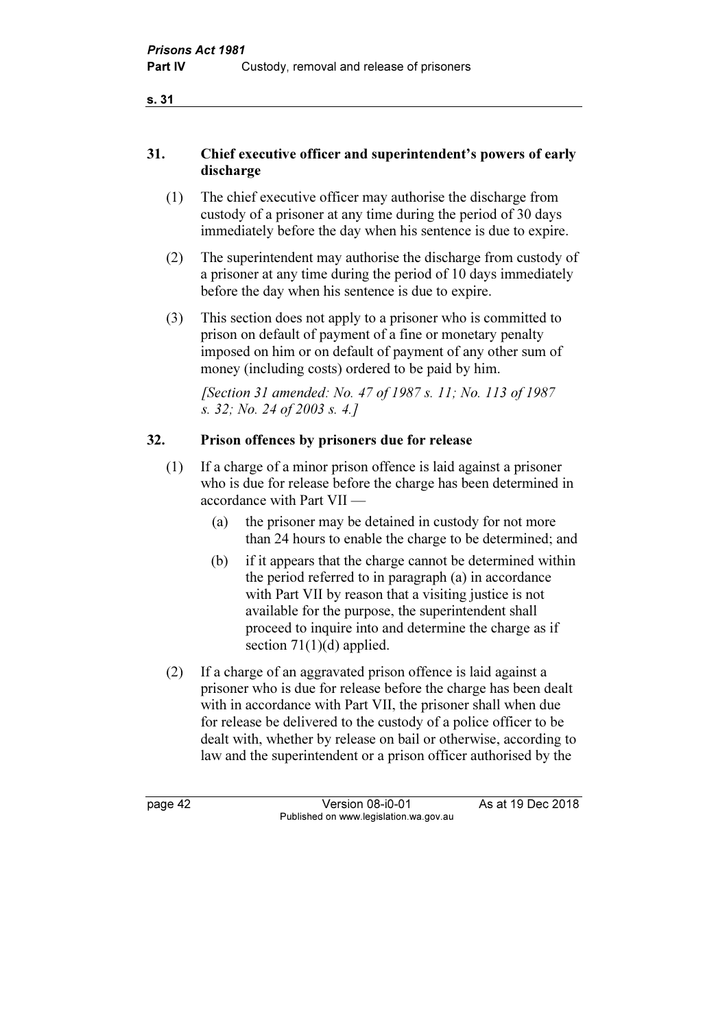## 31. Chief executive officer and superintendent's powers of early discharge

(1) The chief executive officer may authorise the discharge from custody of a prisoner at any time during the period of 30 days immediately before the day when his sentence is due to expire.

(2) The superintendent may authorise the discharge from custody of a prisoner at any time during the period of 10 days immediately before the day when his sentence is due to expire.

(3) This section does not apply to a prisoner who is committed to prison on default of payment of a fine or monetary penalty imposed on him or on default of payment of any other sum of money (including costs) ordered to be paid by him.

*[Section 31 amended: No. 47 of 1987 s. 11; No. 113 of 1987 s. 32; No. 24 of 2003 s. 4.]*

## 32. Prison offences by prisoners due for release

(1) If a charge of a minor prison offence is laid against a prisoner who is due for release before the charge has been determined in accordance with Part VII —

- (a) the prisoner may be detained in custody for not more than 24 hours to enable the charge to be determined; and
- (b) if it appears that the charge cannot be determined within the period referred to in paragraph (a) in accordance with Part VII by reason that a visiting justice is not available for the purpose, the superintendent shall proceed to inquire into and determine the charge as if section 71(1)(d) applied.

(2) If a charge of an aggravated prison offence is laid against a prisoner who is due for release before the charge has been dealt with in accordance with Part VII, the prisoner shall when due for release be delivered to the custody of a police officer to be dealt with, whether by release on bail or otherwise, according to law and the superintendent or a prison officer authorised by the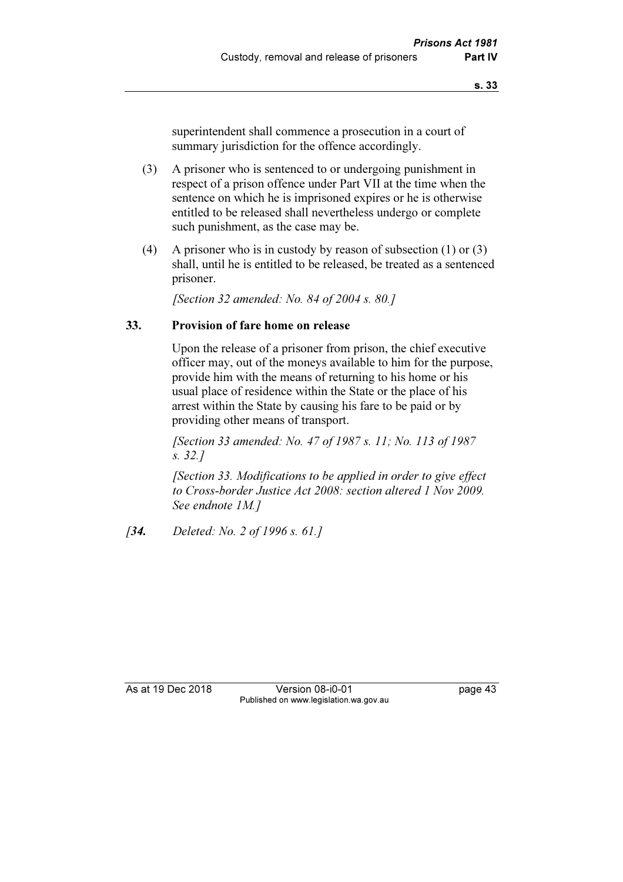superintendent shall commence a prosecution in a court of summary jurisdiction for the offence accordingly.

(3) A prisoner who is sentenced to or undergoing punishment in respect of a prison offence under Part VII at the time when the sentence on which he is imprisoned expires or he is otherwise entitled to be released shall nevertheless undergo or complete such punishment, as the case may be.

(4) A prisoner who is in custody by reason of subsection (1) or (3) shall, until he is entitled to be released, be treated as a sentenced prisoner.

*[Section 32 amended: No. 84 of 2004 s. 80.]*

### 33. Provision of fare home on release

Upon the release of a prisoner from prison, the chief executive officer may, out of the moneys available to him for the purpose, provide him with the means of returning to his home or his usual place of residence within the State or the place of his arrest within the State by causing his fare to be paid or by providing other means of transport.

*[Section 33 amended: No. 47 of 1987 s. 11; No. 113 of 1987 s. 32.]*

*[Section 33. Modifications to be applied in order to give effect to Cross-border Justice Act 2008: section altered 1 Nov 2009. See endnote 1M.]*

*[**34.** Deleted: No. 2 of 1996 s. 61.]*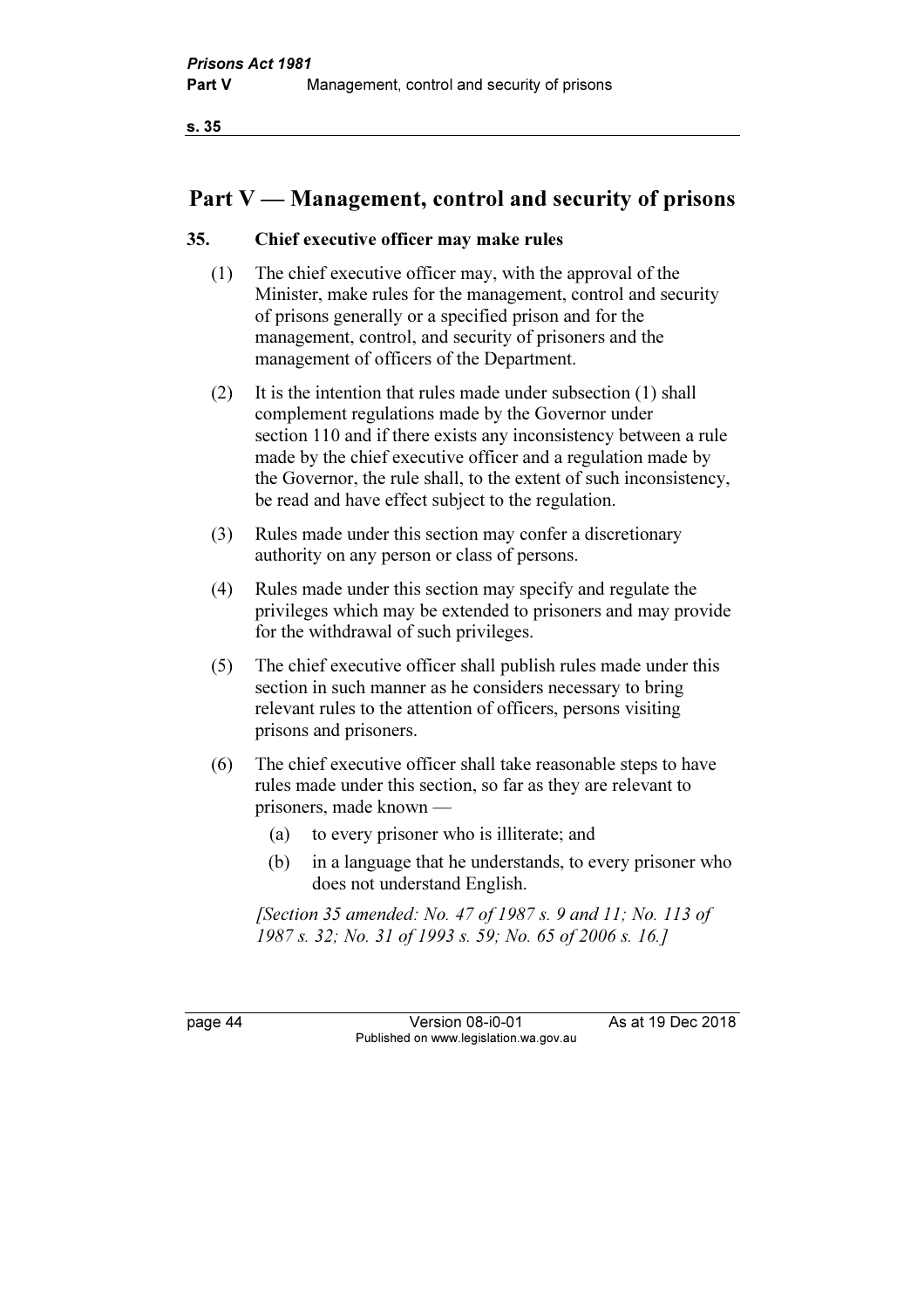# Part V — Management, control and security of prisons

## 35. Chief executive officer may make rules

(1) The chief executive officer may, with the approval of the Minister, make rules for the management, control and security of prisons generally or a specified prison and for the management, control, and security of prisoners and the management of officers of the Department.

(2) It is the intention that rules made under subsection (1) shall complement regulations made by the Governor under section 110 and if there exists any inconsistency between a rule made by the chief executive officer and a regulation made by the Governor, the rule shall, to the extent of such inconsistency, be read and have effect subject to the regulation.

(3) Rules made under this section may confer a discretionary authority on any person or class of persons.

(4) Rules made under this section may specify and regulate the privileges which may be extended to prisoners and may provide for the withdrawal of such privileges.

(5) The chief executive officer shall publish rules made under this section in such manner as he considers necessary to bring relevant rules to the attention of officers, persons visiting prisons and prisoners.

(6) The chief executive officer shall take reasonable steps to have rules made under this section, so far as they are relevant to prisoners, made known —

- (a) to every prisoner who is illiterate; and
- (b) in a language that he understands, to every prisoner who does not understand English.

*[Section 35 amended: No. 47 of 1987 s. 9 and 11; No. 113 of 1987 s. 32; No. 31 of 1993 s. 59; No. 65 of 2006 s. 16.]*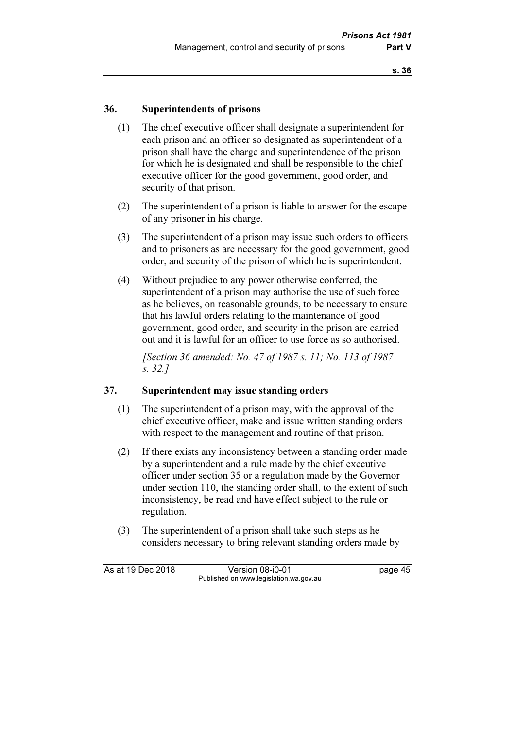## 36. Superintendents of prisons

(1) The chief executive officer shall designate a superintendent for each prison and an officer so designated as superintendent of a prison shall have the charge and superintendence of the prison for which he is designated and shall be responsible to the chief executive officer for the good government, good order, and security of that prison.

(2) The superintendent of a prison is liable to answer for the escape of any prisoner in his charge.

(3) The superintendent of a prison may issue such orders to officers and to prisoners as are necessary for the good government, good order, and security of the prison of which he is superintendent.

(4) Without prejudice to any power otherwise conferred, the superintendent of a prison may authorise the use of such force as he believes, on reasonable grounds, to be necessary to ensure that his lawful orders relating to the maintenance of good government, good order, and security in the prison are carried out and it is lawful for an officer to use force as so authorised.

*[Section 36 amended: No. 47 of 1987 s. 11; No. 113 of 1987 s. 32.]*

## 37. Superintendent may issue standing orders

(1) The superintendent of a prison may, with the approval of the chief executive officer, make and issue written standing orders with respect to the management and routine of that prison.

(2) If there exists any inconsistency between a standing order made by a superintendent and a rule made by the chief executive officer under section 35 or a regulation made by the Governor under section 110, the standing order shall, to the extent of such inconsistency, be read and have effect subject to the rule or regulation.

(3) The superintendent of a prison shall take such steps as he considers necessary to bring relevant standing orders made by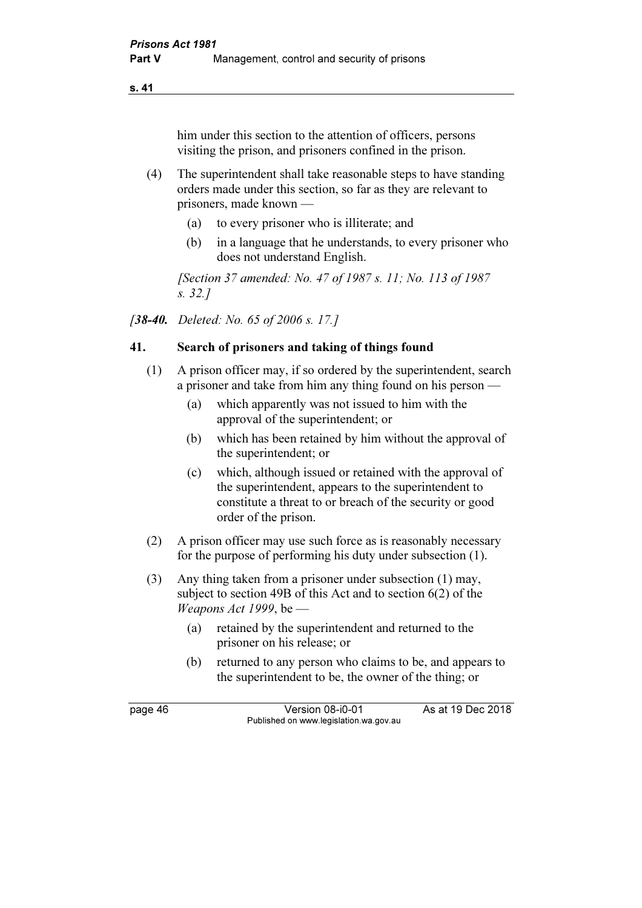him under this section to the attention of officers, persons visiting the prison, and prisoners confined in the prison.

(4) The superintendent shall take reasonable steps to have standing orders made under this section, so far as they are relevant to prisoners, made known —

(a) to every prisoner who is illiterate; and

(b) in a language that he understands, to every prisoner who does not understand English.

*[Section 37 amended: No. 47 of 1987 s. 11; No. 113 of 1987 s. 32.]*

*[**38-40.** Deleted: No. 65 of 2006 s. 17.]*

### 41. Search of prisoners and taking of things found

(1) A prison officer may, if so ordered by the superintendent, search a prisoner and take from him any thing found on his person —

(a) which apparently was not issued to him with the approval of the superintendent; or

(b) which has been retained by him without the approval of the superintendent; or

(c) which, although issued or retained with the approval of the superintendent, appears to the superintendent to constitute a threat to or breach of the security or good order of the prison.

(2) A prison officer may use such force as is reasonably necessary for the purpose of performing his duty under subsection (1).

(3) Any thing taken from a prisoner under subsection (1) may, subject to section 49B of this Act and to section 6(2) of the *Weapons Act 1999*, be —

(a) retained by the superintendent and returned to the prisoner on his release; or

(b) returned to any person who claims to be, and appears to the superintendent to be, the owner of the thing; or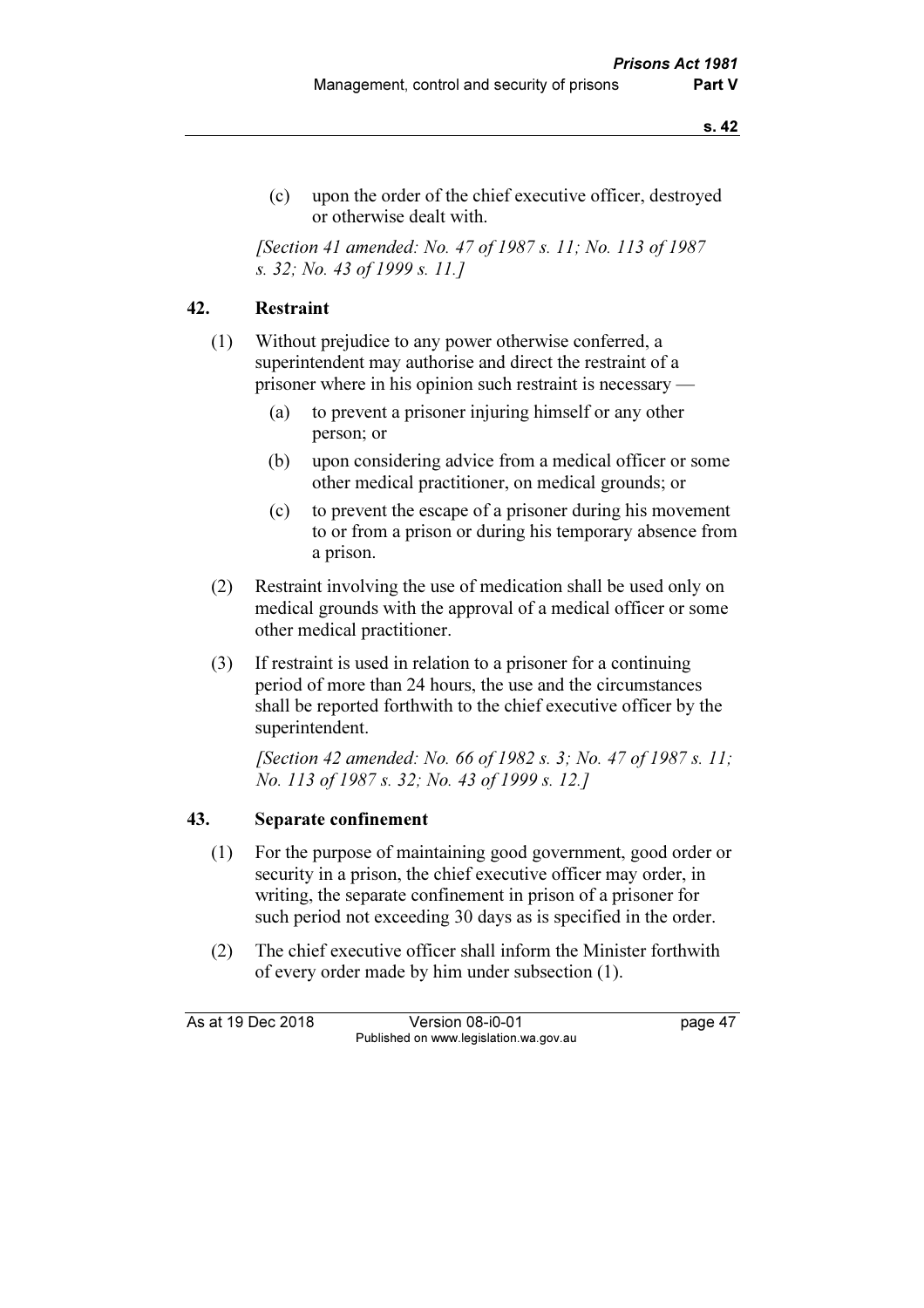(c) upon the order of the chief executive officer, destroyed or otherwise dealt with.

*[Section 41 amended: No. 47 of 1987 s. 11; No. 113 of 1987 s. 32; No. 43 of 1999 s. 11.]*

### 42. Restraint

(1) Without prejudice to any power otherwise conferred, a superintendent may authorise and direct the restraint of a prisoner where in his opinion such restraint is necessary —

- (a) to prevent a prisoner injuring himself or any other person; or
- (b) upon considering advice from a medical officer or some other medical practitioner, on medical grounds; or
- (c) to prevent the escape of a prisoner during his movement to or from a prison or during his temporary absence from a prison.

(2) Restraint involving the use of medication shall be used only on medical grounds with the approval of a medical officer or some other medical practitioner.

(3) If restraint is used in relation to a prisoner for a continuing period of more than 24 hours, the use and the circumstances shall be reported forthwith to the chief executive officer by the superintendent.

*[Section 42 amended: No. 66 of 1982 s. 3; No. 47 of 1987 s. 11; No. 113 of 1987 s. 32; No. 43 of 1999 s. 12.]*

### 43. Separate confinement

(1) For the purpose of maintaining good government, good order or security in a prison, the chief executive officer may order, in writing, the separate confinement in prison of a prisoner for such period not exceeding 30 days as is specified in the order.

(2) The chief executive officer shall inform the Minister forthwith of every order made by him under subsection (1).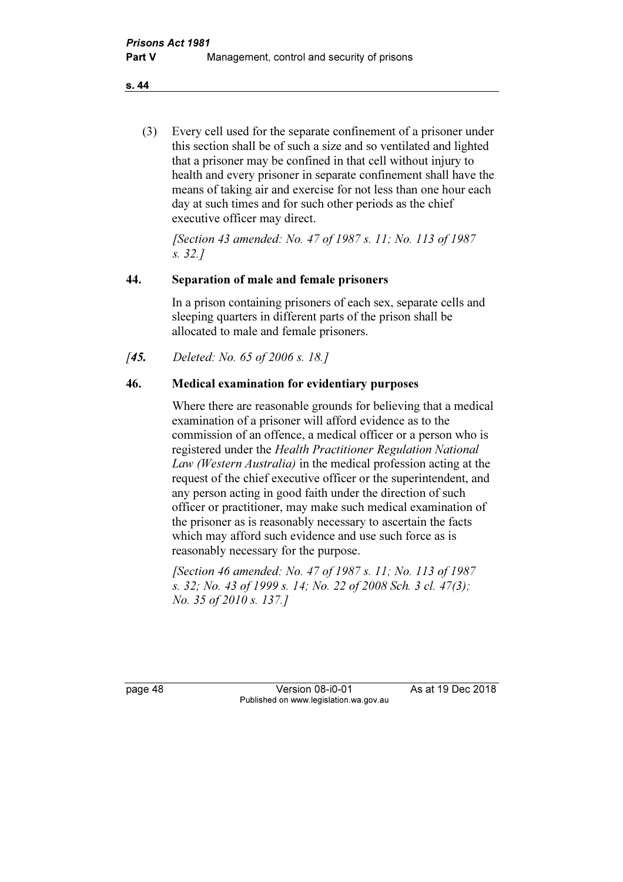(3) Every cell used for the separate confinement of a prisoner under this section shall be of such a size and so ventilated and lighted that a prisoner may be confined in that cell without injury to health and every prisoner in separate confinement shall have the means of taking air and exercise for not less than one hour each day at such times and for such other periods as the chief executive officer may direct.

*[Section 43 amended: No. 47 of 1987 s. 11; No. 113 of 1987 s. 32.]*

### 44. Separation of male and female prisoners

In a prison containing prisoners of each sex, separate cells and sleeping quarters in different parts of the prison shall be allocated to male and female prisoners.

*[**45.** Deleted: No. 65 of 2006 s. 18.]*

### 46. Medical examination for evidentiary purposes

Where there are reasonable grounds for believing that a medical examination of a prisoner will afford evidence as to the commission of an offence, a medical officer or a person who is registered under the *Health Practitioner Regulation National Law (Western Australia)* in the medical profession acting at the request of the chief executive officer or the superintendent, and any person acting in good faith under the direction of such officer or practitioner, may make such medical examination of the prisoner as is reasonably necessary to ascertain the facts which may afford such evidence and use such force as is reasonably necessary for the purpose.

*[Section 46 amended: No. 47 of 1987 s. 11; No. 113 of 1987 s. 32; No. 43 of 1999 s. 14; No. 22 of 2008 Sch. 3 cl. 47(3); No. 35 of 2010 s. 137.]*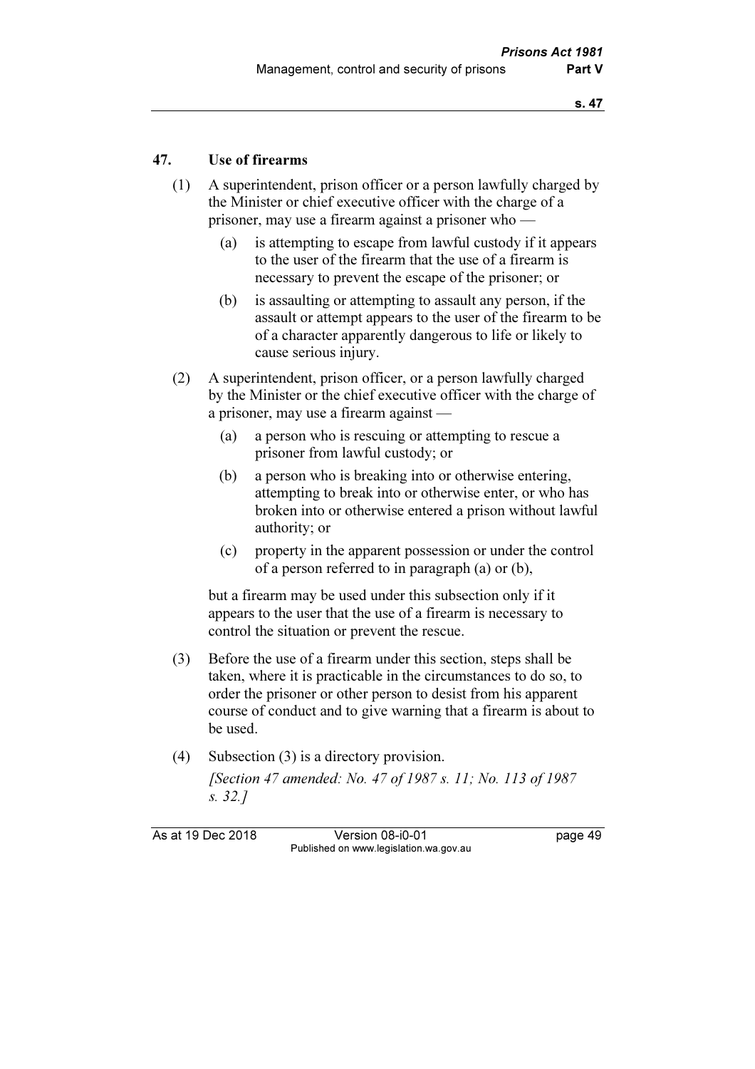## 47. Use of firearms

(1) A superintendent, prison officer or a person lawfully charged by the Minister or chief executive officer with the charge of a prisoner, may use a firearm against a prisoner who —

- (a) is attempting to escape from lawful custody if it appears to the user of the firearm that the use of a firearm is necessary to prevent the escape of the prisoner; or
- (b) is assaulting or attempting to assault any person, if the assault or attempt appears to the user of the firearm to be of a character apparently dangerous to life or likely to cause serious injury.

(2) A superintendent, prison officer, or a person lawfully charged by the Minister or the chief executive officer with the charge of a prisoner, may use a firearm against —

- (a) a person who is rescuing or attempting to rescue a prisoner from lawful custody; or
- (b) a person who is breaking into or otherwise entering, attempting to break into or otherwise enter, or who has broken into or otherwise entered a prison without lawful authority; or
- (c) property in the apparent possession or under the control of a person referred to in paragraph (a) or (b),

but a firearm may be used under this subsection only if it appears to the user that the use of a firearm is necessary to control the situation or prevent the rescue.

(3) Before the use of a firearm under this section, steps shall be taken, where it is practicable in the circumstances to do so, to order the prisoner or other person to desist from his apparent course of conduct and to give warning that a firearm is about to be used.

(4) Subsection (3) is a directory provision.

*[Section 47 amended: No. 47 of 1987 s. 11; No. 113 of 1987 s. 32.]*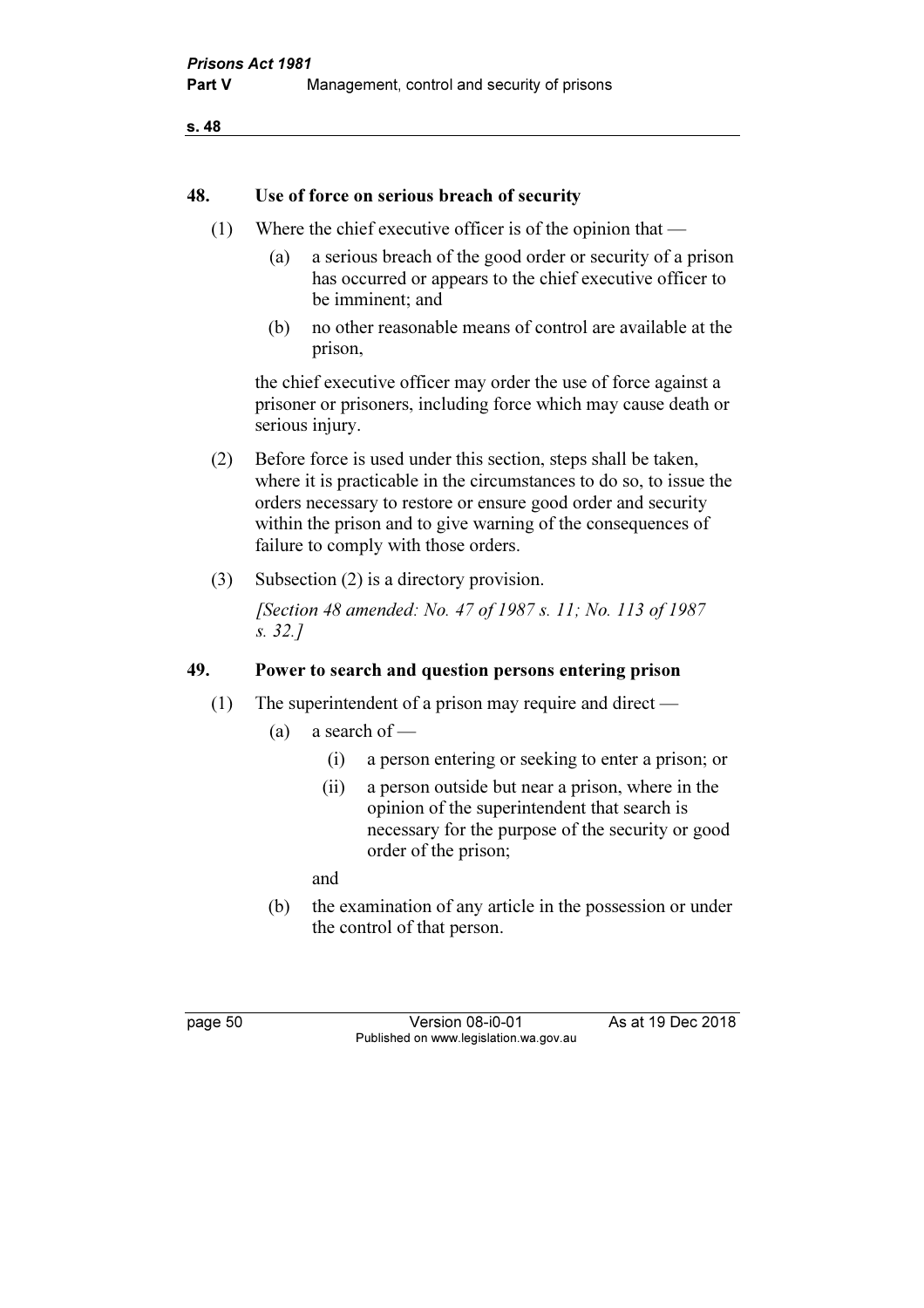## 48. Use of force on serious breach of security

(1) Where the chief executive officer is of the opinion that —

- (a) a serious breach of the good order or security of a prison has occurred or appears to the chief executive officer to be imminent; and
- (b) no other reasonable means of control are available at the prison,

the chief executive officer may order the use of force against a prisoner or prisoners, including force which may cause death or serious injury.

(2) Before force is used under this section, steps shall be taken, where it is practicable in the circumstances to do so, to issue the orders necessary to restore or ensure good order and security within the prison and to give warning of the consequences of failure to comply with those orders.

(3) Subsection (2) is a directory provision.

*[Section 48 amended: No. 47 of 1987 s. 11; No. 113 of 1987 s. 32.]*

## 49. Power to search and question persons entering prison

(1) The superintendent of a prison may require and direct —

- (a) a search of —
  - (i) a person entering or seeking to enter a prison; or
  - (ii) a person outside but near a prison, where in the opinion of the superintendent that search is necessary for the purpose of the security or good order of the prison;

  and
- (b) the examination of any article in the possession or under the control of that person.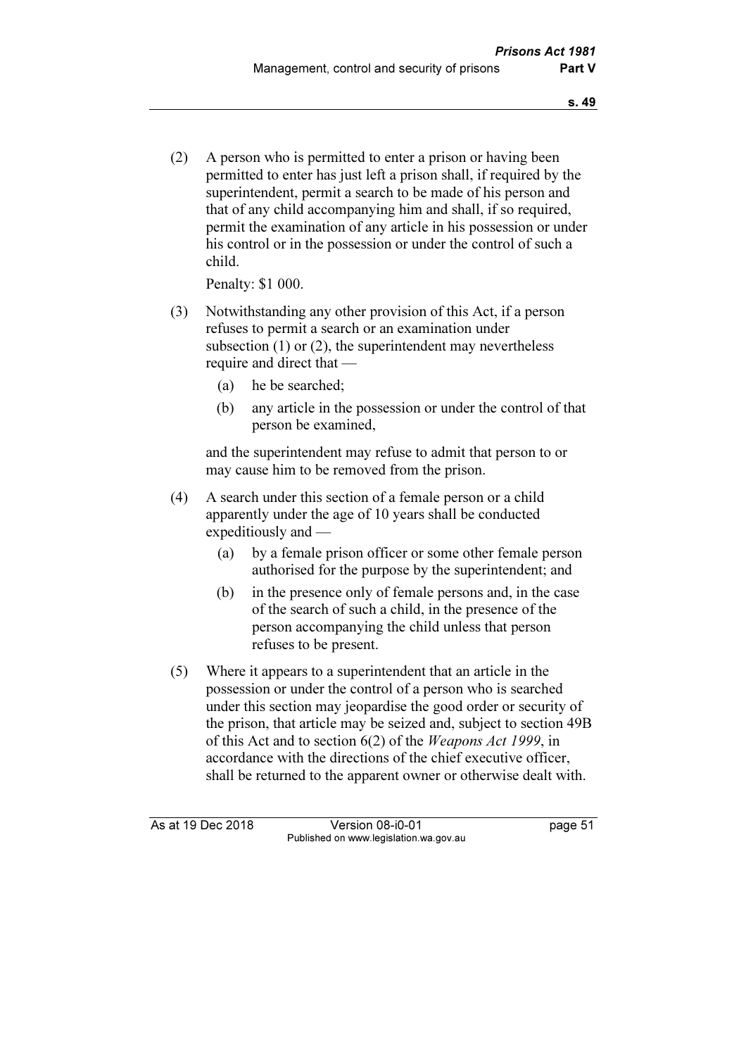(2) A person who is permitted to enter a prison or having been permitted to enter has just left a prison shall, if required by the superintendent, permit a search to be made of his person and that of any child accompanying him and shall, if so required, permit the examination of any article in his possession or under his control or in the possession or under the control of such a child.

Penalty: $1 000.

(3) Notwithstanding any other provision of this Act, if a person refuses to permit a search or an examination under subsection (1) or (2), the superintendent may nevertheless require and direct that —

(a) he be searched;

(b) any article in the possession or under the control of that person be examined,

and the superintendent may refuse to admit that person to or may cause him to be removed from the prison.

(4) A search under this section of a female person or a child apparently under the age of 10 years shall be conducted expeditiously and —

(a) by a female prison officer or some other female person authorised for the purpose by the superintendent; and

(b) in the presence only of female persons and, in the case of the search of such a child, in the presence of the person accompanying the child unless that person refuses to be present.

(5) Where it appears to a superintendent that an article in the possession or under the control of a person who is searched under this section may jeopardise the good order or security of the prison, that article may be seized and, subject to section 49B of this Act and to section 6(2) of the *Weapons Act 1999*, in accordance with the directions of the chief executive officer, shall be returned to the apparent owner or otherwise dealt with.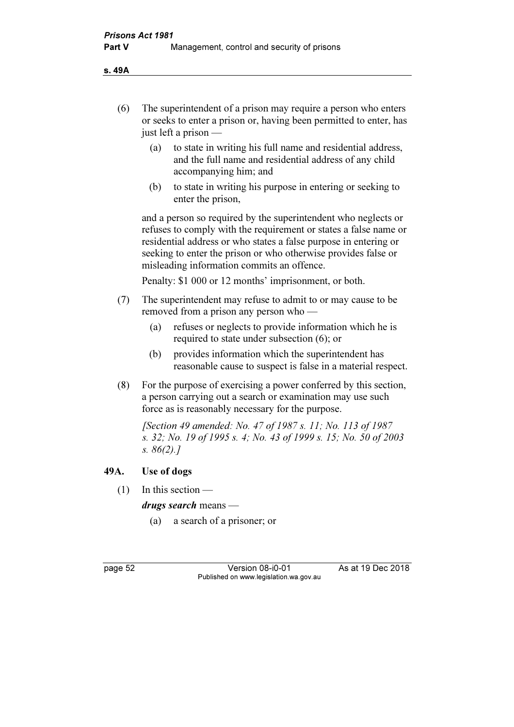(6) The superintendent of a prison may require a person who enters or seeks to enter a prison or, having been permitted to enter, has just left a prison —

  (a) to state in writing his full name and residential address, and the full name and residential address of any child accompanying him; and

  (b) to state in writing his purpose in entering or seeking to enter the prison,

and a person so required by the superintendent who neglects or refuses to comply with the requirement or states a false name or residential address or who states a false purpose in entering or seeking to enter the prison or who otherwise provides false or misleading information commits an offence.

Penalty: $1 000 or 12 months' imprisonment, or both.

(7) The superintendent may refuse to admit to or may cause to be removed from a prison any person who —

  (a) refuses or neglects to provide information which he is required to state under subsection (6); or

  (b) provides information which the superintendent has reasonable cause to suspect is false in a material respect.

(8) For the purpose of exercising a power conferred by this section, a person carrying out a search or examination may use such force as is reasonably necessary for the purpose.

*[Section 49 amended: No. 47 of 1987 s. 11; No. 113 of 1987 s. 32; No. 19 of 1995 s. 4; No. 43 of 1999 s. 15; No. 50 of 2003 s. 86(2).]*

## 49A. Use of dogs

(1) In this section —

***drugs search*** means —

  (a) a search of a prisoner; or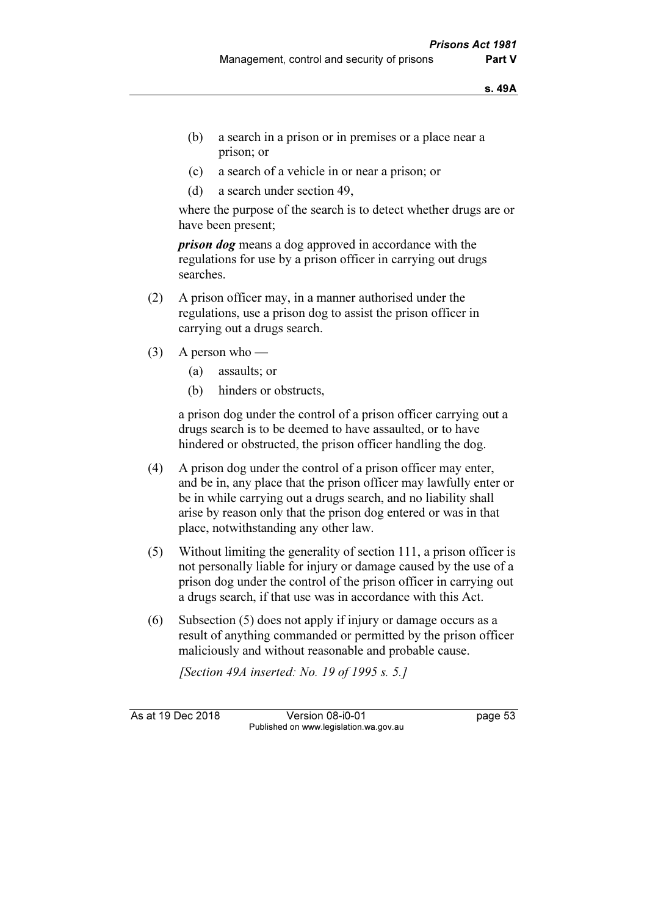(b) a search in a prison or in premises or a place near a prison; or

(c) a search of a vehicle in or near a prison; or

(d) a search under section 49,

where the purpose of the search is to detect whether drugs are or have been present;

***prison dog*** means a dog approved in accordance with the regulations for use by a prison officer in carrying out drugs searches.

(2) A prison officer may, in a manner authorised under the regulations, use a prison dog to assist the prison officer in carrying out a drugs search.

(3) A person who —

(a) assaults; or

(b) hinders or obstructs,

a prison dog under the control of a prison officer carrying out a drugs search is to be deemed to have assaulted, or to have hindered or obstructed, the prison officer handling the dog.

(4) A prison dog under the control of a prison officer may enter, and be in, any place that the prison officer may lawfully enter or be in while carrying out a drugs search, and no liability shall arise by reason only that the prison dog entered or was in that place, notwithstanding any other law.

(5) Without limiting the generality of section 111, a prison officer is not personally liable for injury or damage caused by the use of a prison dog under the control of the prison officer in carrying out a drugs search, if that use was in accordance with this Act.

(6) Subsection (5) does not apply if injury or damage occurs as a result of anything commanded or permitted by the prison officer maliciously and without reasonable and probable cause.

*[Section 49A inserted: No. 19 of 1995 s. 5.]*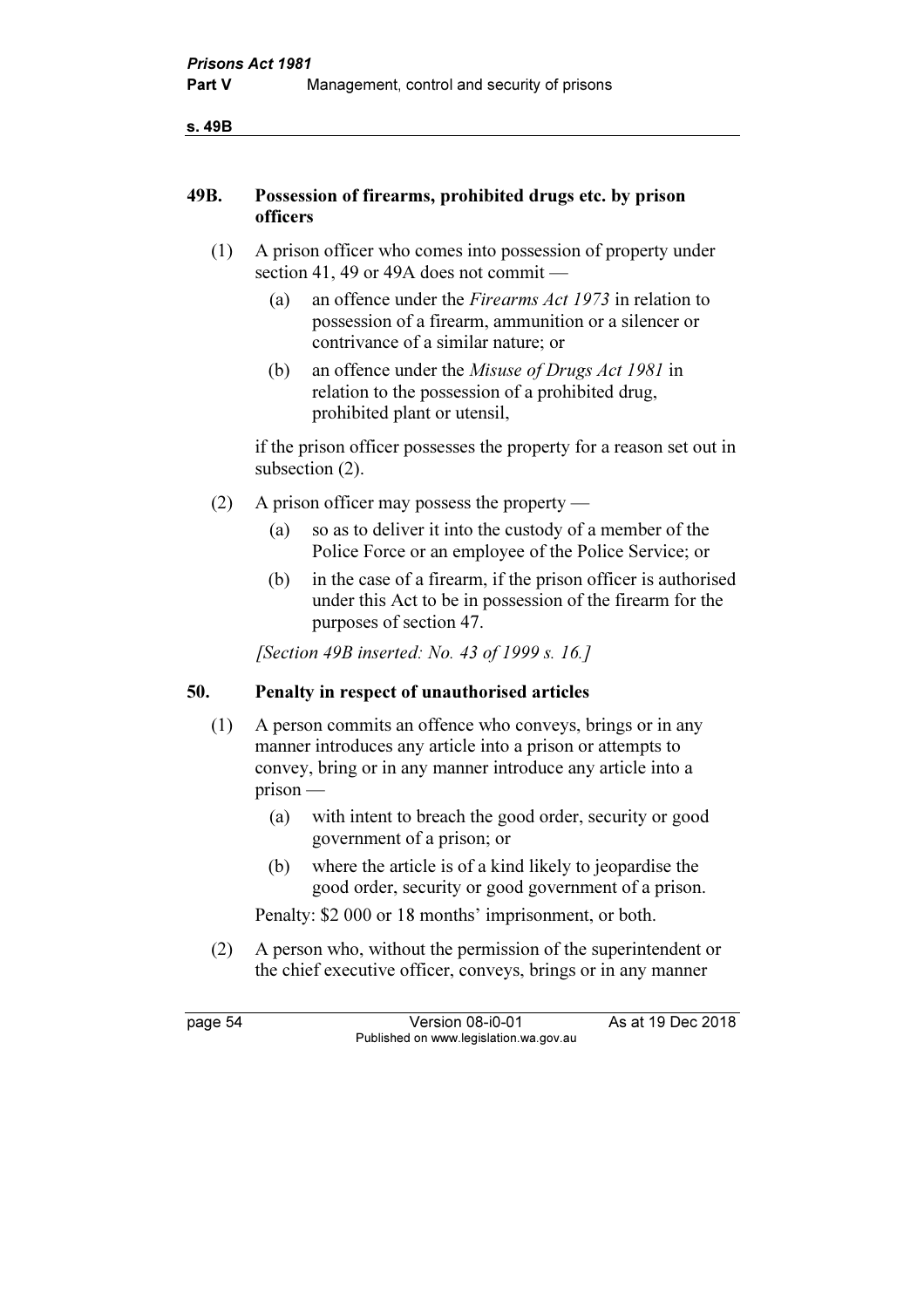## 49B. Possession of firearms, prohibited drugs etc. by prison officers

(1) A prison officer who comes into possession of property under section 41, 49 or 49A does not commit —

(a) an offence under the *Firearms Act 1973* in relation to possession of a firearm, ammunition or a silencer or contrivance of a similar nature; or

(b) an offence under the *Misuse of Drugs Act 1981* in relation to the possession of a prohibited drug, prohibited plant or utensil,

if the prison officer possesses the property for a reason set out in subsection (2).

(2) A prison officer may possess the property —

(a) so as to deliver it into the custody of a member of the Police Force or an employee of the Police Service; or

(b) in the case of a firearm, if the prison officer is authorised under this Act to be in possession of the firearm for the purposes of section 47.

*[Section 49B inserted: No. 43 of 1999 s. 16.]*

## 50. Penalty in respect of unauthorised articles

(1) A person commits an offence who conveys, brings or in any manner introduces any article into a prison or attempts to convey, bring or in any manner introduce any article into a prison —

(a) with intent to breach the good order, security or good government of a prison; or

(b) where the article is of a kind likely to jeopardise the good order, security or good government of a prison.

Penalty: $2 000 or 18 months' imprisonment, or both.

(2) A person who, without the permission of the superintendent or the chief executive officer, conveys, brings or in any manner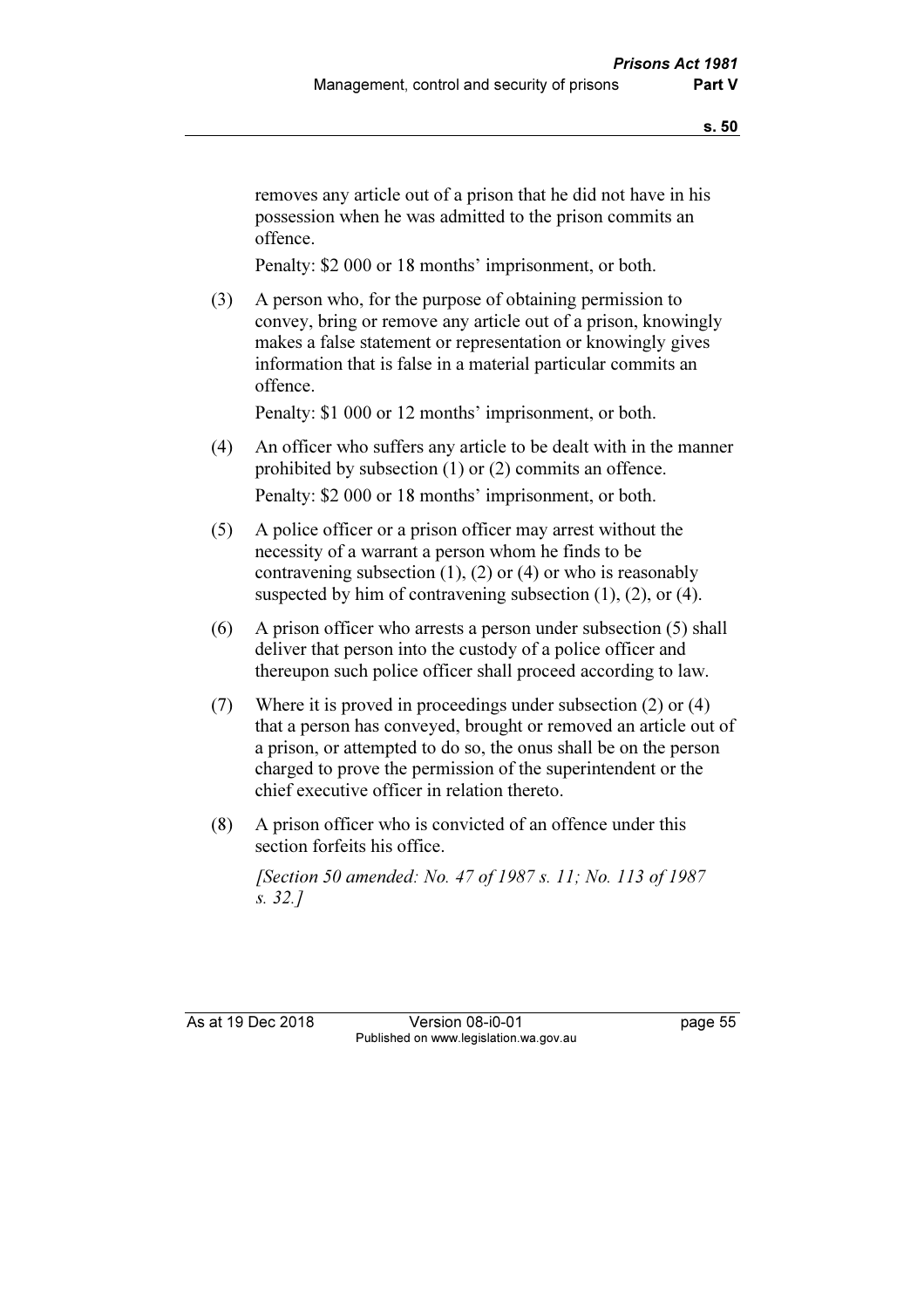removes any article out of a prison that he did not have in his possession when he was admitted to the prison commits an offence.

Penalty: $2 000 or 18 months' imprisonment, or both.

(3) A person who, for the purpose of obtaining permission to convey, bring or remove any article out of a prison, knowingly makes a false statement or representation or knowingly gives information that is false in a material particular commits an offence.

Penalty: $1 000 or 12 months' imprisonment, or both.

(4) An officer who suffers any article to be dealt with in the manner prohibited by subsection (1) or (2) commits an offence.

Penalty: $2 000 or 18 months' imprisonment, or both.

(5) A police officer or a prison officer may arrest without the necessity of a warrant a person whom he finds to be contravening subsection (1), (2) or (4) or who is reasonably suspected by him of contravening subsection (1), (2), or (4).

(6) A prison officer who arrests a person under subsection (5) shall deliver that person into the custody of a police officer and thereupon such police officer shall proceed according to law.

(7) Where it is proved in proceedings under subsection (2) or (4) that a person has conveyed, brought or removed an article out of a prison, or attempted to do so, the onus shall be on the person charged to prove the permission of the superintendent or the chief executive officer in relation thereto.

(8) A prison officer who is convicted of an offence under this section forfeits his office.

*[Section 50 amended: No. 47 of 1987 s. 11; No. 113 of 1987 s. 32.]*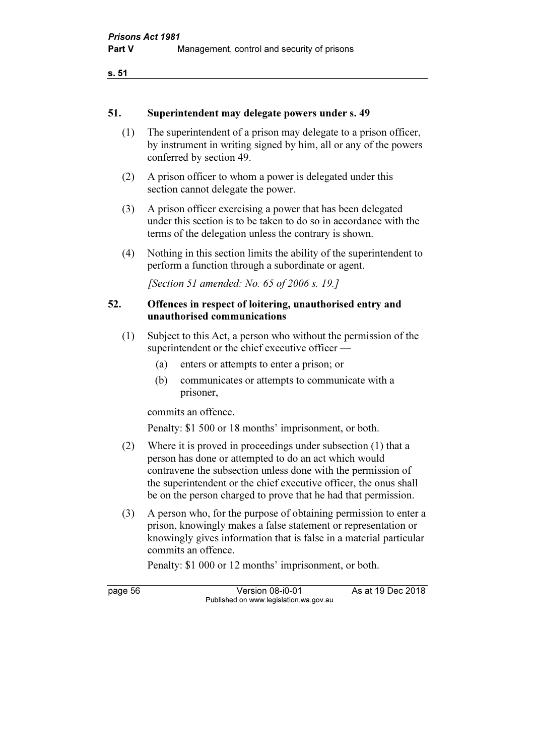## 51. Superintendent may delegate powers under s. 49

(1) The superintendent of a prison may delegate to a prison officer, by instrument in writing signed by him, all or any of the powers conferred by section 49.

(2) A prison officer to whom a power is delegated under this section cannot delegate the power.

(3) A prison officer exercising a power that has been delegated under this section is to be taken to do so in accordance with the terms of the delegation unless the contrary is shown.

(4) Nothing in this section limits the ability of the superintendent to perform a function through a subordinate or agent.

*[Section 51 amended: No. 65 of 2006 s. 19.]*

## 52. Offences in respect of loitering, unauthorised entry and unauthorised communications

(1) Subject to this Act, a person who without the permission of the superintendent or the chief executive officer —

  (a) enters or attempts to enter a prison; or

  (b) communicates or attempts to communicate with a prisoner,

commits an offence.

Penalty: $1 500 or 18 months' imprisonment, or both.

(2) Where it is proved in proceedings under subsection (1) that a person has done or attempted to do an act which would contravene the subsection unless done with the permission of the superintendent or the chief executive officer, the onus shall be on the person charged to prove that he had that permission.

(3) A person who, for the purpose of obtaining permission to enter a prison, knowingly makes a false statement or representation or knowingly gives information that is false in a material particular commits an offence.

Penalty: $1 000 or 12 months' imprisonment, or both.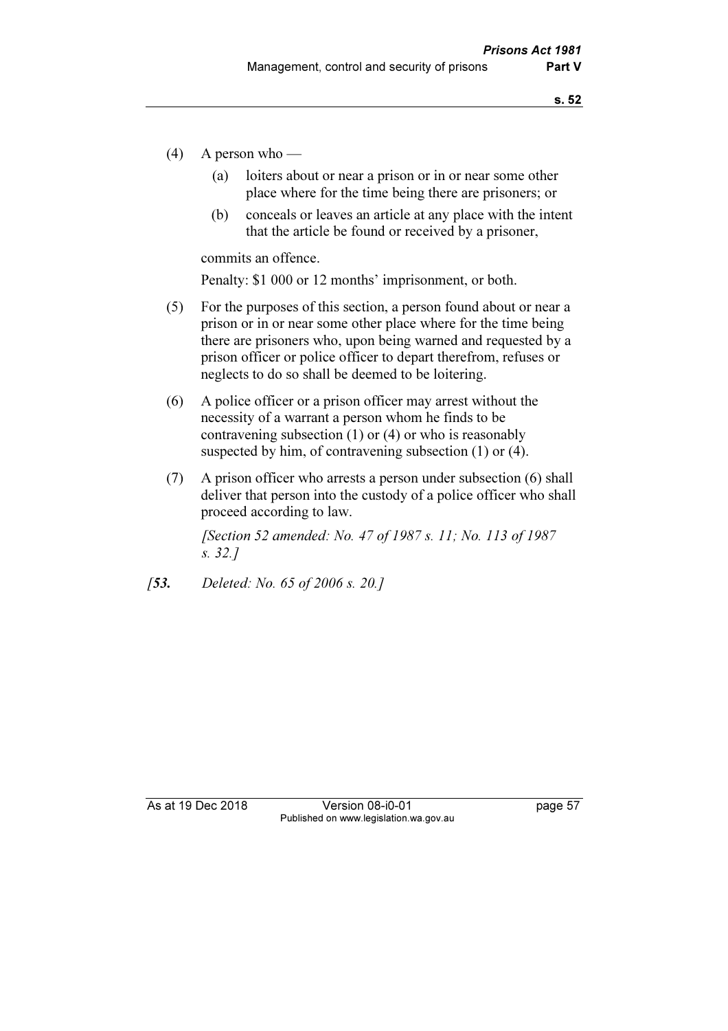(4) A person who —

  (a) loiters about or near a prison or in or near some other place where for the time being there are prisoners; or

  (b) conceals or leaves an article at any place with the intent that the article be found or received by a prisoner,

  commits an offence.

  Penalty: $1 000 or 12 months' imprisonment, or both.

(5) For the purposes of this section, a person found about or near a prison or in or near some other place where for the time being there are prisoners who, upon being warned and requested by a prison officer or police officer to depart therefrom, refuses or neglects to do so shall be deemed to be loitering.

(6) A police officer or a prison officer may arrest without the necessity of a warrant a person whom he finds to be contravening subsection (1) or (4) or who is reasonably suspected by him, of contravening subsection (1) or (4).

(7) A prison officer who arrests a person under subsection (6) shall deliver that person into the custody of a police officer who shall proceed according to law.

  *[Section 52 amended: No. 47 of 1987 s. 11; No. 113 of 1987 s. 32.]*

*[**53.** Deleted: No. 65 of 2006 s. 20.]*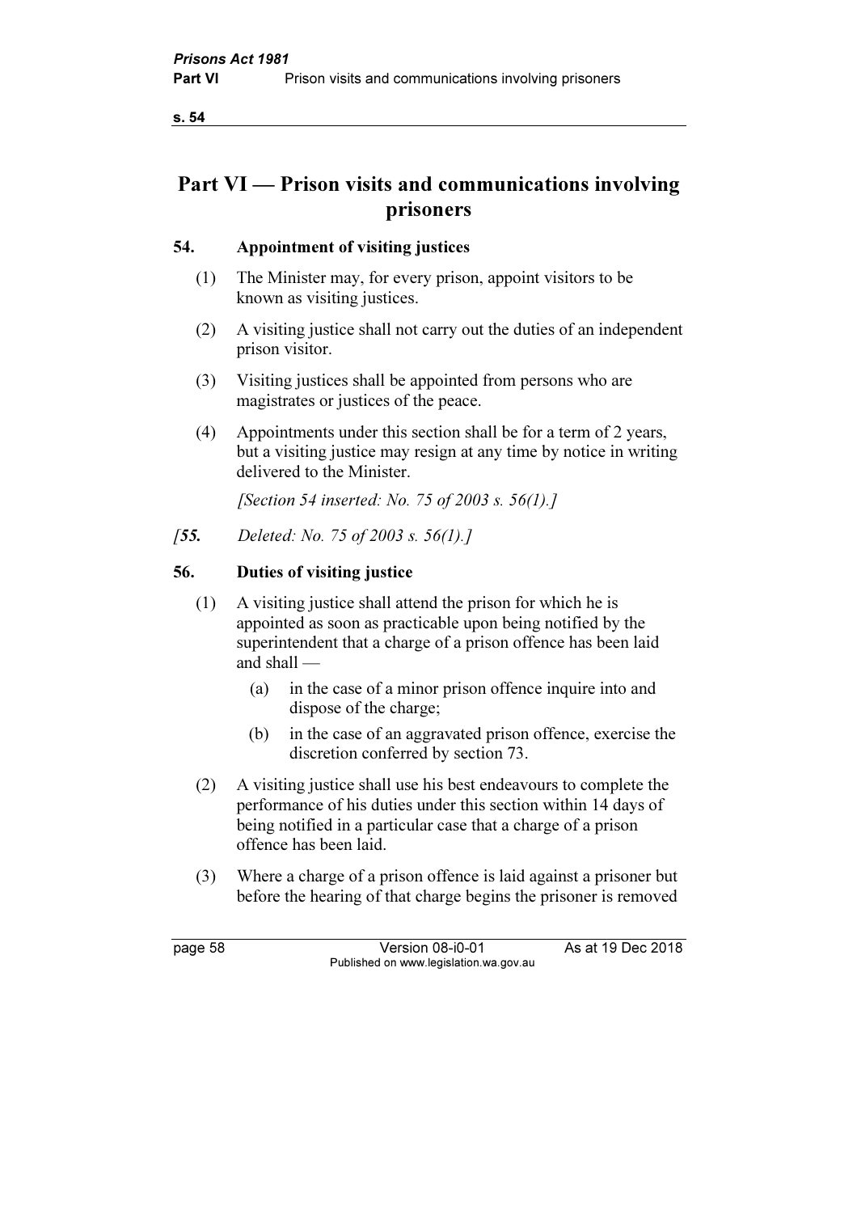# Part VI — Prison visits and communications involving prisoners

## 54. Appointment of visiting justices

(1) The Minister may, for every prison, appoint visitors to be known as visiting justices.

(2) A visiting justice shall not carry out the duties of an independent prison visitor.

(3) Visiting justices shall be appointed from persons who are magistrates or justices of the peace.

(4) Appointments under this section shall be for a term of 2 years, but a visiting justice may resign at any time by notice in writing delivered to the Minister.

*[Section 54 inserted: No. 75 of 2003 s. 56(1).]*

*[**55.** Deleted: No. 75 of 2003 s. 56(1).]*

## 56. Duties of visiting justice

(1) A visiting justice shall attend the prison for which he is appointed as soon as practicable upon being notified by the superintendent that a charge of a prison offence has been laid and shall —

  (a) in the case of a minor prison offence inquire into and dispose of the charge;

  (b) in the case of an aggravated prison offence, exercise the discretion conferred by section 73.

(2) A visiting justice shall use his best endeavours to complete the performance of his duties under this section within 14 days of being notified in a particular case that a charge of a prison offence has been laid.

(3) Where a charge of a prison offence is laid against a prisoner but before the hearing of that charge begins the prisoner is removed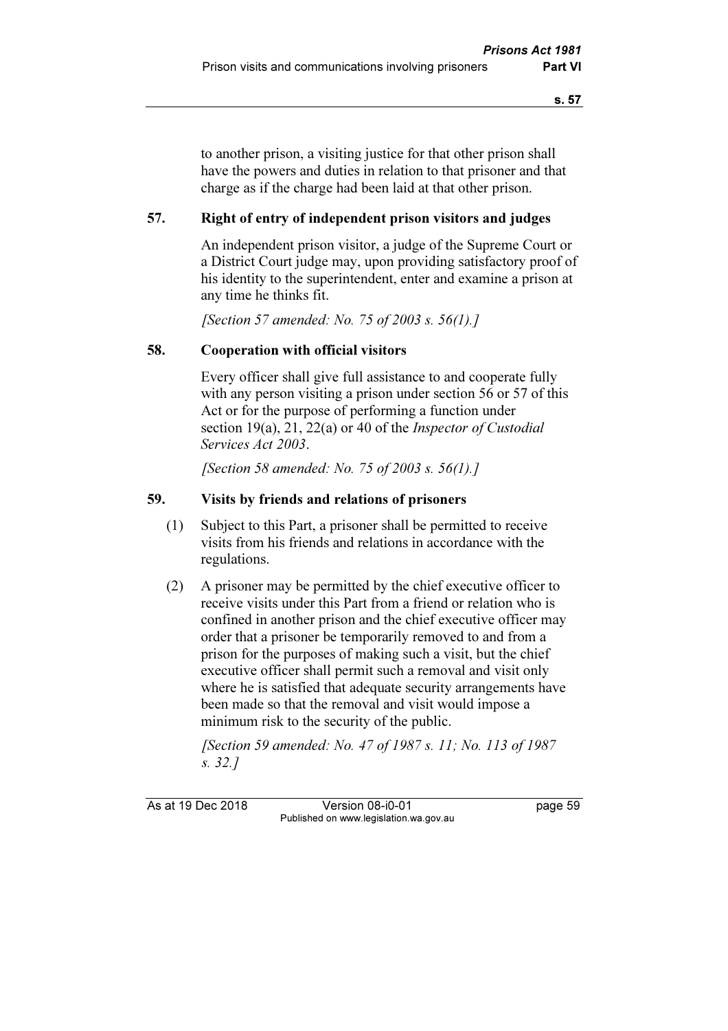to another prison, a visiting justice for that other prison shall have the powers and duties in relation to that prisoner and that charge as if the charge had been laid at that other prison.

### 57. Right of entry of independent prison visitors and judges

An independent prison visitor, a judge of the Supreme Court or a District Court judge may, upon providing satisfactory proof of his identity to the superintendent, enter and examine a prison at any time he thinks fit.

*[Section 57 amended: No. 75 of 2003 s. 56(1).]*

### 58. Cooperation with official visitors

Every officer shall give full assistance to and cooperate fully with any person visiting a prison under section 56 or 57 of this Act or for the purpose of performing a function under section 19(a), 21, 22(a) or 40 of the *Inspector of Custodial Services Act 2003*.

*[Section 58 amended: No. 75 of 2003 s. 56(1).]*

### 59. Visits by friends and relations of prisoners

(1) Subject to this Part, a prisoner shall be permitted to receive visits from his friends and relations in accordance with the regulations.

(2) A prisoner may be permitted by the chief executive officer to receive visits under this Part from a friend or relation who is confined in another prison and the chief executive officer may order that a prisoner be temporarily removed to and from a prison for the purposes of making such a visit, but the chief executive officer shall permit such a removal and visit only where he is satisfied that adequate security arrangements have been made so that the removal and visit would impose a minimum risk to the security of the public.

*[Section 59 amended: No. 47 of 1987 s. 11; No. 113 of 1987 s. 32.]*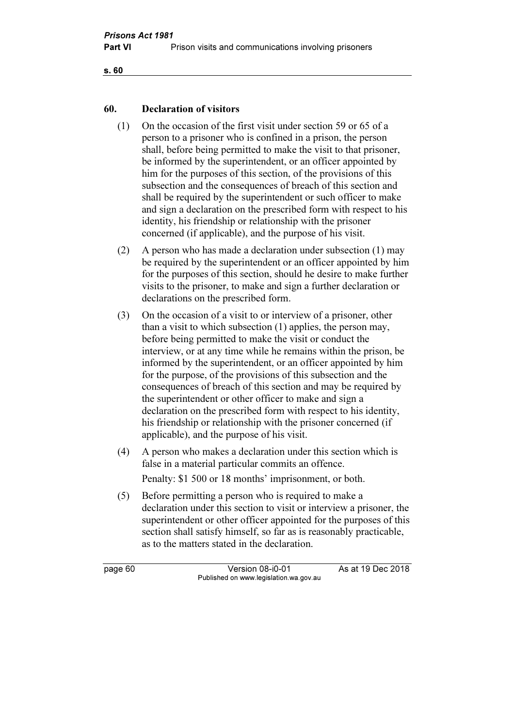## 60. Declaration of visitors

(1) On the occasion of the first visit under section 59 or 65 of a person to a prisoner who is confined in a prison, the person shall, before being permitted to make the visit to that prisoner, be informed by the superintendent, or an officer appointed by him for the purposes of this section, of the provisions of this subsection and the consequences of breach of this section and shall be required by the superintendent or such officer to make and sign a declaration on the prescribed form with respect to his identity, his friendship or relationship with the prisoner concerned (if applicable), and the purpose of his visit.

(2) A person who has made a declaration under subsection (1) may be required by the superintendent or an officer appointed by him for the purposes of this section, should he desire to make further visits to the prisoner, to make and sign a further declaration or declarations on the prescribed form.

(3) On the occasion of a visit to or interview of a prisoner, other than a visit to which subsection (1) applies, the person may, before being permitted to make the visit or conduct the interview, or at any time while he remains within the prison, be informed by the superintendent, or an officer appointed by him for the purpose, of the provisions of this subsection and the consequences of breach of this section and may be required by the superintendent or other officer to make and sign a declaration on the prescribed form with respect to his identity, his friendship or relationship with the prisoner concerned (if applicable), and the purpose of his visit.

(4) A person who makes a declaration under this section which is false in a material particular commits an offence.

Penalty: $1 500 or 18 months' imprisonment, or both.

(5) Before permitting a person who is required to make a declaration under this section to visit or interview a prisoner, the superintendent or other officer appointed for the purposes of this section shall satisfy himself, so far as is reasonably practicable, as to the matters stated in the declaration.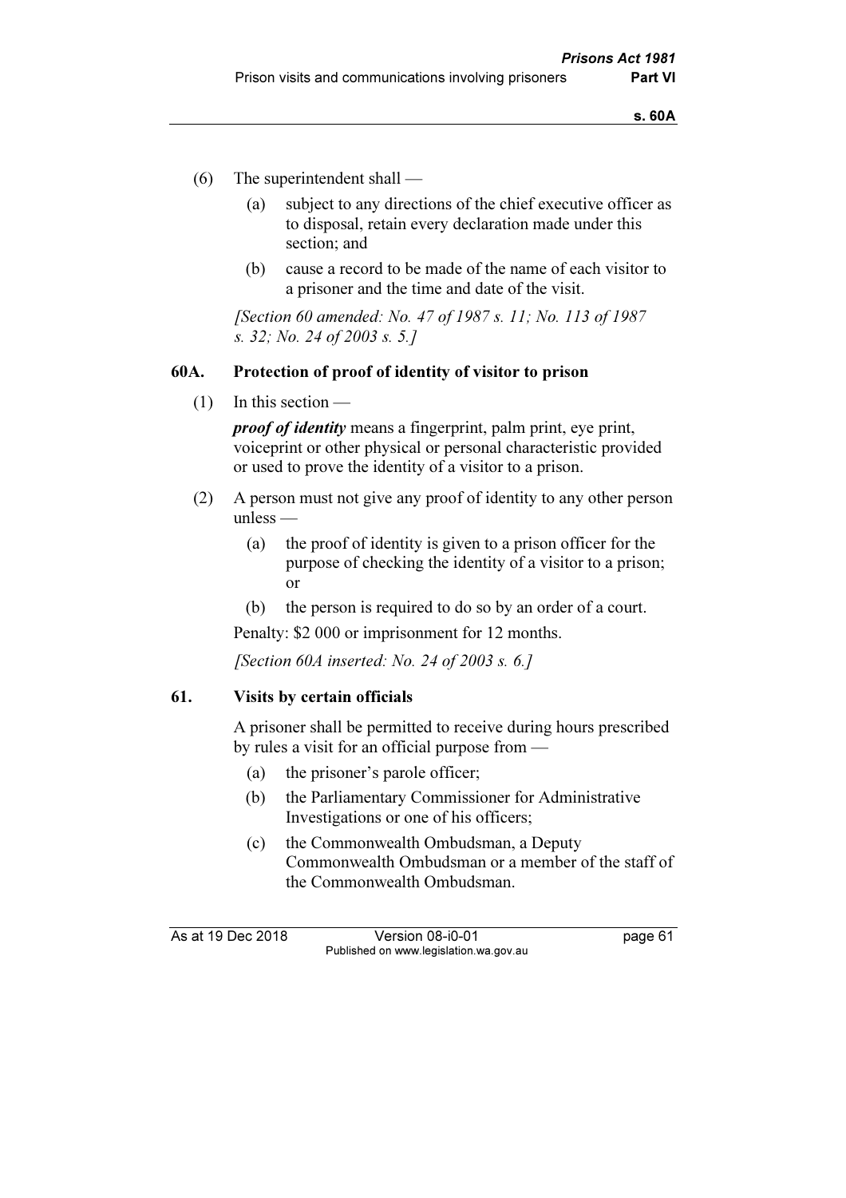(6) The superintendent shall —

(a) subject to any directions of the chief executive officer as to disposal, retain every declaration made under this section; and

(b) cause a record to be made of the name of each visitor to a prisoner and the time and date of the visit.

*[Section 60 amended: No. 47 of 1987 s. 11; No. 113 of 1987 s. 32; No. 24 of 2003 s. 5.]*

## 60A. Protection of proof of identity of visitor to prison

(1) In this section —

***proof of identity*** means a fingerprint, palm print, eye print, voiceprint or other physical or personal characteristic provided or used to prove the identity of a visitor to a prison.

(2) A person must not give any proof of identity to any other person unless —

(a) the proof of identity is given to a prison officer for the purpose of checking the identity of a visitor to a prison; or

(b) the person is required to do so by an order of a court.

Penalty: $2 000 or imprisonment for 12 months.

*[Section 60A inserted: No. 24 of 2003 s. 6.]*

## 61. Visits by certain officials

A prisoner shall be permitted to receive during hours prescribed by rules a visit for an official purpose from —

(a) the prisoner's parole officer;

(b) the Parliamentary Commissioner for Administrative Investigations or one of his officers;

(c) the Commonwealth Ombudsman, a Deputy Commonwealth Ombudsman or a member of the staff of the Commonwealth Ombudsman.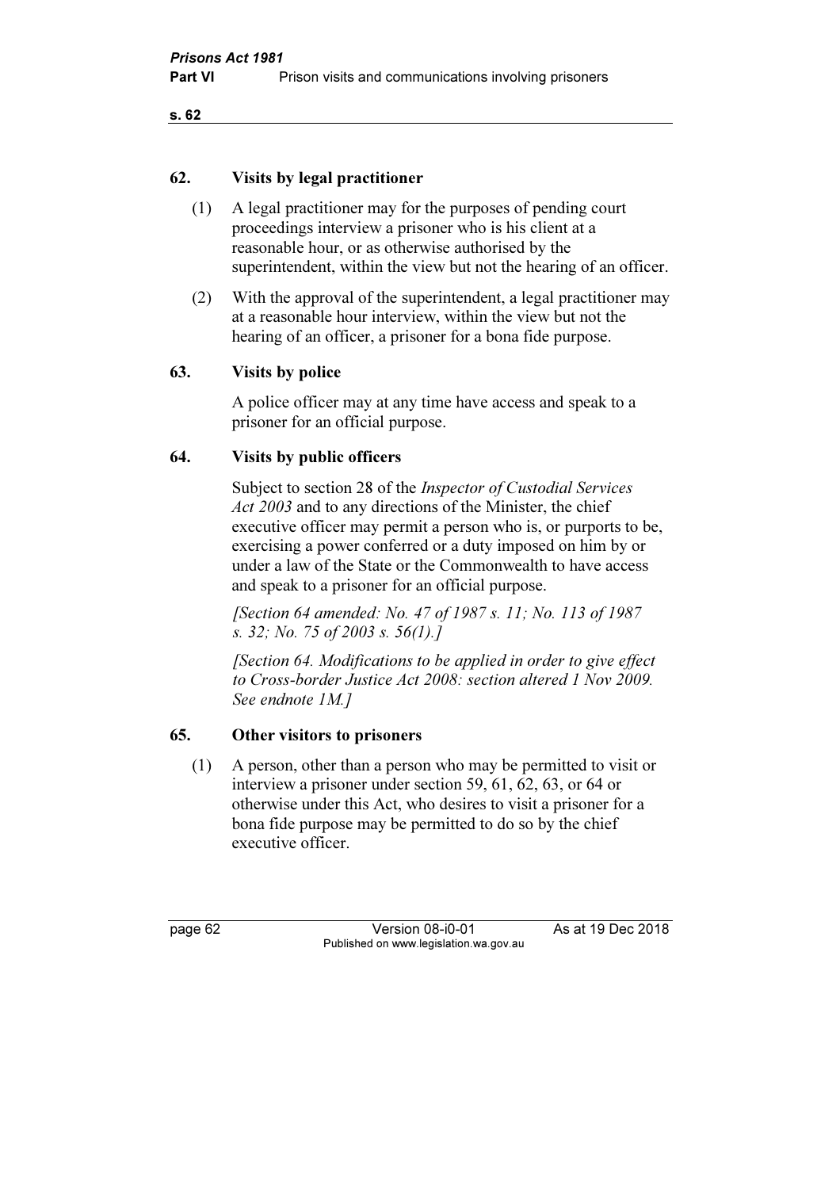## 62. Visits by legal practitioner

(1) A legal practitioner may for the purposes of pending court proceedings interview a prisoner who is his client at a reasonable hour, or as otherwise authorised by the superintendent, within the view but not the hearing of an officer.

(2) With the approval of the superintendent, a legal practitioner may at a reasonable hour interview, within the view but not the hearing of an officer, a prisoner for a bona fide purpose.

## 63. Visits by police

A police officer may at any time have access and speak to a prisoner for an official purpose.

## 64. Visits by public officers

Subject to section 28 of the *Inspector of Custodial Services Act 2003* and to any directions of the Minister, the chief executive officer may permit a person who is, or purports to be, exercising a power conferred or a duty imposed on him by or under a law of the State or the Commonwealth to have access and speak to a prisoner for an official purpose.

*[Section 64 amended: No. 47 of 1987 s. 11; No. 113 of 1987 s. 32; No. 75 of 2003 s. 56(1).]*

*[Section 64. Modifications to be applied in order to give effect to Cross-border Justice Act 2008: section altered 1 Nov 2009. See endnote 1M.]*

## 65. Other visitors to prisoners

(1) A person, other than a person who may be permitted to visit or interview a prisoner under section 59, 61, 62, 63, or 64 or otherwise under this Act, who desires to visit a prisoner for a bona fide purpose may be permitted to do so by the chief executive officer.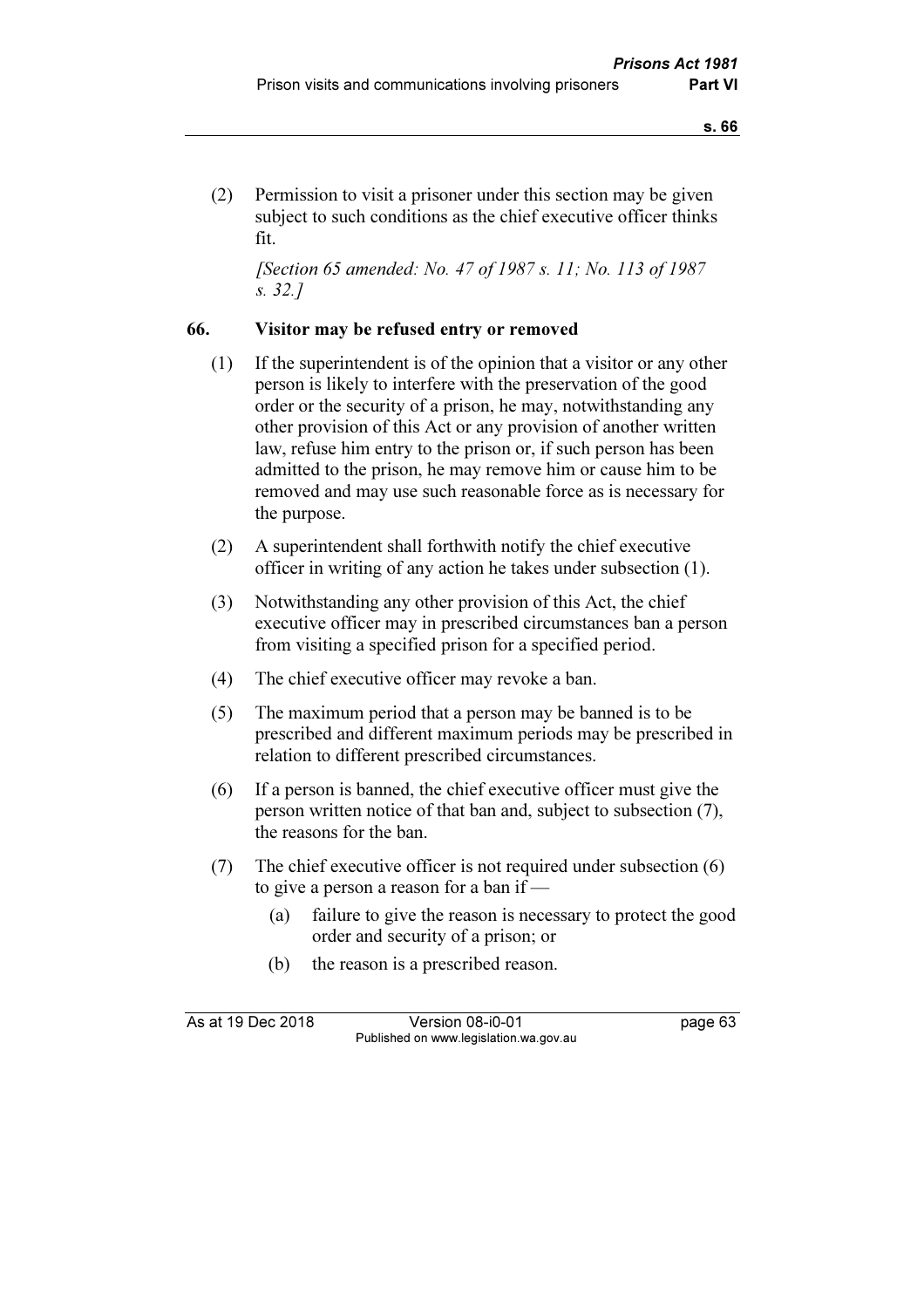(2) Permission to visit a prisoner under this section may be given subject to such conditions as the chief executive officer thinks fit.

*[Section 65 amended: No. 47 of 1987 s. 11; No. 113 of 1987 s. 32.]*

## 66. Visitor may be refused entry or removed

(1) If the superintendent is of the opinion that a visitor or any other person is likely to interfere with the preservation of the good order or the security of a prison, he may, notwithstanding any other provision of this Act or any provision of another written law, refuse him entry to the prison or, if such person has been admitted to the prison, he may remove him or cause him to be removed and may use such reasonable force as is necessary for the purpose.

(2) A superintendent shall forthwith notify the chief executive officer in writing of any action he takes under subsection (1).

(3) Notwithstanding any other provision of this Act, the chief executive officer may in prescribed circumstances ban a person from visiting a specified prison for a specified period.

(4) The chief executive officer may revoke a ban.

(5) The maximum period that a person may be banned is to be prescribed and different maximum periods may be prescribed in relation to different prescribed circumstances.

(6) If a person is banned, the chief executive officer must give the person written notice of that ban and, subject to subsection (7), the reasons for the ban.

(7) The chief executive officer is not required under subsection (6) to give a person a reason for a ban if —

- (a) failure to give the reason is necessary to protect the good order and security of a prison; or
- (b) the reason is a prescribed reason.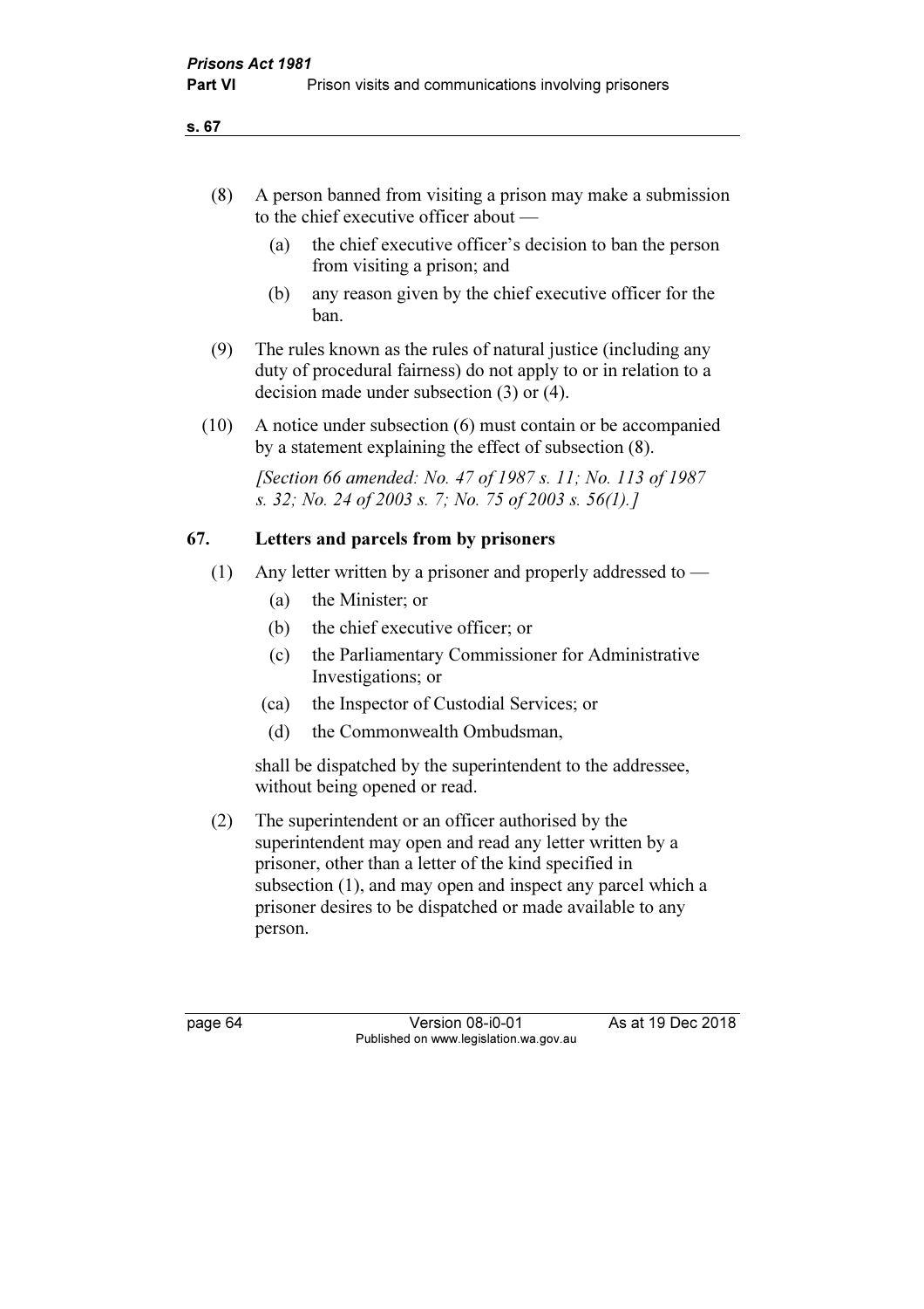(8) A person banned from visiting a prison may make a submission to the chief executive officer about —

(a) the chief executive officer's decision to ban the person from visiting a prison; and

(b) any reason given by the chief executive officer for the ban.

(9) The rules known as the rules of natural justice (including any duty of procedural fairness) do not apply to or in relation to a decision made under subsection (3) or (4).

(10) A notice under subsection (6) must contain or be accompanied by a statement explaining the effect of subsection (8).

*[Section 66 amended: No. 47 of 1987 s. 11; No. 113 of 1987 s. 32; No. 24 of 2003 s. 7; No. 75 of 2003 s. 56(1).]*

## 67. Letters and parcels from by prisoners

(1) Any letter written by a prisoner and properly addressed to —

(a) the Minister; or

(b) the chief executive officer; or

(c) the Parliamentary Commissioner for Administrative Investigations; or

(ca) the Inspector of Custodial Services; or

(d) the Commonwealth Ombudsman,

shall be dispatched by the superintendent to the addressee, without being opened or read.

(2) The superintendent or an officer authorised by the superintendent may open and read any letter written by a prisoner, other than a letter of the kind specified in subsection (1), and may open and inspect any parcel which a prisoner desires to be dispatched or made available to any person.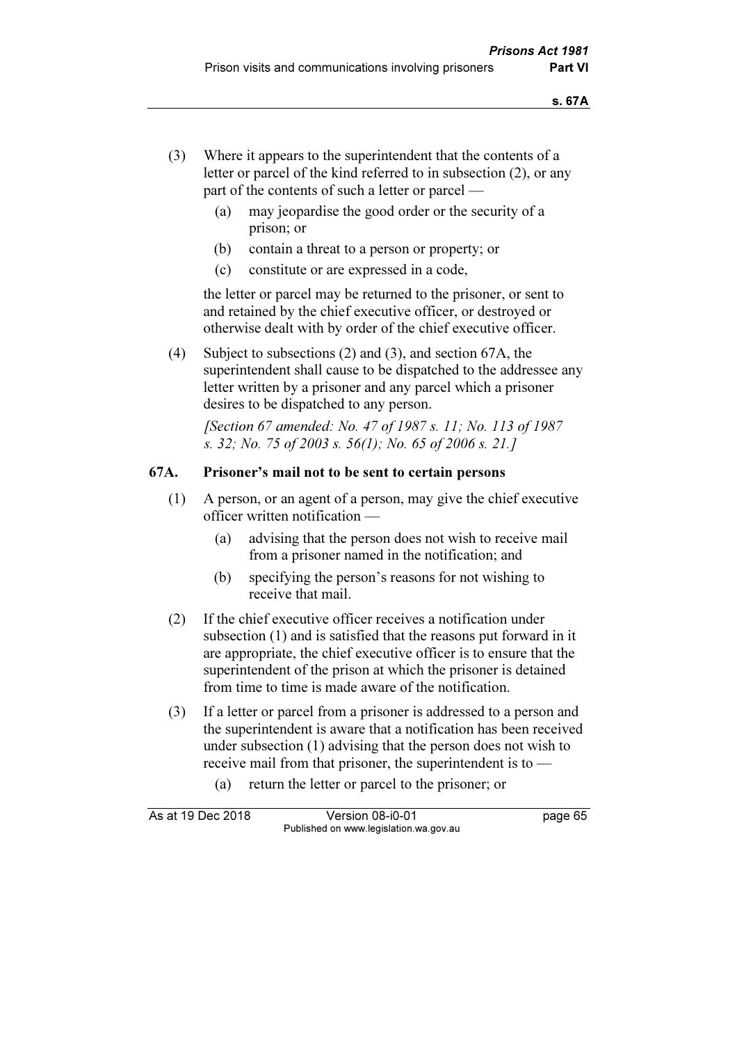(3) Where it appears to the superintendent that the contents of a letter or parcel of the kind referred to in subsection (2), or any part of the contents of such a letter or parcel —

 (a) may jeopardise the good order or the security of a prison; or

 (b) contain a threat to a person or property; or

 (c) constitute or are expressed in a code,

the letter or parcel may be returned to the prisoner, or sent to and retained by the chief executive officer, or destroyed or otherwise dealt with by order of the chief executive officer.

(4) Subject to subsections (2) and (3), and section 67A, the superintendent shall cause to be dispatched to the addressee any letter written by a prisoner and any parcel which a prisoner desires to be dispatched to any person.

*[Section 67 amended: No. 47 of 1987 s. 11; No. 113 of 1987 s. 32; No. 75 of 2003 s. 56(1); No. 65 of 2006 s. 21.]*

### 67A. Prisoner's mail not to be sent to certain persons

(1) A person, or an agent of a person, may give the chief executive officer written notification —

 (a) advising that the person does not wish to receive mail from a prisoner named in the notification; and

 (b) specifying the person's reasons for not wishing to receive that mail.

(2) If the chief executive officer receives a notification under subsection (1) and is satisfied that the reasons put forward in it are appropriate, the chief executive officer is to ensure that the superintendent of the prison at which the prisoner is detained from time to time is made aware of the notification.

(3) If a letter or parcel from a prisoner is addressed to a person and the superintendent is aware that a notification has been received under subsection (1) advising that the person does not wish to receive mail from that prisoner, the superintendent is to —

 (a) return the letter or parcel to the prisoner; or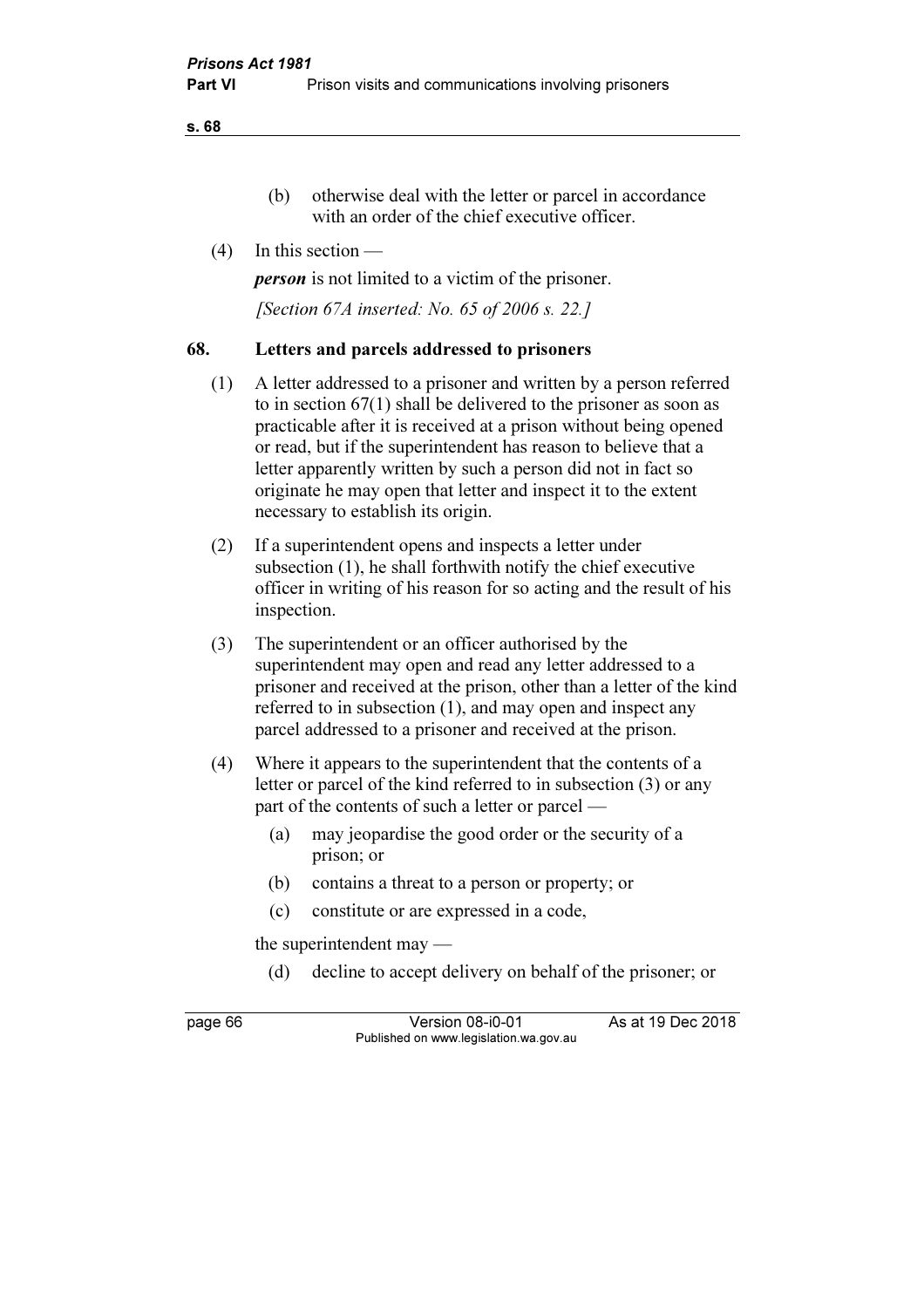(b) otherwise deal with the letter or parcel in accordance with an order of the chief executive officer.

(4) In this section —

***person*** is not limited to a victim of the prisoner.

*[Section 67A inserted: No. 65 of 2006 s. 22.]*

## 68. Letters and parcels addressed to prisoners

(1) A letter addressed to a prisoner and written by a person referred to in section 67(1) shall be delivered to the prisoner as soon as practicable after it is received at a prison without being opened or read, but if the superintendent has reason to believe that a letter apparently written by such a person did not in fact so originate he may open that letter and inspect it to the extent necessary to establish its origin.

(2) If a superintendent opens and inspects a letter under subsection (1), he shall forthwith notify the chief executive officer in writing of his reason for so acting and the result of his inspection.

(3) The superintendent or an officer authorised by the superintendent may open and read any letter addressed to a prisoner and received at the prison, other than a letter of the kind referred to in subsection (1), and may open and inspect any parcel addressed to a prisoner and received at the prison.

(4) Where it appears to the superintendent that the contents of a letter or parcel of the kind referred to in subsection (3) or any part of the contents of such a letter or parcel —

(a) may jeopardise the good order or the security of a prison; or

(b) contains a threat to a person or property; or

(c) constitute or are expressed in a code,

the superintendent may —

(d) decline to accept delivery on behalf of the prisoner; or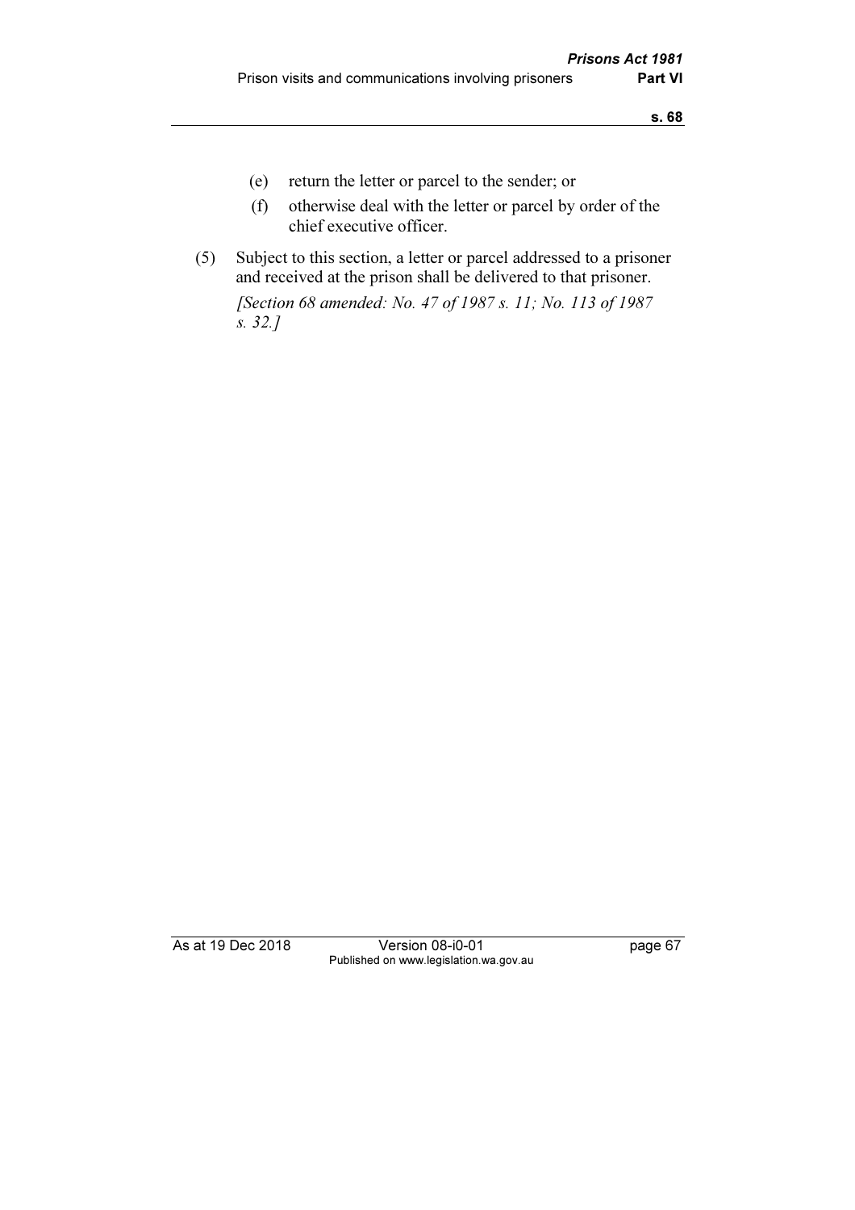(e) return the letter or parcel to the sender; or

(f) otherwise deal with the letter or parcel by order of the chief executive officer.

(5) Subject to this section, a letter or parcel addressed to a prisoner and received at the prison shall be delivered to that prisoner.

*[Section 68 amended: No. 47 of 1987 s. 11; No. 113 of 1987 s. 32.]*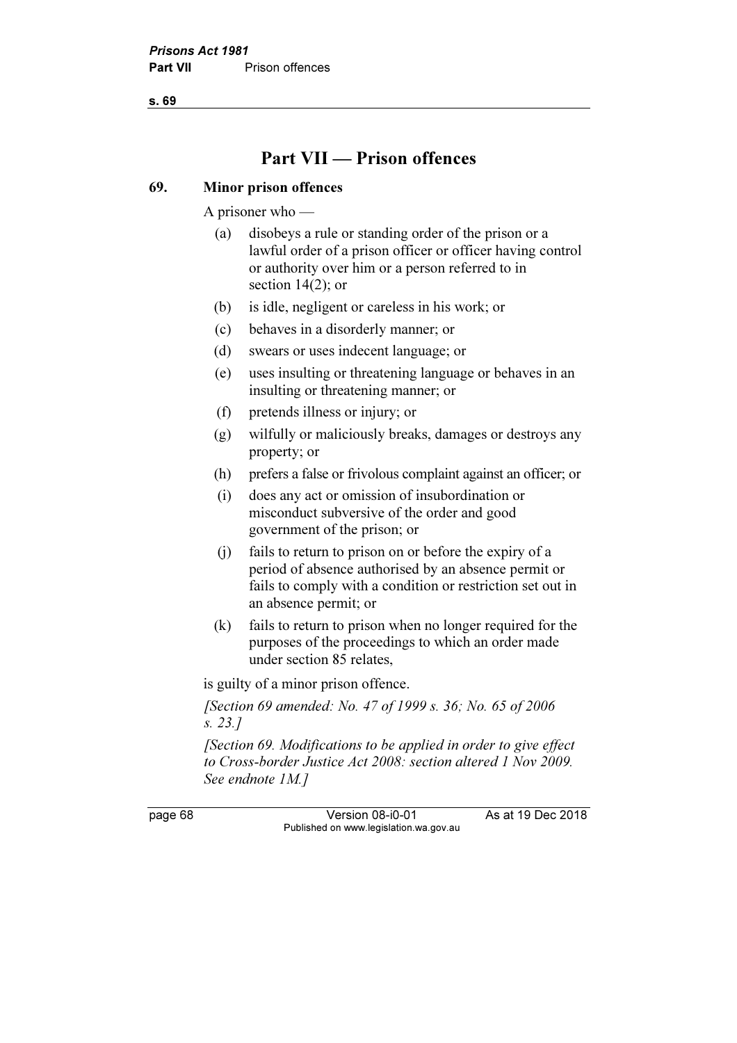# Part VII — Prison offences

## 69. Minor prison offences

A prisoner who —

- (a) disobeys a rule or standing order of the prison or a lawful order of a prison officer or officer having control or authority over him or a person referred to in section 14(2); or
- (b) is idle, negligent or careless in his work; or
- (c) behaves in a disorderly manner; or
- (d) swears or uses indecent language; or
- (e) uses insulting or threatening language or behaves in an insulting or threatening manner; or
- (f) pretends illness or injury; or
- (g) wilfully or maliciously breaks, damages or destroys any property; or
- (h) prefers a false or frivolous complaint against an officer; or
- (i) does any act or omission of insubordination or misconduct subversive of the order and good government of the prison; or
- (j) fails to return to prison on or before the expiry of a period of absence authorised by an absence permit or fails to comply with a condition or restriction set out in an absence permit; or
- (k) fails to return to prison when no longer required for the purposes of the proceedings to which an order made under section 85 relates,

is guilty of a minor prison offence.

*[Section 69 amended: No. 47 of 1999 s. 36; No. 65 of 2006 s. 23.]*

*[Section 69. Modifications to be applied in order to give effect to Cross-border Justice Act 2008: section altered 1 Nov 2009. See endnote 1M.]*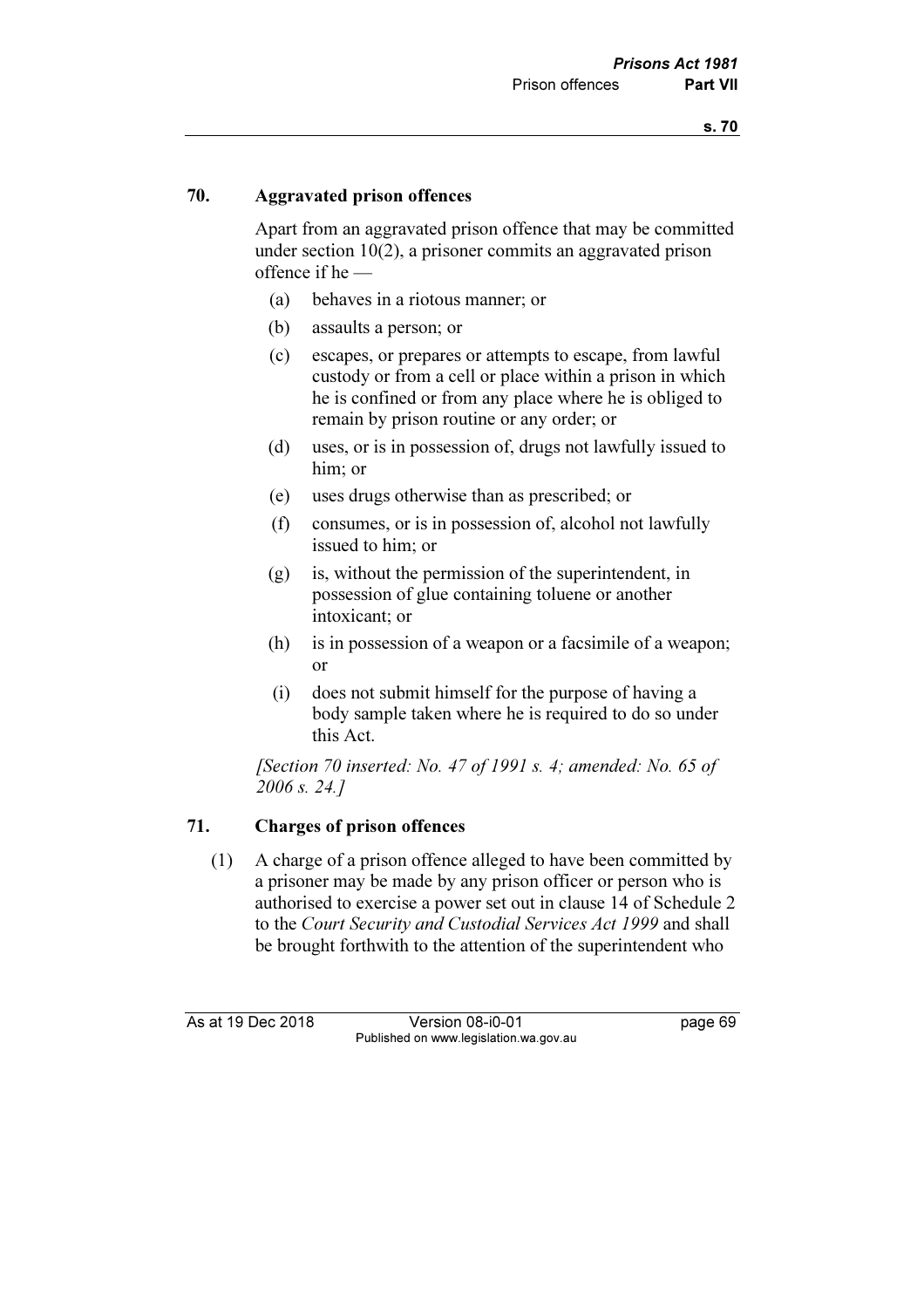## 70. Aggravated prison offences

Apart from an aggravated prison offence that may be committed under section 10(2), a prisoner commits an aggravated prison offence if he —

(a) behaves in a riotous manner; or

(b) assaults a person; or

(c) escapes, or prepares or attempts to escape, from lawful custody or from a cell or place within a prison in which he is confined or from any place where he is obliged to remain by prison routine or any order; or

(d) uses, or is in possession of, drugs not lawfully issued to him; or

(e) uses drugs otherwise than as prescribed; or

(f) consumes, or is in possession of, alcohol not lawfully issued to him; or

(g) is, without the permission of the superintendent, in possession of glue containing toluene or another intoxicant; or

(h) is in possession of a weapon or a facsimile of a weapon; or

(i) does not submit himself for the purpose of having a body sample taken where he is required to do so under this Act.

*[Section 70 inserted: No. 47 of 1991 s. 4; amended: No. 65 of 2006 s. 24.]*

## 71. Charges of prison offences

(1) A charge of a prison offence alleged to have been committed by a prisoner may be made by any prison officer or person who is authorised to exercise a power set out in clause 14 of Schedule 2 to the *Court Security and Custodial Services Act 1999* and shall be brought forthwith to the attention of the superintendent who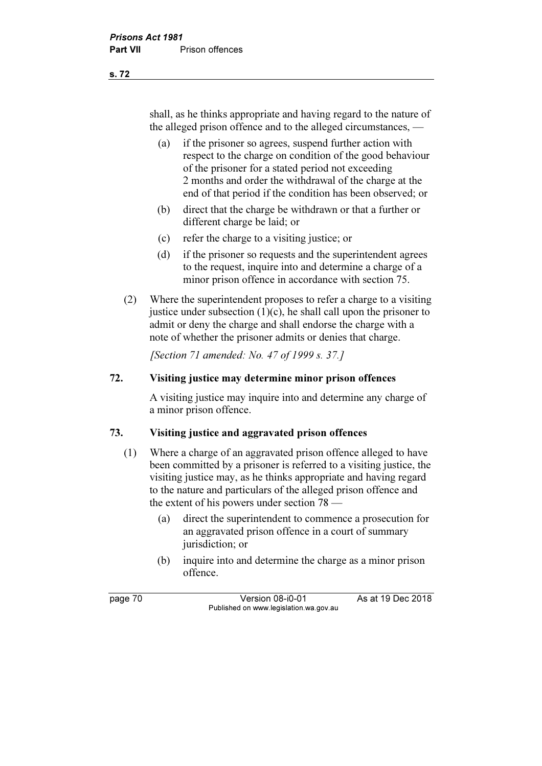shall, as he thinks appropriate and having regard to the nature of the alleged prison offence and to the alleged circumstances, —

(a) if the prisoner so agrees, suspend further action with respect to the charge on condition of the good behaviour of the prisoner for a stated period not exceeding 2 months and order the withdrawal of the charge at the end of that period if the condition has been observed; or

(b) direct that the charge be withdrawn or that a further or different charge be laid; or

(c) refer the charge to a visiting justice; or

(d) if the prisoner so requests and the superintendent agrees to the request, inquire into and determine a charge of a minor prison offence in accordance with section 75.

(2) Where the superintendent proposes to refer a charge to a visiting justice under subsection (1)(c), he shall call upon the prisoner to admit or deny the charge and shall endorse the charge with a note of whether the prisoner admits or denies that charge.

*[Section 71 amended: No. 47 of 1999 s. 37.]*

## 72. Visiting justice may determine minor prison offences

A visiting justice may inquire into and determine any charge of a minor prison offence.

## 73. Visiting justice and aggravated prison offences

(1) Where a charge of an aggravated prison offence alleged to have been committed by a prisoner is referred to a visiting justice, the visiting justice may, as he thinks appropriate and having regard to the nature and particulars of the alleged prison offence and the extent of his powers under section 78 —

(a) direct the superintendent to commence a prosecution for an aggravated prison offence in a court of summary jurisdiction; or

(b) inquire into and determine the charge as a minor prison offence.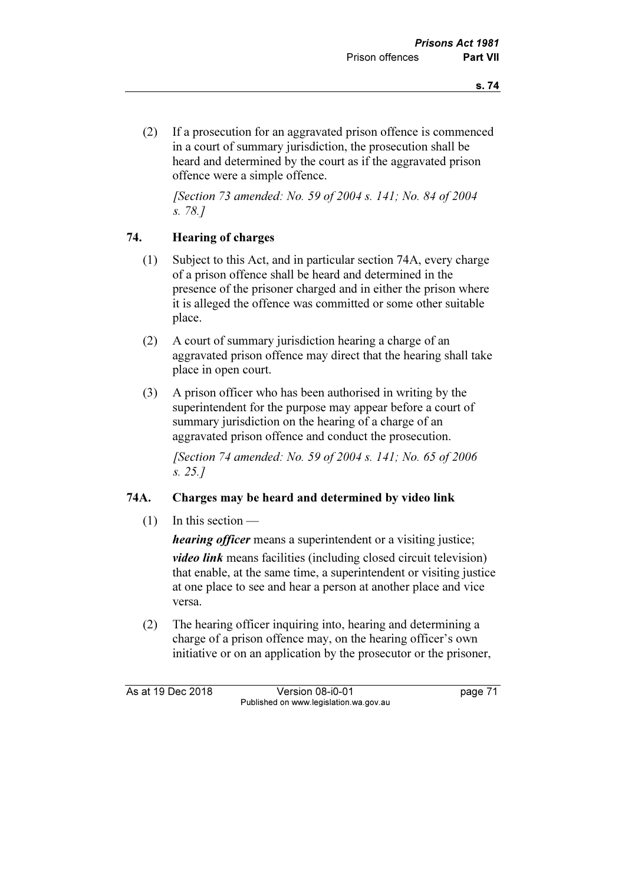(2) If a prosecution for an aggravated prison offence is commenced in a court of summary jurisdiction, the prosecution shall be heard and determined by the court as if the aggravated prison offence were a simple offence.

*[Section 73 amended: No. 59 of 2004 s. 141; No. 84 of 2004 s. 78.]*

## 74. Hearing of charges

(1) Subject to this Act, and in particular section 74A, every charge of a prison offence shall be heard and determined in the presence of the prisoner charged and in either the prison where it is alleged the offence was committed or some other suitable place.

(2) A court of summary jurisdiction hearing a charge of an aggravated prison offence may direct that the hearing shall take place in open court.

(3) A prison officer who has been authorised in writing by the superintendent for the purpose may appear before a court of summary jurisdiction on the hearing of a charge of an aggravated prison offence and conduct the prosecution.

*[Section 74 amended: No. 59 of 2004 s. 141; No. 65 of 2006 s. 25.]*

## 74A. Charges may be heard and determined by video link

(1) In this section —

***hearing officer*** means a superintendent or a visiting justice;

***video link*** means facilities (including closed circuit television) that enable, at the same time, a superintendent or visiting justice at one place to see and hear a person at another place and vice versa.

(2) The hearing officer inquiring into, hearing and determining a charge of a prison offence may, on the hearing officer's own initiative or on an application by the prosecutor or the prisoner,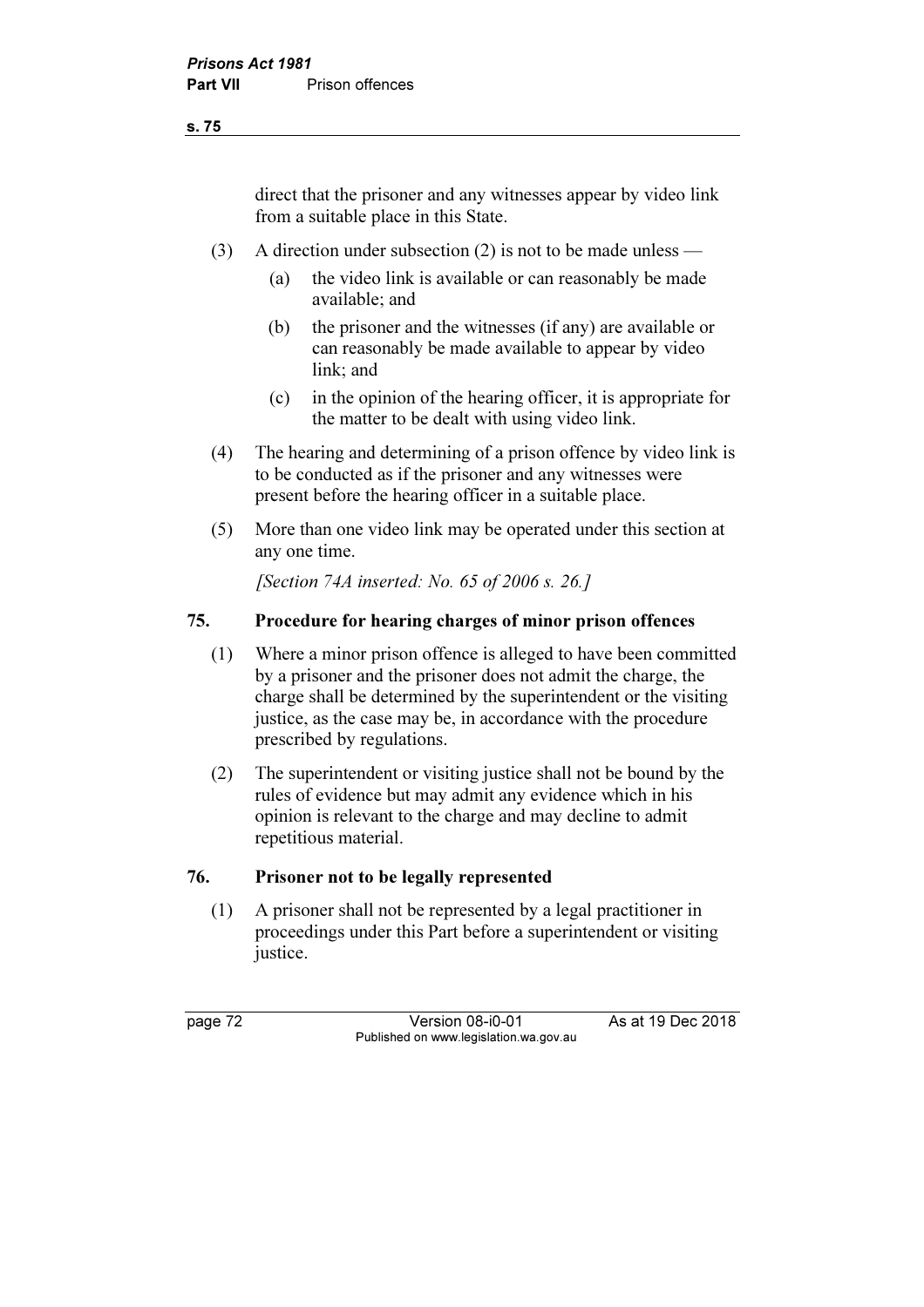direct that the prisoner and any witnesses appear by video link from a suitable place in this State.

(3) A direction under subsection (2) is not to be made unless —

(a) the video link is available or can reasonably be made available; and

(b) the prisoner and the witnesses (if any) are available or can reasonably be made available to appear by video link; and

(c) in the opinion of the hearing officer, it is appropriate for the matter to be dealt with using video link.

(4) The hearing and determining of a prison offence by video link is to be conducted as if the prisoner and any witnesses were present before the hearing officer in a suitable place.

(5) More than one video link may be operated under this section at any one time.

*[Section 74A inserted: No. 65 of 2006 s. 26.]*

### 75. Procedure for hearing charges of minor prison offences

(1) Where a minor prison offence is alleged to have been committed by a prisoner and the prisoner does not admit the charge, the charge shall be determined by the superintendent or the visiting justice, as the case may be, in accordance with the procedure prescribed by regulations.

(2) The superintendent or visiting justice shall not be bound by the rules of evidence but may admit any evidence which in his opinion is relevant to the charge and may decline to admit repetitious material.

### 76. Prisoner not to be legally represented

(1) A prisoner shall not be represented by a legal practitioner in proceedings under this Part before a superintendent or visiting justice.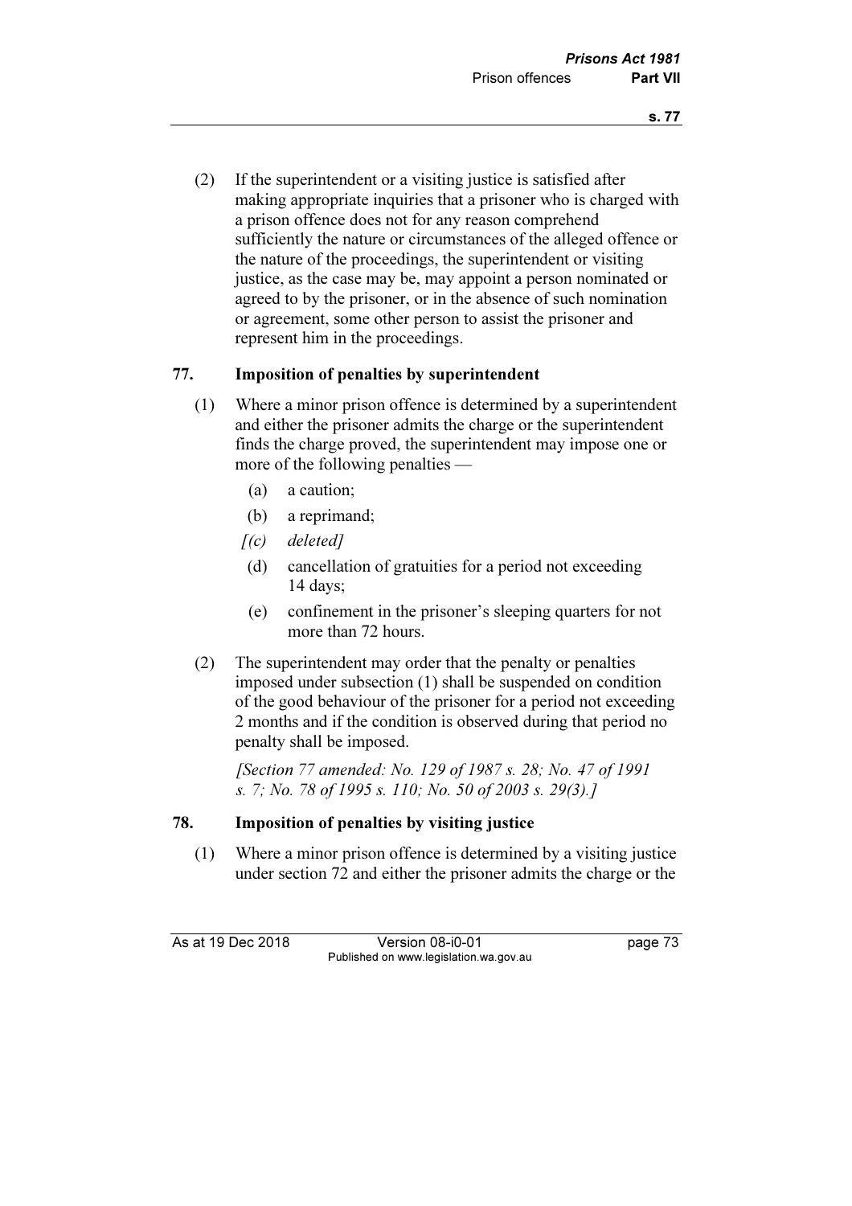(2) If the superintendent or a visiting justice is satisfied after making appropriate inquiries that a prisoner who is charged with a prison offence does not for any reason comprehend sufficiently the nature or circumstances of the alleged offence or the nature of the proceedings, the superintendent or visiting justice, as the case may be, may appoint a person nominated or agreed to by the prisoner, or in the absence of such nomination or agreement, some other person to assist the prisoner and represent him in the proceedings.

## 77. Imposition of penalties by superintendent

(1) Where a minor prison offence is determined by a superintendent and either the prisoner admits the charge or the superintendent finds the charge proved, the superintendent may impose one or more of the following penalties —

- (a) a caution;
- (b) a reprimand;
- *[(c) deleted]*
- (d) cancellation of gratuities for a period not exceeding 14 days;
- (e) confinement in the prisoner's sleeping quarters for not more than 72 hours.

(2) The superintendent may order that the penalty or penalties imposed under subsection (1) shall be suspended on condition of the good behaviour of the prisoner for a period not exceeding 2 months and if the condition is observed during that period no penalty shall be imposed.

*[Section 77 amended: No. 129 of 1987 s. 28; No. 47 of 1991 s. 7; No. 78 of 1995 s. 110; No. 50 of 2003 s. 29(3).]*

## 78. Imposition of penalties by visiting justice

(1) Where a minor prison offence is determined by a visiting justice under section 72 and either the prisoner admits the charge or the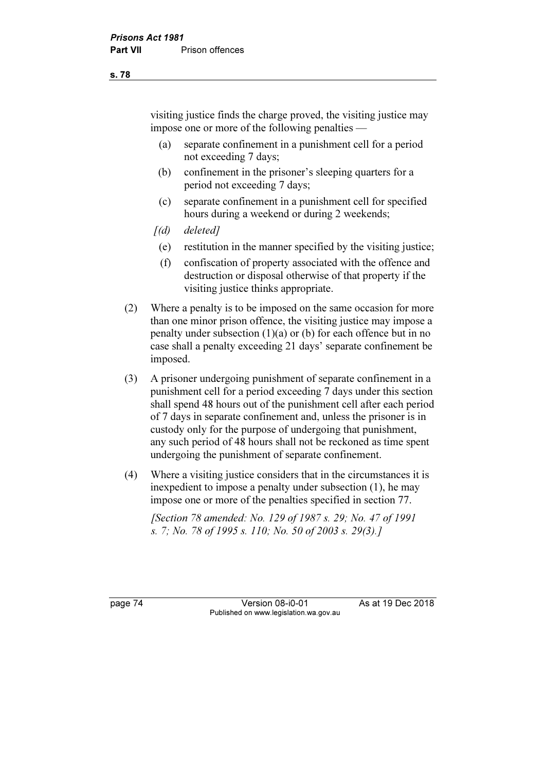visiting justice finds the charge proved, the visiting justice may impose one or more of the following penalties —

(a) separate confinement in a punishment cell for a period not exceeding 7 days;

(b) confinement in the prisoner's sleeping quarters for a period not exceeding 7 days;

(c) separate confinement in a punishment cell for specified hours during a weekend or during 2 weekends;

*[(d) deleted]*

(e) restitution in the manner specified by the visiting justice;

(f) confiscation of property associated with the offence and destruction or disposal otherwise of that property if the visiting justice thinks appropriate.

(2) Where a penalty is to be imposed on the same occasion for more than one minor prison offence, the visiting justice may impose a penalty under subsection (1)(a) or (b) for each offence but in no case shall a penalty exceeding 21 days' separate confinement be imposed.

(3) A prisoner undergoing punishment of separate confinement in a punishment cell for a period exceeding 7 days under this section shall spend 48 hours out of the punishment cell after each period of 7 days in separate confinement and, unless the prisoner is in custody only for the purpose of undergoing that punishment, any such period of 48 hours shall not be reckoned as time spent undergoing the punishment of separate confinement.

(4) Where a visiting justice considers that in the circumstances it is inexpedient to impose a penalty under subsection (1), he may impose one or more of the penalties specified in section 77.

*[Section 78 amended: No. 129 of 1987 s. 29; No. 47 of 1991 s. 7; No. 78 of 1995 s. 110; No. 50 of 2003 s. 29(3).]*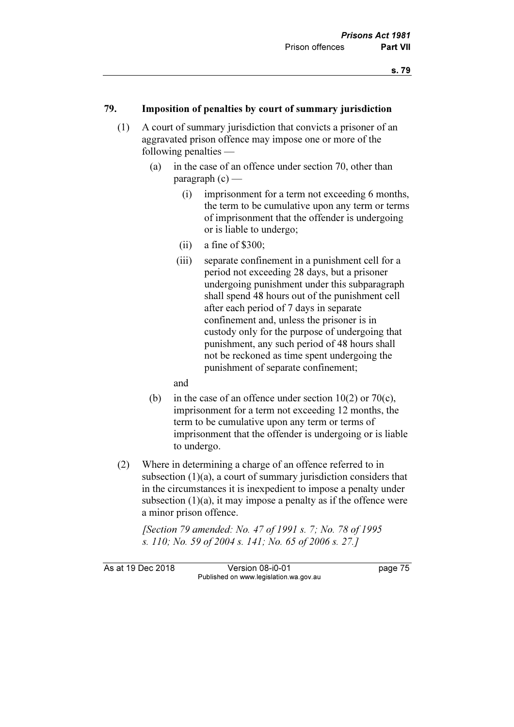## 79. Imposition of penalties by court of summary jurisdiction

(1) A court of summary jurisdiction that convicts a prisoner of an aggravated prison offence may impose one or more of the following penalties —

  (a) in the case of an offence under section 70, other than paragraph (c) —

    (i) imprisonment for a term not exceeding 6 months, the term to be cumulative upon any term or terms of imprisonment that the offender is undergoing or is liable to undergo;

    (ii) a fine of $300;

    (iii) separate confinement in a punishment cell for a period not exceeding 28 days, but a prisoner undergoing punishment under this subparagraph shall spend 48 hours out of the punishment cell after each period of 7 days in separate confinement and, unless the prisoner is in custody only for the purpose of undergoing that punishment, any such period of 48 hours shall not be reckoned as time spent undergoing the punishment of separate confinement;

  and

  (b) in the case of an offence under section 10(2) or 70(c), imprisonment for a term not exceeding 12 months, the term to be cumulative upon any term or terms of imprisonment that the offender is undergoing or is liable to undergo.

(2) Where in determining a charge of an offence referred to in subsection (1)(a), a court of summary jurisdiction considers that in the circumstances it is inexpedient to impose a penalty under subsection (1)(a), it may impose a penalty as if the offence were a minor prison offence.

*[Section 79 amended: No. 47 of 1991 s. 7; No. 78 of 1995 s. 110; No. 59 of 2004 s. 141; No. 65 of 2006 s. 27.]*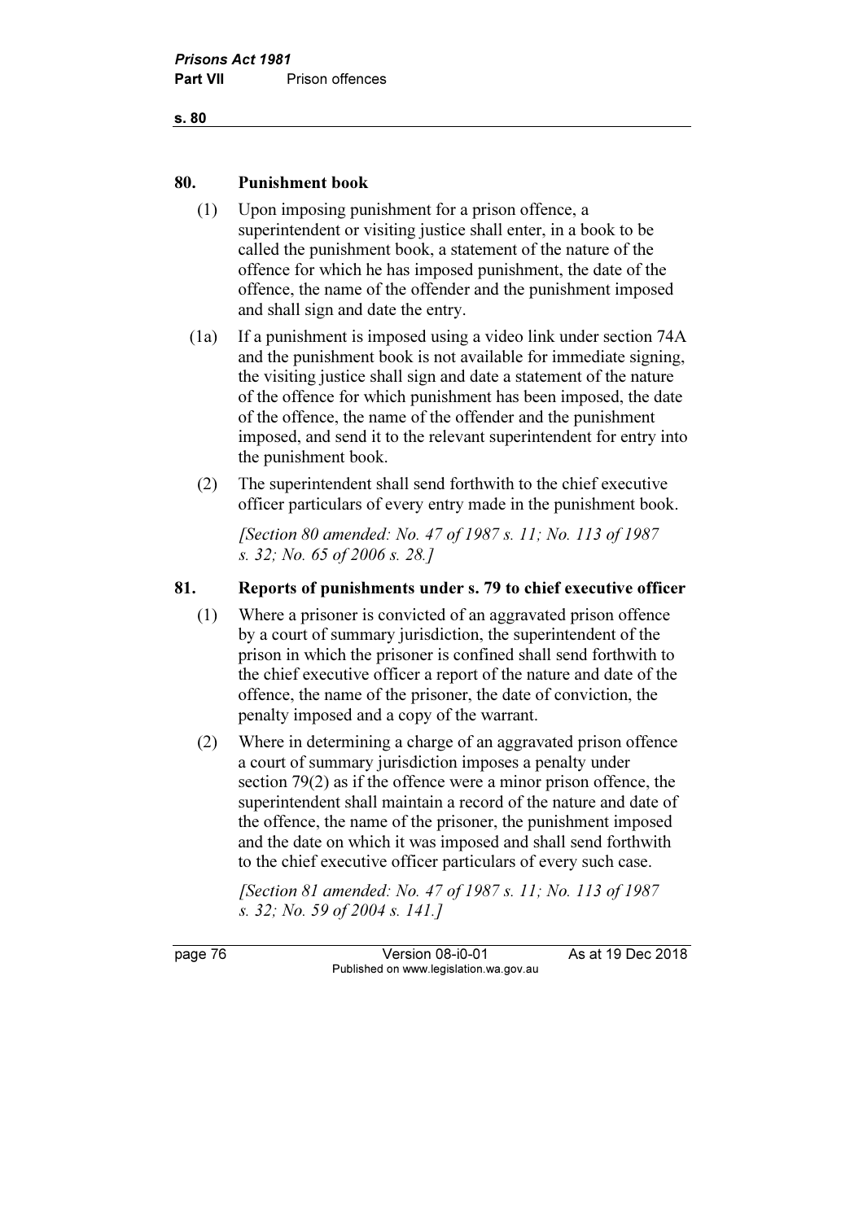## 80. Punishment book

(1) Upon imposing punishment for a prison offence, a superintendent or visiting justice shall enter, in a book to be called the punishment book, a statement of the nature of the offence for which he has imposed punishment, the date of the offence, the name of the offender and the punishment imposed and shall sign and date the entry.

(1a) If a punishment is imposed using a video link under section 74A and the punishment book is not available for immediate signing, the visiting justice shall sign and date a statement of the nature of the offence for which punishment has been imposed, the date of the offence, the name of the offender and the punishment imposed, and send it to the relevant superintendent for entry into the punishment book.

(2) The superintendent shall send forthwith to the chief executive officer particulars of every entry made in the punishment book.

*[Section 80 amended: No. 47 of 1987 s. 11; No. 113 of 1987 s. 32; No. 65 of 2006 s. 28.]*

## 81. Reports of punishments under s. 79 to chief executive officer

(1) Where a prisoner is convicted of an aggravated prison offence by a court of summary jurisdiction, the superintendent of the prison in which the prisoner is confined shall send forthwith to the chief executive officer a report of the nature and date of the offence, the name of the prisoner, the date of conviction, the penalty imposed and a copy of the warrant.

(2) Where in determining a charge of an aggravated prison offence a court of summary jurisdiction imposes a penalty under section 79(2) as if the offence were a minor prison offence, the superintendent shall maintain a record of the nature and date of the offence, the name of the prisoner, the punishment imposed and the date on which it was imposed and shall send forthwith to the chief executive officer particulars of every such case.

*[Section 81 amended: No. 47 of 1987 s. 11; No. 113 of 1987 s. 32; No. 59 of 2004 s. 141.]*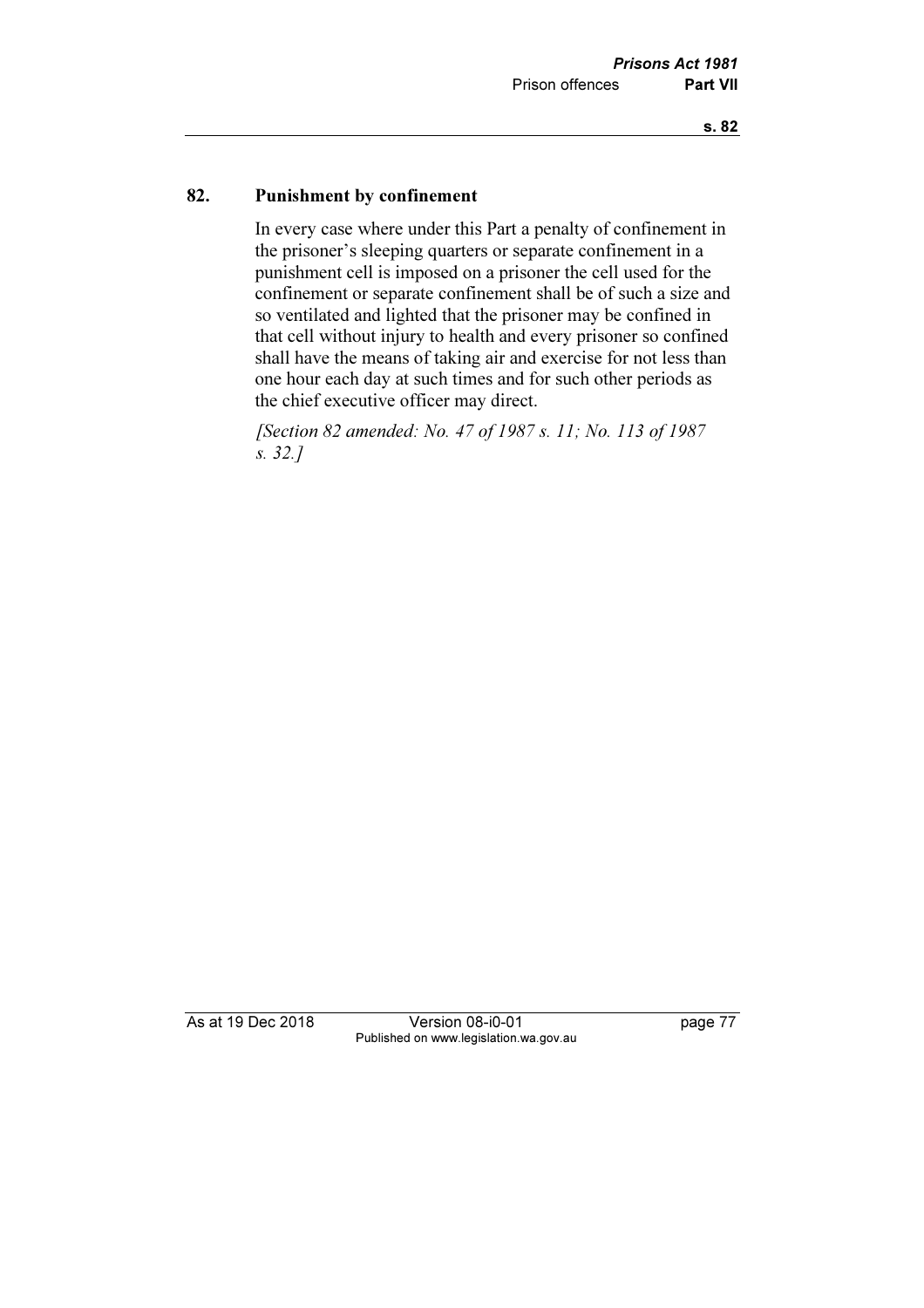## 82. Punishment by confinement

In every case where under this Part a penalty of confinement in the prisoner's sleeping quarters or separate confinement in a punishment cell is imposed on a prisoner the cell used for the confinement or separate confinement shall be of such a size and so ventilated and lighted that the prisoner may be confined in that cell without injury to health and every prisoner so confined shall have the means of taking air and exercise for not less than one hour each day at such times and for such other periods as the chief executive officer may direct.

*[Section 82 amended: No. 47 of 1987 s. 11; No. 113 of 1987 s. 32.]*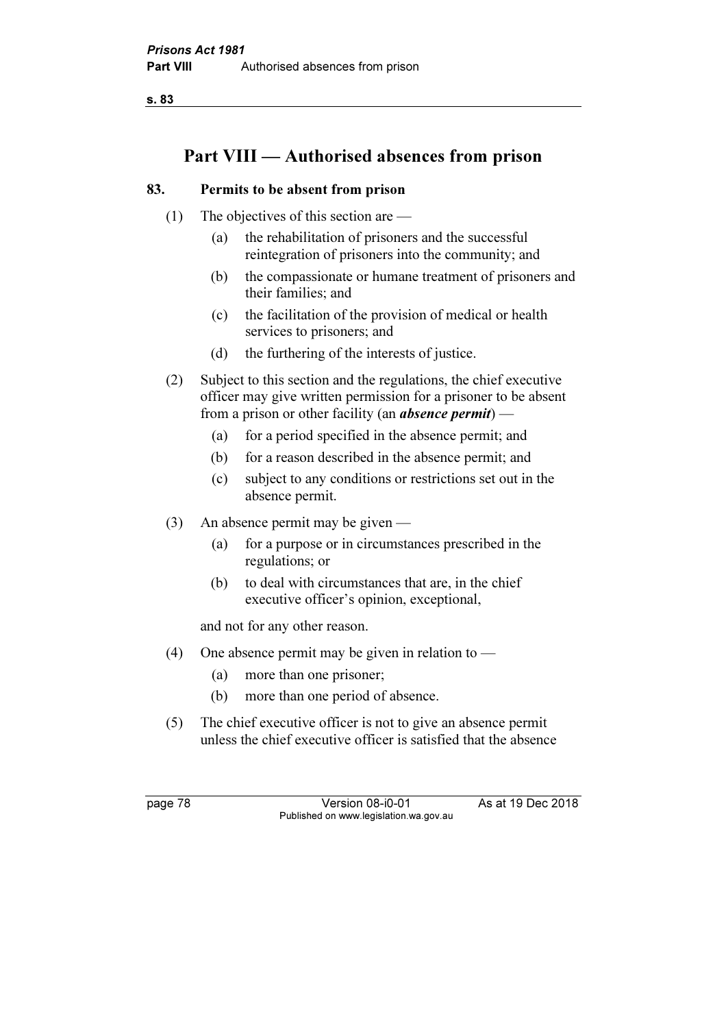# Part VIII — Authorised absences from prison

## 83. Permits to be absent from prison

(1) The objectives of this section are —

- (a) the rehabilitation of prisoners and the successful reintegration of prisoners into the community; and
- (b) the compassionate or humane treatment of prisoners and their families; and
- (c) the facilitation of the provision of medical or health services to prisoners; and
- (d) the furthering of the interests of justice.

(2) Subject to this section and the regulations, the chief executive officer may give written permission for a prisoner to be absent from a prison or other facility (an ***absence permit***) —

- (a) for a period specified in the absence permit; and
- (b) for a reason described in the absence permit; and
- (c) subject to any conditions or restrictions set out in the absence permit.

(3) An absence permit may be given —

- (a) for a purpose or in circumstances prescribed in the regulations; or
- (b) to deal with circumstances that are, in the chief executive officer's opinion, exceptional,

and not for any other reason.

(4) One absence permit may be given in relation to —

- (a) more than one prisoner;
- (b) more than one period of absence.

(5) The chief executive officer is not to give an absence permit unless the chief executive officer is satisfied that the absence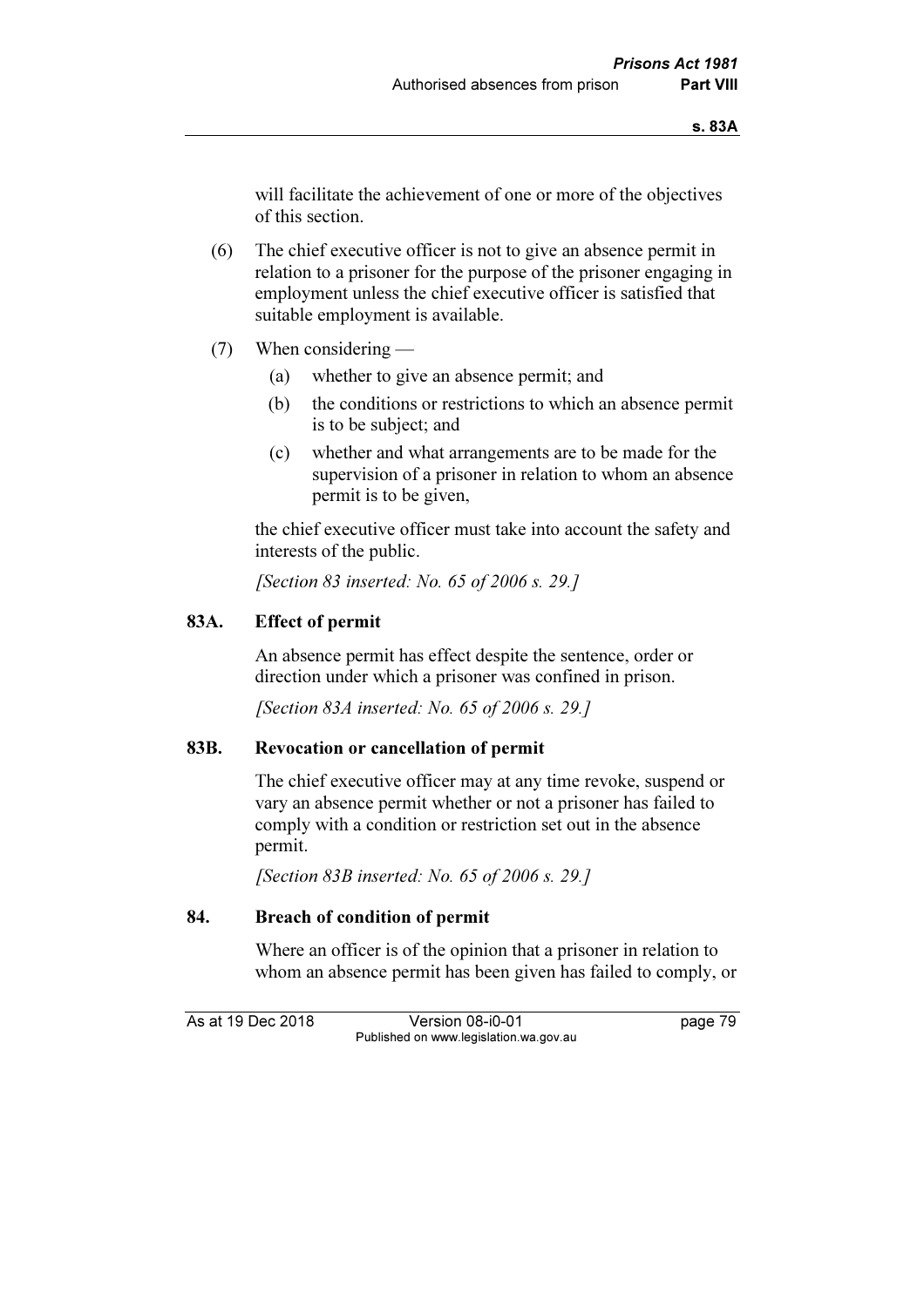will facilitate the achievement of one or more of the objectives of this section.

(6) The chief executive officer is not to give an absence permit in relation to a prisoner for the purpose of the prisoner engaging in employment unless the chief executive officer is satisfied that suitable employment is available.

(7) When considering —

(a) whether to give an absence permit; and

(b) the conditions or restrictions to which an absence permit is to be subject; and

(c) whether and what arrangements are to be made for the supervision of a prisoner in relation to whom an absence permit is to be given,

the chief executive officer must take into account the safety and interests of the public.

*[Section 83 inserted: No. 65 of 2006 s. 29.]*

### 83A. Effect of permit

An absence permit has effect despite the sentence, order or direction under which a prisoner was confined in prison.

*[Section 83A inserted: No. 65 of 2006 s. 29.]*

### 83B. Revocation or cancellation of permit

The chief executive officer may at any time revoke, suspend or vary an absence permit whether or not a prisoner has failed to comply with a condition or restriction set out in the absence permit.

*[Section 83B inserted: No. 65 of 2006 s. 29.]*

### 84. Breach of condition of permit

Where an officer is of the opinion that a prisoner in relation to whom an absence permit has been given has failed to comply, or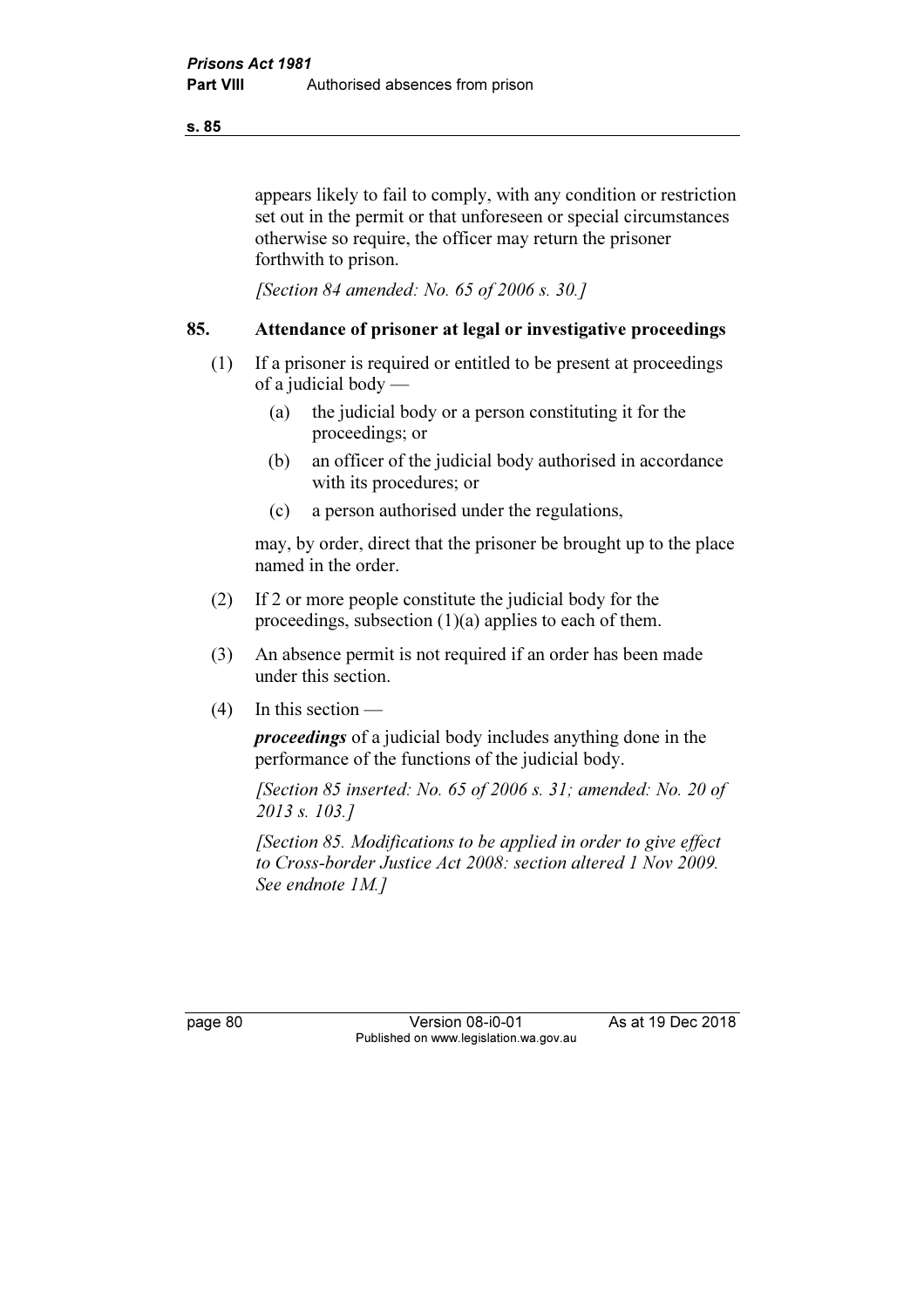appears likely to fail to comply, with any condition or restriction set out in the permit or that unforeseen or special circumstances otherwise so require, the officer may return the prisoner forthwith to prison.

*[Section 84 amended: No. 65 of 2006 s. 30.]*

## 85. Attendance of prisoner at legal or investigative proceedings

(1) If a prisoner is required or entitled to be present at proceedings of a judicial body —

- (a) the judicial body or a person constituting it for the proceedings; or
- (b) an officer of the judicial body authorised in accordance with its procedures; or
- (c) a person authorised under the regulations,

may, by order, direct that the prisoner be brought up to the place named in the order.

(2) If 2 or more people constitute the judicial body for the proceedings, subsection (1)(a) applies to each of them.

(3) An absence permit is not required if an order has been made under this section.

(4) In this section —

***proceedings*** of a judicial body includes anything done in the performance of the functions of the judicial body.

*[Section 85 inserted: No. 65 of 2006 s. 31; amended: No. 20 of 2013 s. 103.]*

*[Section 85. Modifications to be applied in order to give effect to Cross-border Justice Act 2008: section altered 1 Nov 2009. See endnote 1M.]*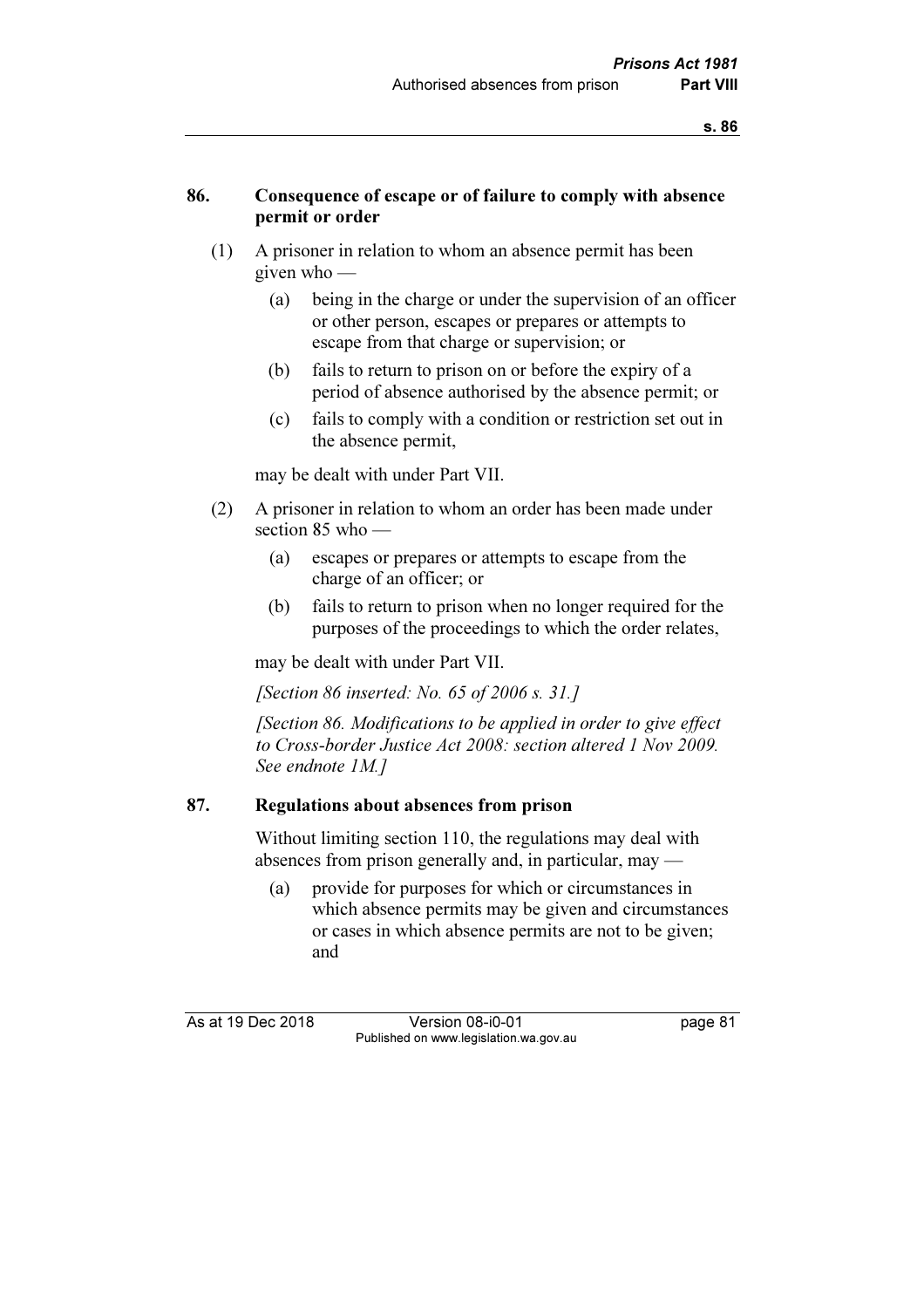## 86. Consequence of escape or of failure to comply with absence permit or order

(1) A prisoner in relation to whom an absence permit has been given who —

(a) being in the charge or under the supervision of an officer or other person, escapes or prepares or attempts to escape from that charge or supervision; or

(b) fails to return to prison on or before the expiry of a period of absence authorised by the absence permit; or

(c) fails to comply with a condition or restriction set out in the absence permit,

may be dealt with under Part VII.

(2) A prisoner in relation to whom an order has been made under section 85 who —

(a) escapes or prepares or attempts to escape from the charge of an officer; or

(b) fails to return to prison when no longer required for the purposes of the proceedings to which the order relates,

may be dealt with under Part VII.

*[Section 86 inserted: No. 65 of 2006 s. 31.]*

*[Section 86. Modifications to be applied in order to give effect to Cross-border Justice Act 2008: section altered 1 Nov 2009. See endnote 1M.]*

## 87. Regulations about absences from prison

Without limiting section 110, the regulations may deal with absences from prison generally and, in particular, may —

(a) provide for purposes for which or circumstances in which absence permits may be given and circumstances or cases in which absence permits are not to be given; and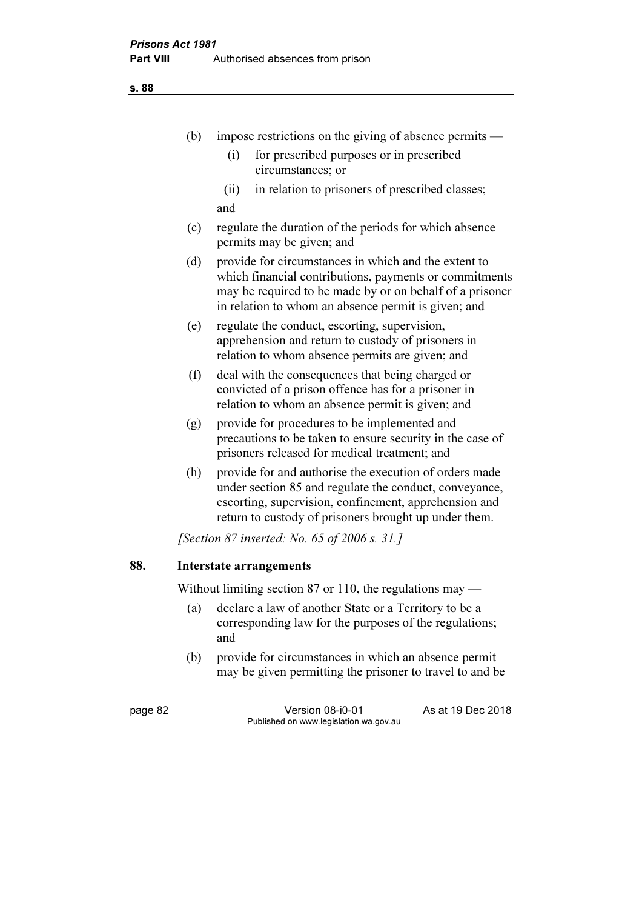(b) impose restrictions on the giving of absence permits —

  (i) for prescribed purposes or in prescribed circumstances; or

  (ii) in relation to prisoners of prescribed classes;

  and

(c) regulate the duration of the periods for which absence permits may be given; and

(d) provide for circumstances in which and the extent to which financial contributions, payments or commitments may be required to be made by or on behalf of a prisoner in relation to whom an absence permit is given; and

(e) regulate the conduct, escorting, supervision, apprehension and return to custody of prisoners in relation to whom absence permits are given; and

(f) deal with the consequences that being charged or convicted of a prison offence has for a prisoner in relation to whom an absence permit is given; and

(g) provide for procedures to be implemented and precautions to be taken to ensure security in the case of prisoners released for medical treatment; and

(h) provide for and authorise the execution of orders made under section 85 and regulate the conduct, conveyance, escorting, supervision, confinement, apprehension and return to custody of prisoners brought up under them.

*[Section 87 inserted: No. 65 of 2006 s. 31.]*

### 88. Interstate arrangements

Without limiting section 87 or 110, the regulations may —

(a) declare a law of another State or a Territory to be a corresponding law for the purposes of the regulations; and

(b) provide for circumstances in which an absence permit may be given permitting the prisoner to travel to and be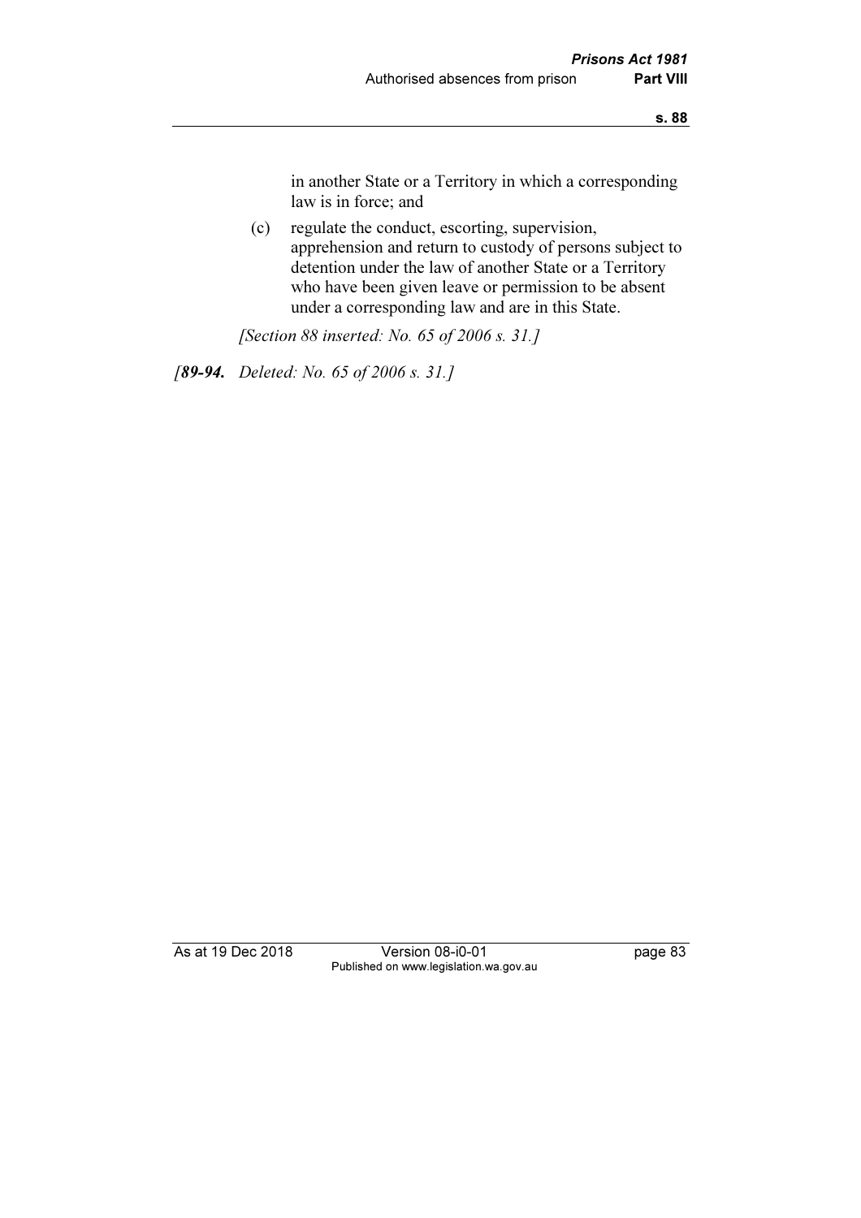in another State or a Territory in which a corresponding law is in force; and

(c) regulate the conduct, escorting, supervision, apprehension and return to custody of persons subject to detention under the law of another State or a Territory who have been given leave or permission to be absent under a corresponding law and are in this State.

*[Section 88 inserted: No. 65 of 2006 s. 31.]*

*[**89-94.** Deleted: No. 65 of 2006 s. 31.]*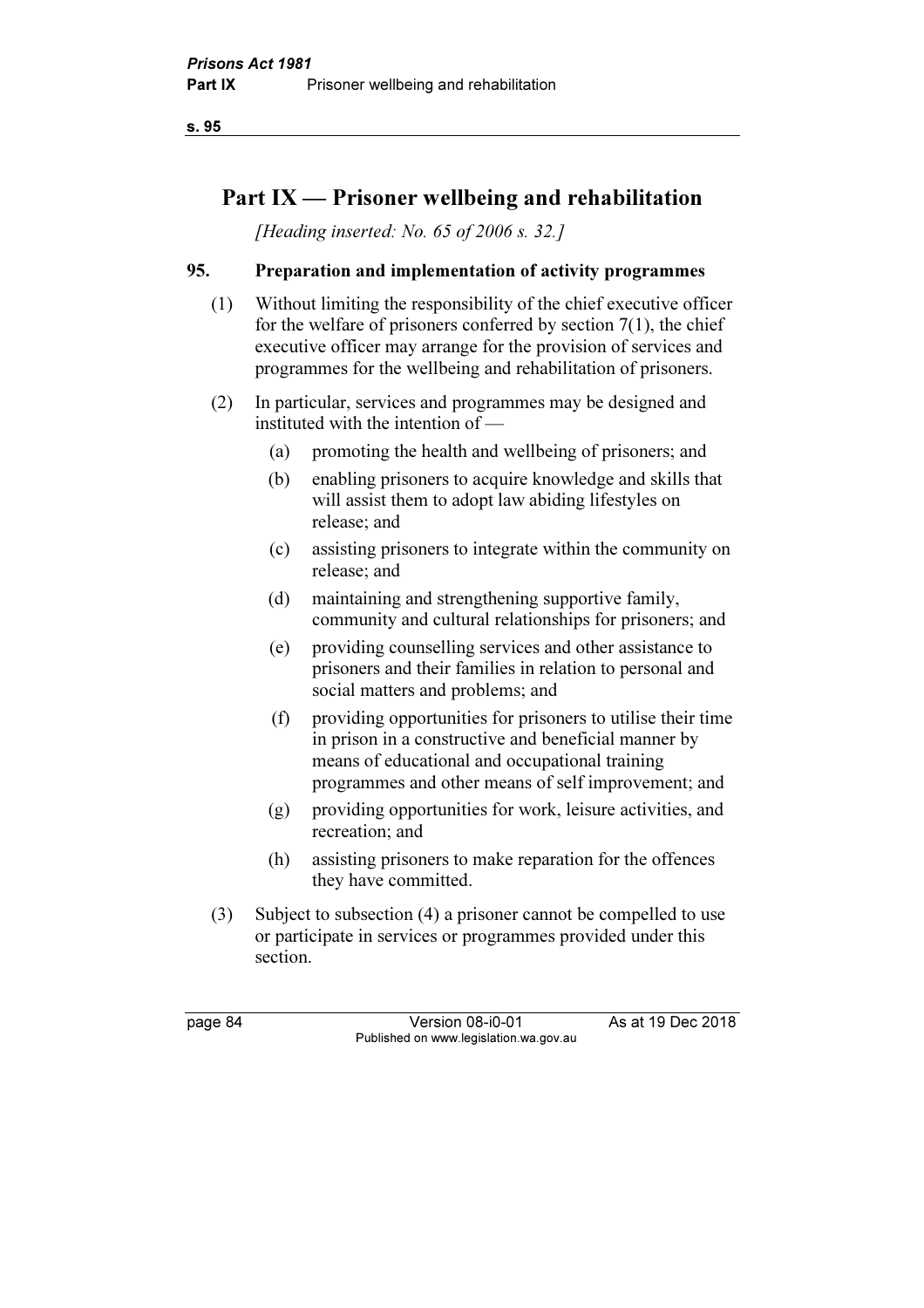# Part IX — Prisoner wellbeing and rehabilitation

*[Heading inserted: No. 65 of 2006 s. 32.]*

## 95. Preparation and implementation of activity programmes

(1) Without limiting the responsibility of the chief executive officer for the welfare of prisoners conferred by section 7(1), the chief executive officer may arrange for the provision of services and programmes for the wellbeing and rehabilitation of prisoners.

(2) In particular, services and programmes may be designed and instituted with the intention of —

(a) promoting the health and wellbeing of prisoners; and

(b) enabling prisoners to acquire knowledge and skills that will assist them to adopt law abiding lifestyles on release; and

(c) assisting prisoners to integrate within the community on release; and

(d) maintaining and strengthening supportive family, community and cultural relationships for prisoners; and

(e) providing counselling services and other assistance to prisoners and their families in relation to personal and social matters and problems; and

(f) providing opportunities for prisoners to utilise their time in prison in a constructive and beneficial manner by means of educational and occupational training programmes and other means of self improvement; and

(g) providing opportunities for work, leisure activities, and recreation; and

(h) assisting prisoners to make reparation for the offences they have committed.

(3) Subject to subsection (4) a prisoner cannot be compelled to use or participate in services or programmes provided under this section.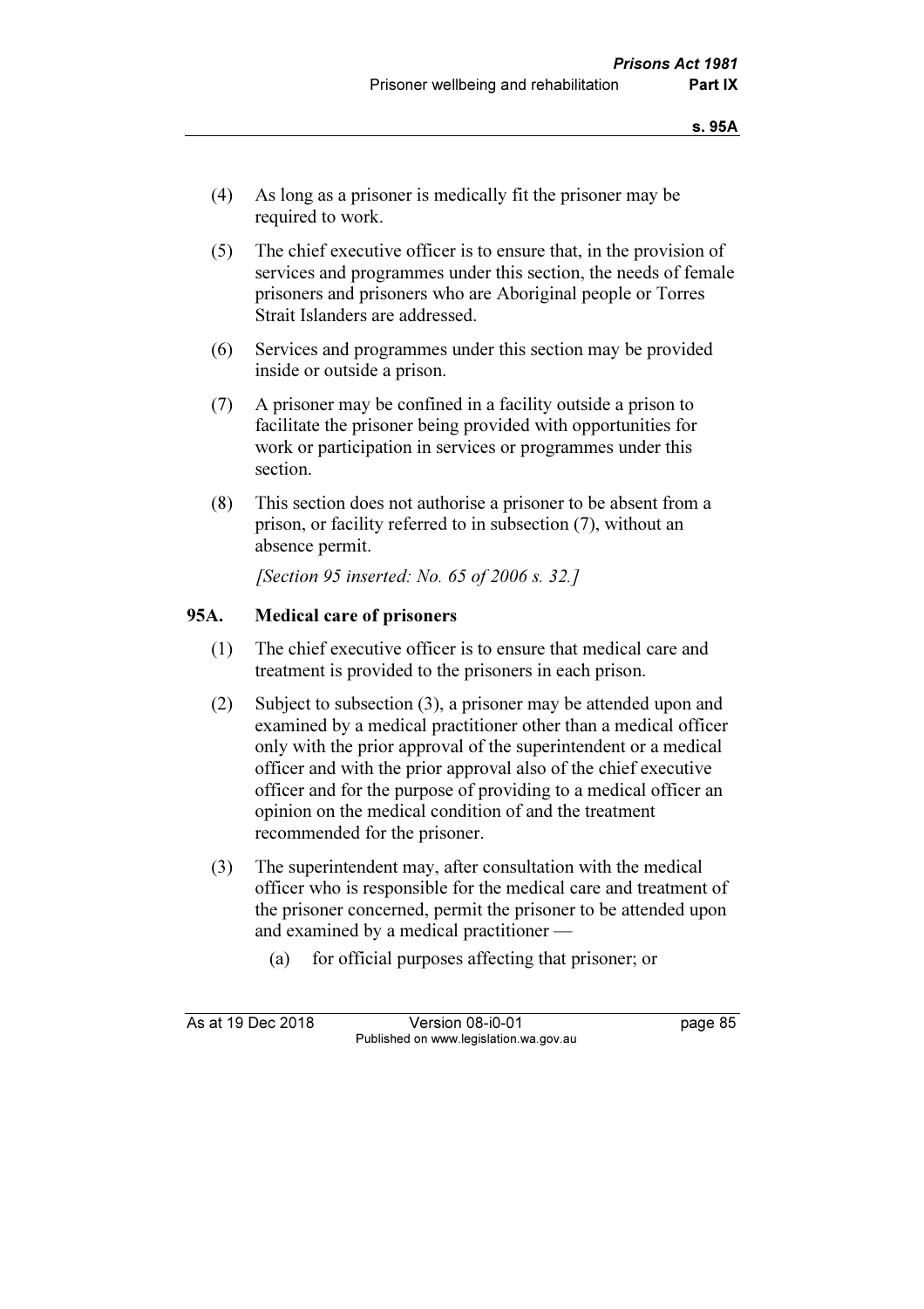(4) As long as a prisoner is medically fit the prisoner may be required to work.

(5) The chief executive officer is to ensure that, in the provision of services and programmes under this section, the needs of female prisoners and prisoners who are Aboriginal people or Torres Strait Islanders are addressed.

(6) Services and programmes under this section may be provided inside or outside a prison.

(7) A prisoner may be confined in a facility outside a prison to facilitate the prisoner being provided with opportunities for work or participation in services or programmes under this section.

(8) This section does not authorise a prisoner to be absent from a prison, or facility referred to in subsection (7), without an absence permit.

*[Section 95 inserted: No. 65 of 2006 s. 32.]*

### 95A. Medical care of prisoners

(1) The chief executive officer is to ensure that medical care and treatment is provided to the prisoners in each prison.

(2) Subject to subsection (3), a prisoner may be attended upon and examined by a medical practitioner other than a medical officer only with the prior approval of the superintendent or a medical officer and with the prior approval also of the chief executive officer and for the purpose of providing to a medical officer an opinion on the medical condition of and the treatment recommended for the prisoner.

(3) The superintendent may, after consultation with the medical officer who is responsible for the medical care and treatment of the prisoner concerned, permit the prisoner to be attended upon and examined by a medical practitioner —

  (a) for official purposes affecting that prisoner; or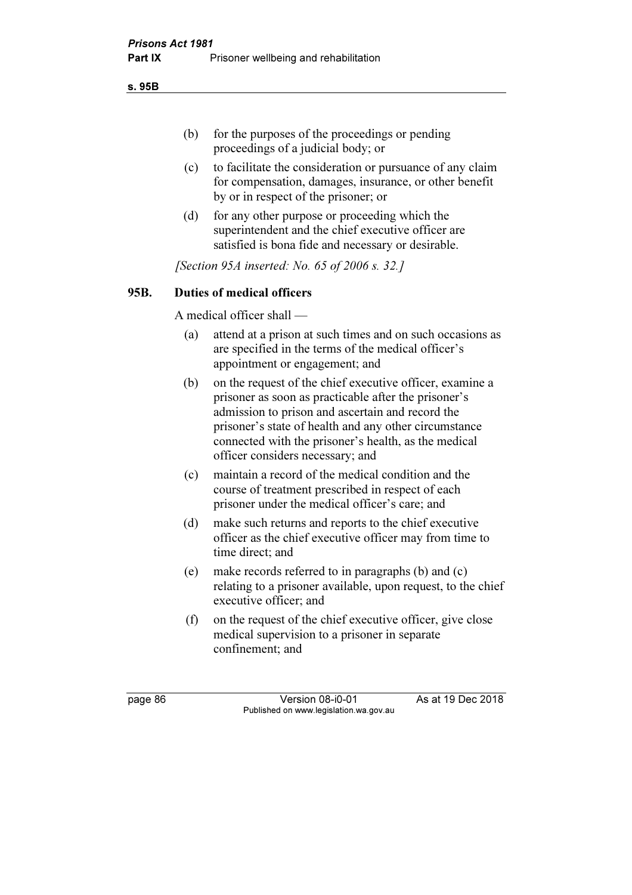(b) for the purposes of the proceedings or pending proceedings of a judicial body; or

(c) to facilitate the consideration or pursuance of any claim for compensation, damages, insurance, or other benefit by or in respect of the prisoner; or

(d) for any other purpose or proceeding which the superintendent and the chief executive officer are satisfied is bona fide and necessary or desirable.

*[Section 95A inserted: No. 65 of 2006 s. 32.]*

## 95B. Duties of medical officers

A medical officer shall —

(a) attend at a prison at such times and on such occasions as are specified in the terms of the medical officer's appointment or engagement; and

(b) on the request of the chief executive officer, examine a prisoner as soon as practicable after the prisoner's admission to prison and ascertain and record the prisoner's state of health and any other circumstance connected with the prisoner's health, as the medical officer considers necessary; and

(c) maintain a record of the medical condition and the course of treatment prescribed in respect of each prisoner under the medical officer's care; and

(d) make such returns and reports to the chief executive officer as the chief executive officer may from time to time direct; and

(e) make records referred to in paragraphs (b) and (c) relating to a prisoner available, upon request, to the chief executive officer; and

(f) on the request of the chief executive officer, give close medical supervision to a prisoner in separate confinement; and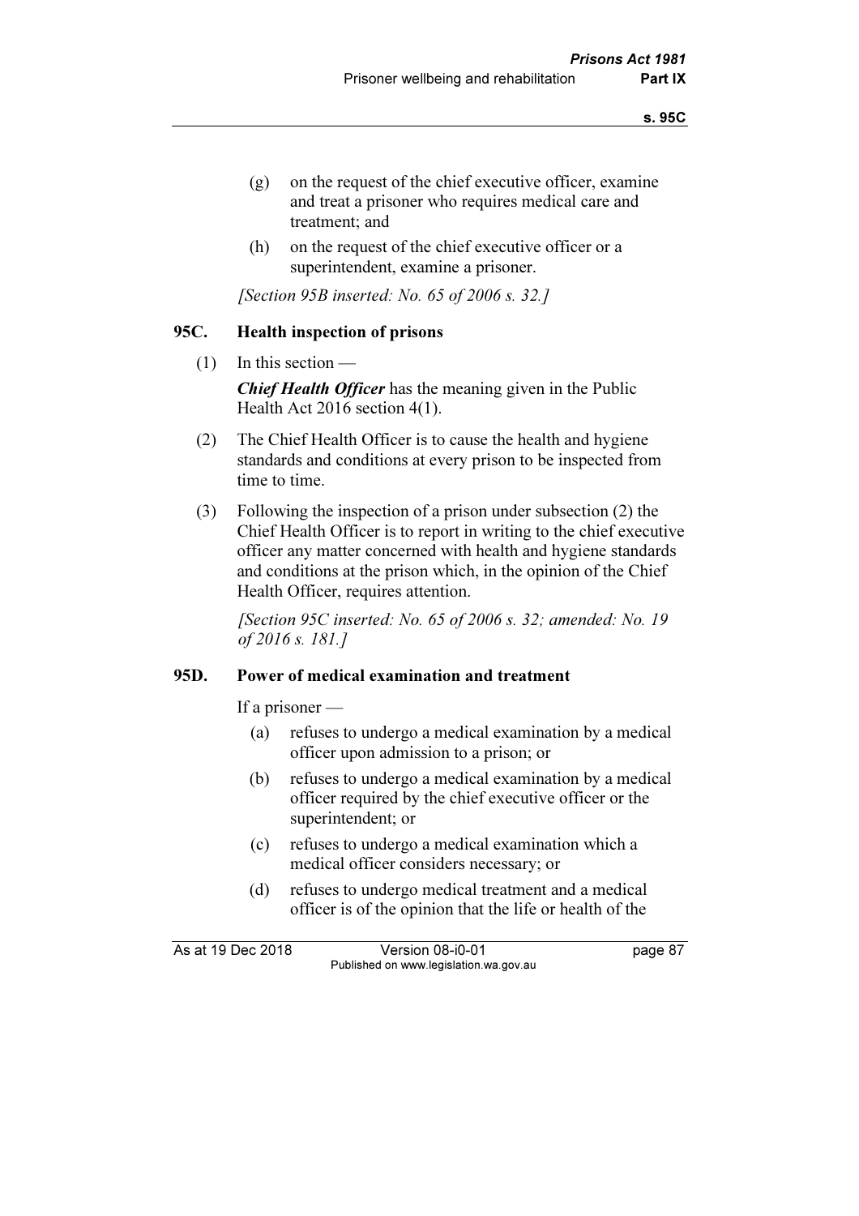(g) on the request of the chief executive officer, examine and treat a prisoner who requires medical care and treatment; and

(h) on the request of the chief executive officer or a superintendent, examine a prisoner.

*[Section 95B inserted: No. 65 of 2006 s. 32.]*

## 95C. Health inspection of prisons

(1) In this section —

***Chief Health Officer*** has the meaning given in the Public Health Act 2016 section 4(1).

(2) The Chief Health Officer is to cause the health and hygiene standards and conditions at every prison to be inspected from time to time.

(3) Following the inspection of a prison under subsection (2) the Chief Health Officer is to report in writing to the chief executive officer any matter concerned with health and hygiene standards and conditions at the prison which, in the opinion of the Chief Health Officer, requires attention.

*[Section 95C inserted: No. 65 of 2006 s. 32; amended: No. 19 of 2016 s. 181.]*

## 95D. Power of medical examination and treatment

If a prisoner —

(a) refuses to undergo a medical examination by a medical officer upon admission to a prison; or

(b) refuses to undergo a medical examination by a medical officer required by the chief executive officer or the superintendent; or

(c) refuses to undergo a medical examination which a medical officer considers necessary; or

(d) refuses to undergo medical treatment and a medical officer is of the opinion that the life or health of the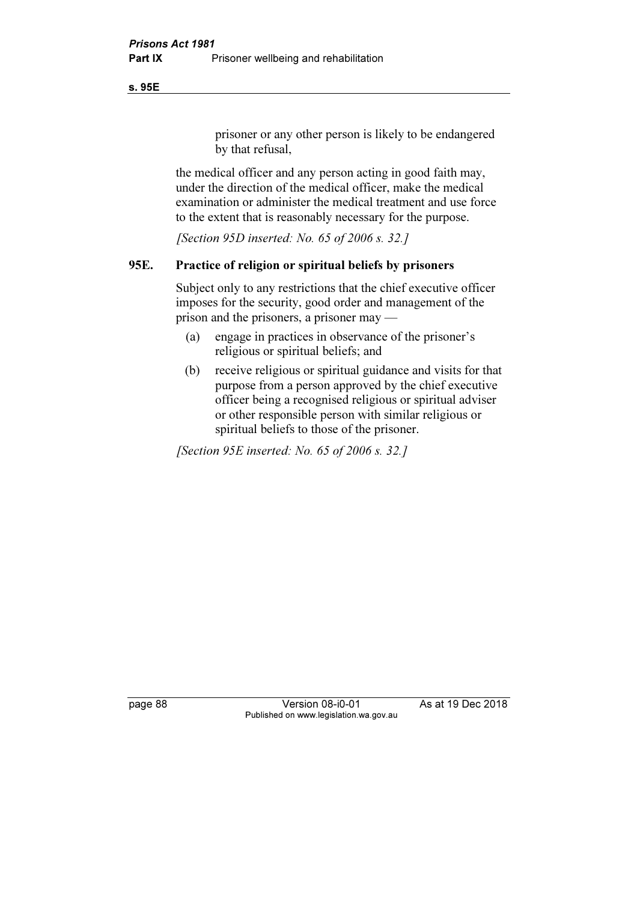prisoner or any other person is likely to be endangered by that refusal,

the medical officer and any person acting in good faith may, under the direction of the medical officer, make the medical examination or administer the medical treatment and use force to the extent that is reasonably necessary for the purpose.

*[Section 95D inserted: No. 65 of 2006 s. 32.]*

### 95E. Practice of religion or spiritual beliefs by prisoners

Subject only to any restrictions that the chief executive officer imposes for the security, good order and management of the prison and the prisoners, a prisoner may —

(a) engage in practices in observance of the prisoner's religious or spiritual beliefs; and

(b) receive religious or spiritual guidance and visits for that purpose from a person approved by the chief executive officer being a recognised religious or spiritual adviser or other responsible person with similar religious or spiritual beliefs to those of the prisoner.

*[Section 95E inserted: No. 65 of 2006 s. 32.]*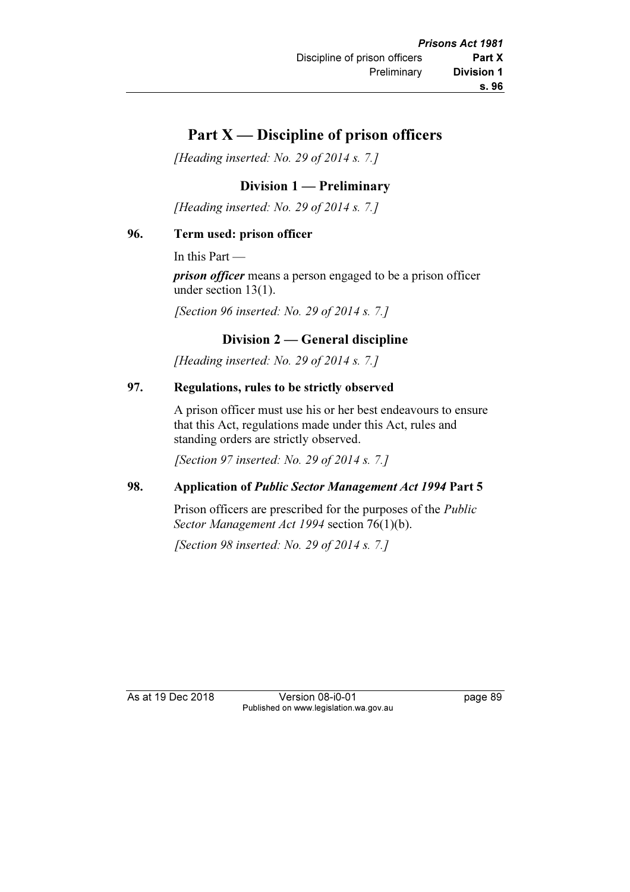# Part X — Discipline of prison officers

*[Heading inserted: No. 29 of 2014 s. 7.]*

## Division 1 — Preliminary

*[Heading inserted: No. 29 of 2014 s. 7.]*

### 96. Term used: prison officer

In this Part —

***prison officer*** means a person engaged to be a prison officer under section 13(1).

*[Section 96 inserted: No. 29 of 2014 s. 7.]*

## Division 2 — General discipline

*[Heading inserted: No. 29 of 2014 s. 7.]*

### 97. Regulations, rules to be strictly observed

A prison officer must use his or her best endeavours to ensure that this Act, regulations made under this Act, rules and standing orders are strictly observed.

*[Section 97 inserted: No. 29 of 2014 s. 7.]*

### 98. Application of *Public Sector Management Act 1994* Part 5

Prison officers are prescribed for the purposes of the *Public Sector Management Act 1994* section 76(1)(b).

*[Section 98 inserted: No. 29 of 2014 s. 7.]*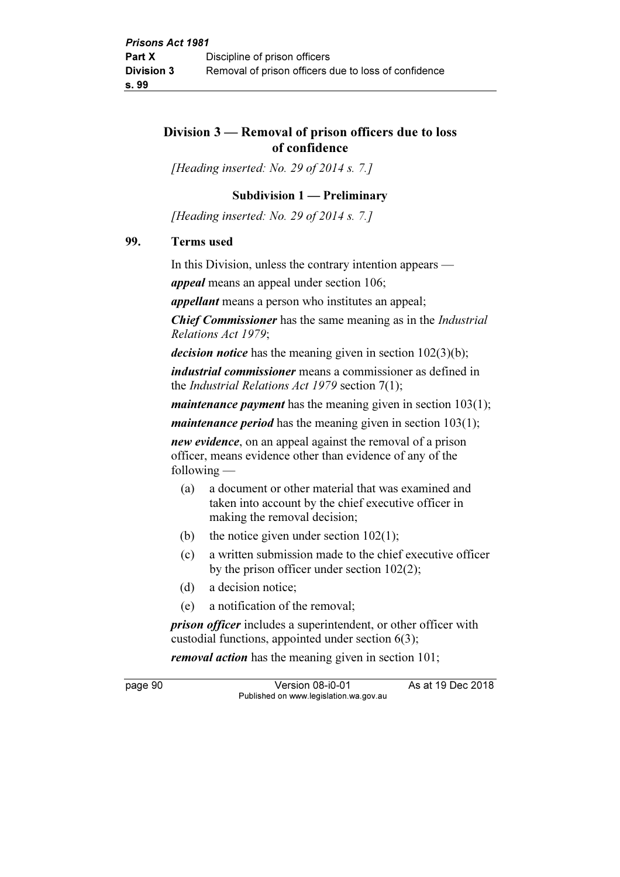## Division 3 — Removal of prison officers due to loss of confidence

*[Heading inserted: No. 29 of 2014 s. 7.]*

### Subdivision 1 — Preliminary

*[Heading inserted: No. 29 of 2014 s. 7.]*

### 99. Terms used

In this Division, unless the contrary intention appears —

***appeal*** means an appeal under section 106;

***appellant*** means a person who institutes an appeal;

***Chief Commissioner*** has the same meaning as in the *Industrial Relations Act 1979*;

***decision notice*** has the meaning given in section 102(3)(b);

***industrial commissioner*** means a commissioner as defined in the *Industrial Relations Act 1979* section 7(1);

***maintenance payment*** has the meaning given in section 103(1);

***maintenance period*** has the meaning given in section 103(1);

***new evidence***, on an appeal against the removal of a prison officer, means evidence other than evidence of any of the following —

- (a) a document or other material that was examined and taken into account by the chief executive officer in making the removal decision;
- (b) the notice given under section 102(1);
- (c) a written submission made to the chief executive officer by the prison officer under section 102(2);
- (d) a decision notice;
- (e) a notification of the removal;

***prison officer*** includes a superintendent, or other officer with custodial functions, appointed under section 6(3);

***removal action*** has the meaning given in section 101;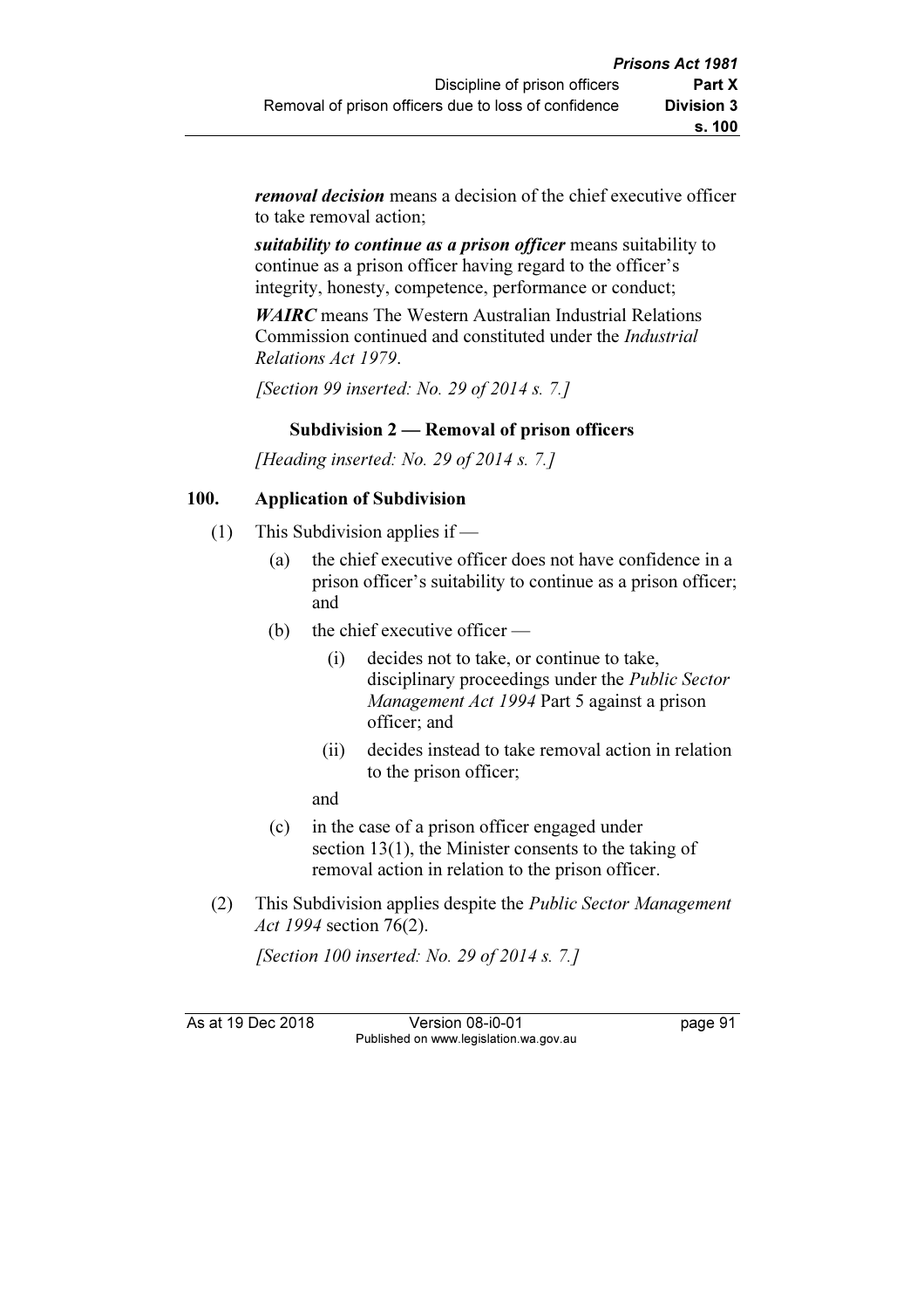***removal decision*** means a decision of the chief executive officer to take removal action;

***suitability to continue as a prison officer*** means suitability to continue as a prison officer having regard to the officer's integrity, honesty, competence, performance or conduct;

***WAIRC*** means The Western Australian Industrial Relations Commission continued and constituted under the *Industrial Relations Act 1979*.

*[Section 99 inserted: No. 29 of 2014 s. 7.]*

### Subdivision 2 — Removal of prison officers

*[Heading inserted: No. 29 of 2014 s. 7.]*

#### 100. Application of Subdivision

(1) This Subdivision applies if —

(a) the chief executive officer does not have confidence in a prison officer's suitability to continue as a prison officer; and

(b) the chief executive officer —

(i) decides not to take, or continue to take, disciplinary proceedings under the *Public Sector Management Act 1994* Part 5 against a prison officer; and

(ii) decides instead to take removal action in relation to the prison officer;

and

(c) in the case of a prison officer engaged under section 13(1), the Minister consents to the taking of removal action in relation to the prison officer.

(2) This Subdivision applies despite the *Public Sector Management Act 1994* section 76(2).

*[Section 100 inserted: No. 29 of 2014 s. 7.]*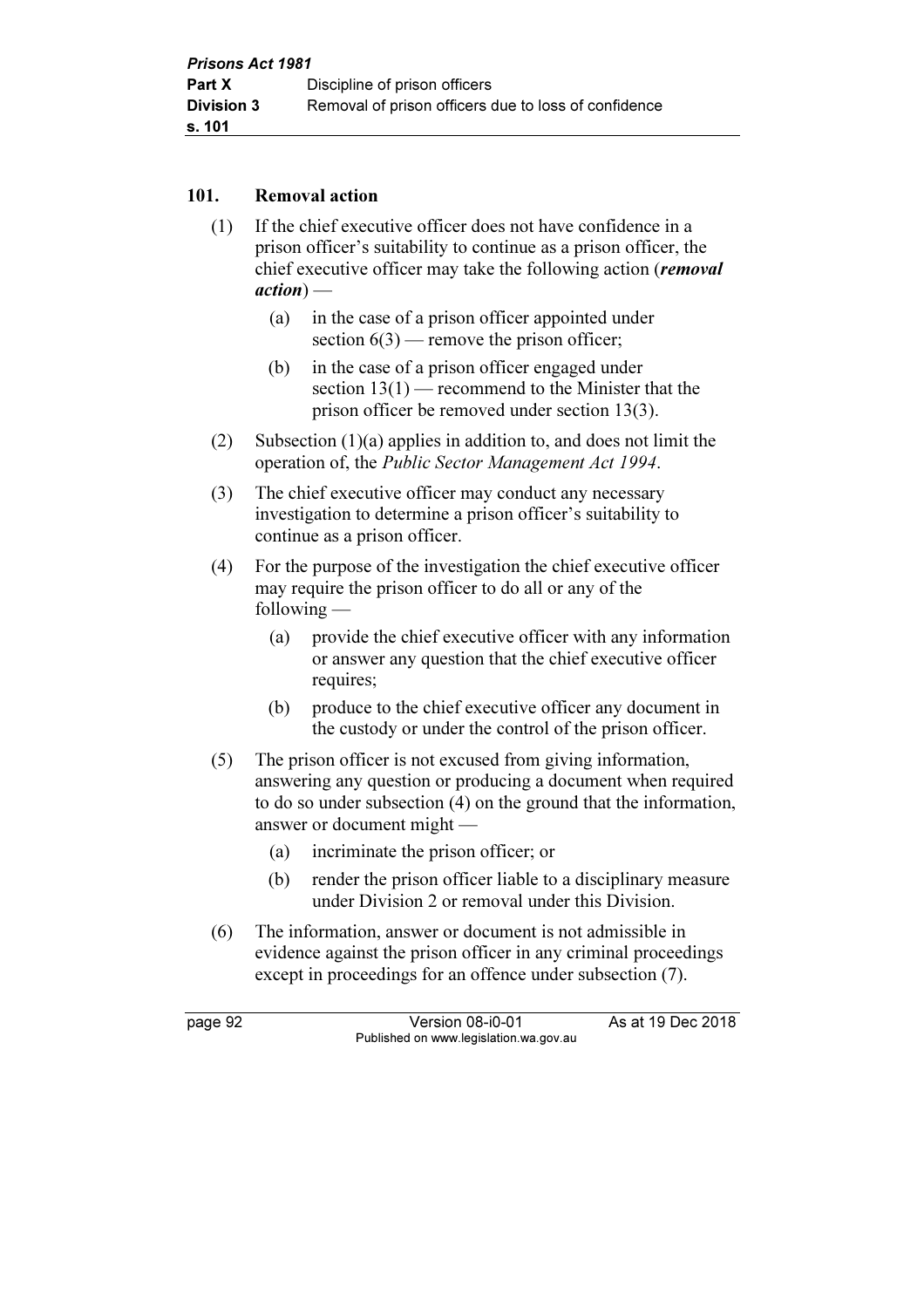### 101. Removal action

(1) If the chief executive officer does not have confidence in a prison officer's suitability to continue as a prison officer, the chief executive officer may take the following action (***removal action***) —

- (a) in the case of a prison officer appointed under section 6(3) — remove the prison officer;
- (b) in the case of a prison officer engaged under section 13(1) — recommend to the Minister that the prison officer be removed under section 13(3).

(2) Subsection (1)(a) applies in addition to, and does not limit the operation of, the *Public Sector Management Act 1994*.

(3) The chief executive officer may conduct any necessary investigation to determine a prison officer's suitability to continue as a prison officer.

(4) For the purpose of the investigation the chief executive officer may require the prison officer to do all or any of the following —

- (a) provide the chief executive officer with any information or answer any question that the chief executive officer requires;
- (b) produce to the chief executive officer any document in the custody or under the control of the prison officer.

(5) The prison officer is not excused from giving information, answering any question or producing a document when required to do so under subsection (4) on the ground that the information, answer or document might —

- (a) incriminate the prison officer; or
- (b) render the prison officer liable to a disciplinary measure under Division 2 or removal under this Division.

(6) The information, answer or document is not admissible in evidence against the prison officer in any criminal proceedings except in proceedings for an offence under subsection (7).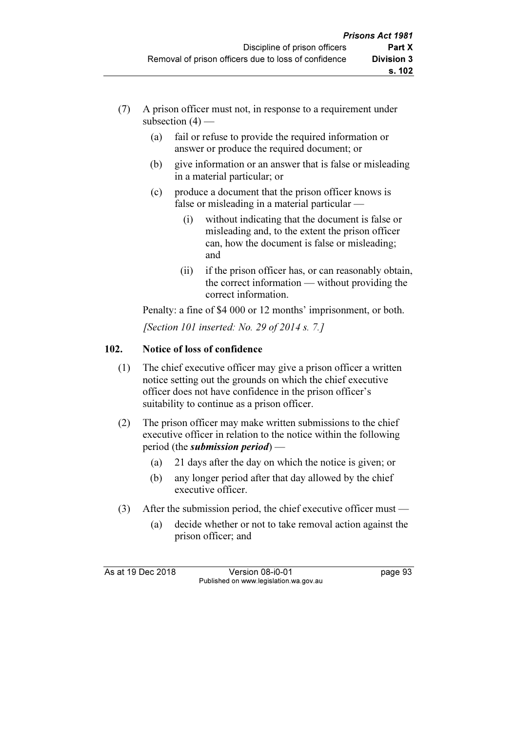(7) A prison officer must not, in response to a requirement under subsection (4) —

   (a) fail or refuse to provide the required information or answer or produce the required document; or

   (b) give information or an answer that is false or misleading in a material particular; or

   (c) produce a document that the prison officer knows is false or misleading in a material particular —

      (i) without indicating that the document is false or misleading and, to the extent the prison officer can, how the document is false or misleading; and

      (ii) if the prison officer has, or can reasonably obtain, the correct information — without providing the correct information.

Penalty: a fine of $4 000 or 12 months' imprisonment, or both.

*[Section 101 inserted: No. 29 of 2014 s. 7.]*

### 102. Notice of loss of confidence

(1) The chief executive officer may give a prison officer a written notice setting out the grounds on which the chief executive officer does not have confidence in the prison officer's suitability to continue as a prison officer.

(2) The prison officer may make written submissions to the chief executive officer in relation to the notice within the following period (the ***submission period***) —

   (a) 21 days after the day on which the notice is given; or

   (b) any longer period after that day allowed by the chief executive officer.

(3) After the submission period, the chief executive officer must —

   (a) decide whether or not to take removal action against the prison officer; and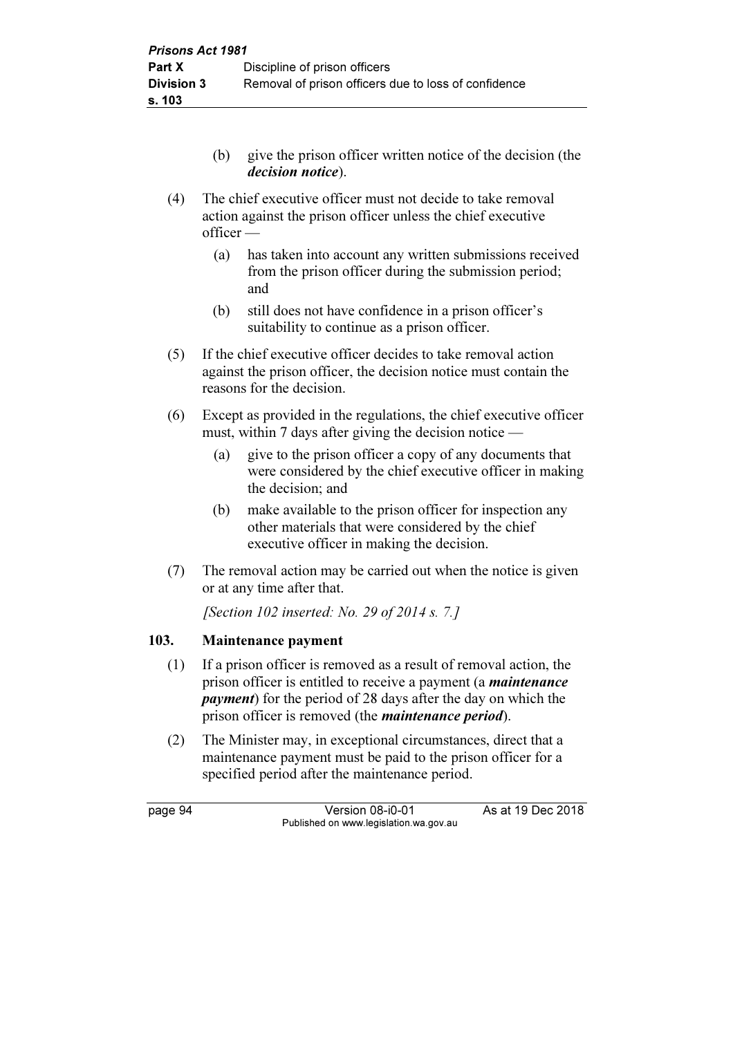(b) give the prison officer written notice of the decision (the ***decision notice***).

(4) The chief executive officer must not decide to take removal action against the prison officer unless the chief executive officer —

(a) has taken into account any written submissions received from the prison officer during the submission period; and

(b) still does not have confidence in a prison officer's suitability to continue as a prison officer.

(5) If the chief executive officer decides to take removal action against the prison officer, the decision notice must contain the reasons for the decision.

(6) Except as provided in the regulations, the chief executive officer must, within 7 days after giving the decision notice —

(a) give to the prison officer a copy of any documents that were considered by the chief executive officer in making the decision; and

(b) make available to the prison officer for inspection any other materials that were considered by the chief executive officer in making the decision.

(7) The removal action may be carried out when the notice is given or at any time after that.

*[Section 102 inserted: No. 29 of 2014 s. 7.]*

## 103. Maintenance payment

(1) If a prison officer is removed as a result of removal action, the prison officer is entitled to receive a payment (a ***maintenance payment***) for the period of 28 days after the day on which the prison officer is removed (the ***maintenance period***).

(2) The Minister may, in exceptional circumstances, direct that a maintenance payment must be paid to the prison officer for a specified period after the maintenance period.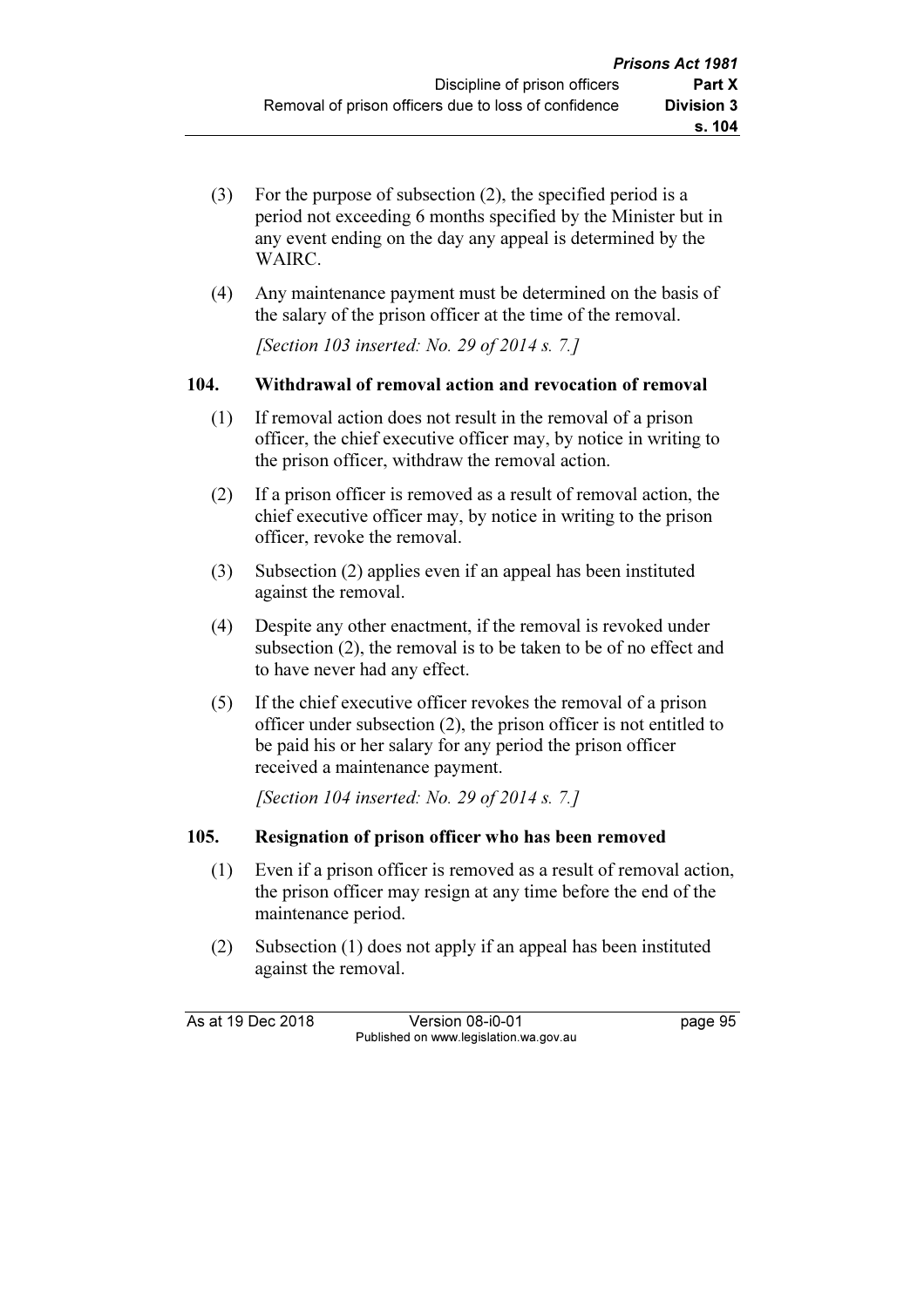(3) For the purpose of subsection (2), the specified period is a period not exceeding 6 months specified by the Minister but in any event ending on the day any appeal is determined by the WAIRC.

(4) Any maintenance payment must be determined on the basis of the salary of the prison officer at the time of the removal.

*[Section 103 inserted: No. 29 of 2014 s. 7.]*

### 104. Withdrawal of removal action and revocation of removal

(1) If removal action does not result in the removal of a prison officer, the chief executive officer may, by notice in writing to the prison officer, withdraw the removal action.

(2) If a prison officer is removed as a result of removal action, the chief executive officer may, by notice in writing to the prison officer, revoke the removal.

(3) Subsection (2) applies even if an appeal has been instituted against the removal.

(4) Despite any other enactment, if the removal is revoked under subsection (2), the removal is to be taken to be of no effect and to have never had any effect.

(5) If the chief executive officer revokes the removal of a prison officer under subsection (2), the prison officer is not entitled to be paid his or her salary for any period the prison officer received a maintenance payment.

*[Section 104 inserted: No. 29 of 2014 s. 7.]*

### 105. Resignation of prison officer who has been removed

(1) Even if a prison officer is removed as a result of removal action, the prison officer may resign at any time before the end of the maintenance period.

(2) Subsection (1) does not apply if an appeal has been instituted against the removal.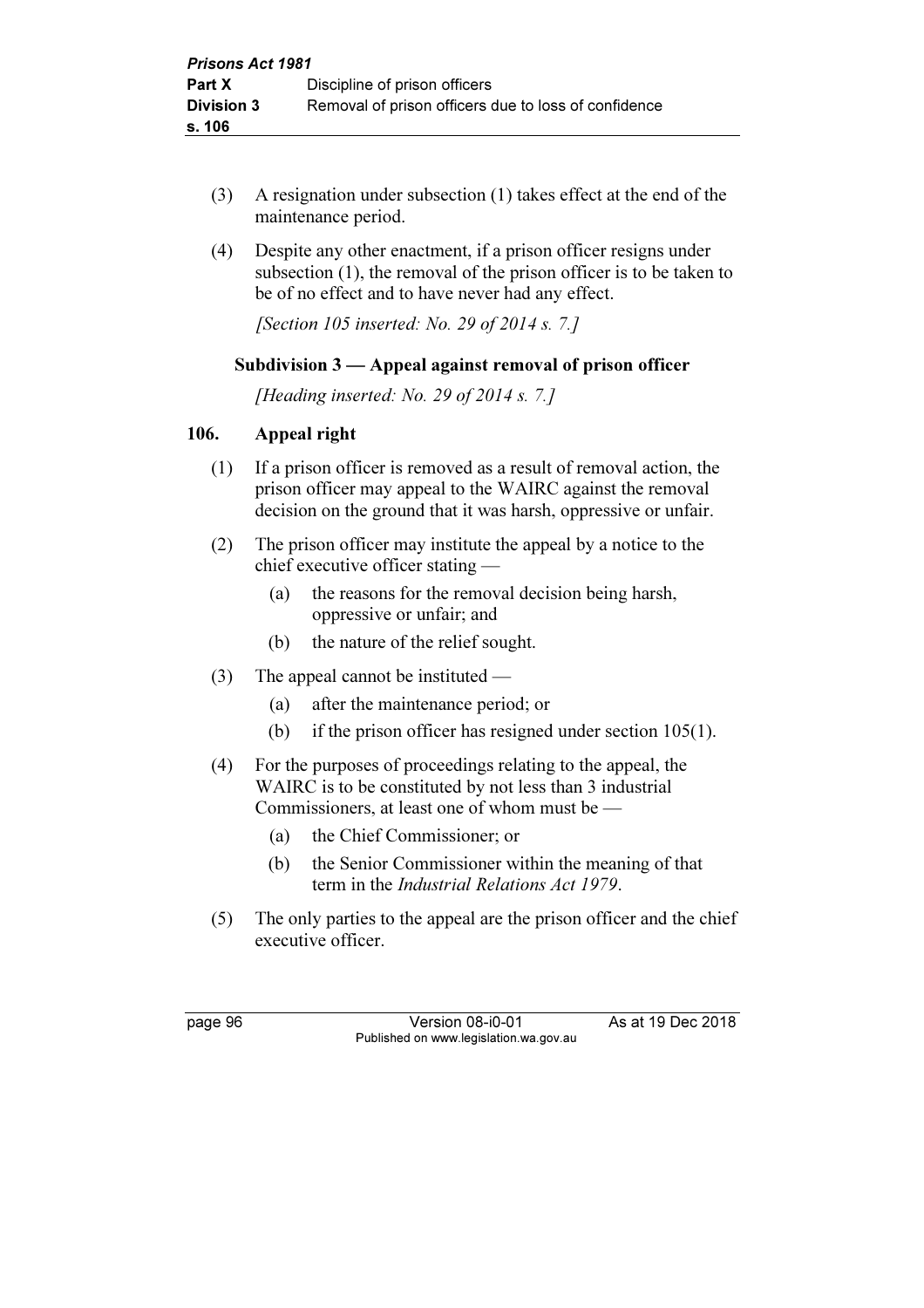(3) A resignation under subsection (1) takes effect at the end of the maintenance period.

(4) Despite any other enactment, if a prison officer resigns under subsection (1), the removal of the prison officer is to be taken to be of no effect and to have never had any effect.

*[Section 105 inserted: No. 29 of 2014 s. 7.]*

### Subdivision 3 — Appeal against removal of prison officer

*[Heading inserted: No. 29 of 2014 s. 7.]*

### 106. Appeal right

(1) If a prison officer is removed as a result of removal action, the prison officer may appeal to the WAIRC against the removal decision on the ground that it was harsh, oppressive or unfair.

(2) The prison officer may institute the appeal by a notice to the chief executive officer stating —

- (a) the reasons for the removal decision being harsh, oppressive or unfair; and
- (b) the nature of the relief sought.

(3) The appeal cannot be instituted —

- (a) after the maintenance period; or
- (b) if the prison officer has resigned under section 105(1).

(4) For the purposes of proceedings relating to the appeal, the WAIRC is to be constituted by not less than 3 industrial Commissioners, at least one of whom must be —

- (a) the Chief Commissioner; or
- (b) the Senior Commissioner within the meaning of that term in the *Industrial Relations Act 1979*.

(5) The only parties to the appeal are the prison officer and the chief executive officer.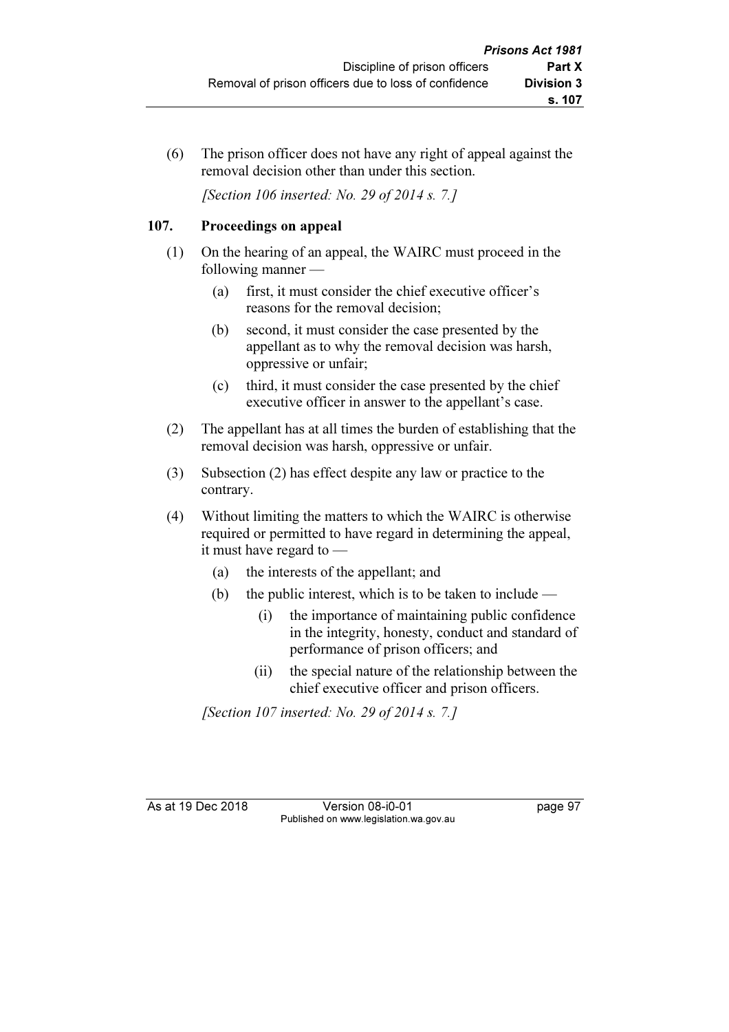(6) The prison officer does not have any right of appeal against the removal decision other than under this section.

*[Section 106 inserted: No. 29 of 2014 s. 7.]*

### 107. Proceedings on appeal

(1) On the hearing of an appeal, the WAIRC must proceed in the following manner —

- (a) first, it must consider the chief executive officer's reasons for the removal decision;
- (b) second, it must consider the case presented by the appellant as to why the removal decision was harsh, oppressive or unfair;
- (c) third, it must consider the case presented by the chief executive officer in answer to the appellant's case.

(2) The appellant has at all times the burden of establishing that the removal decision was harsh, oppressive or unfair.

(3) Subsection (2) has effect despite any law or practice to the contrary.

(4) Without limiting the matters to which the WAIRC is otherwise required or permitted to have regard in determining the appeal, it must have regard to —

- (a) the interests of the appellant; and
- (b) the public interest, which is to be taken to include —
  - (i) the importance of maintaining public confidence in the integrity, honesty, conduct and standard of performance of prison officers; and
  - (ii) the special nature of the relationship between the chief executive officer and prison officers.

*[Section 107 inserted: No. 29 of 2014 s. 7.]*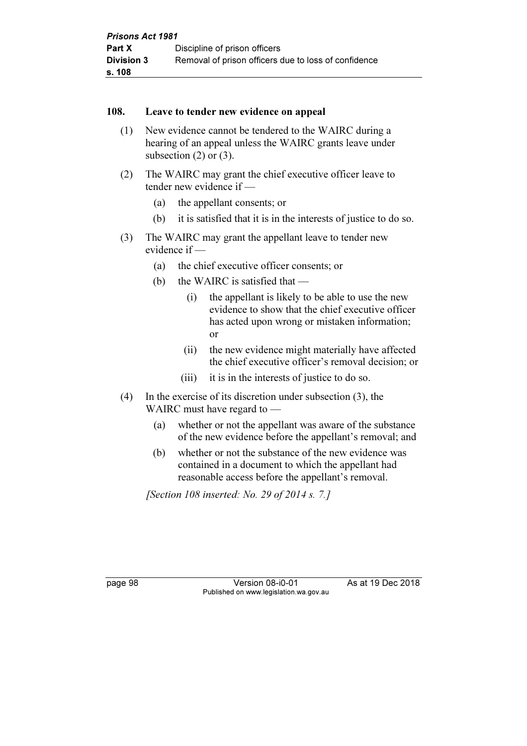## 108. Leave to tender new evidence on appeal

(1) New evidence cannot be tendered to the WAIRC during a hearing of an appeal unless the WAIRC grants leave under subsection (2) or (3).

(2) The WAIRC may grant the chief executive officer leave to tender new evidence if —

(a) the appellant consents; or

(b) it is satisfied that it is in the interests of justice to do so.

(3) The WAIRC may grant the appellant leave to tender new evidence if —

(a) the chief executive officer consents; or

(b) the WAIRC is satisfied that —

(i) the appellant is likely to be able to use the new evidence to show that the chief executive officer has acted upon wrong or mistaken information; or

(ii) the new evidence might materially have affected the chief executive officer's removal decision; or

(iii) it is in the interests of justice to do so.

(4) In the exercise of its discretion under subsection (3), the WAIRC must have regard to —

(a) whether or not the appellant was aware of the substance of the new evidence before the appellant's removal; and

(b) whether or not the substance of the new evidence was contained in a document to which the appellant had reasonable access before the appellant's removal.

*[Section 108 inserted: No. 29 of 2014 s. 7.]*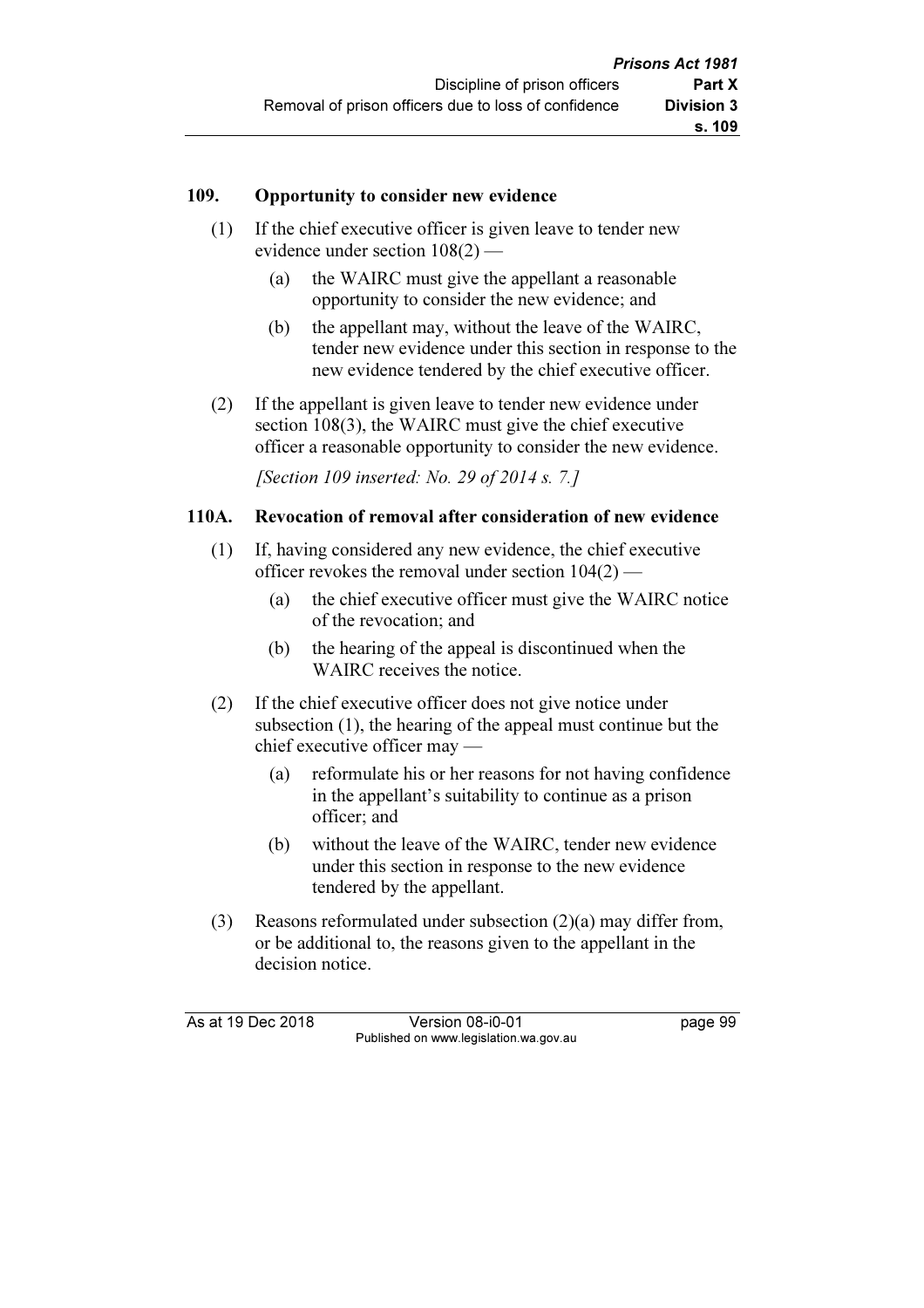## 109. Opportunity to consider new evidence

(1) If the chief executive officer is given leave to tender new evidence under section 108(2) —

(a) the WAIRC must give the appellant a reasonable opportunity to consider the new evidence; and

(b) the appellant may, without the leave of the WAIRC, tender new evidence under this section in response to the new evidence tendered by the chief executive officer.

(2) If the appellant is given leave to tender new evidence under section 108(3), the WAIRC must give the chief executive officer a reasonable opportunity to consider the new evidence.

*[Section 109 inserted: No. 29 of 2014 s. 7.]*

## 110A. Revocation of removal after consideration of new evidence

(1) If, having considered any new evidence, the chief executive officer revokes the removal under section 104(2) —

(a) the chief executive officer must give the WAIRC notice of the revocation; and

(b) the hearing of the appeal is discontinued when the WAIRC receives the notice.

(2) If the chief executive officer does not give notice under subsection (1), the hearing of the appeal must continue but the chief executive officer may —

(a) reformulate his or her reasons for not having confidence in the appellant's suitability to continue as a prison officer; and

(b) without the leave of the WAIRC, tender new evidence under this section in response to the new evidence tendered by the appellant.

(3) Reasons reformulated under subsection (2)(a) may differ from, or be additional to, the reasons given to the appellant in the decision notice.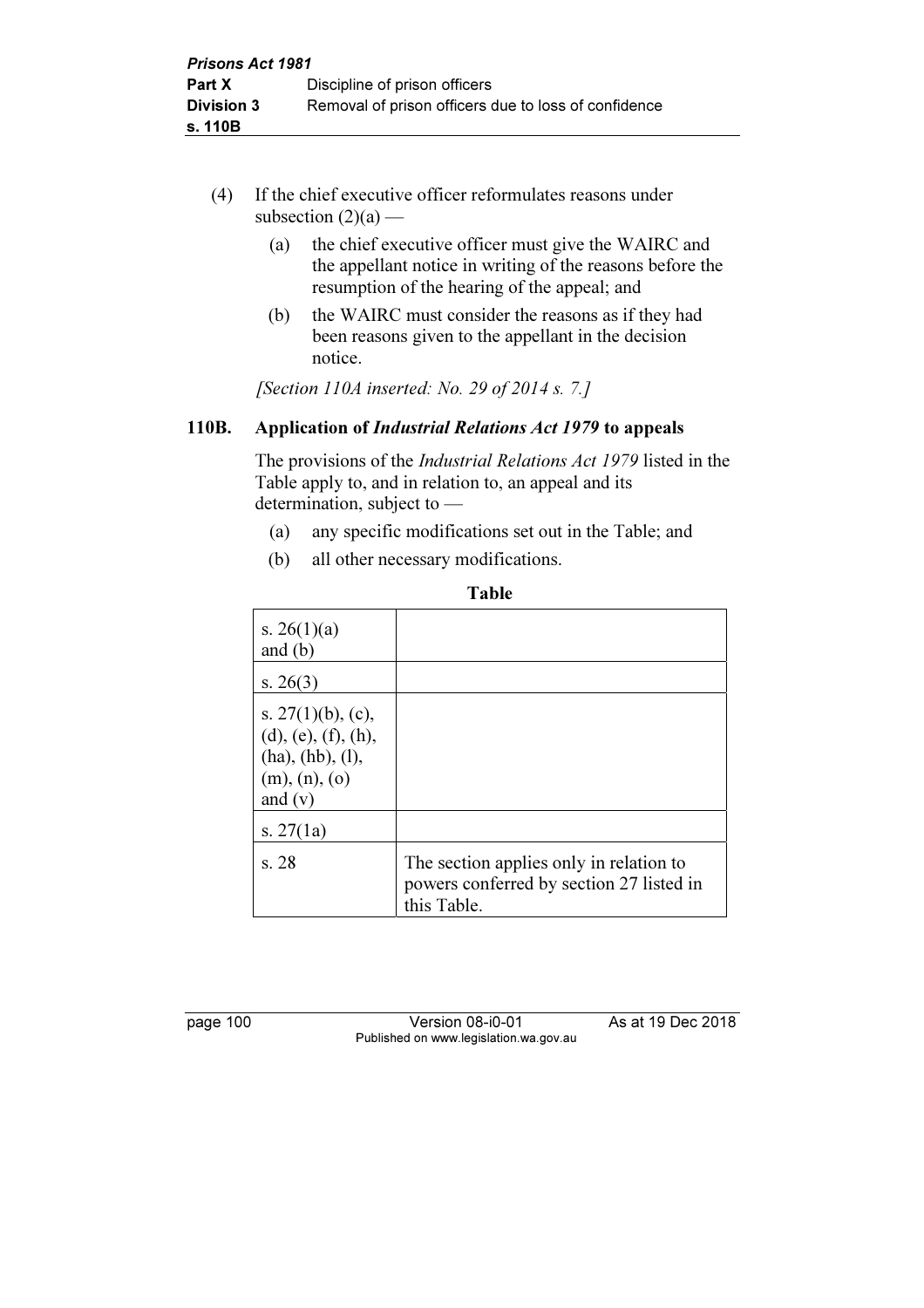(4) If the chief executive officer reformulates reasons under subsection (2)(a) —

(a) the chief executive officer must give the WAIRC and the appellant notice in writing of the reasons before the resumption of the hearing of the appeal; and

(b) the WAIRC must consider the reasons as if they had been reasons given to the appellant in the decision notice.

*[Section 110A inserted: No. 29 of 2014 s. 7.]*

## 110B. Application of *Industrial Relations Act 1979* to appeals

The provisions of the *Industrial Relations Act 1979* listed in the Table apply to, and in relation to, an appeal and its determination, subject to —

(a) any specific modifications set out in the Table; and

(b) all other necessary modifications.

**Table**

| | |
|---|---|
| s. 26(1)(a) and (b) | |
| s. 26(3) | |
| s. 27(1)(b), (c), (d), (e), (f), (h), (ha), (hb), (l), (m), (n), (o) and (v) | |
| s. 27(1a) | |
| s. 28 | The section applies only in relation to powers conferred by section 27 listed in this Table. |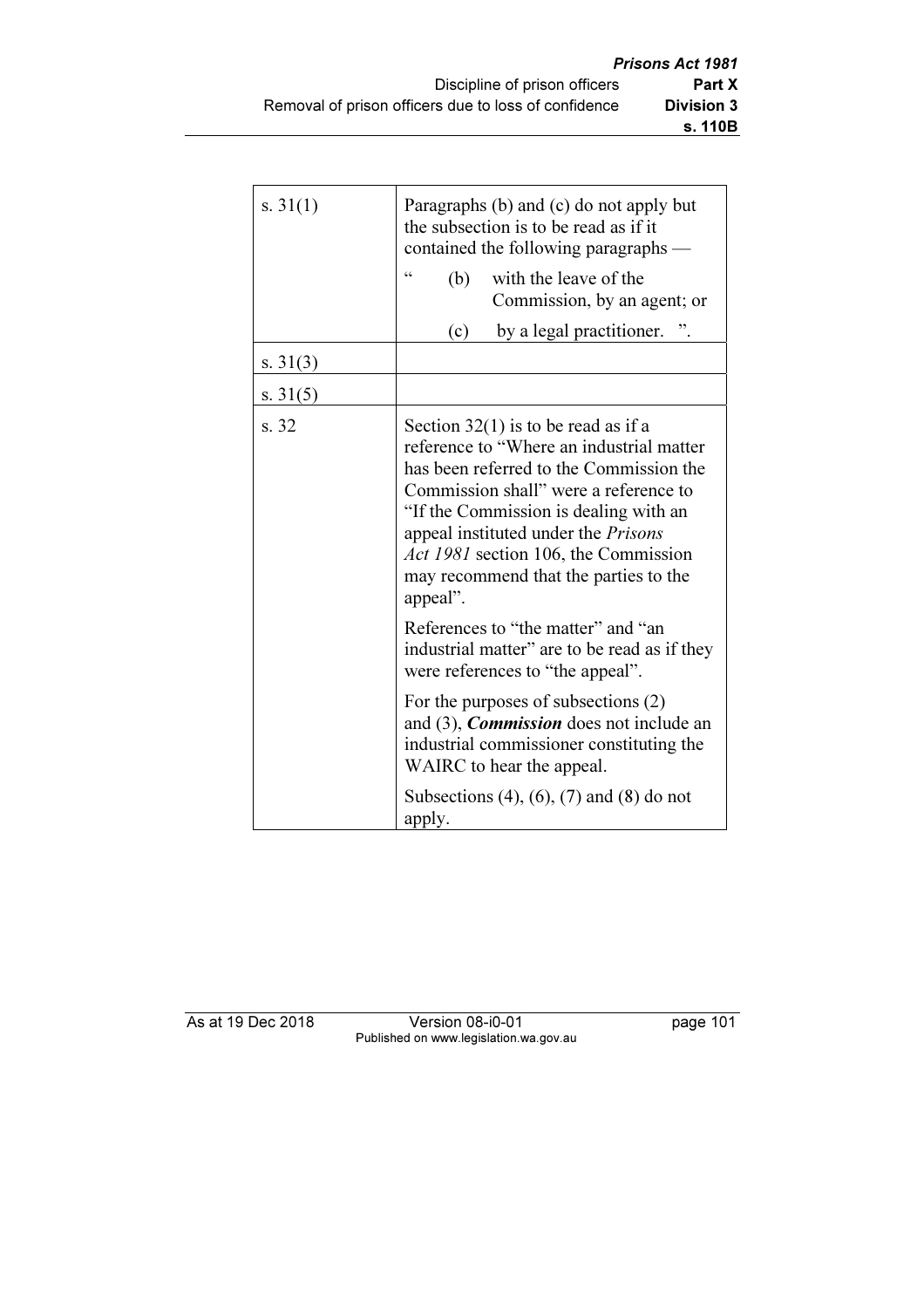| | |
|---|---|
| s. 31(1) | Paragraphs (b) and (c) do not apply but the subsection is to be read as if it contained the following paragraphs — “ (b) with the leave of the Commission, by an agent; or (c) by a legal practitioner. ”. |
| s. 31(3) | |
| s. 31(5) | |
| s. 32 | Section 32(1) is to be read as if a reference to “Where an industrial matter has been referred to the Commission the Commission shall” were a reference to “If the Commission is dealing with an appeal instituted under the *Prisons Act 1981* section 106, the Commission may recommend that the parties to the appeal”. References to “the matter” and “an industrial matter” are to be read as if they were references to “the appeal”. For the purposes of subsections (2) and (3), ***Commission*** does not include an industrial commissioner constituting the WAIRC to hear the appeal. Subsections (4), (6), (7) and (8) do not apply. |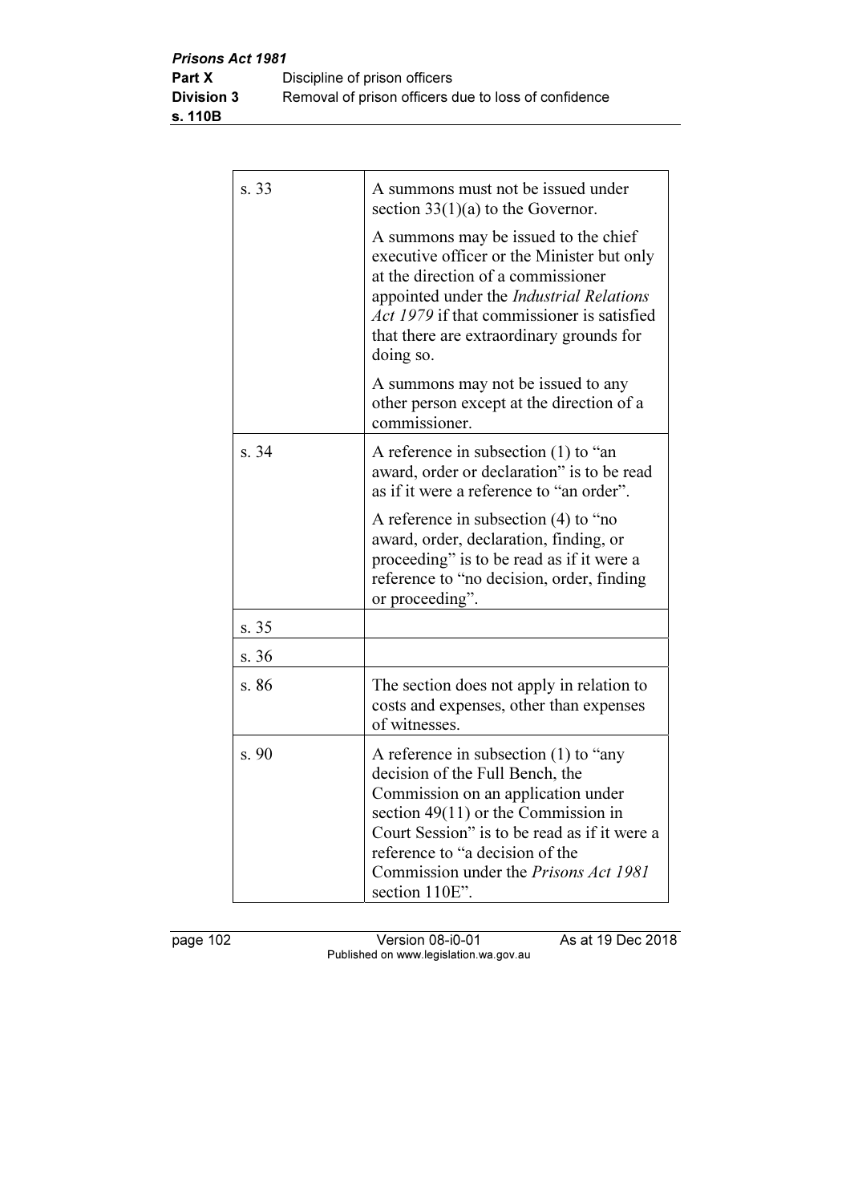| | |
|---|---|
| s. 33 | A summons must not be issued under section 33(1)(a) to the Governor.<br><br>A summons may be issued to the chief executive officer or the Minister but only at the direction of a commissioner appointed under the *Industrial Relations Act 1979* if that commissioner is satisfied that there are extraordinary grounds for doing so.<br><br>A summons may not be issued to any other person except at the direction of a commissioner. |
| s. 34 | A reference in subsection (1) to "an award, order or declaration" is to be read as if it were a reference to "an order".<br><br>A reference in subsection (4) to "no award, order, declaration, finding, or proceeding" is to be read as if it were a reference to "no decision, order, finding or proceeding". |
| s. 35 | |
| s. 36 | |
| s. 86 | The section does not apply in relation to costs and expenses, other than expenses of witnesses. |
| s. 90 | A reference in subsection (1) to "any decision of the Full Bench, the Commission on an application under section 49(11) or the Commission in Court Session" is to be read as if it were a reference to "a decision of the Commission under the *Prisons Act 1981* section 110E". |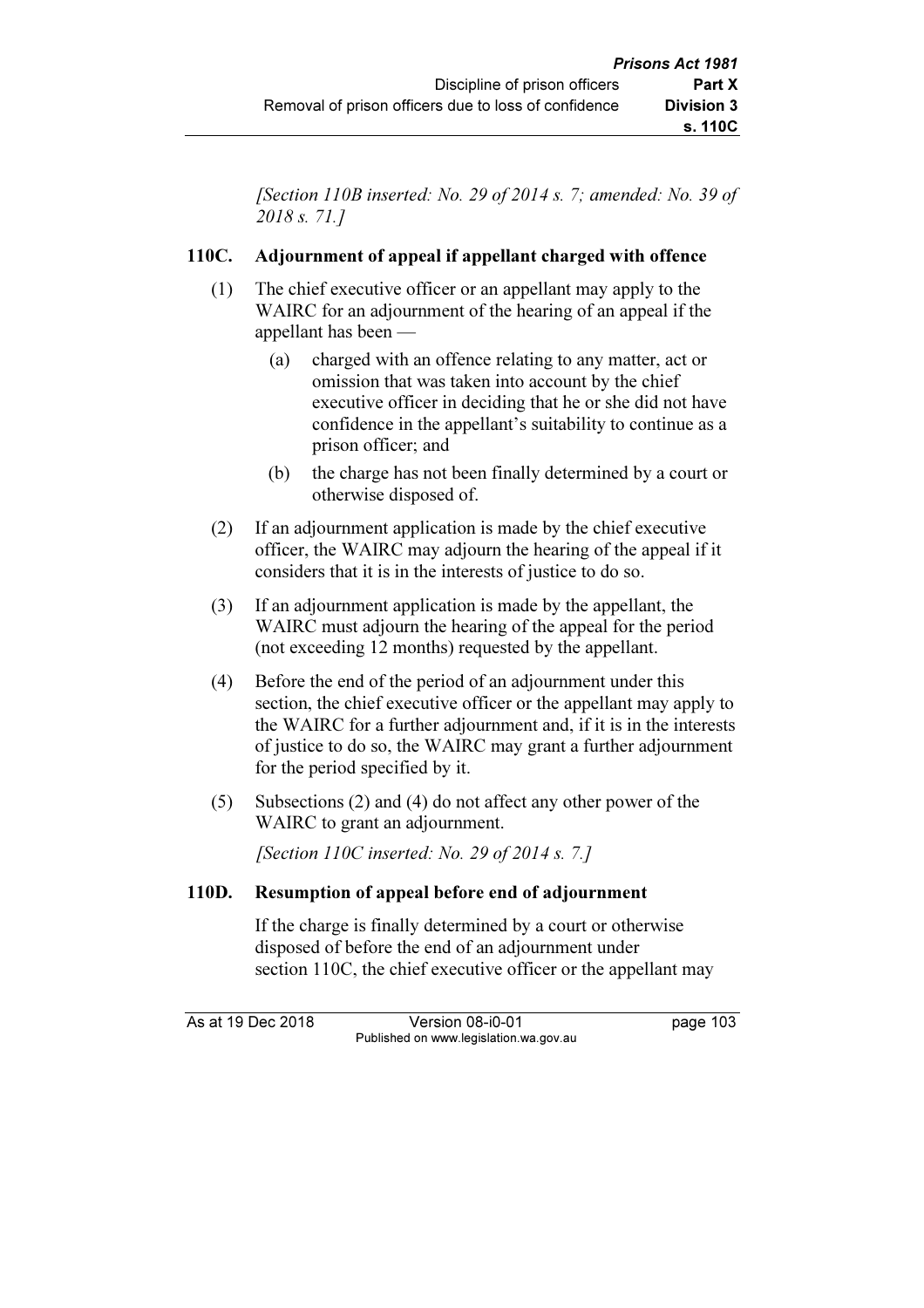*[Section 110B inserted: No. 29 of 2014 s. 7; amended: No. 39 of 2018 s. 71.]*

### 110C. Adjournment of appeal if appellant charged with offence

(1) The chief executive officer or an appellant may apply to the WAIRC for an adjournment of the hearing of an appeal if the appellant has been —

(a) charged with an offence relating to any matter, act or omission that was taken into account by the chief executive officer in deciding that he or she did not have confidence in the appellant's suitability to continue as a prison officer; and

(b) the charge has not been finally determined by a court or otherwise disposed of.

(2) If an adjournment application is made by the chief executive officer, the WAIRC may adjourn the hearing of the appeal if it considers that it is in the interests of justice to do so.

(3) If an adjournment application is made by the appellant, the WAIRC must adjourn the hearing of the appeal for the period (not exceeding 12 months) requested by the appellant.

(4) Before the end of the period of an adjournment under this section, the chief executive officer or the appellant may apply to the WAIRC for a further adjournment and, if it is in the interests of justice to do so, the WAIRC may grant a further adjournment for the period specified by it.

(5) Subsections (2) and (4) do not affect any other power of the WAIRC to grant an adjournment.

*[Section 110C inserted: No. 29 of 2014 s. 7.]*

### 110D. Resumption of appeal before end of adjournment

If the charge is finally determined by a court or otherwise disposed of before the end of an adjournment under section 110C, the chief executive officer or the appellant may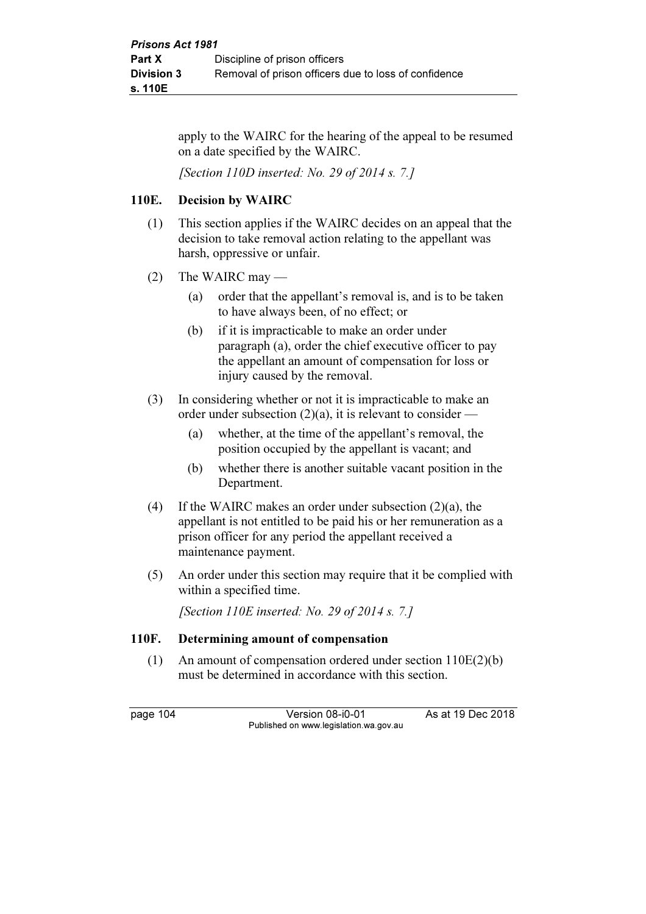apply to the WAIRC for the hearing of the appeal to be resumed on a date specified by the WAIRC.

*[Section 110D inserted: No. 29 of 2014 s. 7.]*

### 110E. Decision by WAIRC

(1) This section applies if the WAIRC decides on an appeal that the decision to take removal action relating to the appellant was harsh, oppressive or unfair.

(2) The WAIRC may —

  (a) order that the appellant's removal is, and is to be taken to have always been, of no effect; or

  (b) if it is impracticable to make an order under paragraph (a), order the chief executive officer to pay the appellant an amount of compensation for loss or injury caused by the removal.

(3) In considering whether or not it is impracticable to make an order under subsection (2)(a), it is relevant to consider —

  (a) whether, at the time of the appellant's removal, the position occupied by the appellant is vacant; and

  (b) whether there is another suitable vacant position in the Department.

(4) If the WAIRC makes an order under subsection (2)(a), the appellant is not entitled to be paid his or her remuneration as a prison officer for any period the appellant received a maintenance payment.

(5) An order under this section may require that it be complied with within a specified time.

*[Section 110E inserted: No. 29 of 2014 s. 7.]*

### 110F. Determining amount of compensation

(1) An amount of compensation ordered under section 110E(2)(b) must be determined in accordance with this section.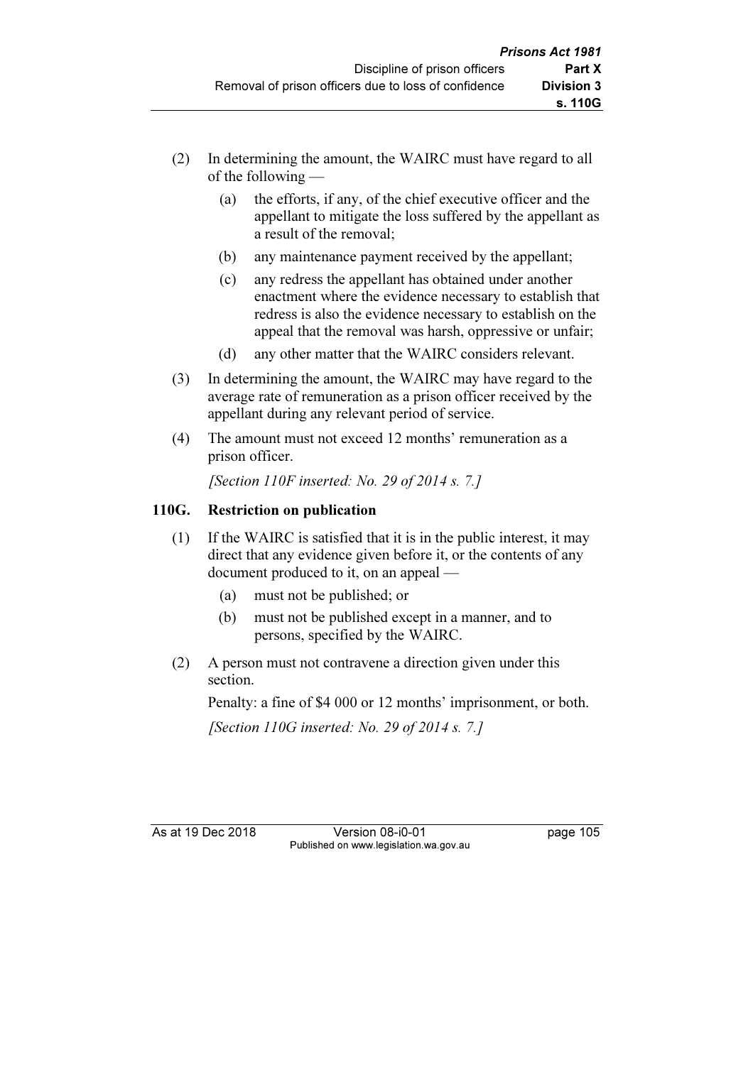(2) In determining the amount, the WAIRC must have regard to all of the following —

(a) the efforts, if any, of the chief executive officer and the appellant to mitigate the loss suffered by the appellant as a result of the removal;

(b) any maintenance payment received by the appellant;

(c) any redress the appellant has obtained under another enactment where the evidence necessary to establish that redress is also the evidence necessary to establish on the appeal that the removal was harsh, oppressive or unfair;

(d) any other matter that the WAIRC considers relevant.

(3) In determining the amount, the WAIRC may have regard to the average rate of remuneration as a prison officer received by the appellant during any relevant period of service.

(4) The amount must not exceed 12 months' remuneration as a prison officer.

*[Section 110F inserted: No. 29 of 2014 s. 7.]*

### 110G. Restriction on publication

(1) If the WAIRC is satisfied that it is in the public interest, it may direct that any evidence given before it, or the contents of any document produced to it, on an appeal —

(a) must not be published; or

(b) must not be published except in a manner, and to persons, specified by the WAIRC.

(2) A person must not contravene a direction given under this section.

Penalty: a fine of $4 000 or 12 months' imprisonment, or both.

*[Section 110G inserted: No. 29 of 2014 s. 7.]*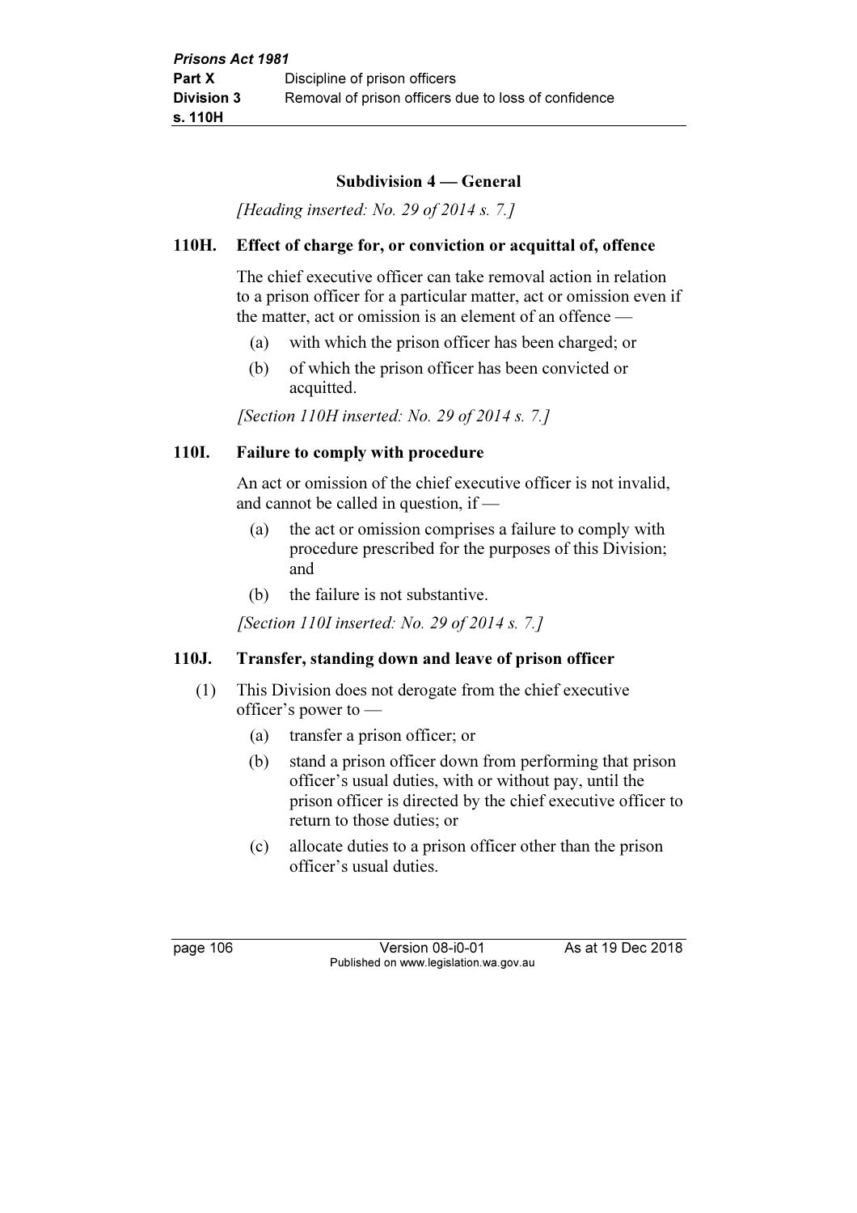### Subdivision 4 — General

*[Heading inserted: No. 29 of 2014 s. 7.]*

**110H. Effect of charge for, or conviction or acquittal of, offence**

The chief executive officer can take removal action in relation to a prison officer for a particular matter, act or omission even if the matter, act or omission is an element of an offence —

(a) with which the prison officer has been charged; or

(b) of which the prison officer has been convicted or acquitted.

*[Section 110H inserted: No. 29 of 2014 s. 7.]*

**110I. Failure to comply with procedure**

An act or omission of the chief executive officer is not invalid, and cannot be called in question, if —

(a) the act or omission comprises a failure to comply with procedure prescribed for the purposes of this Division; and

(b) the failure is not substantive.

*[Section 110I inserted: No. 29 of 2014 s. 7.]*

**110J. Transfer, standing down and leave of prison officer**

(1) This Division does not derogate from the chief executive officer's power to —

(a) transfer a prison officer; or

(b) stand a prison officer down from performing that prison officer's usual duties, with or without pay, until the prison officer is directed by the chief executive officer to return to those duties; or

(c) allocate duties to a prison officer other than the prison officer's usual duties.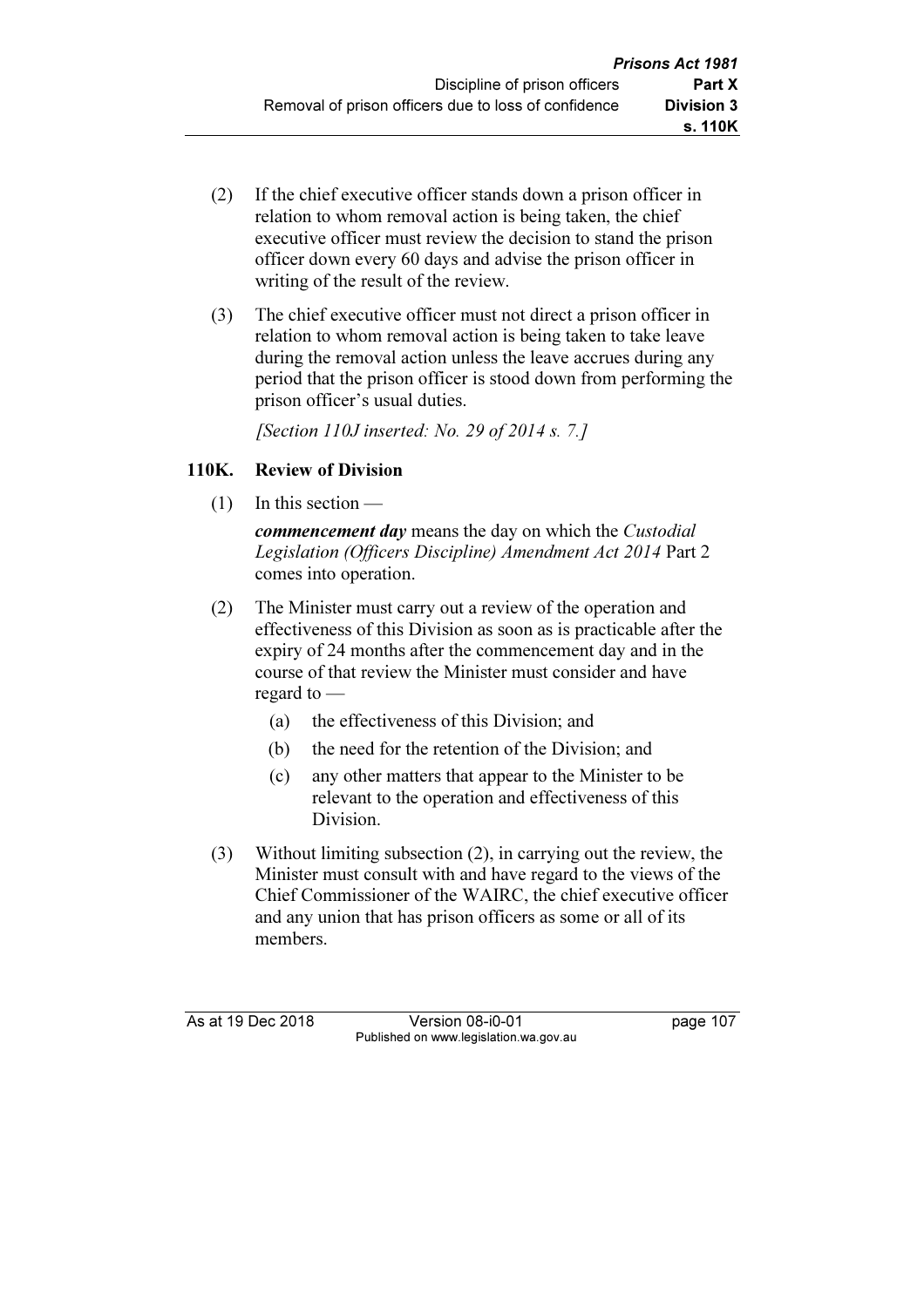(2) If the chief executive officer stands down a prison officer in relation to whom removal action is being taken, the chief executive officer must review the decision to stand the prison officer down every 60 days and advise the prison officer in writing of the result of the review.

(3) The chief executive officer must not direct a prison officer in relation to whom removal action is being taken to take leave during the removal action unless the leave accrues during any period that the prison officer is stood down from performing the prison officer's usual duties.

*[Section 110J inserted: No. 29 of 2014 s. 7.]*

### 110K. Review of Division

(1) In this section —

***commencement day*** means the day on which the *Custodial Legislation (Officers Discipline) Amendment Act 2014* Part 2 comes into operation.

(2) The Minister must carry out a review of the operation and effectiveness of this Division as soon as is practicable after the expiry of 24 months after the commencement day and in the course of that review the Minister must consider and have regard to —

  (a) the effectiveness of this Division; and

  (b) the need for the retention of the Division; and

  (c) any other matters that appear to the Minister to be relevant to the operation and effectiveness of this Division.

(3) Without limiting subsection (2), in carrying out the review, the Minister must consult with and have regard to the views of the Chief Commissioner of the WAIRC, the chief executive officer and any union that has prison officers as some or all of its members.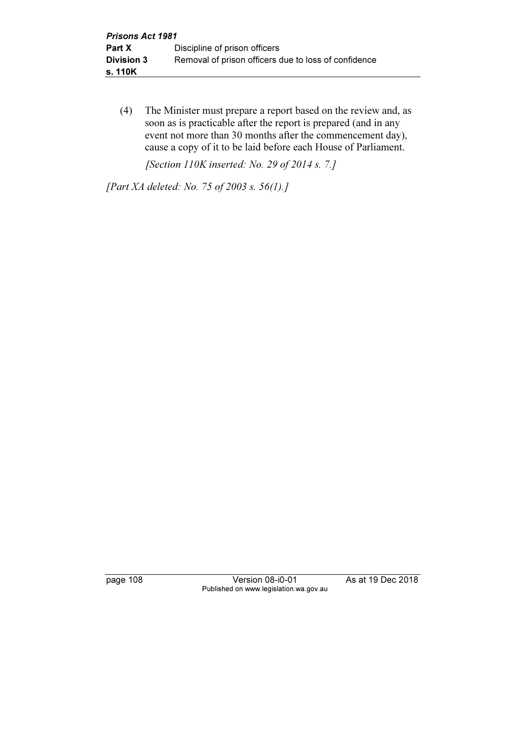(4) The Minister must prepare a report based on the review and, as soon as is practicable after the report is prepared (and in any event not more than 30 months after the commencement day), cause a copy of it to be laid before each House of Parliament.

*[Section 110K inserted: No. 29 of 2014 s. 7.]*

*[Part XA deleted: No. 75 of 2003 s. 56(1).]*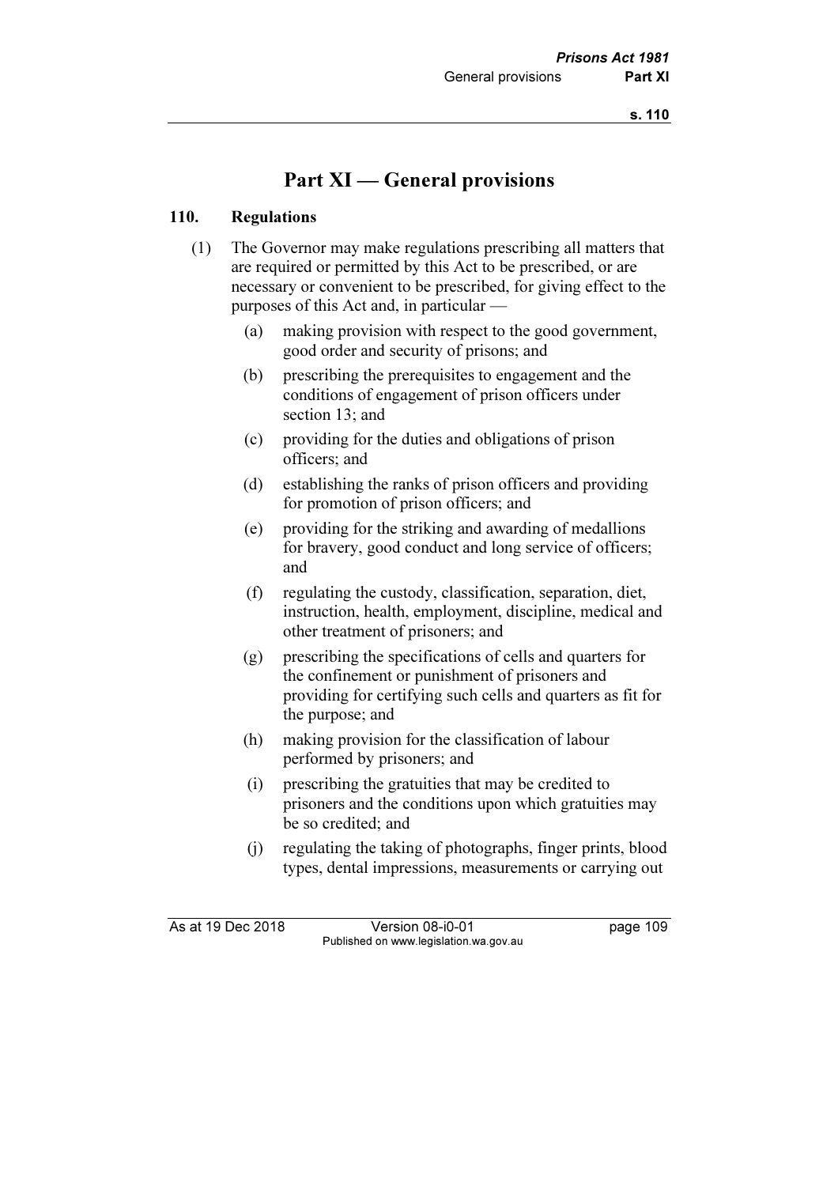# Part XI — General provisions

## 110. Regulations

(1) The Governor may make regulations prescribing all matters that are required or permitted by this Act to be prescribed, or are necessary or convenient to be prescribed, for giving effect to the purposes of this Act and, in particular —

(a) making provision with respect to the good government, good order and security of prisons; and

(b) prescribing the prerequisites to engagement and the conditions of engagement of prison officers under section 13; and

(c) providing for the duties and obligations of prison officers; and

(d) establishing the ranks of prison officers and providing for promotion of prison officers; and

(e) providing for the striking and awarding of medallions for bravery, good conduct and long service of officers; and

(f) regulating the custody, classification, separation, diet, instruction, health, employment, discipline, medical and other treatment of prisoners; and

(g) prescribing the specifications of cells and quarters for the confinement or punishment of prisoners and providing for certifying such cells and quarters as fit for the purpose; and

(h) making provision for the classification of labour performed by prisoners; and

(i) prescribing the gratuities that may be credited to prisoners and the conditions upon which gratuities may be so credited; and

(j) regulating the taking of photographs, finger prints, blood types, dental impressions, measurements or carrying out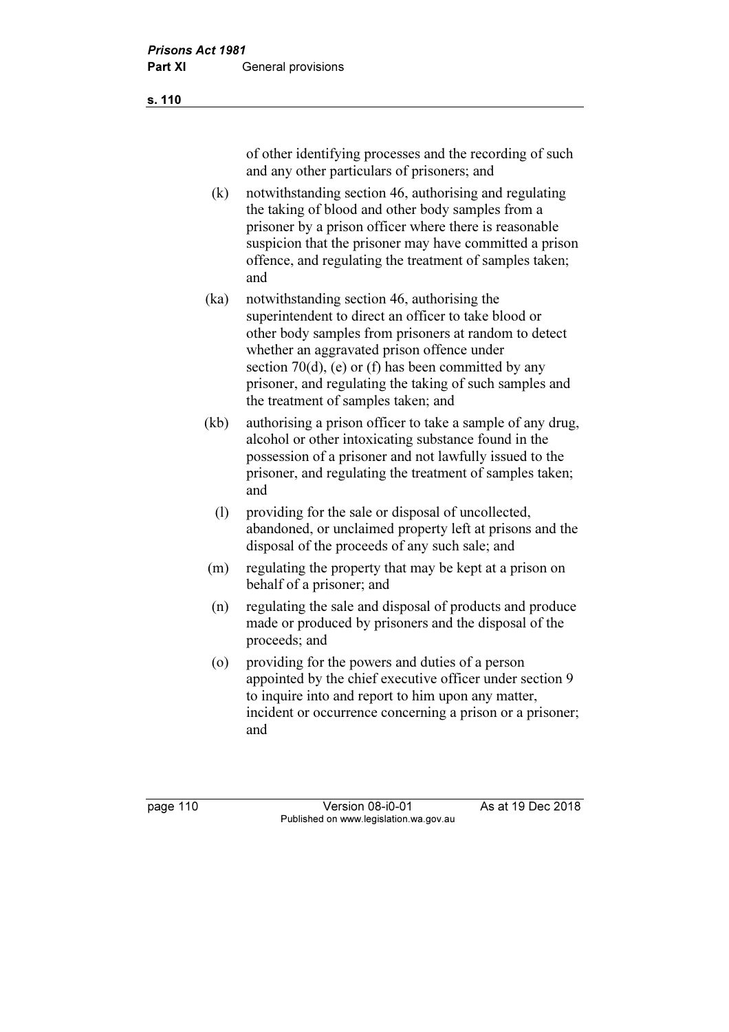of other identifying processes and the recording of such and any other particulars of prisoners; and

(k) notwithstanding section 46, authorising and regulating the taking of blood and other body samples from a prisoner by a prison officer where there is reasonable suspicion that the prisoner may have committed a prison offence, and regulating the treatment of samples taken; and

(ka) notwithstanding section 46, authorising the superintendent to direct an officer to take blood or other body samples from prisoners at random to detect whether an aggravated prison offence under section 70(d), (e) or (f) has been committed by any prisoner, and regulating the taking of such samples and the treatment of samples taken; and

(kb) authorising a prison officer to take a sample of any drug, alcohol or other intoxicating substance found in the possession of a prisoner and not lawfully issued to the prisoner, and regulating the treatment of samples taken; and

(l) providing for the sale or disposal of uncollected, abandoned, or unclaimed property left at prisons and the disposal of the proceeds of any such sale; and

(m) regulating the property that may be kept at a prison on behalf of a prisoner; and

(n) regulating the sale and disposal of products and produce made or produced by prisoners and the disposal of the proceeds; and

(o) providing for the powers and duties of a person appointed by the chief executive officer under section 9 to inquire into and report to him upon any matter, incident or occurrence concerning a prison or a prisoner; and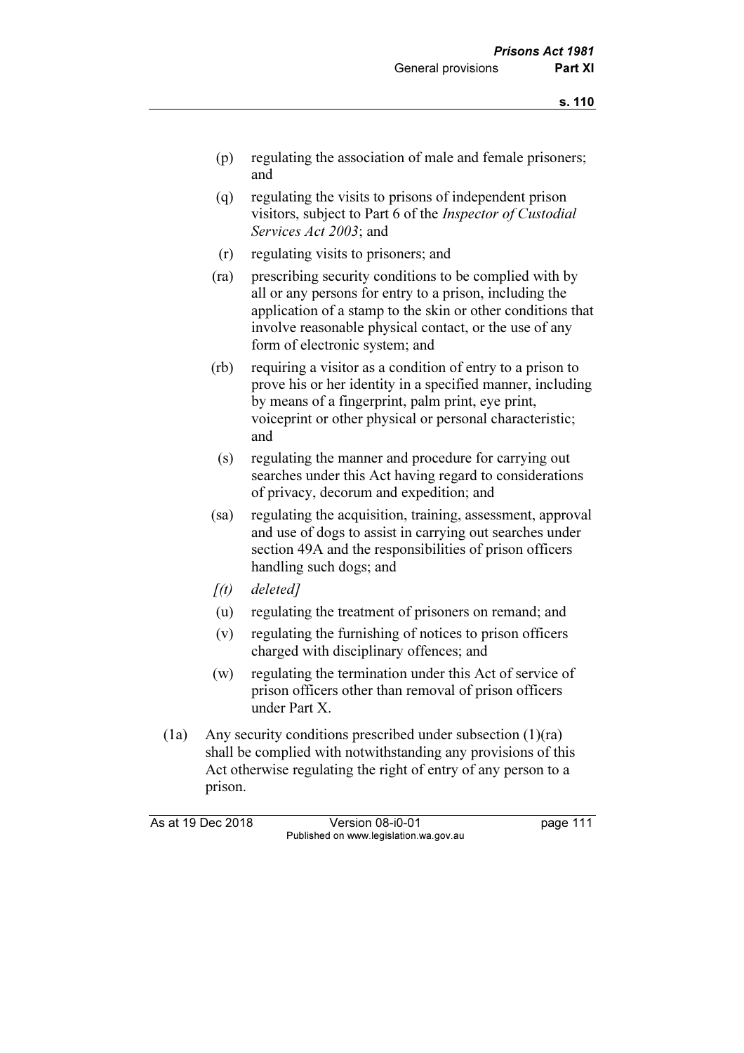(p) regulating the association of male and female prisoners; and

(q) regulating the visits to prisons of independent prison visitors, subject to Part 6 of the *Inspector of Custodial Services Act 2003*; and

(r) regulating visits to prisoners; and

(ra) prescribing security conditions to be complied with by all or any persons for entry to a prison, including the application of a stamp to the skin or other conditions that involve reasonable physical contact, or the use of any form of electronic system; and

(rb) requiring a visitor as a condition of entry to a prison to prove his or her identity in a specified manner, including by means of a fingerprint, palm print, eye print, voiceprint or other physical or personal characteristic; and

(s) regulating the manner and procedure for carrying out searches under this Act having regard to considerations of privacy, decorum and expedition; and

(sa) regulating the acquisition, training, assessment, approval and use of dogs to assist in carrying out searches under section 49A and the responsibilities of prison officers handling such dogs; and

*[(t) deleted]*

(u) regulating the treatment of prisoners on remand; and

(v) regulating the furnishing of notices to prison officers charged with disciplinary offences; and

(w) regulating the termination under this Act of service of prison officers other than removal of prison officers under Part X.

(1a) Any security conditions prescribed under subsection (1)(ra) shall be complied with notwithstanding any provisions of this Act otherwise regulating the right of entry of any person to a prison.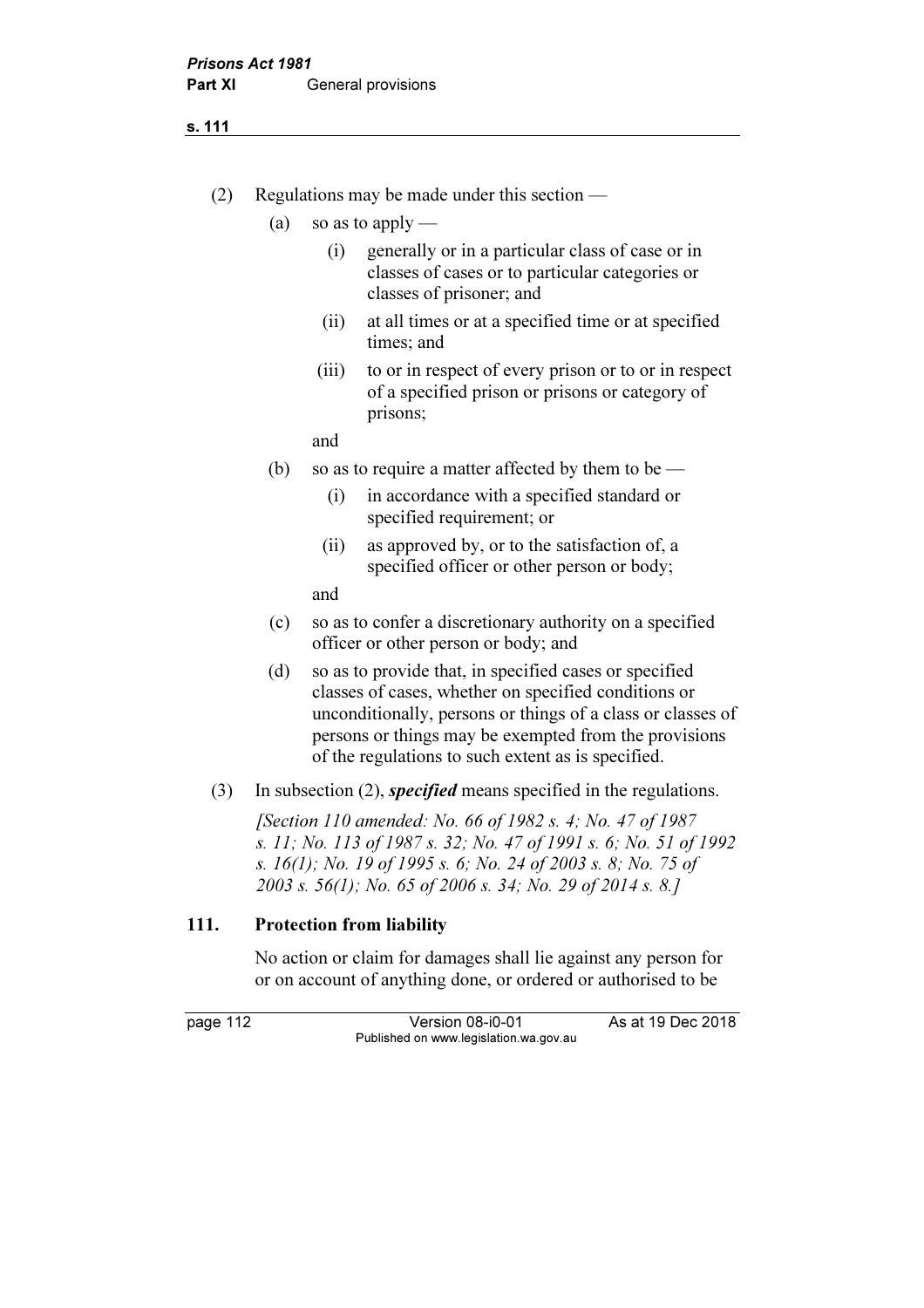(2) Regulations may be made under this section —

(a) so as to apply —

(i) generally or in a particular class of case or in classes of cases or to particular categories or classes of prisoner; and

(ii) at all times or at a specified time or at specified times; and

(iii) to or in respect of every prison or to or in respect of a specified prison or prisons or category of prisons;

and

(b) so as to require a matter affected by them to be —

(i) in accordance with a specified standard or specified requirement; or

(ii) as approved by, or to the satisfaction of, a specified officer or other person or body;

and

(c) so as to confer a discretionary authority on a specified officer or other person or body; and

(d) so as to provide that, in specified cases or specified classes of cases, whether on specified conditions or unconditionally, persons or things of a class or classes of persons or things may be exempted from the provisions of the regulations to such extent as is specified.

(3) In subsection (2), ***specified*** means specified in the regulations.

*[Section 110 amended: No. 66 of 1982 s. 4; No. 47 of 1987 s. 11; No. 113 of 1987 s. 32; No. 47 of 1991 s. 6; No. 51 of 1992 s. 16(1); No. 19 of 1995 s. 6; No. 24 of 2003 s. 8; No. 75 of 2003 s. 56(1); No. 65 of 2006 s. 34; No. 29 of 2014 s. 8.]*

### 111. Protection from liability

No action or claim for damages shall lie against any person for or on account of anything done, or ordered or authorised to be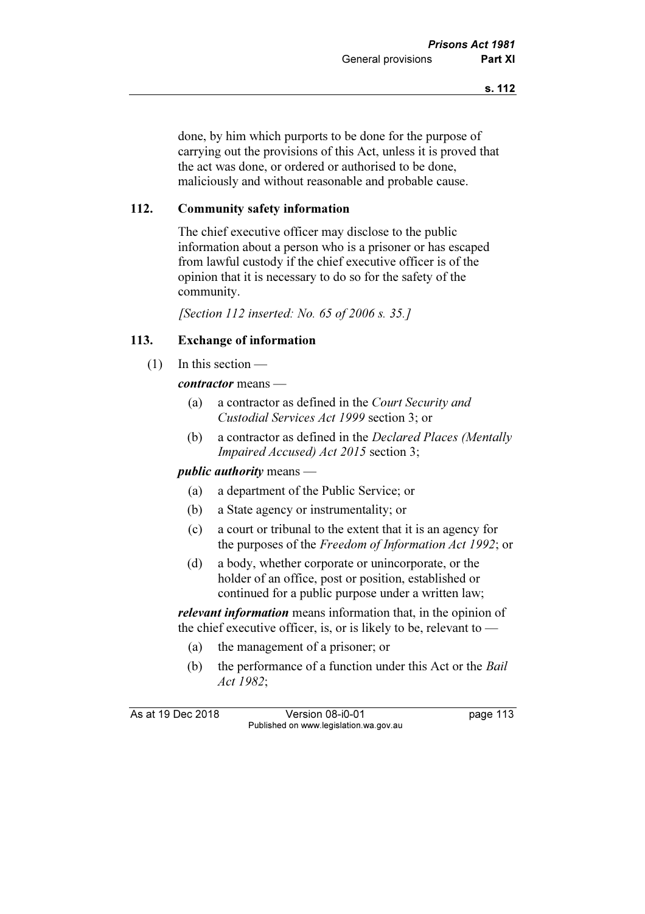done, by him which purports to be done for the purpose of carrying out the provisions of this Act, unless it is proved that the act was done, or ordered or authorised to be done, maliciously and without reasonable and probable cause.

### 112. Community safety information

The chief executive officer may disclose to the public information about a person who is a prisoner or has escaped from lawful custody if the chief executive officer is of the opinion that it is necessary to do so for the safety of the community.

*[Section 112 inserted: No. 65 of 2006 s. 35.]*

### 113. Exchange of information

(1) In this section —

***contractor*** means —

(a) a contractor as defined in the *Court Security and Custodial Services Act 1999* section 3; or

(b) a contractor as defined in the *Declared Places (Mentally Impaired Accused) Act 2015* section 3;

***public authority*** means —

(a) a department of the Public Service; or

(b) a State agency or instrumentality; or

(c) a court or tribunal to the extent that it is an agency for the purposes of the *Freedom of Information Act 1992*; or

(d) a body, whether corporate or unincorporate, or the holder of an office, post or position, established or continued for a public purpose under a written law;

***relevant information*** means information that, in the opinion of the chief executive officer, is, or is likely to be, relevant to —

(a) the management of a prisoner; or

(b) the performance of a function under this Act or the *Bail Act 1982*;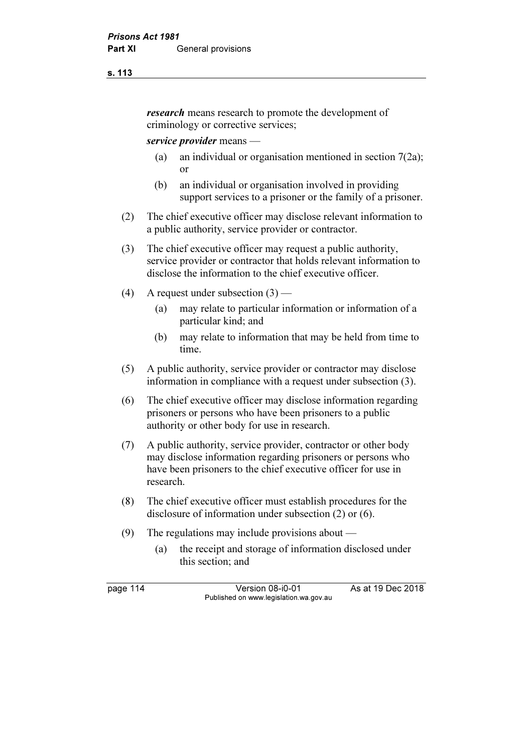***research*** means research to promote the development of criminology or corrective services;

***service provider*** means —

(a) an individual or organisation mentioned in section 7(2a); or

(b) an individual or organisation involved in providing support services to a prisoner or the family of a prisoner.

(2) The chief executive officer may disclose relevant information to a public authority, service provider or contractor.

(3) The chief executive officer may request a public authority, service provider or contractor that holds relevant information to disclose the information to the chief executive officer.

(4) A request under subsection (3) —

(a) may relate to particular information or information of a particular kind; and

(b) may relate to information that may be held from time to time.

(5) A public authority, service provider or contractor may disclose information in compliance with a request under subsection (3).

(6) The chief executive officer may disclose information regarding prisoners or persons who have been prisoners to a public authority or other body for use in research.

(7) A public authority, service provider, contractor or other body may disclose information regarding prisoners or persons who have been prisoners to the chief executive officer for use in research.

(8) The chief executive officer must establish procedures for the disclosure of information under subsection (2) or (6).

(9) The regulations may include provisions about —

(a) the receipt and storage of information disclosed under this section; and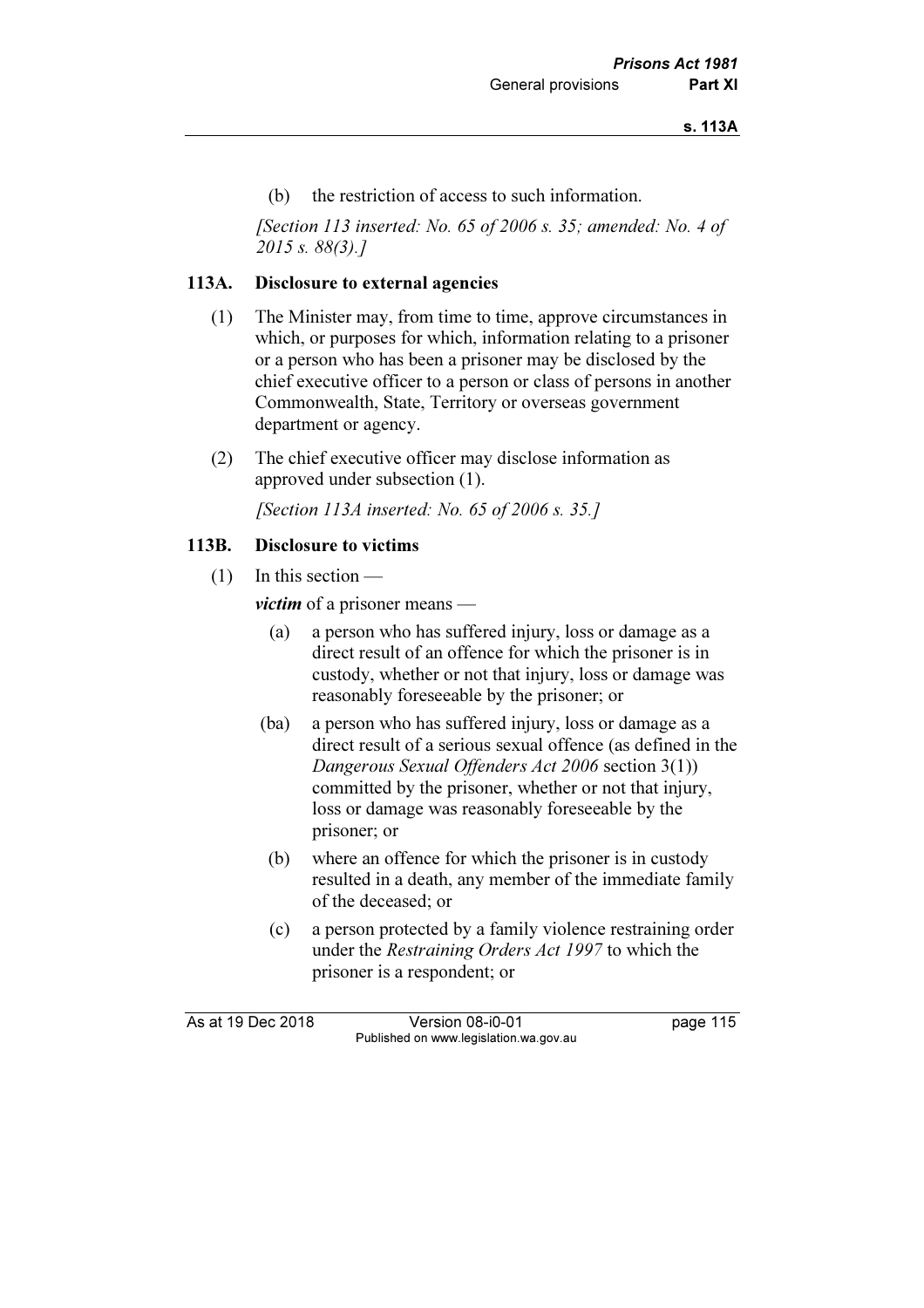(b) the restriction of access to such information.

*[Section 113 inserted: No. 65 of 2006 s. 35; amended: No. 4 of 2015 s. 88(3).]*

### 113A. Disclosure to external agencies

(1) The Minister may, from time to time, approve circumstances in which, or purposes for which, information relating to a prisoner or a person who has been a prisoner may be disclosed by the chief executive officer to a person or class of persons in another Commonwealth, State, Territory or overseas government department or agency.

(2) The chief executive officer may disclose information as approved under subsection (1).

*[Section 113A inserted: No. 65 of 2006 s. 35.]*

### 113B. Disclosure to victims

(1) In this section —

***victim*** of a prisoner means —

- (a) a person who has suffered injury, loss or damage as a direct result of an offence for which the prisoner is in custody, whether or not that injury, loss or damage was reasonably foreseeable by the prisoner; or
- (ba) a person who has suffered injury, loss or damage as a direct result of a serious sexual offence (as defined in the *Dangerous Sexual Offenders Act 2006* section 3(1)) committed by the prisoner, whether or not that injury, loss or damage was reasonably foreseeable by the prisoner; or
- (b) where an offence for which the prisoner is in custody resulted in a death, any member of the immediate family of the deceased; or
- (c) a person protected by a family violence restraining order under the *Restraining Orders Act 1997* to which the prisoner is a respondent; or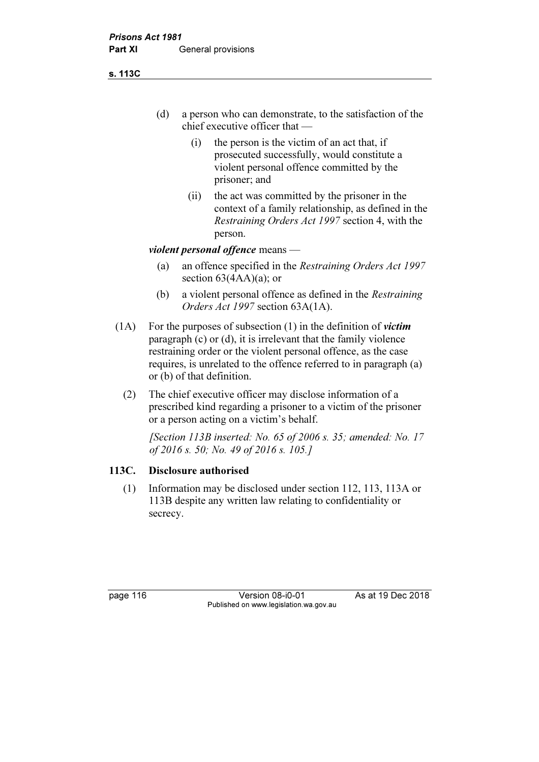(d) a person who can demonstrate, to the satisfaction of the chief executive officer that —

   (i) the person is the victim of an act that, if prosecuted successfully, would constitute a violent personal offence committed by the prisoner; and

   (ii) the act was committed by the prisoner in the context of a family relationship, as defined in the *Restraining Orders Act 1997* section 4, with the person.

***violent personal offence*** means —

(a) an offence specified in the *Restraining Orders Act 1997* section 63(4AA)(a); or

(b) a violent personal offence as defined in the *Restraining Orders Act 1997* section 63A(1A).

(1A) For the purposes of subsection (1) in the definition of ***victim*** paragraph (c) or (d), it is irrelevant that the family violence restraining order or the violent personal offence, as the case requires, is unrelated to the offence referred to in paragraph (a) or (b) of that definition.

(2) The chief executive officer may disclose information of a prescribed kind regarding a prisoner to a victim of the prisoner or a person acting on a victim's behalf.

*[Section 113B inserted: No. 65 of 2006 s. 35; amended: No. 17 of 2016 s. 50; No. 49 of 2016 s. 105.]*

### 113C. Disclosure authorised

(1) Information may be disclosed under section 112, 113, 113A or 113B despite any written law relating to confidentiality or secrecy.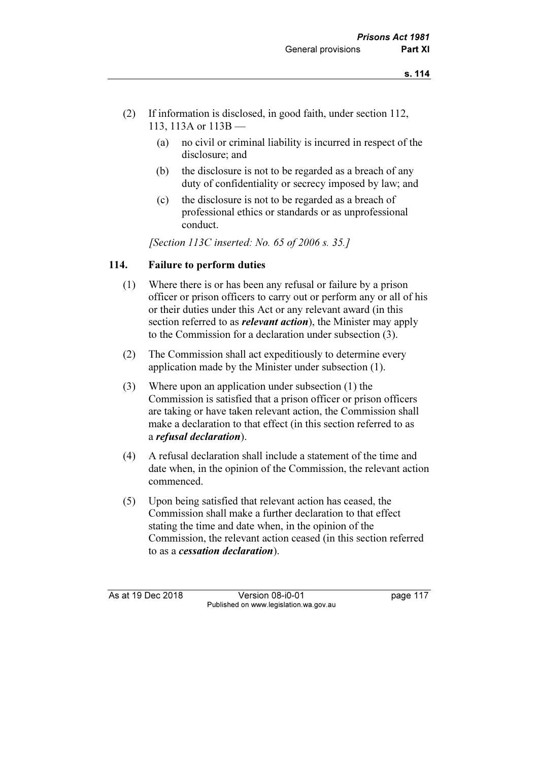(2) If information is disclosed, in good faith, under section 112, 113, 113A or 113B —

  (a) no civil or criminal liability is incurred in respect of the disclosure; and

  (b) the disclosure is not to be regarded as a breach of any duty of confidentiality or secrecy imposed by law; and

  (c) the disclosure is not to be regarded as a breach of professional ethics or standards or as unprofessional conduct.

*[Section 113C inserted: No. 65 of 2006 s. 35.]*

### 114. Failure to perform duties

(1) Where there is or has been any refusal or failure by a prison officer or prison officers to carry out or perform any or all of his or their duties under this Act or any relevant award (in this section referred to as ***relevant action***), the Minister may apply to the Commission for a declaration under subsection (3).

(2) The Commission shall act expeditiously to determine every application made by the Minister under subsection (1).

(3) Where upon an application under subsection (1) the Commission is satisfied that a prison officer or prison officers are taking or have taken relevant action, the Commission shall make a declaration to that effect (in this section referred to as a ***refusal declaration***).

(4) A refusal declaration shall include a statement of the time and date when, in the opinion of the Commission, the relevant action commenced.

(5) Upon being satisfied that relevant action has ceased, the Commission shall make a further declaration to that effect stating the time and date when, in the opinion of the Commission, the relevant action ceased (in this section referred to as a ***cessation declaration***).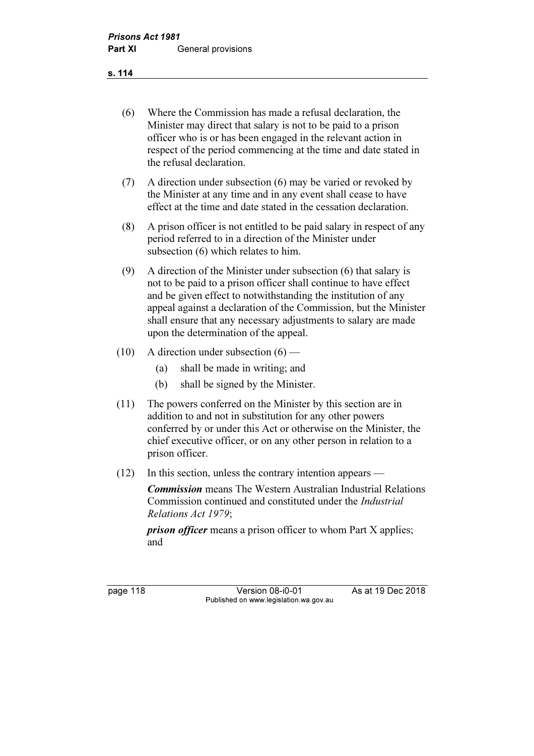(6) Where the Commission has made a refusal declaration, the Minister may direct that salary is not to be paid to a prison officer who is or has been engaged in the relevant action in respect of the period commencing at the time and date stated in the refusal declaration.

(7) A direction under subsection (6) may be varied or revoked by the Minister at any time and in any event shall cease to have effect at the time and date stated in the cessation declaration.

(8) A prison officer is not entitled to be paid salary in respect of any period referred to in a direction of the Minister under subsection (6) which relates to him.

(9) A direction of the Minister under subsection (6) that salary is not to be paid to a prison officer shall continue to have effect and be given effect to notwithstanding the institution of any appeal against a declaration of the Commission, but the Minister shall ensure that any necessary adjustments to salary are made upon the determination of the appeal.

(10) A direction under subsection (6) —

(a) shall be made in writing; and

(b) shall be signed by the Minister.

(11) The powers conferred on the Minister by this section are in addition to and not in substitution for any other powers conferred by or under this Act or otherwise on the Minister, the chief executive officer, or on any other person in relation to a prison officer.

(12) In this section, unless the contrary intention appears —

***Commission*** means The Western Australian Industrial Relations Commission continued and constituted under the *Industrial Relations Act 1979*;

***prison officer*** means a prison officer to whom Part X applies; and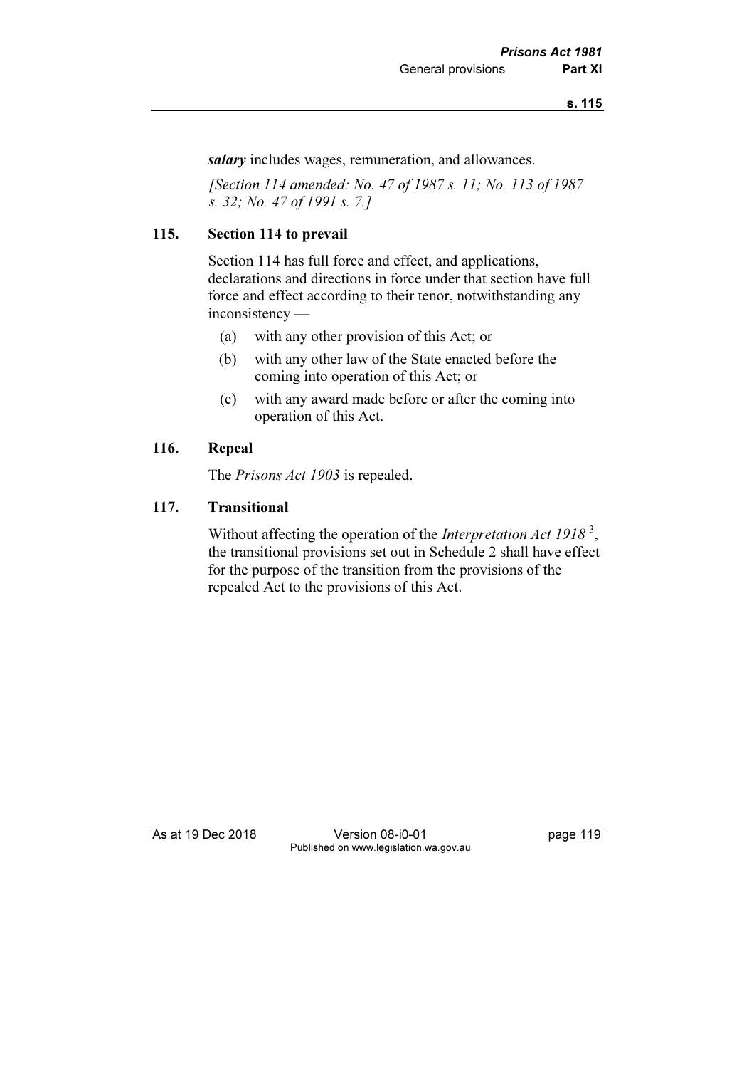***salary*** includes wages, remuneration, and allowances.

*[Section 114 amended: No. 47 of 1987 s. 11; No. 113 of 1987 s. 32; No. 47 of 1991 s. 7.]*

### 115. Section 114 to prevail

Section 114 has full force and effect, and applications, declarations and directions in force under that section have full force and effect according to their tenor, notwithstanding any inconsistency —

(a) with any other provision of this Act; or

(b) with any other law of the State enacted before the coming into operation of this Act; or

(c) with any award made before or after the coming into operation of this Act.

### 116. Repeal

The *Prisons Act 1903* is repealed.

### 117. Transitional

Without affecting the operation of the *Interpretation Act 1918* [3], the transitional provisions set out in Schedule 2 shall have effect for the purpose of the transition from the provisions of the repealed Act to the provisions of this Act.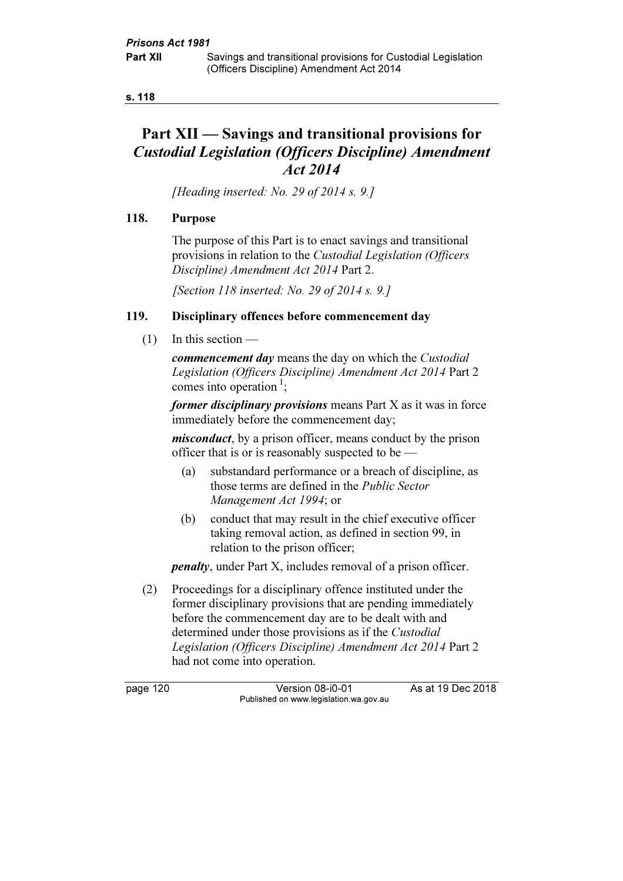# Part XII — Savings and transitional provisions for *Custodial Legislation (Officers Discipline) Amendment Act 2014*

*[Heading inserted: No. 29 of 2014 s. 9.]*

## 118. Purpose

The purpose of this Part is to enact savings and transitional provisions in relation to the *Custodial Legislation (Officers Discipline) Amendment Act 2014* Part 2.

*[Section 118 inserted: No. 29 of 2014 s. 9.]*

## 119. Disciplinary offences before commencement day

(1) In this section —

***commencement day*** means the day on which the *Custodial Legislation (Officers Discipline) Amendment Act 2014* Part 2 comes into operation [1];

***former disciplinary provisions*** means Part X as it was in force immediately before the commencement day;

***misconduct***, by a prison officer, means conduct by the prison officer that is or is reasonably suspected to be —

(a) substandard performance or a breach of discipline, as those terms are defined in the *Public Sector Management Act 1994*; or

(b) conduct that may result in the chief executive officer taking removal action, as defined in section 99, in relation to the prison officer;

***penalty***, under Part X, includes removal of a prison officer.

(2) Proceedings for a disciplinary offence instituted under the former disciplinary provisions that are pending immediately before the commencement day are to be dealt with and determined under those provisions as if the *Custodial Legislation (Officers Discipline) Amendment Act 2014* Part 2 had not come into operation.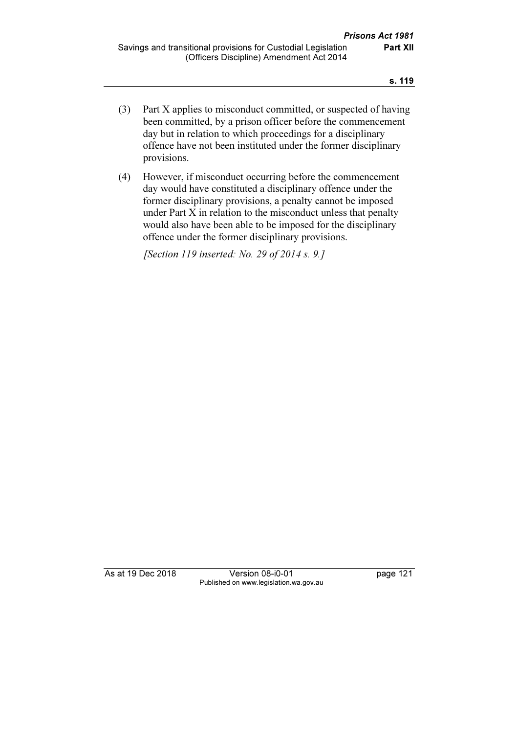(3) Part X applies to misconduct committed, or suspected of having been committed, by a prison officer before the commencement day but in relation to which proceedings for a disciplinary offence have not been instituted under the former disciplinary provisions.

(4) However, if misconduct occurring before the commencement day would have constituted a disciplinary offence under the former disciplinary provisions, a penalty cannot be imposed under Part X in relation to the misconduct unless that penalty would also have been able to be imposed for the disciplinary offence under the former disciplinary provisions.

*[Section 119 inserted: No. 29 of 2014 s. 9.]*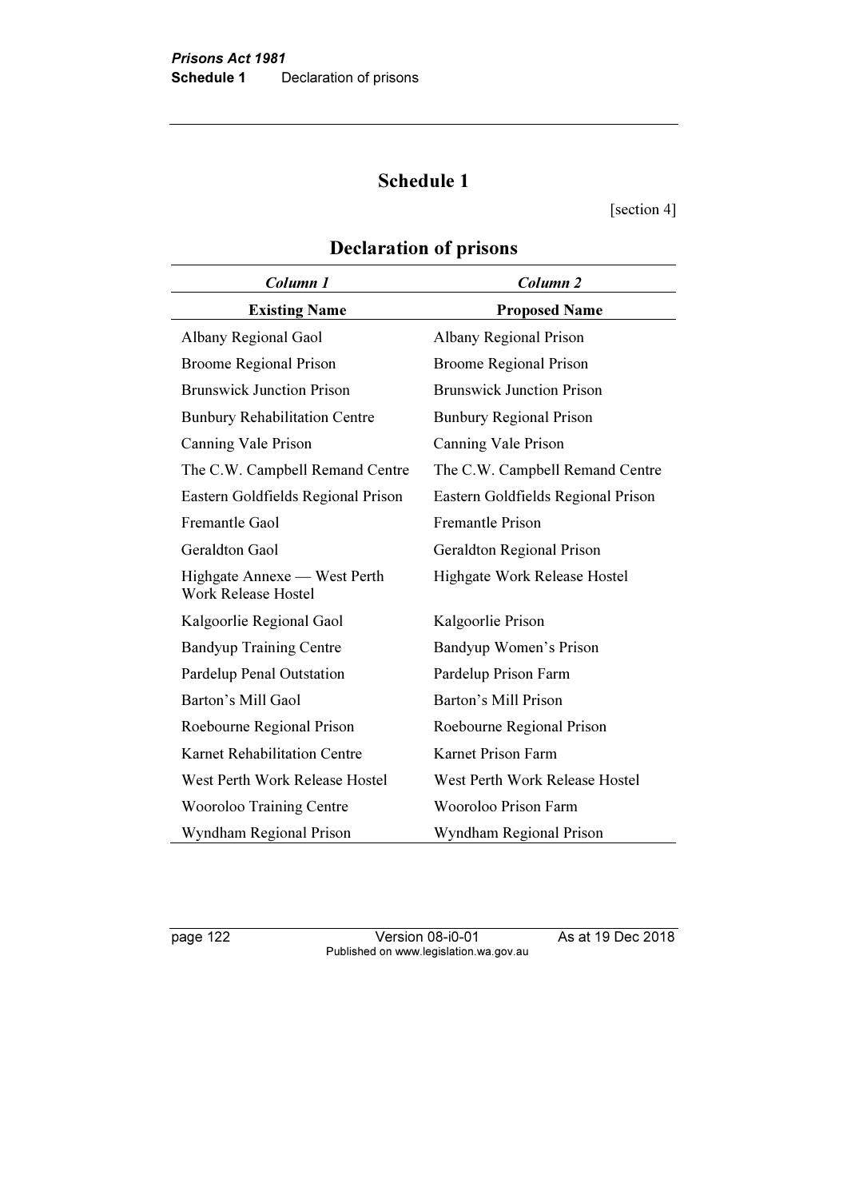# Schedule 1

[section 4]

## Declaration of prisons

| *Column 1* | *Column 2* |
|---|---|
| **Existing Name** | **Proposed Name** |
| Albany Regional Gaol | Albany Regional Prison |
| Broome Regional Prison | Broome Regional Prison |
| Brunswick Junction Prison | Brunswick Junction Prison |
| Bunbury Rehabilitation Centre | Bunbury Regional Prison |
| Canning Vale Prison | Canning Vale Prison |
| The C.W. Campbell Remand Centre | The C.W. Campbell Remand Centre |
| Eastern Goldfields Regional Prison | Eastern Goldfields Regional Prison |
| Fremantle Gaol | Fremantle Prison |
| Geraldton Gaol | Geraldton Regional Prison |
| Highgate Annexe — West Perth Work Release Hostel | Highgate Work Release Hostel |
| Kalgoorlie Regional Gaol | Kalgoorlie Prison |
| Bandyup Training Centre | Bandyup Women's Prison |
| Pardelup Penal Outstation | Pardelup Prison Farm |
| Barton's Mill Gaol | Barton's Mill Prison |
| Roebourne Regional Prison | Roebourne Regional Prison |
| Karnet Rehabilitation Centre | Karnet Prison Farm |
| West Perth Work Release Hostel | West Perth Work Release Hostel |
| Wooroloo Training Centre | Wooroloo Prison Farm |
| Wyndham Regional Prison | Wyndham Regional Prison |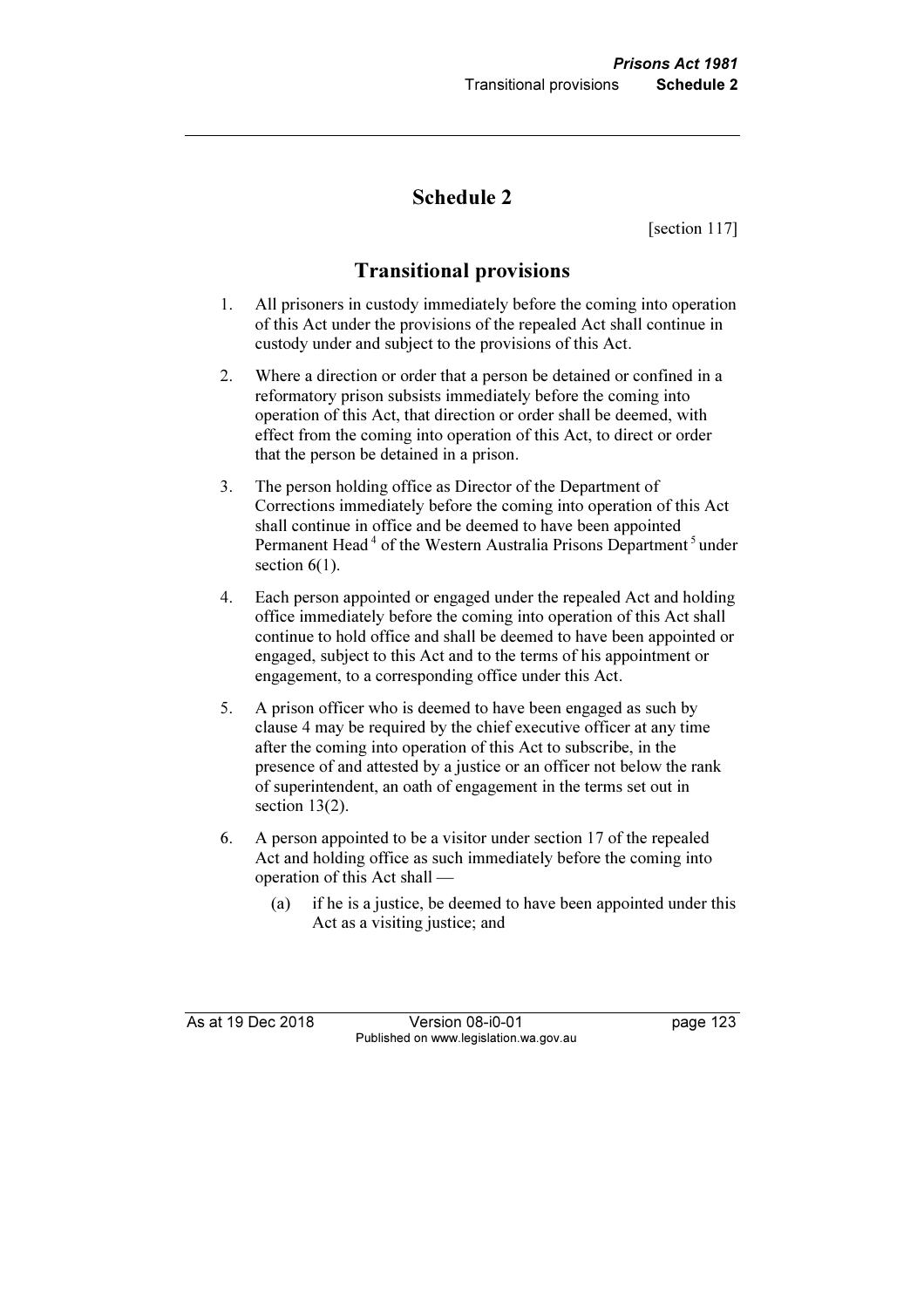# Schedule 2

[section 117]

## Transitional provisions

1. All prisoners in custody immediately before the coming into operation of this Act under the provisions of the repealed Act shall continue in custody under and subject to the provisions of this Act.

2. Where a direction or order that a person be detained or confined in a reformatory prison subsists immediately before the coming into operation of this Act, that direction or order shall be deemed, with effect from the coming into operation of this Act, to direct or order that the person be detained in a prison.

3. The person holding office as Director of the Department of Corrections immediately before the coming into operation of this Act shall continue in office and be deemed to have been appointed Permanent Head [4] of the Western Australia Prisons Department [5] under section 6(1).

4. Each person appointed or engaged under the repealed Act and holding office immediately before the coming into operation of this Act shall continue to hold office and shall be deemed to have been appointed or engaged, subject to this Act and to the terms of his appointment or engagement, to a corresponding office under this Act.

5. A prison officer who is deemed to have been engaged as such by clause 4 may be required by the chief executive officer at any time after the coming into operation of this Act to subscribe, in the presence of and attested by a justice or an officer not below the rank of superintendent, an oath of engagement in the terms set out in section 13(2).

6. A person appointed to be a visitor under section 17 of the repealed Act and holding office as such immediately before the coming into operation of this Act shall —

   (a) if he is a justice, be deemed to have been appointed under this Act as a visiting justice; and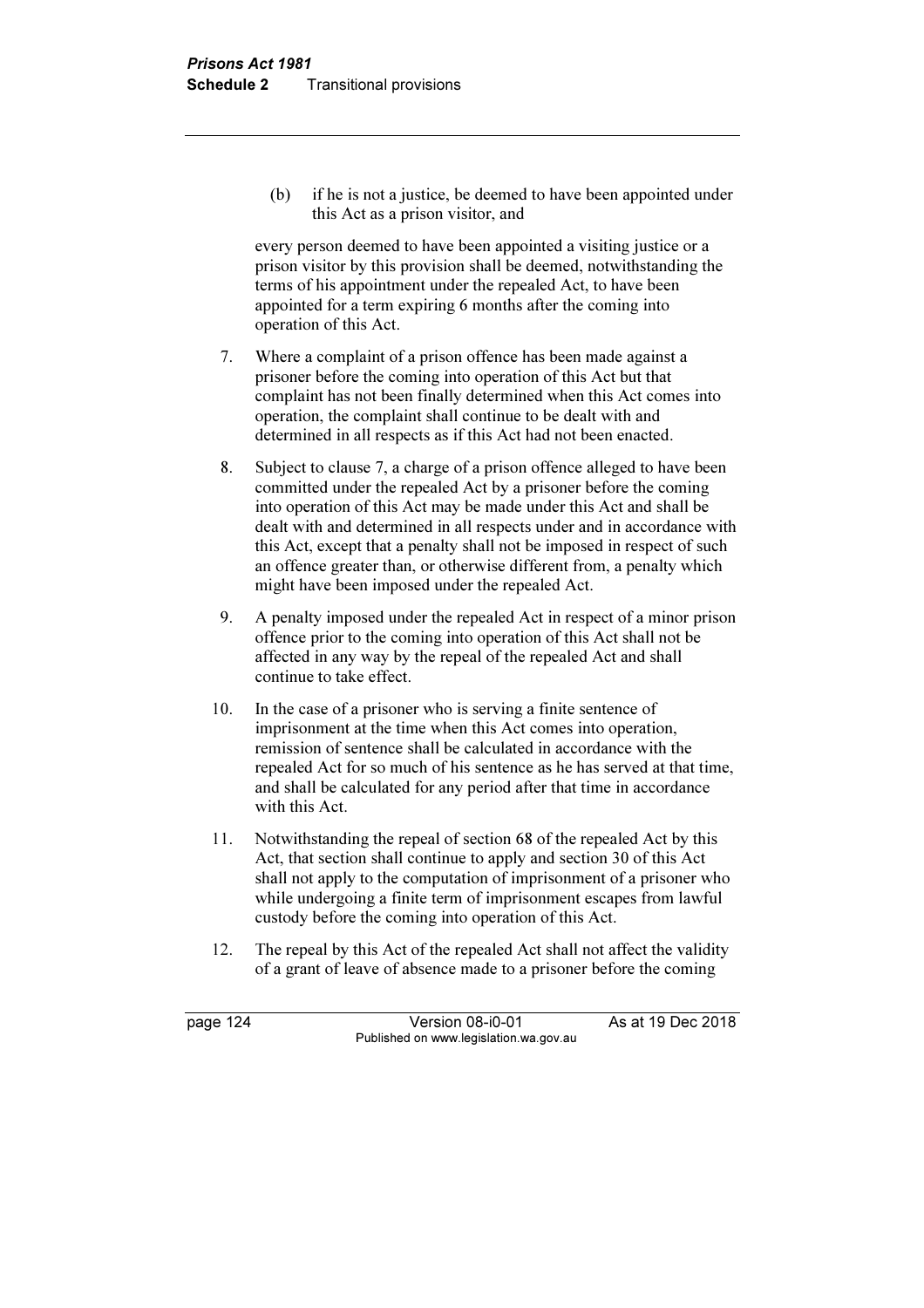(b) if he is not a justice, be deemed to have been appointed under this Act as a prison visitor, and

every person deemed to have been appointed a visiting justice or a prison visitor by this provision shall be deemed, notwithstanding the terms of his appointment under the repealed Act, to have been appointed for a term expiring 6 months after the coming into operation of this Act.

7. Where a complaint of a prison offence has been made against a prisoner before the coming into operation of this Act but that complaint has not been finally determined when this Act comes into operation, the complaint shall continue to be dealt with and determined in all respects as if this Act had not been enacted.

8. Subject to clause 7, a charge of a prison offence alleged to have been committed under the repealed Act by a prisoner before the coming into operation of this Act may be made under this Act and shall be dealt with and determined in all respects under and in accordance with this Act, except that a penalty shall not be imposed in respect of such an offence greater than, or otherwise different from, a penalty which might have been imposed under the repealed Act.

9. A penalty imposed under the repealed Act in respect of a minor prison offence prior to the coming into operation of this Act shall not be affected in any way by the repeal of the repealed Act and shall continue to take effect.

10. In the case of a prisoner who is serving a finite sentence of imprisonment at the time when this Act comes into operation, remission of sentence shall be calculated in accordance with the repealed Act for so much of his sentence as he has served at that time, and shall be calculated for any period after that time in accordance with this Act.

11. Notwithstanding the repeal of section 68 of the repealed Act by this Act, that section shall continue to apply and section 30 of this Act shall not apply to the computation of imprisonment of a prisoner who while undergoing a finite term of imprisonment escapes from lawful custody before the coming into operation of this Act.

12. The repeal by this Act of the repealed Act shall not affect the validity of a grant of leave of absence made to a prisoner before the coming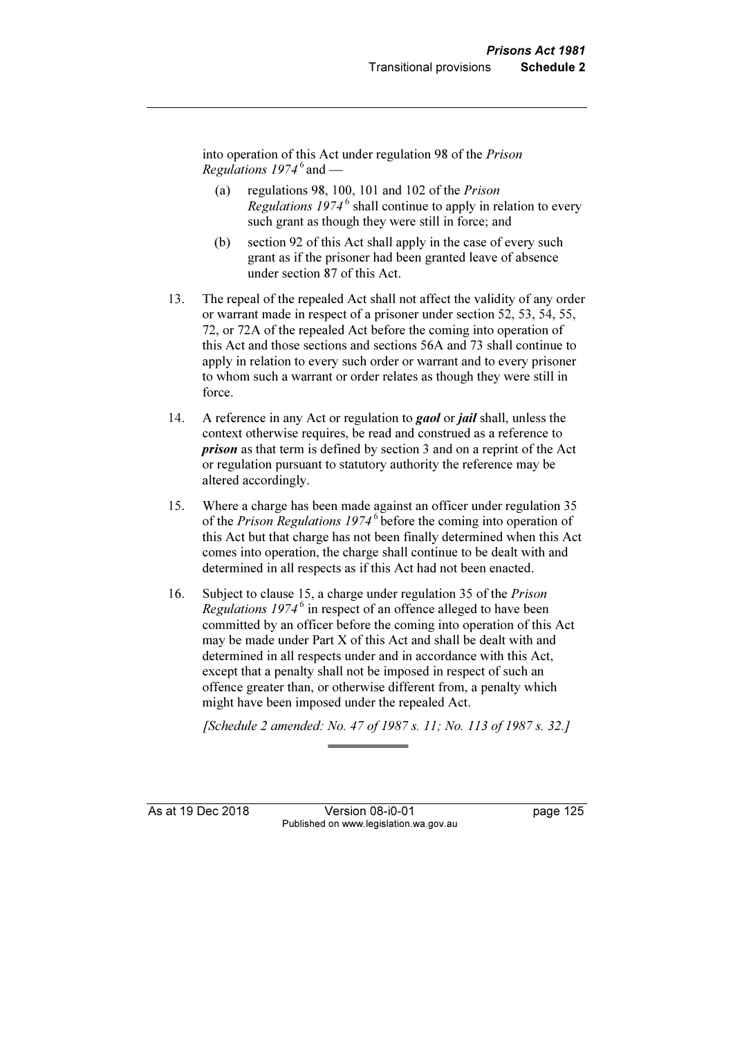into operation of this Act under regulation 98 of the *Prison Regulations 1974* [6] and —

(a) regulations 98, 100, 101 and 102 of the *Prison Regulations 1974* [6] shall continue to apply in relation to every such grant as though they were still in force; and

(b) section 92 of this Act shall apply in the case of every such grant as if the prisoner had been granted leave of absence under section 87 of this Act.

13. The repeal of the repealed Act shall not affect the validity of any order or warrant made in respect of a prisoner under section 52, 53, 54, 55, 72, or 72A of the repealed Act before the coming into operation of this Act and those sections and sections 56A and 73 shall continue to apply in relation to every such order or warrant and to every prisoner to whom such a warrant or order relates as though they were still in force.

14. A reference in any Act or regulation to ***gaol*** or ***jail*** shall, unless the context otherwise requires, be read and construed as a reference to ***prison*** as that term is defined by section 3 and on a reprint of the Act or regulation pursuant to statutory authority the reference may be altered accordingly.

15. Where a charge has been made against an officer under regulation 35 of the *Prison Regulations 1974* [6] before the coming into operation of this Act but that charge has not been finally determined when this Act comes into operation, the charge shall continue to be dealt with and determined in all respects as if this Act had not been enacted.

16. Subject to clause 15, a charge under regulation 35 of the *Prison Regulations 1974* [6] in respect of an offence alleged to have been committed by an officer before the coming into operation of this Act may be made under Part X of this Act and shall be dealt with and determined in all respects under and in accordance with this Act, except that a penalty shall not be imposed in respect of such an offence greater than, or otherwise different from, a penalty which might have been imposed under the repealed Act.

*[Schedule 2 amended: No. 47 of 1987 s. 11; No. 113 of 1987 s. 32.]*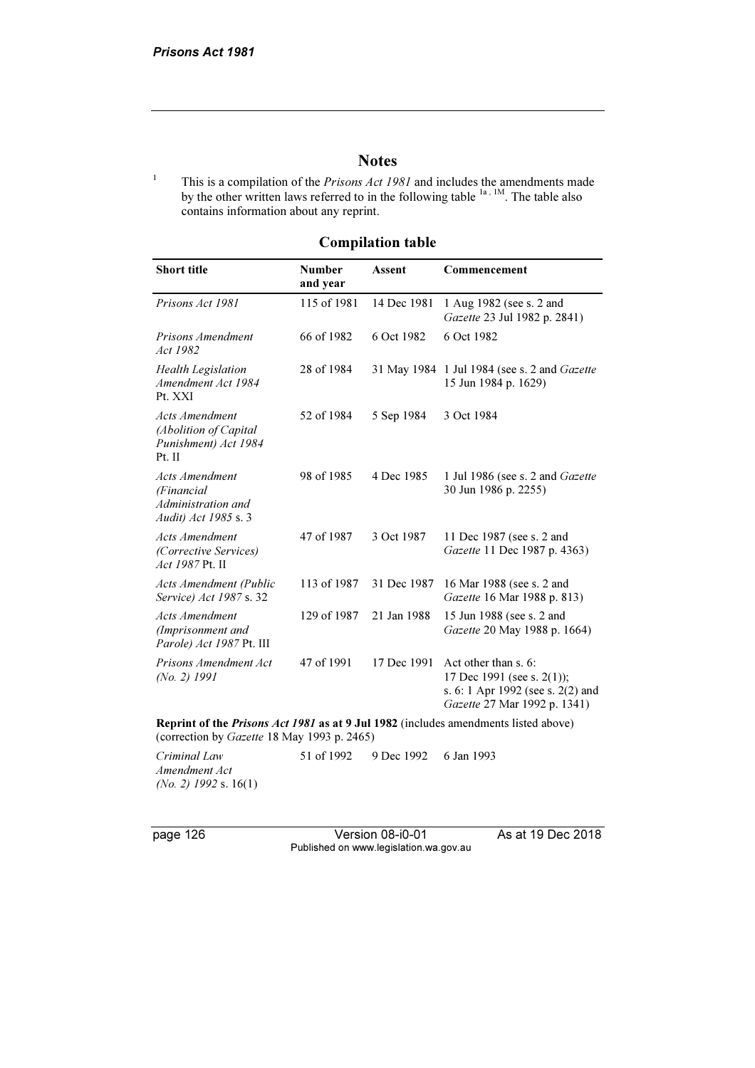## Notes

[1] This is a compilation of the *Prisons Act 1981* and includes the amendments made by the other written laws referred to in the following table [1a, 1M]. The table also contains information about any reprint.

### Compilation table

| Short title | Number and year | Assent | Commencement |
|---|---|---|---|
| *Prisons Act 1981* | 115 of 1981 | 14 Dec 1981 | 1 Aug 1982 (see s. 2 and *Gazette* 23 Jul 1982 p. 2841) |
| *Prisons Amendment Act 1982* | 66 of 1982 | 6 Oct 1982 | 6 Oct 1982 |
| *Health Legislation Amendment Act 1984* Pt. XXI | 28 of 1984 | 31 May 1984 | 1 Jul 1984 (see s. 2 and *Gazette* 15 Jun 1984 p. 1629) |
| *Acts Amendment (Abolition of Capital Punishment) Act 1984* Pt. II | 52 of 1984 | 5 Sep 1984 | 3 Oct 1984 |
| *Acts Amendment (Financial Administration and Audit) Act 1985* s. 3 | 98 of 1985 | 4 Dec 1985 | 1 Jul 1986 (see s. 2 and *Gazette* 30 Jun 1986 p. 2255) |
| *Acts Amendment (Corrective Services) Act 1987* Pt. II | 47 of 1987 | 3 Oct 1987 | 11 Dec 1987 (see s. 2 and *Gazette* 11 Dec 1987 p. 4363) |
| *Acts Amendment (Public Service) Act 1987* s. 32 | 113 of 1987 | 31 Dec 1987 | 16 Mar 1988 (see s. 2 and *Gazette* 16 Mar 1988 p. 813) |
| *Acts Amendment (Imprisonment and Parole) Act 1987* Pt. III | 129 of 1987 | 21 Jan 1988 | 15 Jun 1988 (see s. 2 and *Gazette* 20 May 1988 p. 1664) |
| *Prisons Amendment Act (No. 2) 1991* | 47 of 1991 | 17 Dec 1991 | Act other than s. 6: 17 Dec 1991 (see s. 2(1)); s. 6: 1 Apr 1992 (see s. 2(2) and *Gazette* 27 Mar 1992 p. 1341) |
| **Reprint of the *Prisons Act 1981* as at 9 Jul 1982** (includes amendments listed above) (correction by *Gazette* 18 May 1993 p. 2465) | | | |
| *Criminal Law Amendment Act (No. 2) 1992* s. 16(1) | 51 of 1992 | 9 Dec 1992 | 6 Jan 1993 |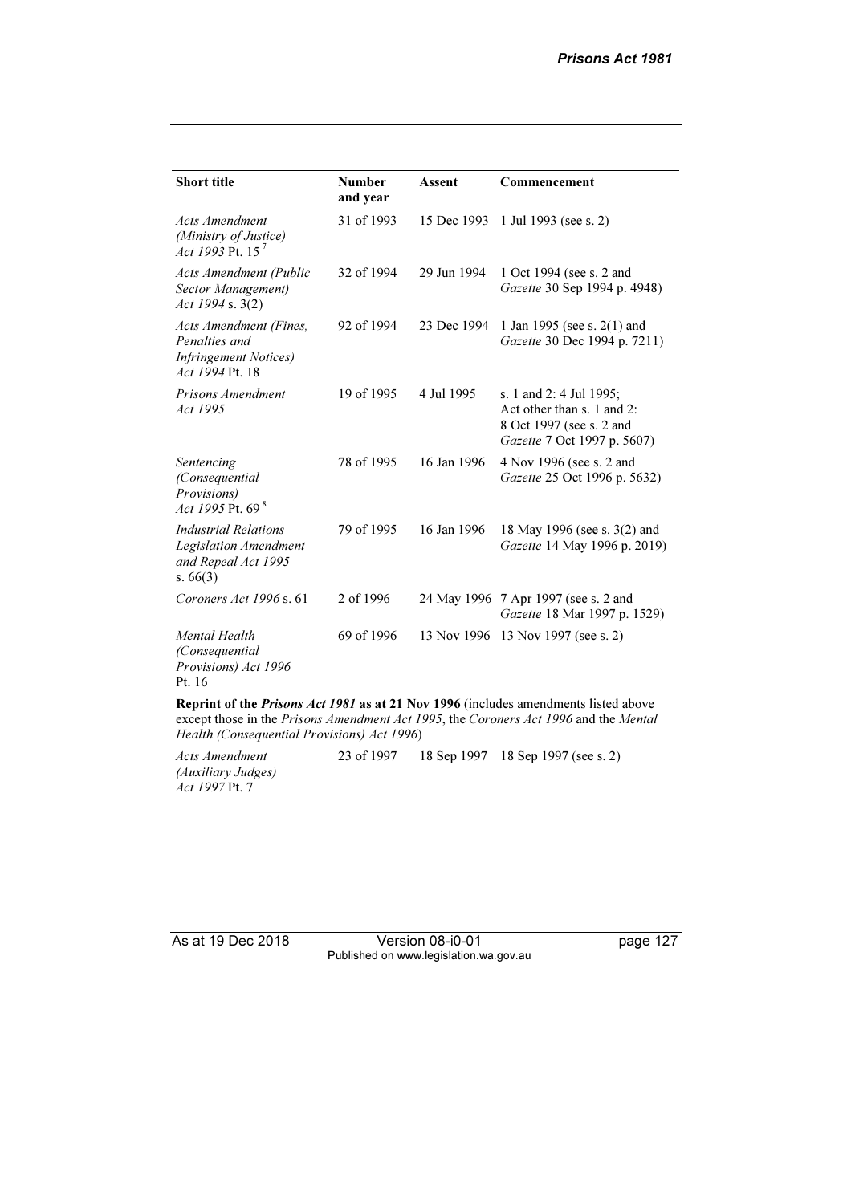| Short title | Number and year | Assent | Commencement |
|---|---|---|---|
| *Acts Amendment (Ministry of Justice) Act 1993* Pt. 15 [7] | 31 of 1993 | 15 Dec 1993 | 1 Jul 1993 (see s. 2) |
| *Acts Amendment (Public Sector Management) Act 1994* s. 3(2) | 32 of 1994 | 29 Jun 1994 | 1 Oct 1994 (see s. 2 and *Gazette* 30 Sep 1994 p. 4948) |
| *Acts Amendment (Fines, Penalties and Infringement Notices) Act 1994* Pt. 18 | 92 of 1994 | 23 Dec 1994 | 1 Jan 1995 (see s. 2(1) and *Gazette* 30 Dec 1994 p. 7211) |
| *Prisons Amendment Act 1995* | 19 of 1995 | 4 Jul 1995 | s. 1 and 2: 4 Jul 1995; Act other than s. 1 and 2: 8 Oct 1997 (see s. 2 and *Gazette* 7 Oct 1997 p. 5607) |
| *Sentencing (Consequential Provisions) Act 1995* Pt. 69 [8] | 78 of 1995 | 16 Jan 1996 | 4 Nov 1996 (see s. 2 and *Gazette* 25 Oct 1996 p. 5632) |
| *Industrial Relations Legislation Amendment and Repeal Act 1995* s. 66(3) | 79 of 1995 | 16 Jan 1996 | 18 May 1996 (see s. 3(2) and *Gazette* 14 May 1996 p. 2019) |
| *Coroners Act 1996* s. 61 | 2 of 1996 | 24 May 1996 | 7 Apr 1997 (see s. 2 and *Gazette* 18 Mar 1997 p. 1529) |
| *Mental Health (Consequential Provisions) Act 1996* Pt. 16 | 69 of 1996 | 13 Nov 1996 | 13 Nov 1997 (see s. 2) |
| **Reprint of the *Prisons Act 1981* as at 21 Nov 1996** (includes amendments listed above except those in the *Prisons Amendment Act 1995*, the *Coroners Act 1996* and the *Mental Health (Consequential Provisions) Act 1996*) | | | |
| *Acts Amendment (Auxiliary Judges) Act 1997* Pt. 7 | 23 of 1997 | 18 Sep 1997 | 18 Sep 1997 (see s. 2) |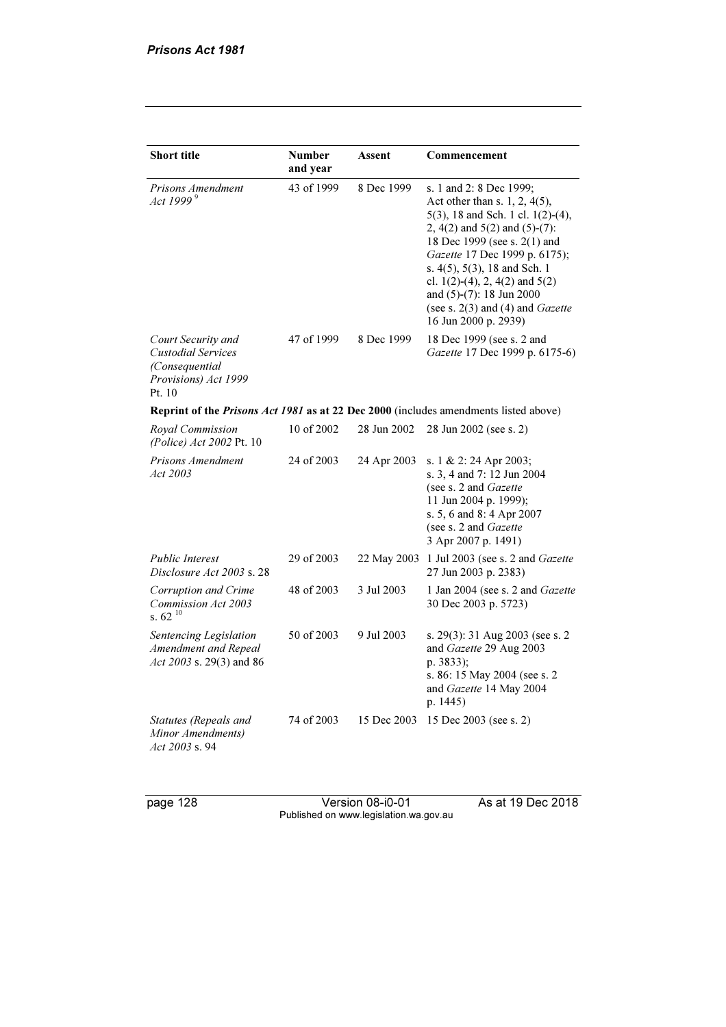| Short title | Number and year | Assent | Commencement |
|---|---|---|---|
| *Prisons Amendment Act 1999* [9] | 43 of 1999 | 8 Dec 1999 | s. 1 and 2: 8 Dec 1999; Act other than s. 1, 2, 4(5), 5(3), 18 and Sch. 1 cl. 1(2)-(4), 2, 4(2) and 5(2) and (5)-(7): 18 Dec 1999 (see s. 2(1) and *Gazette* 17 Dec 1999 p. 6175); s. 4(5), 5(3), 18 and Sch. 1 cl. 1(2)-(4), 2, 4(2) and 5(2) and (5)-(7): 18 Jun 2000 (see s. 2(3) and (4) and *Gazette* 16 Jun 2000 p. 2939) |
| *Court Security and Custodial Services (Consequential Provisions) Act 1999* Pt. 10 | 47 of 1999 | 8 Dec 1999 | 18 Dec 1999 (see s. 2 and *Gazette* 17 Dec 1999 p. 6175-6) |
| **Reprint of the *Prisons Act 1981* as at 22 Dec 2000** (includes amendments listed above) | | | |
| *Royal Commission (Police) Act 2002* Pt. 10 | 10 of 2002 | 28 Jun 2002 | 28 Jun 2002 (see s. 2) |
| *Prisons Amendment Act 2003* | 24 of 2003 | 24 Apr 2003 | s. 1 & 2: 24 Apr 2003; s. 3, 4 and 7: 12 Jun 2004 (see s. 2 and *Gazette* 11 Jun 2004 p. 1999); s. 5, 6 and 8: 4 Apr 2007 (see s. 2 and *Gazette* 3 Apr 2007 p. 1491) |
| *Public Interest Disclosure Act 2003* s. 28 | 29 of 2003 | 22 May 2003 | 1 Jul 2003 (see s. 2 and *Gazette* 27 Jun 2003 p. 2383) |
| *Corruption and Crime Commission Act 2003* s. 62 [10] | 48 of 2003 | 3 Jul 2003 | 1 Jan 2004 (see s. 2 and *Gazette* 30 Dec 2003 p. 5723) |
| *Sentencing Legislation Amendment and Repeal Act 2003* s. 29(3) and 86 | 50 of 2003 | 9 Jul 2003 | s. 29(3): 31 Aug 2003 (see s. 2 and *Gazette* 29 Aug 2003 p. 3833); s. 86: 15 May 2004 (see s. 2 and *Gazette* 14 May 2004 p. 1445) |
| *Statutes (Repeals and Minor Amendments) Act 2003* s. 94 | 74 of 2003 | 15 Dec 2003 | 15 Dec 2003 (see s. 2) |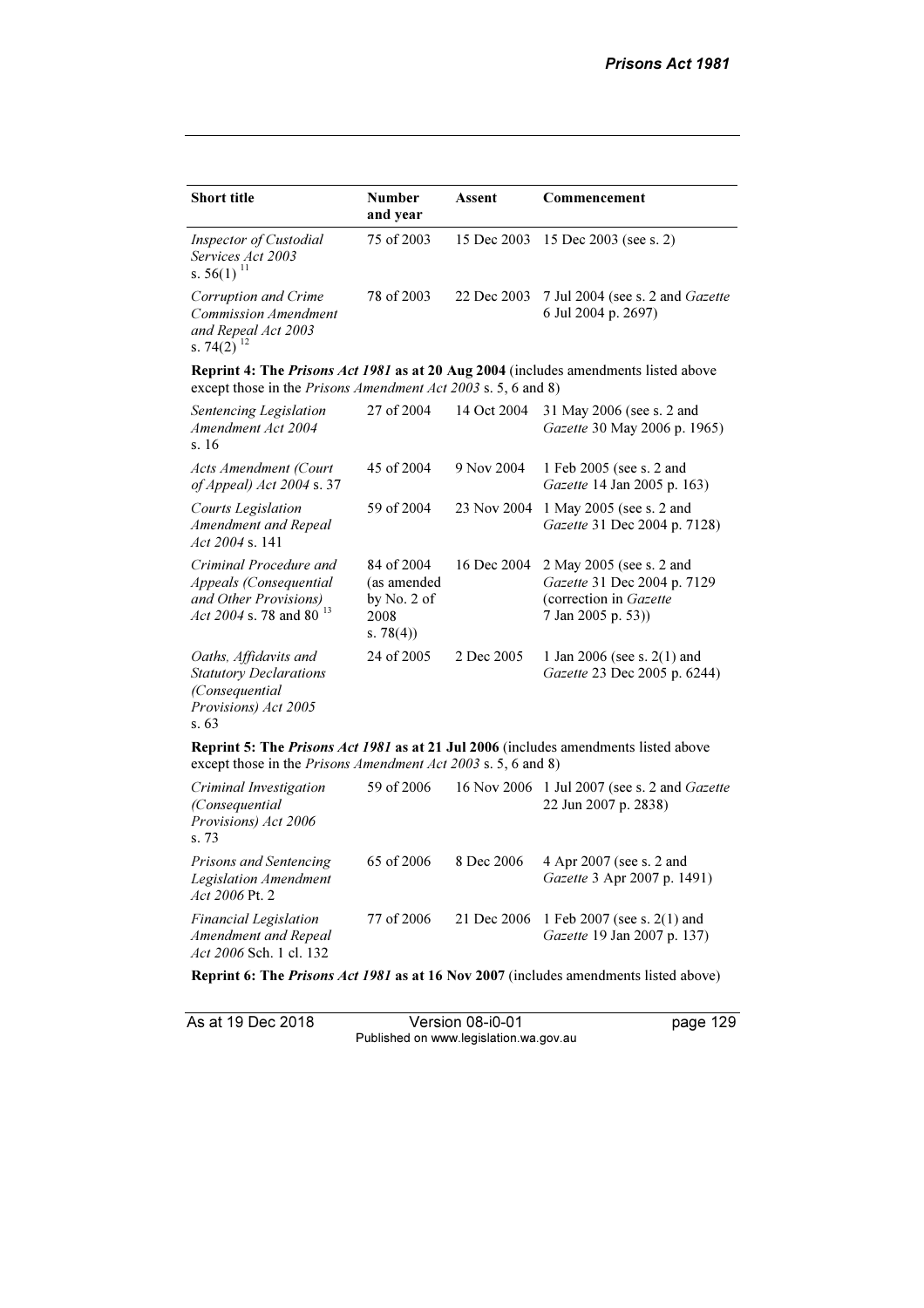| Short title | Number and year | Assent | Commencement |
|---|---|---|---|
| *Inspector of Custodial Services Act 2003* s. 56(1) [11] | 75 of 2003 | 15 Dec 2003 | 15 Dec 2003 (see s. 2) |
| *Corruption and Crime Commission Amendment and Repeal Act 2003* s. 74(2) [12] | 78 of 2003 | 22 Dec 2003 | 7 Jul 2004 (see s. 2 and *Gazette* 6 Jul 2004 p. 2697) |
| **Reprint 4: The *Prisons Act 1981* as at 20 Aug 2004** (includes amendments listed above except those in the *Prisons Amendment Act 2003* s. 5, 6 and 8) | | | |
| *Sentencing Legislation Amendment Act 2004* s. 16 | 27 of 2004 | 14 Oct 2004 | 31 May 2006 (see s. 2 and *Gazette* 30 May 2006 p. 1965) |
| *Acts Amendment (Court of Appeal) Act 2004* s. 37 | 45 of 2004 | 9 Nov 2004 | 1 Feb 2005 (see s. 2 and *Gazette* 14 Jan 2005 p. 163) |
| *Courts Legislation Amendment and Repeal Act 2004* s. 141 | 59 of 2004 | 23 Nov 2004 | 1 May 2005 (see s. 2 and *Gazette* 31 Dec 2004 p. 7128) |
| *Criminal Procedure and Appeals (Consequential and Other Provisions) Act 2004* s. 78 and 80 [13] | 84 of 2004 (as amended by No. 2 of 2008 s. 78(4)) | 16 Dec 2004 | 2 May 2005 (see s. 2 and *Gazette* 31 Dec 2004 p. 7129 (correction in *Gazette* 7 Jan 2005 p. 53)) |
| *Oaths, Affidavits and Statutory Declarations (Consequential Provisions) Act 2005* s. 63 | 24 of 2005 | 2 Dec 2005 | 1 Jan 2006 (see s. 2(1) and *Gazette* 23 Dec 2005 p. 6244) |
| **Reprint 5: The *Prisons Act 1981* as at 21 Jul 2006** (includes amendments listed above except those in the *Prisons Amendment Act 2003* s. 5, 6 and 8) | | | |
| *Criminal Investigation (Consequential Provisions) Act 2006* s. 73 | 59 of 2006 | 16 Nov 2006 | 1 Jul 2007 (see s. 2 and *Gazette* 22 Jun 2007 p. 2838) |
| *Prisons and Sentencing Legislation Amendment Act 2006* Pt. 2 | 65 of 2006 | 8 Dec 2006 | 4 Apr 2007 (see s. 2 and *Gazette* 3 Apr 2007 p. 1491) |
| *Financial Legislation Amendment and Repeal Act 2006* Sch. 1 cl. 132 | 77 of 2006 | 21 Dec 2006 | 1 Feb 2007 (see s. 2(1) and *Gazette* 19 Jan 2007 p. 137) |
| **Reprint 6: The *Prisons Act 1981* as at 16 Nov 2007** (includes amendments listed above) | | | |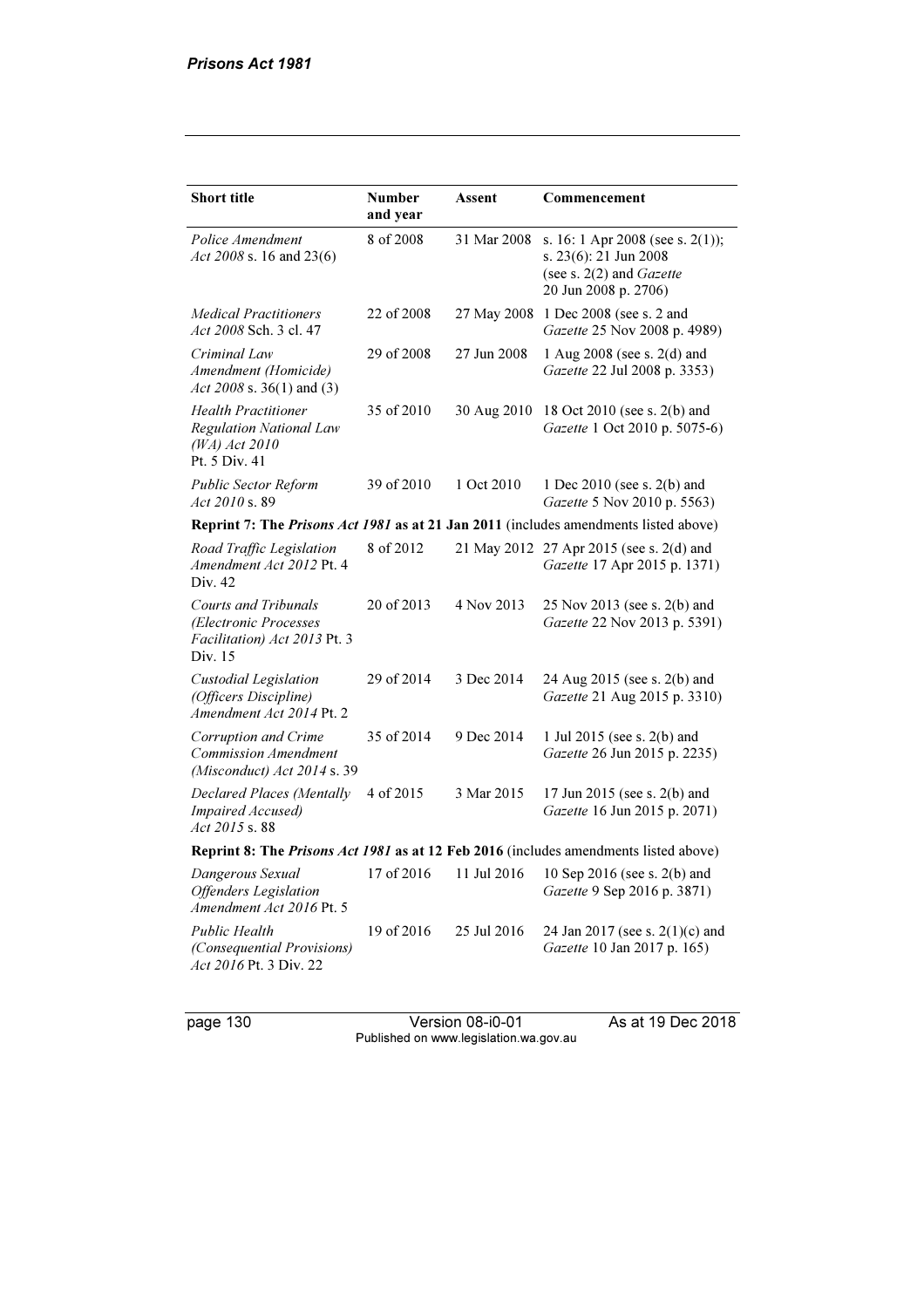| Short title | Number and year | Assent | Commencement |
|---|---|---|---|
| *Police Amendment Act 2008* s. 16 and 23(6) | 8 of 2008 | 31 Mar 2008 | s. 16: 1 Apr 2008 (see s. 2(1)); s. 23(6): 21 Jun 2008 (see s. 2(2) and *Gazette* 20 Jun 2008 p. 2706) |
| *Medical Practitioners Act 2008* Sch. 3 cl. 47 | 22 of 2008 | 27 May 2008 | 1 Dec 2008 (see s. 2 and *Gazette* 25 Nov 2008 p. 4989) |
| *Criminal Law Amendment (Homicide) Act 2008* s. 36(1) and (3) | 29 of 2008 | 27 Jun 2008 | 1 Aug 2008 (see s. 2(d) and *Gazette* 22 Jul 2008 p. 3353) |
| *Health Practitioner Regulation National Law (WA) Act 2010* Pt. 5 Div. 41 | 35 of 2010 | 30 Aug 2010 | 18 Oct 2010 (see s. 2(b) and *Gazette* 1 Oct 2010 p. 5075-6) |
| *Public Sector Reform Act 2010* s. 89 | 39 of 2010 | 1 Oct 2010 | 1 Dec 2010 (see s. 2(b) and *Gazette* 5 Nov 2010 p. 5563) |
| **Reprint 7: The *Prisons Act 1981* as at 21 Jan 2011** (includes amendments listed above) | | | |
| *Road Traffic Legislation Amendment Act 2012* Pt. 4 Div. 42 | 8 of 2012 | 21 May 2012 | 27 Apr 2015 (see s. 2(d) and *Gazette* 17 Apr 2015 p. 1371) |
| *Courts and Tribunals (Electronic Processes Facilitation) Act 2013* Pt. 3 Div. 15 | 20 of 2013 | 4 Nov 2013 | 25 Nov 2013 (see s. 2(b) and *Gazette* 22 Nov 2013 p. 5391) |
| *Custodial Legislation (Officers Discipline) Amendment Act 2014* Pt. 2 | 29 of 2014 | 3 Dec 2014 | 24 Aug 2015 (see s. 2(b) and *Gazette* 21 Aug 2015 p. 3310) |
| *Corruption and Crime Commission Amendment (Misconduct) Act 2014* s. 39 | 35 of 2014 | 9 Dec 2014 | 1 Jul 2015 (see s. 2(b) and *Gazette* 26 Jun 2015 p. 2235) |
| *Declared Places (Mentally Impaired Accused) Act 2015* s. 88 | 4 of 2015 | 3 Mar 2015 | 17 Jun 2015 (see s. 2(b) and *Gazette* 16 Jun 2015 p. 2071) |
| **Reprint 8: The *Prisons Act 1981* as at 12 Feb 2016** (includes amendments listed above) | | | |
| *Dangerous Sexual Offenders Legislation Amendment Act 2016* Pt. 5 | 17 of 2016 | 11 Jul 2016 | 10 Sep 2016 (see s. 2(b) and *Gazette* 9 Sep 2016 p. 3871) |
| *Public Health (Consequential Provisions) Act 2016* Pt. 3 Div. 22 | 19 of 2016 | 25 Jul 2016 | 24 Jan 2017 (see s. 2(1)(c) and *Gazette* 10 Jan 2017 p. 165) |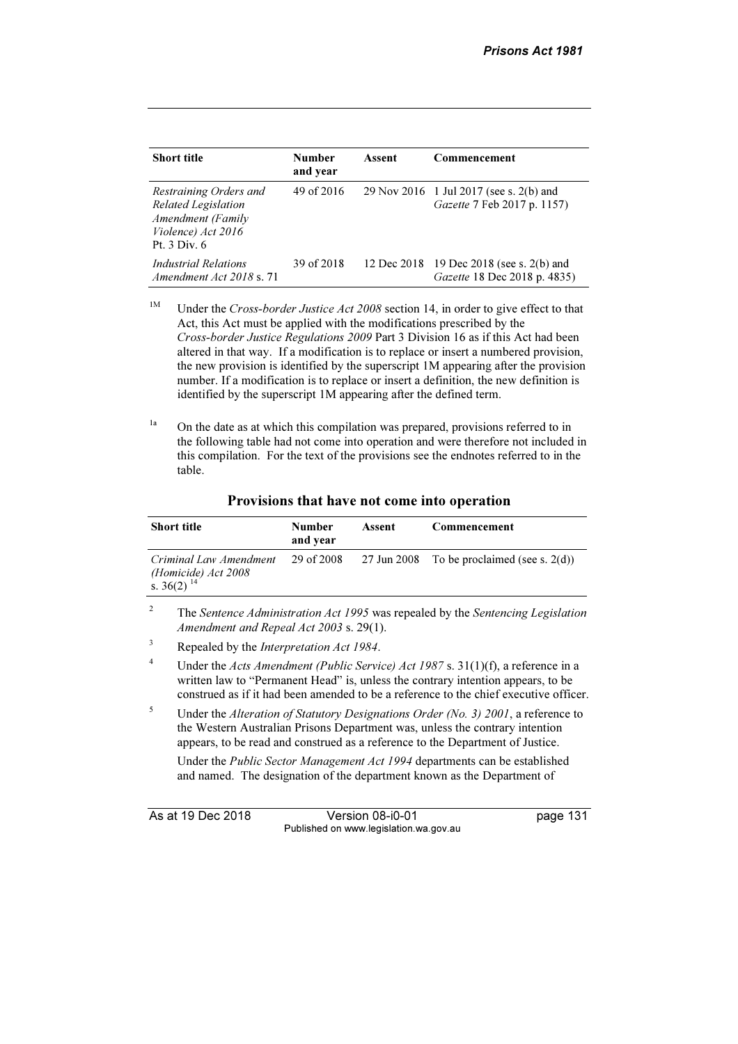| Short title | Number and year | Assent | Commencement |
|---|---|---|---|
| *Restraining Orders and Related Legislation Amendment (Family Violence) Act 2016* Pt. 3 Div. 6 | 49 of 2016 | 29 Nov 2016 | 1 Jul 2017 (see s. 2(b) and *Gazette* 7 Feb 2017 p. 1157) |
| *Industrial Relations Amendment Act 2018* s. 71 | 39 of 2018 | 12 Dec 2018 | 19 Dec 2018 (see s. 2(b) and *Gazette* 18 Dec 2018 p. 4835) |

[1M] Under the *Cross-border Justice Act 2008* section 14, in order to give effect to that Act, this Act must be applied with the modifications prescribed by the *Cross-border Justice Regulations 2009* Part 3 Division 16 as if this Act had been altered in that way. If a modification is to replace or insert a numbered provision, the new provision is identified by the superscript 1M appearing after the provision number. If a modification is to replace or insert a definition, the new definition is identified by the superscript 1M appearing after the defined term.

[1a] On the date as at which this compilation was prepared, provisions referred to in the following table had not come into operation and were therefore not included in this compilation. For the text of the provisions see the endnotes referred to in the table.

**Provisions that have not come into operation**

| Short title | Number and year | Assent | Commencement |
|---|---|---|---|
| *Criminal Law Amendment (Homicide) Act 2008* s. 36(2) [14] | 29 of 2008 | 27 Jun 2008 | To be proclaimed (see s. 2(d)) |

[2] The *Sentence Administration Act 1995* was repealed by the *Sentencing Legislation Amendment and Repeal Act 2003* s. 29(1).

[3] Repealed by the *Interpretation Act 1984*.

[4] Under the *Acts Amendment (Public Service) Act 1987* s. 31(1)(f), a reference in a written law to "Permanent Head" is, unless the contrary intention appears, to be construed as if it had been amended to be a reference to the chief executive officer.

[5] Under the *Alteration of Statutory Designations Order (No. 3) 2001*, a reference to the Western Australian Prisons Department was, unless the contrary intention appears, to be read and construed as a reference to the Department of Justice.

Under the *Public Sector Management Act 1994* departments can be established and named. The designation of the department known as the Department of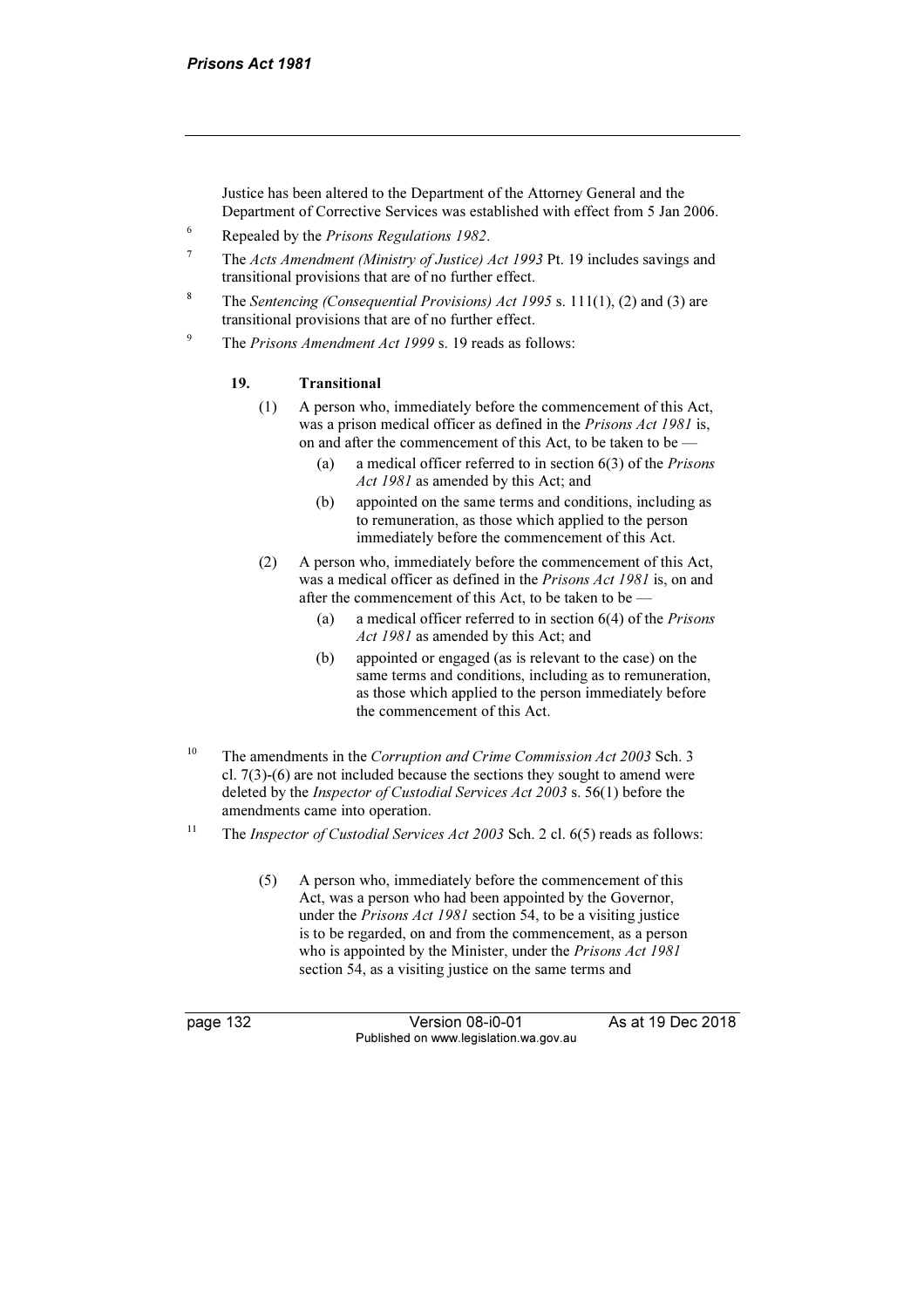Justice has been altered to the Department of the Attorney General and the Department of Corrective Services was established with effect from 5 Jan 2006.

[6] Repealed by the *Prisons Regulations 1982*.

[7] The *Acts Amendment (Ministry of Justice) Act 1993* Pt. 19 includes savings and transitional provisions that are of no further effect.

[8] The *Sentencing (Consequential Provisions) Act 1995* s. 111(1), (2) and (3) are transitional provisions that are of no further effect.

[9] The *Prisons Amendment Act 1999* s. 19 reads as follows:

> **19. Transitional**
>
> (1) A person who, immediately before the commencement of this Act, was a prison medical officer as defined in the *Prisons Act 1981* is, on and after the commencement of this Act, to be taken to be —
>
> (a) a medical officer referred to in section 6(3) of the *Prisons Act 1981* as amended by this Act; and
>
> (b) appointed on the same terms and conditions, including as to remuneration, as those which applied to the person immediately before the commencement of this Act.
>
> (2) A person who, immediately before the commencement of this Act, was a medical officer as defined in the *Prisons Act 1981* is, on and after the commencement of this Act, to be taken to be —
>
> (a) a medical officer referred to in section 6(4) of the *Prisons Act 1981* as amended by this Act; and
>
> (b) appointed or engaged (as is relevant to the case) on the same terms and conditions, including as to remuneration, as those which applied to the person immediately before the commencement of this Act.

[10] The amendments in the *Corruption and Crime Commission Act 2003* Sch. 3 cl. 7(3)-(6) are not included because the sections they sought to amend were deleted by the *Inspector of Custodial Services Act 2003* s. 56(1) before the amendments came into operation.

[11] The *Inspector of Custodial Services Act 2003* Sch. 2 cl. 6(5) reads as follows:

> (5) A person who, immediately before the commencement of this Act, was a person who had been appointed by the Governor, under the *Prisons Act 1981* section 54, to be a visiting justice is to be regarded, on and from the commencement, as a person who is appointed by the Minister, under the *Prisons Act 1981* section 54, as a visiting justice on the same terms and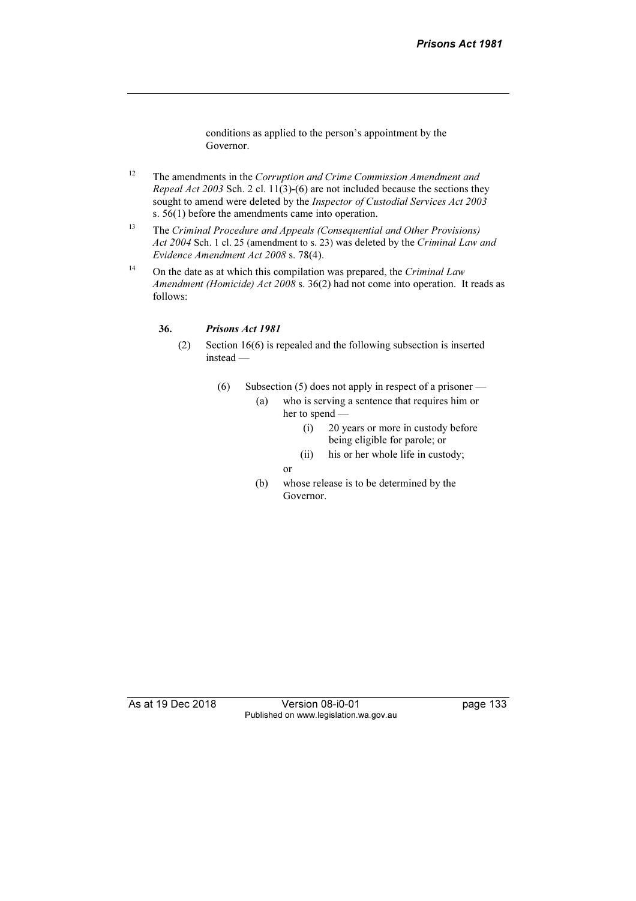conditions as applied to the person's appointment by the Governor.

[12] The amendments in the *Corruption and Crime Commission Amendment and Repeal Act 2003* Sch. 2 cl. 11(3)-(6) are not included because the sections they sought to amend were deleted by the *Inspector of Custodial Services Act 2003* s. 56(1) before the amendments came into operation.

[13] The *Criminal Procedure and Appeals (Consequential and Other Provisions) Act 2004* Sch. 1 cl. 25 (amendment to s. 23) was deleted by the *Criminal Law and Evidence Amendment Act 2008* s. 78(4).

[14] On the date as at which this compilation was prepared, the *Criminal Law Amendment (Homicide) Act 2008* s. 36(2) had not come into operation. It reads as follows:

**36. *Prisons Act 1981***

(2) Section 16(6) is repealed and the following subsection is inserted instead —

(6) Subsection (5) does not apply in respect of a prisoner —

(a) who is serving a sentence that requires him or her to spend —

(i) 20 years or more in custody before being eligible for parole; or

(ii) his or her whole life in custody;

or

(b) whose release is to be determined by the Governor.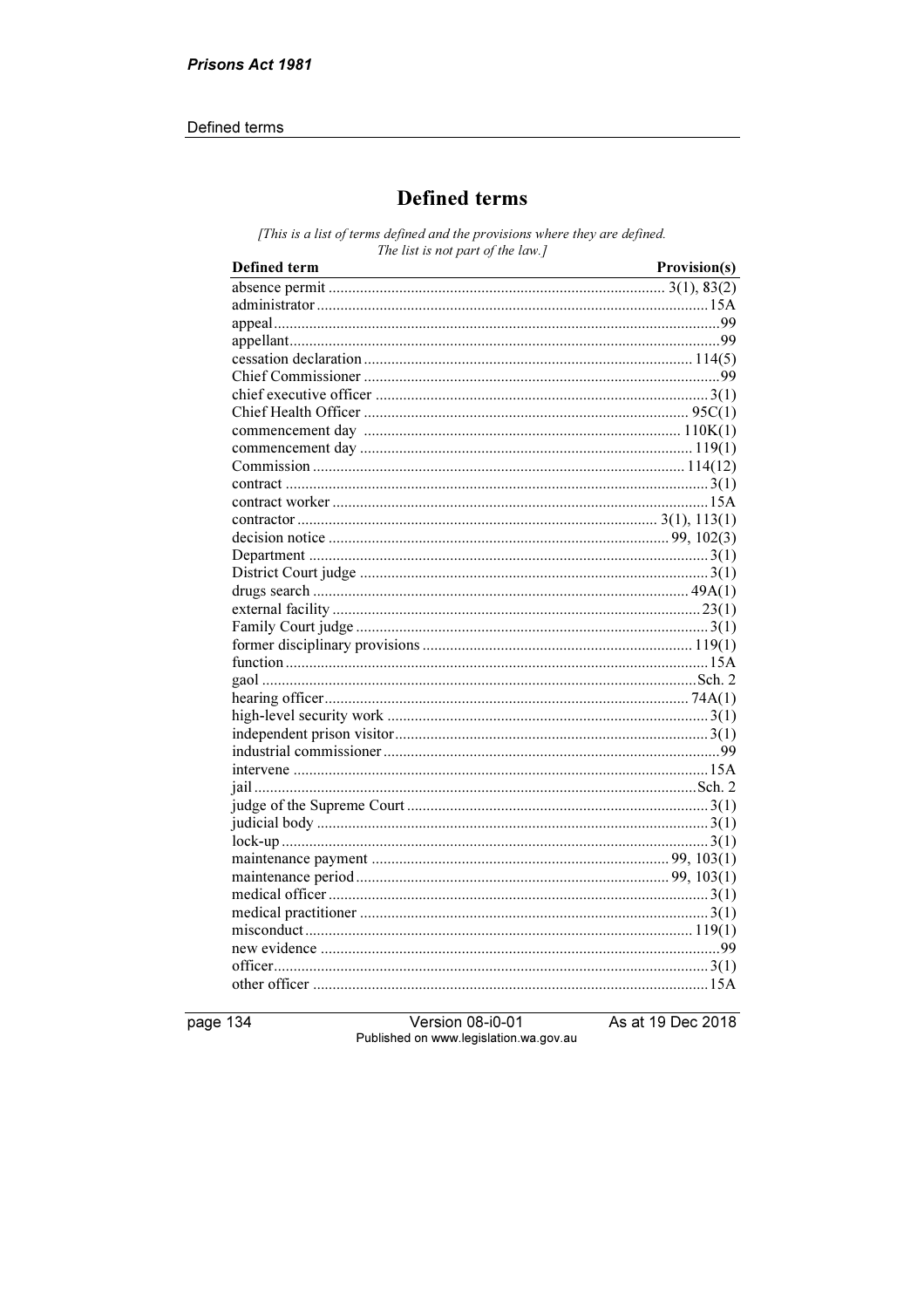# Defined terms

*[This is a list of terms defined and the provisions where they are defined. The list is not part of the law.]*

| Defined term | Provision(s) |
|---|---|
| absence permit | 3(1), 83(2) |
| administrator | 15A |
| appeal | 99 |
| appellant | 99 |
| cessation declaration | 114(5) |
| Chief Commissioner | 99 |
| chief executive officer | 3(1) |
| Chief Health Officer | 95C(1) |
| commencement day | 110K(1) |
| commencement day | 119(1) |
| Commission | 114(12) |
| contract | 3(1) |
| contract worker | 15A |
| contractor | 3(1), 113(1) |
| decision notice | 99, 102(3) |
| Department | 3(1) |
| District Court judge | 3(1) |
| drugs search | 49A(1) |
| external facility | 23(1) |
| Family Court judge | 3(1) |
| former disciplinary provisions | 119(1) |
| function | 15A |
| gaol | Sch. 2 |
| hearing officer | 74A(1) |
| high-level security work | 3(1) |
| independent prison visitor | 3(1) |
| industrial commissioner | 99 |
| intervene | 15A |
| jail | Sch. 2 |
| judge of the Supreme Court | 3(1) |
| judicial body | 3(1) |
| lock-up | 3(1) |
| maintenance payment | 99, 103(1) |
| maintenance period | 99, 103(1) |
| medical officer | 3(1) |
| medical practitioner | 3(1) |
| misconduct | 119(1) |
| new evidence | 99 |
| officer | 3(1) |
| other officer | 15A |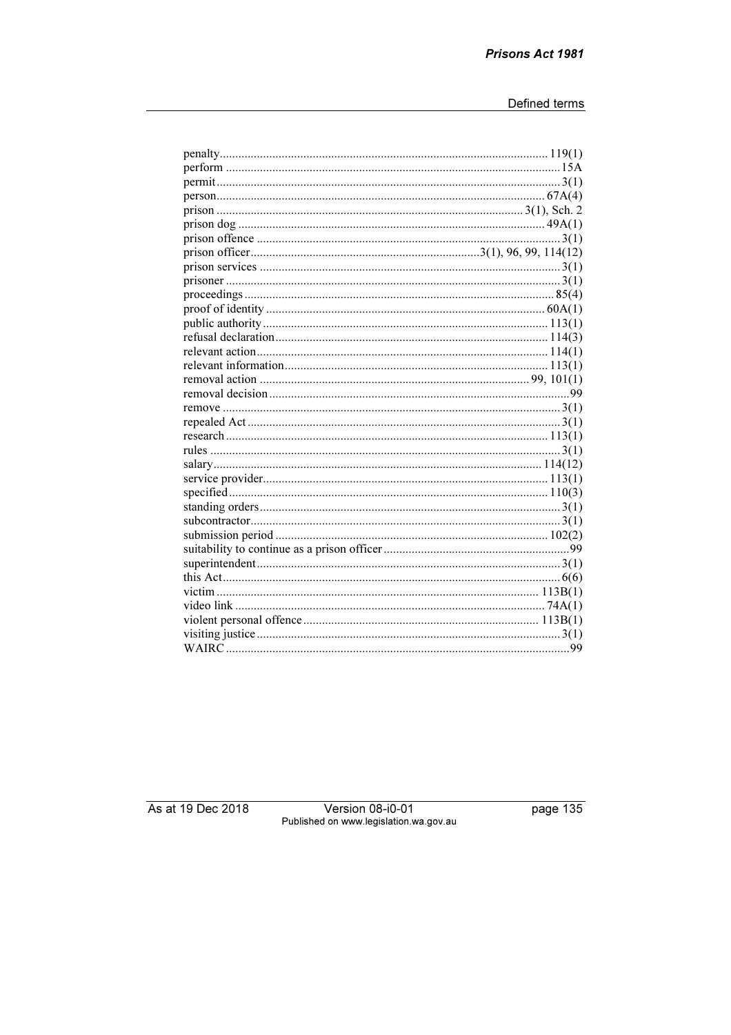| | |
|---|---|
| penalty | 119(1) |
| perform | 15A |
| permit | 3(1) |
| person | 67A(4) |
| prison | 3(1), Sch. 2 |
| prison dog | 49A(1) |
| prison offence | 3(1) |
| prison officer | 3(1), 96, 99, 114(12) |
| prison services | 3(1) |
| prisoner | 3(1) |
| proceedings | 85(4) |
| proof of identity | 60A(1) |
| public authority | 113(1) |
| refusal declaration | 114(3) |
| relevant action | 114(1) |
| relevant information | 113(1) |
| removal action | 99, 101(1) |
| removal decision | 99 |
| remove | 3(1) |
| repealed Act | 3(1) |
| research | 113(1) |
| rules | 3(1) |
| salary | 114(12) |
| service provider | 113(1) |
| specified | 110(3) |
| standing orders | 3(1) |
| subcontractor | 3(1) |
| submission period | 102(2) |
| suitability to continue as a prison officer | 99 |
| superintendent | 3(1) |
| this Act | 6(6) |
| victim | 113B(1) |
| video link | 74A(1) |
| violent personal offence | 113B(1) |
| visiting justice | 3(1) |
| WAIRC | 99 |